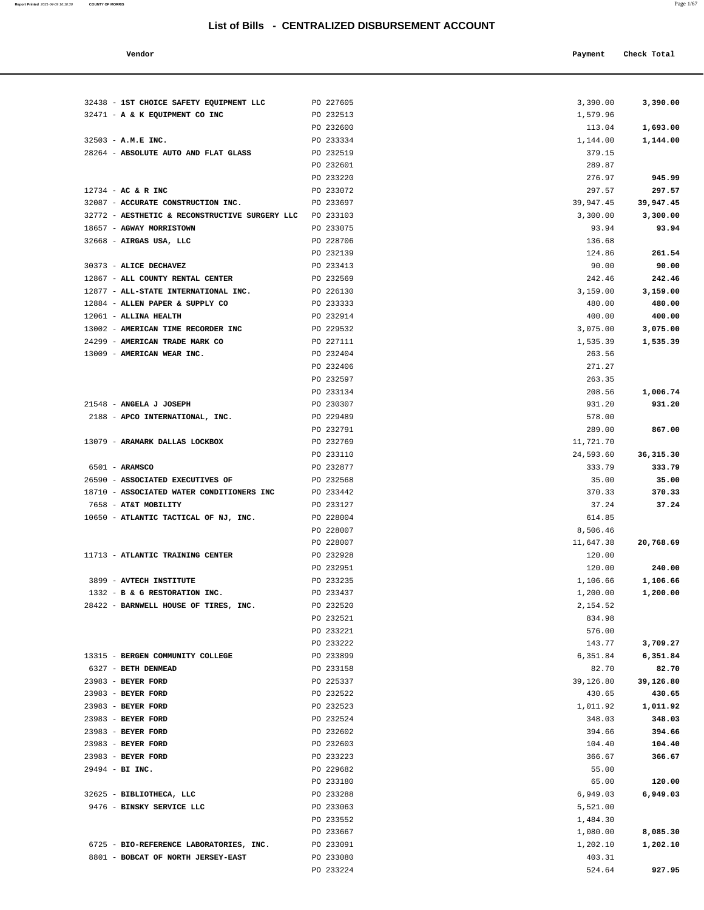# List of Bills - CENTRALIZED DISBURSEMENT ACCOUNT

| Vendor | | Payment | Check Total |
|---|---|---|---|
| 32438 - **1ST CHOICE SAFETY EQUIPMENT LLC** | PO 227605 | 3,390.00 | **3,390.00** |
| 32471 - **A & K EQUIPMENT CO INC** | PO 232513 | 1,579.96 | |
| | PO 232600 | 113.04 | **1,693.00** |
| 32503 - **A.M.E INC.** | PO 233334 | 1,144.00 | **1,144.00** |
| 28264 - **ABSOLUTE AUTO AND FLAT GLASS** | PO 232519 | 379.15 | |
| | PO 232601 | 289.87 | |
| | PO 233220 | 276.97 | **945.99** |
| 12734 - **AC & R INC** | PO 233072 | 297.57 | **297.57** |
| 32087 - **ACCURATE CONSTRUCTION INC.** | PO 233697 | 39,947.45 | **39,947.45** |
| 32772 - **AESTHETIC & RECONSTRUCTIVE SURGERY LLC** | PO 233103 | 3,300.00 | **3,300.00** |
| 18657 - **AGWAY MORRISTOWN** | PO 233075 | 93.94 | **93.94** |
| 32668 - **AIRGAS USA, LLC** | PO 228706 | 136.68 | |
| | PO 232139 | 124.86 | **261.54** |
| 30373 - **ALICE DECHAVEZ** | PO 233413 | 90.00 | **90.00** |
| 12867 - **ALL COUNTY RENTAL CENTER** | PO 232569 | 242.46 | **242.46** |
| 12877 - **ALL-STATE INTERNATIONAL INC.** | PO 226130 | 3,159.00 | **3,159.00** |
| 12884 - **ALLEN PAPER & SUPPLY CO** | PO 233333 | 480.00 | **480.00** |
| 12061 - **ALLINA HEALTH** | PO 232914 | 400.00 | **400.00** |
| 13002 - **AMERICAN TIME RECORDER INC** | PO 229532 | 3,075.00 | **3,075.00** |
| 24299 - **AMERICAN TRADE MARK CO** | PO 227111 | 1,535.39 | **1,535.39** |
| 13009 - **AMERICAN WEAR INC.** | PO 232404 | 263.56 | |
| | PO 232406 | 271.27 | |
| | PO 232597 | 263.35 | |
| | PO 233134 | 208.56 | **1,006.74** |
| 21548 - **ANGELA J JOSEPH** | PO 230307 | 931.20 | **931.20** |
| 2188 - **APCO INTERNATIONAL, INC.** | PO 229489 | 578.00 | |
| | PO 232791 | 289.00 | **867.00** |
| 13079 - **ARAMARK DALLAS LOCKBOX** | PO 232769 | 11,721.70 | |
| | PO 233110 | 24,593.60 | **36,315.30** |
| 6501 - **ARAMSCO** | PO 232877 | 333.79 | **333.79** |
| 26590 - **ASSOCIATED EXECUTIVES OF** | PO 232568 | 35.00 | **35.00** |
| 18710 - **ASSOCIATED WATER CONDITIONERS INC** | PO 233442 | 370.33 | **370.33** |
| 7658 - **AT&T MOBILITY** | PO 233127 | 37.24 | **37.24** |
| 10650 - **ATLANTIC TACTICAL OF NJ, INC.** | PO 228004 | 614.85 | |
| | PO 228007 | 8,506.46 | |
| | PO 228007 | 11,647.38 | **20,768.69** |
| 11713 - **ATLANTIC TRAINING CENTER** | PO 232928 | 120.00 | |
| | PO 232951 | 120.00 | **240.00** |
| 3899 - **AVTECH INSTITUTE** | PO 233235 | 1,106.66 | **1,106.66** |
| 1332 - **B & G RESTORATION INC.** | PO 233437 | 1,200.00 | **1,200.00** |
| 28422 - **BARNWELL HOUSE OF TIRES, INC.** | PO 232520 | 2,154.52 | |
| | PO 232521 | 834.98 | |
| | PO 233221 | 576.00 | |
| | PO 233222 | 143.77 | **3,709.27** |
| 13315 - **BERGEN COMMUNITY COLLEGE** | PO 233899 | 6,351.84 | **6,351.84** |
| 6327 - **BETH DENMEAD** | PO 233158 | 82.70 | **82.70** |
| 23983 - **BEYER FORD** | PO 225337 | 39,126.80 | **39,126.80** |
| 23983 - **BEYER FORD** | PO 232522 | 430.65 | **430.65** |
| 23983 - **BEYER FORD** | PO 232523 | 1,011.92 | **1,011.92** |
| 23983 - **BEYER FORD** | PO 232524 | 348.03 | **348.03** |
| 23983 - **BEYER FORD** | PO 232602 | 394.66 | **394.66** |
| 23983 - **BEYER FORD** | PO 232603 | 104.40 | **104.40** |
| 23983 - **BEYER FORD** | PO 233223 | 366.67 | **366.67** |
| 29494 - **BI INC.** | PO 229682 | 55.00 | |
| | PO 233180 | 65.00 | **120.00** |
| 32625 - **BIBLIOTHECA, LLC** | PO 233288 | 6,949.03 | **6,949.03** |
| 9476 - **BINSKY SERVICE LLC** | PO 233063 | 5,521.00 | |
| | PO 233552 | 1,484.30 | |
| | PO 233667 | 1,080.00 | **8,085.30** |
| 6725 - **BIO-REFERENCE LABORATORIES, INC.** | PO 233091 | 1,202.10 | **1,202.10** |
| 8801 - **BOBCAT OF NORTH JERSEY-EAST** | PO 233080 | 403.31 | |
| | PO 233224 | 524.64 | **927.95** |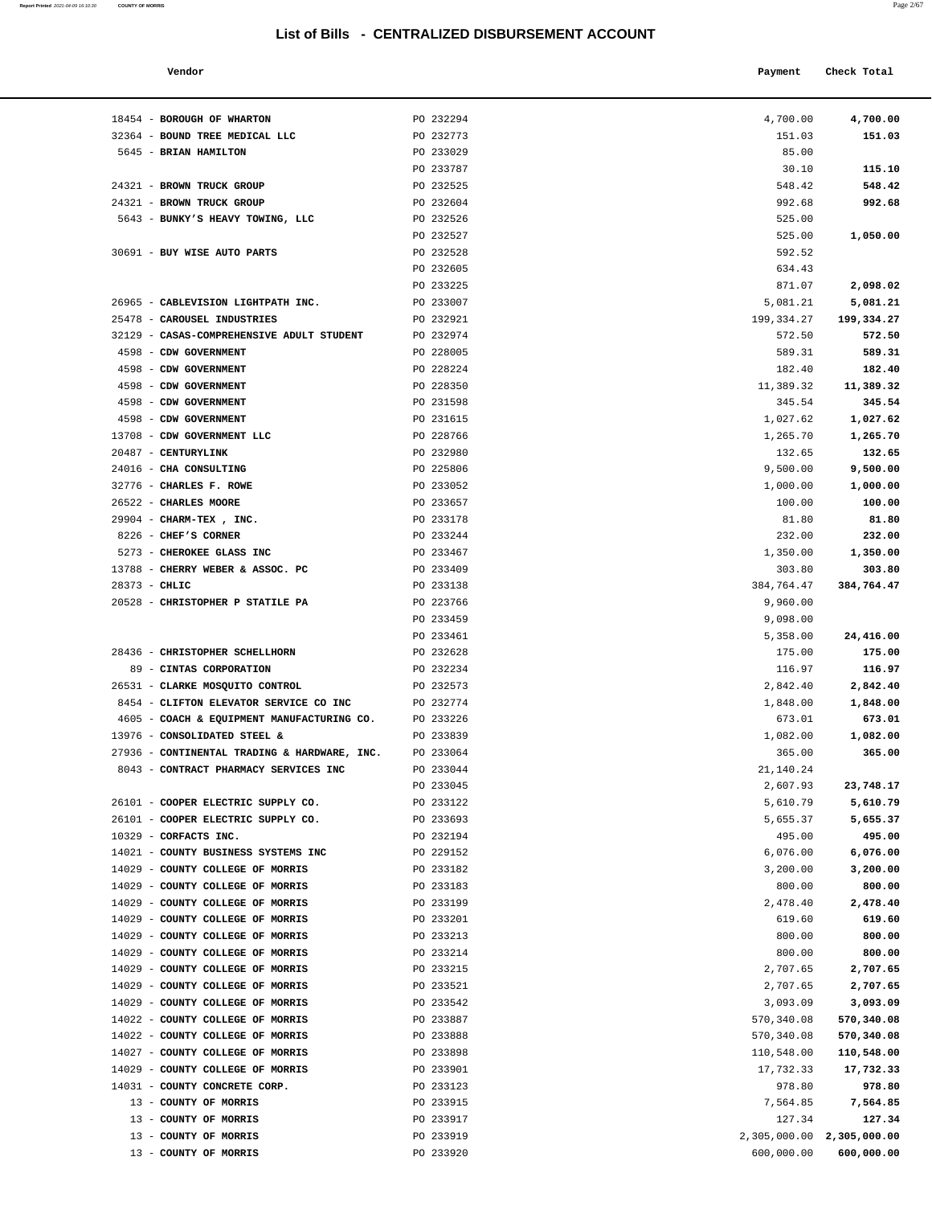# List of Bills - CENTRALIZED DISBURSEMENT ACCOUNT

| Vendor | | Payment | Check Total |
|---|---|---|---|
| 18454 - **BOROUGH OF WHARTON** | PO 232294 | 4,700.00 | **4,700.00** |
| 32364 - **BOUND TREE MEDICAL LLC** | PO 232773 | 151.03 | **151.03** |
| 5645 - **BRIAN HAMILTON** | PO 233029 | 85.00 | |
| | PO 233787 | 30.10 | **115.10** |
| 24321 - **BROWN TRUCK GROUP** | PO 232525 | 548.42 | **548.42** |
| 24321 - **BROWN TRUCK GROUP** | PO 232604 | 992.68 | **992.68** |
| 5643 - **BUNKY'S HEAVY TOWING, LLC** | PO 232526 | 525.00 | |
| | PO 232527 | 525.00 | **1,050.00** |
| 30691 - **BUY WISE AUTO PARTS** | PO 232528 | 592.52 | |
| | PO 232605 | 634.43 | |
| | PO 233225 | 871.07 | **2,098.02** |
| 26965 - **CABLEVISION LIGHTPATH INC.** | PO 233007 | 5,081.21 | **5,081.21** |
| 25478 - **CAROUSEL INDUSTRIES** | PO 232921 | 199,334.27 | **199,334.27** |
| 32129 - **CASAS-COMPREHENSIVE ADULT STUDENT** | PO 232974 | 572.50 | **572.50** |
| 4598 - **CDW GOVERNMENT** | PO 228005 | 589.31 | **589.31** |
| 4598 - **CDW GOVERNMENT** | PO 228224 | 182.40 | **182.40** |
| 4598 - **CDW GOVERNMENT** | PO 228350 | 11,389.32 | **11,389.32** |
| 4598 - **CDW GOVERNMENT** | PO 231598 | 345.54 | **345.54** |
| 4598 - **CDW GOVERNMENT** | PO 231615 | 1,027.62 | **1,027.62** |
| 13708 - **CDW GOVERNMENT LLC** | PO 228766 | 1,265.70 | **1,265.70** |
| 20487 - **CENTURYLINK** | PO 232980 | 132.65 | **132.65** |
| 24016 - **CHA CONSULTING** | PO 225806 | 9,500.00 | **9,500.00** |
| 32776 - **CHARLES F. ROWE** | PO 233052 | 1,000.00 | **1,000.00** |
| 26522 - **CHARLES MOORE** | PO 233657 | 100.00 | **100.00** |
| 29904 - **CHARM-TEX , INC.** | PO 233178 | 81.80 | **81.80** |
| 8226 - **CHEF'S CORNER** | PO 233244 | 232.00 | **232.00** |
| 5273 - **CHEROKEE GLASS INC** | PO 233467 | 1,350.00 | **1,350.00** |
| 13788 - **CHERRY WEBER & ASSOC. PC** | PO 233409 | 303.80 | **303.80** |
| 28373 - **CHLIC** | PO 233138 | 384,764.47 | **384,764.47** |
| 20528 - **CHRISTOPHER P STATILE PA** | PO 223766 | 9,960.00 | |
| | PO 233459 | 9,098.00 | |
| | PO 233461 | 5,358.00 | **24,416.00** |
| 28436 - **CHRISTOPHER SCHELLHORN** | PO 232628 | 175.00 | **175.00** |
| 89 - **CINTAS CORPORATION** | PO 232234 | 116.97 | **116.97** |
| 26531 - **CLARKE MOSQUITO CONTROL** | PO 232573 | 2,842.40 | **2,842.40** |
| 8454 - **CLIFTON ELEVATOR SERVICE CO INC** | PO 232774 | 1,848.00 | **1,848.00** |
| 4605 - **COACH & EQUIPMENT MANUFACTURING CO.** | PO 233226 | 673.01 | **673.01** |
| 13976 - **CONSOLIDATED STEEL &** | PO 233839 | 1,082.00 | **1,082.00** |
| 27936 - **CONTINENTAL TRADING & HARDWARE, INC.** | PO 233064 | 365.00 | **365.00** |
| 8043 - **CONTRACT PHARMACY SERVICES INC** | PO 233044 | 21,140.24 | |
| | PO 233045 | 2,607.93 | **23,748.17** |
| 26101 - **COOPER ELECTRIC SUPPLY CO.** | PO 233122 | 5,610.79 | **5,610.79** |
| 26101 - **COOPER ELECTRIC SUPPLY CO.** | PO 233693 | 5,655.37 | **5,655.37** |
| 10329 - **CORFACTS INC.** | PO 232194 | 495.00 | **495.00** |
| 14021 - **COUNTY BUSINESS SYSTEMS INC** | PO 229152 | 6,076.00 | **6,076.00** |
| 14029 - **COUNTY COLLEGE OF MORRIS** | PO 233182 | 3,200.00 | **3,200.00** |
| 14029 - **COUNTY COLLEGE OF MORRIS** | PO 233183 | 800.00 | **800.00** |
| 14029 - **COUNTY COLLEGE OF MORRIS** | PO 233199 | 2,478.40 | **2,478.40** |
| 14029 - **COUNTY COLLEGE OF MORRIS** | PO 233201 | 619.60 | **619.60** |
| 14029 - **COUNTY COLLEGE OF MORRIS** | PO 233213 | 800.00 | **800.00** |
| 14029 - **COUNTY COLLEGE OF MORRIS** | PO 233214 | 800.00 | **800.00** |
| 14029 - **COUNTY COLLEGE OF MORRIS** | PO 233215 | 2,707.65 | **2,707.65** |
| 14029 - **COUNTY COLLEGE OF MORRIS** | PO 233521 | 2,707.65 | **2,707.65** |
| 14029 - **COUNTY COLLEGE OF MORRIS** | PO 233542 | 3,093.09 | **3,093.09** |
| 14022 - **COUNTY COLLEGE OF MORRIS** | PO 233887 | 570,340.08 | **570,340.08** |
| 14022 - **COUNTY COLLEGE OF MORRIS** | PO 233888 | 570,340.08 | **570,340.08** |
| 14027 - **COUNTY COLLEGE OF MORRIS** | PO 233898 | 110,548.00 | **110,548.00** |
| 14029 - **COUNTY COLLEGE OF MORRIS** | PO 233901 | 17,732.33 | **17,732.33** |
| 14031 - **COUNTY CONCRETE CORP.** | PO 233123 | 978.80 | **978.80** |
| 13 - **COUNTY OF MORRIS** | PO 233915 | 7,564.85 | **7,564.85** |
| 13 - **COUNTY OF MORRIS** | PO 233917 | 127.34 | **127.34** |
| 13 - **COUNTY OF MORRIS** | PO 233919 | 2,305,000.00 | **2,305,000.00** |
| 13 - **COUNTY OF MORRIS** | PO 233920 | 600,000.00 | **600,000.00** |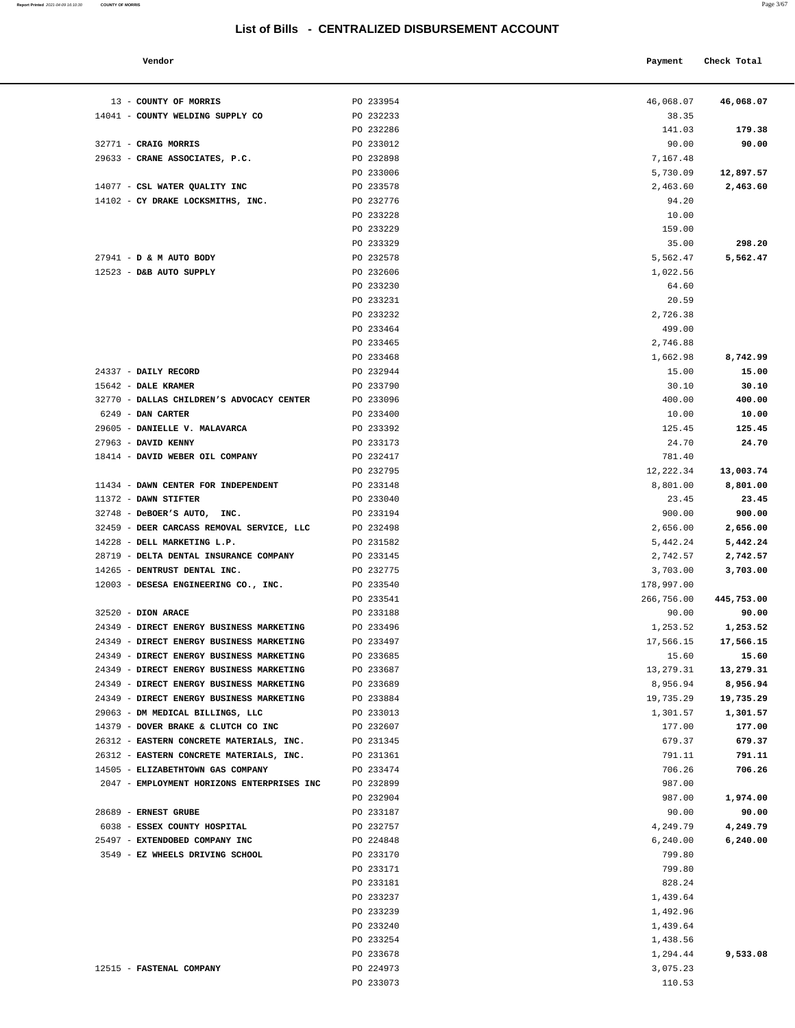# List of Bills - CENTRALIZED DISBURSEMENT ACCOUNT

| Vendor | | Payment | Check Total |
|---|---|---|---|
| 13 - COUNTY OF MORRIS | PO 233954 | 46,068.07 | 46,068.07 |
| 14041 - COUNTY WELDING SUPPLY CO | PO 232233 | 38.35 | |
| | PO 232286 | 141.03 | 179.38 |
| 32771 - CRAIG MORRIS | PO 233012 | 90.00 | 90.00 |
| 29633 - CRANE ASSOCIATES, P.C. | PO 232898 | 7,167.48 | |
| | PO 233006 | 5,730.09 | 12,897.57 |
| 14077 - CSL WATER QUALITY INC | PO 233578 | 2,463.60 | 2,463.60 |
| 14102 - CY DRAKE LOCKSMITHS, INC. | PO 232776 | 94.20 | |
| | PO 233228 | 10.00 | |
| | PO 233229 | 159.00 | |
| | PO 233329 | 35.00 | 298.20 |
| 27941 - D & M AUTO BODY | PO 232578 | 5,562.47 | 5,562.47 |
| 12523 - D&B AUTO SUPPLY | PO 232606 | 1,022.56 | |
| | PO 233230 | 64.60 | |
| | PO 233231 | 20.59 | |
| | PO 233232 | 2,726.38 | |
| | PO 233464 | 499.00 | |
| | PO 233465 | 2,746.88 | |
| | PO 233468 | 1,662.98 | 8,742.99 |
| 24337 - DAILY RECORD | PO 232944 | 15.00 | 15.00 |
| 15642 - DALE KRAMER | PO 233790 | 30.10 | 30.10 |
| 32770 - DALLAS CHILDREN'S ADVOCACY CENTER | PO 233096 | 400.00 | 400.00 |
| 6249 - DAN CARTER | PO 233400 | 10.00 | 10.00 |
| 29605 - DANIELLE V. MALAVARCA | PO 233392 | 125.45 | 125.45 |
| 27963 - DAVID KENNY | PO 233173 | 24.70 | 24.70 |
| 18414 - DAVID WEBER OIL COMPANY | PO 232417 | 781.40 | |
| | PO 232795 | 12,222.34 | 13,003.74 |
| 11434 - DAWN CENTER FOR INDEPENDENT | PO 233148 | 8,801.00 | 8,801.00 |
| 11372 - DAWN STIFTER | PO 233040 | 23.45 | 23.45 |
| 32748 - DeBOER'S AUTO, INC. | PO 233194 | 900.00 | 900.00 |
| 32459 - DEER CARCASS REMOVAL SERVICE, LLC | PO 232498 | 2,656.00 | 2,656.00 |
| 14228 - DELL MARKETING L.P. | PO 231582 | 5,442.24 | 5,442.24 |
| 28719 - DELTA DENTAL INSURANCE COMPANY | PO 233145 | 2,742.57 | 2,742.57 |
| 14265 - DENTRUST DENTAL INC. | PO 232775 | 3,703.00 | 3,703.00 |
| 12003 - DESESA ENGINEERING CO., INC. | PO 233540 | 178,997.00 | |
| | PO 233541 | 266,756.00 | 445,753.00 |
| 32520 - DION ARACE | PO 233188 | 90.00 | 90.00 |
| 24349 - DIRECT ENERGY BUSINESS MARKETING | PO 233496 | 1,253.52 | 1,253.52 |
| 24349 - DIRECT ENERGY BUSINESS MARKETING | PO 233497 | 17,566.15 | 17,566.15 |
| 24349 - DIRECT ENERGY BUSINESS MARKETING | PO 233685 | 15.60 | 15.60 |
| 24349 - DIRECT ENERGY BUSINESS MARKETING | PO 233687 | 13,279.31 | 13,279.31 |
| 24349 - DIRECT ENERGY BUSINESS MARKETING | PO 233689 | 8,956.94 | 8,956.94 |
| 24349 - DIRECT ENERGY BUSINESS MARKETING | PO 233884 | 19,735.29 | 19,735.29 |
| 29063 - DM MEDICAL BILLINGS, LLC | PO 233013 | 1,301.57 | 1,301.57 |
| 14379 - DOVER BRAKE & CLUTCH CO INC | PO 232607 | 177.00 | 177.00 |
| 26312 - EASTERN CONCRETE MATERIALS, INC. | PO 231345 | 679.37 | 679.37 |
| 26312 - EASTERN CONCRETE MATERIALS, INC. | PO 231361 | 791.11 | 791.11 |
| 14505 - ELIZABETHTOWN GAS COMPANY | PO 233474 | 706.26 | 706.26 |
| 2047 - EMPLOYMENT HORIZONS ENTERPRISES INC | PO 232899 | 987.00 | |
| | PO 232904 | 987.00 | 1,974.00 |
| 28689 - ERNEST GRUBE | PO 233187 | 90.00 | 90.00 |
| 6038 - ESSEX COUNTY HOSPITAL | PO 232757 | 4,249.79 | 4,249.79 |
| 25497 - EXTENDOBED COMPANY INC | PO 224848 | 6,240.00 | 6,240.00 |
| 3549 - EZ WHEELS DRIVING SCHOOL | PO 233170 | 799.80 | |
| | PO 233171 | 799.80 | |
| | PO 233181 | 828.24 | |
| | PO 233237 | 1,439.64 | |
| | PO 233239 | 1,492.96 | |
| | PO 233240 | 1,439.64 | |
| | PO 233254 | 1,438.56 | |
| | PO 233678 | 1,294.44 | 9,533.08 |
| 12515 - FASTENAL COMPANY | PO 224973 | 3,075.23 | |
| | PO 233073 | 110.53 | |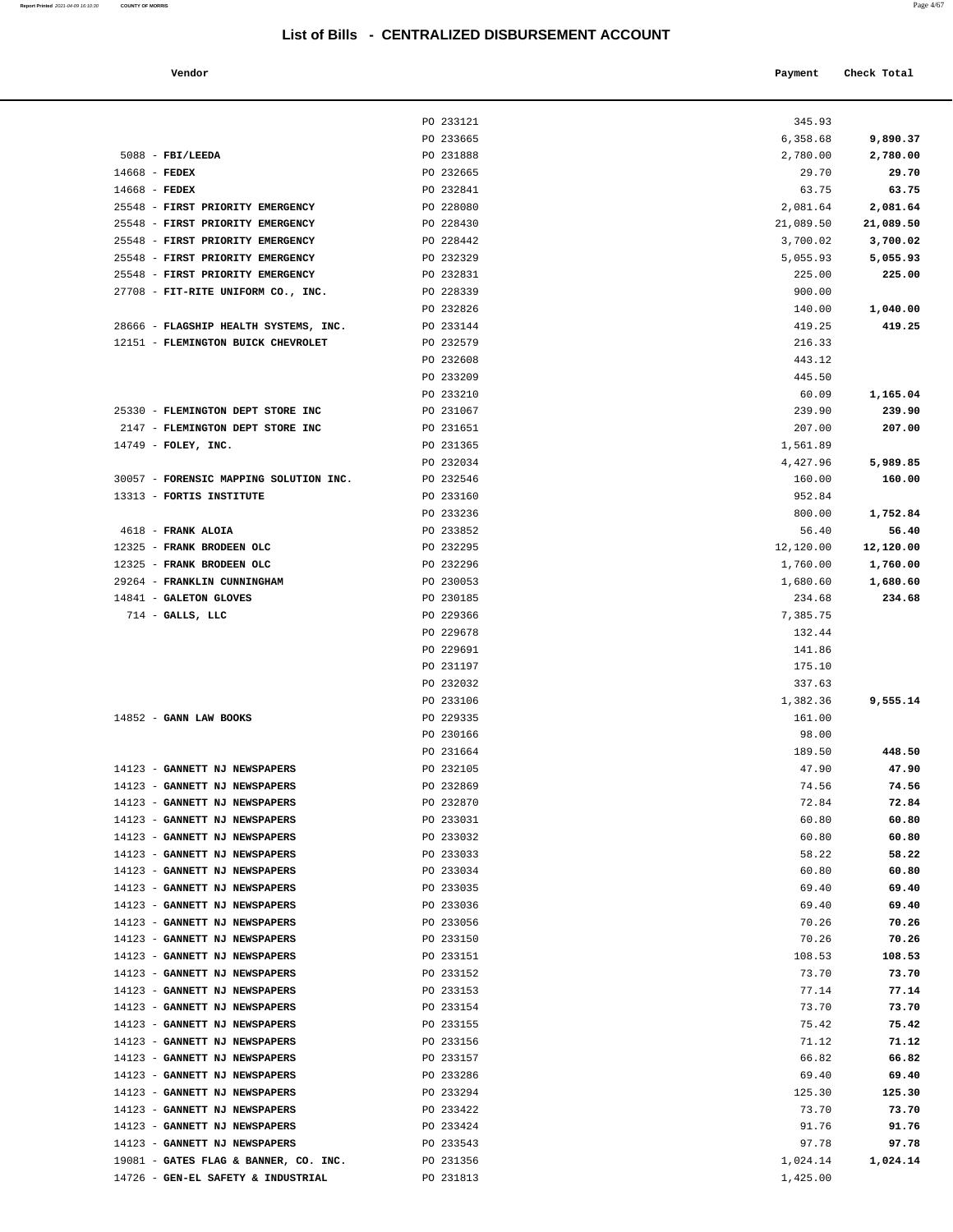# List of Bills - CENTRALIZED DISBURSEMENT ACCOUNT

| Vendor | | Payment | Check Total |
|---|---|---|---|
| | PO 233121 | 345.93 | |
| | PO 233665 | 6,358.68 | **9,890.37** |
| 5088 - **FBI/LEEDA** | PO 231888 | 2,780.00 | **2,780.00** |
| 14668 - **FEDEX** | PO 232665 | 29.70 | **29.70** |
| 14668 - **FEDEX** | PO 232841 | 63.75 | **63.75** |
| 25548 - **FIRST PRIORITY EMERGENCY** | PO 228080 | 2,081.64 | **2,081.64** |
| 25548 - **FIRST PRIORITY EMERGENCY** | PO 228430 | 21,089.50 | **21,089.50** |
| 25548 - **FIRST PRIORITY EMERGENCY** | PO 228442 | 3,700.02 | **3,700.02** |
| 25548 - **FIRST PRIORITY EMERGENCY** | PO 232329 | 5,055.93 | **5,055.93** |
| 25548 - **FIRST PRIORITY EMERGENCY** | PO 232831 | 225.00 | **225.00** |
| 27708 - **FIT-RITE UNIFORM CO., INC.** | PO 228339 | 900.00 | |
| | PO 232826 | 140.00 | **1,040.00** |
| 28666 - **FLAGSHIP HEALTH SYSTEMS, INC.** | PO 233144 | 419.25 | **419.25** |
| 12151 - **FLEMINGTON BUICK CHEVROLET** | PO 232579 | 216.33 | |
| | PO 232608 | 443.12 | |
| | PO 233209 | 445.50 | |
| | PO 233210 | 60.09 | **1,165.04** |
| 25330 - **FLEMINGTON DEPT STORE INC** | PO 231067 | 239.90 | **239.90** |
| 2147 - **FLEMINGTON DEPT STORE INC** | PO 231651 | 207.00 | **207.00** |
| 14749 - **FOLEY, INC.** | PO 231365 | 1,561.89 | |
| | PO 232034 | 4,427.96 | **5,989.85** |
| 30057 - **FORENSIC MAPPING SOLUTION INC.** | PO 232546 | 160.00 | **160.00** |
| 13313 - **FORTIS INSTITUTE** | PO 233160 | 952.84 | |
| | PO 233236 | 800.00 | **1,752.84** |
| 4618 - **FRANK ALOIA** | PO 233852 | 56.40 | **56.40** |
| 12325 - **FRANK BRODEEN OLC** | PO 232295 | 12,120.00 | **12,120.00** |
| 12325 - **FRANK BRODEEN OLC** | PO 232296 | 1,760.00 | **1,760.00** |
| 29264 - **FRANKLIN CUNNINGHAM** | PO 230053 | 1,680.60 | **1,680.60** |
| 14841 - **GALETON GLOVES** | PO 230185 | 234.68 | **234.68** |
| 714 - **GALLS, LLC** | PO 229366 | 7,385.75 | |
| | PO 229678 | 132.44 | |
| | PO 229691 | 141.86 | |
| | PO 231197 | 175.10 | |
| | PO 232032 | 337.63 | |
| | PO 233106 | 1,382.36 | **9,555.14** |
| 14852 - **GANN LAW BOOKS** | PO 229335 | 161.00 | |
| | PO 230166 | 98.00 | |
| | PO 231664 | 189.50 | **448.50** |
| 14123 - **GANNETT NJ NEWSPAPERS** | PO 232105 | 47.90 | **47.90** |
| 14123 - **GANNETT NJ NEWSPAPERS** | PO 232869 | 74.56 | **74.56** |
| 14123 - **GANNETT NJ NEWSPAPERS** | PO 232870 | 72.84 | **72.84** |
| 14123 - **GANNETT NJ NEWSPAPERS** | PO 233031 | 60.80 | **60.80** |
| 14123 - **GANNETT NJ NEWSPAPERS** | PO 233032 | 60.80 | **60.80** |
| 14123 - **GANNETT NJ NEWSPAPERS** | PO 233033 | 58.22 | **58.22** |
| 14123 - **GANNETT NJ NEWSPAPERS** | PO 233034 | 60.80 | **60.80** |
| 14123 - **GANNETT NJ NEWSPAPERS** | PO 233035 | 69.40 | **69.40** |
| 14123 - **GANNETT NJ NEWSPAPERS** | PO 233036 | 69.40 | **69.40** |
| 14123 - **GANNETT NJ NEWSPAPERS** | PO 233056 | 70.26 | **70.26** |
| 14123 - **GANNETT NJ NEWSPAPERS** | PO 233150 | 70.26 | **70.26** |
| 14123 - **GANNETT NJ NEWSPAPERS** | PO 233151 | 108.53 | **108.53** |
| 14123 - **GANNETT NJ NEWSPAPERS** | PO 233152 | 73.70 | **73.70** |
| 14123 - **GANNETT NJ NEWSPAPERS** | PO 233153 | 77.14 | **77.14** |
| 14123 - **GANNETT NJ NEWSPAPERS** | PO 233154 | 73.70 | **73.70** |
| 14123 - **GANNETT NJ NEWSPAPERS** | PO 233155 | 75.42 | **75.42** |
| 14123 - **GANNETT NJ NEWSPAPERS** | PO 233156 | 71.12 | **71.12** |
| 14123 - **GANNETT NJ NEWSPAPERS** | PO 233157 | 66.82 | **66.82** |
| 14123 - **GANNETT NJ NEWSPAPERS** | PO 233286 | 69.40 | **69.40** |
| 14123 - **GANNETT NJ NEWSPAPERS** | PO 233294 | 125.30 | **125.30** |
| 14123 - **GANNETT NJ NEWSPAPERS** | PO 233422 | 73.70 | **73.70** |
| 14123 - **GANNETT NJ NEWSPAPERS** | PO 233424 | 91.76 | **91.76** |
| 14123 - **GANNETT NJ NEWSPAPERS** | PO 233543 | 97.78 | **97.78** |
| 19081 - **GATES FLAG & BANNER, CO. INC.** | PO 231356 | 1,024.14 | **1,024.14** |
| 14726 - **GEN-EL SAFETY & INDUSTRIAL** | PO 231813 | 1,425.00 | |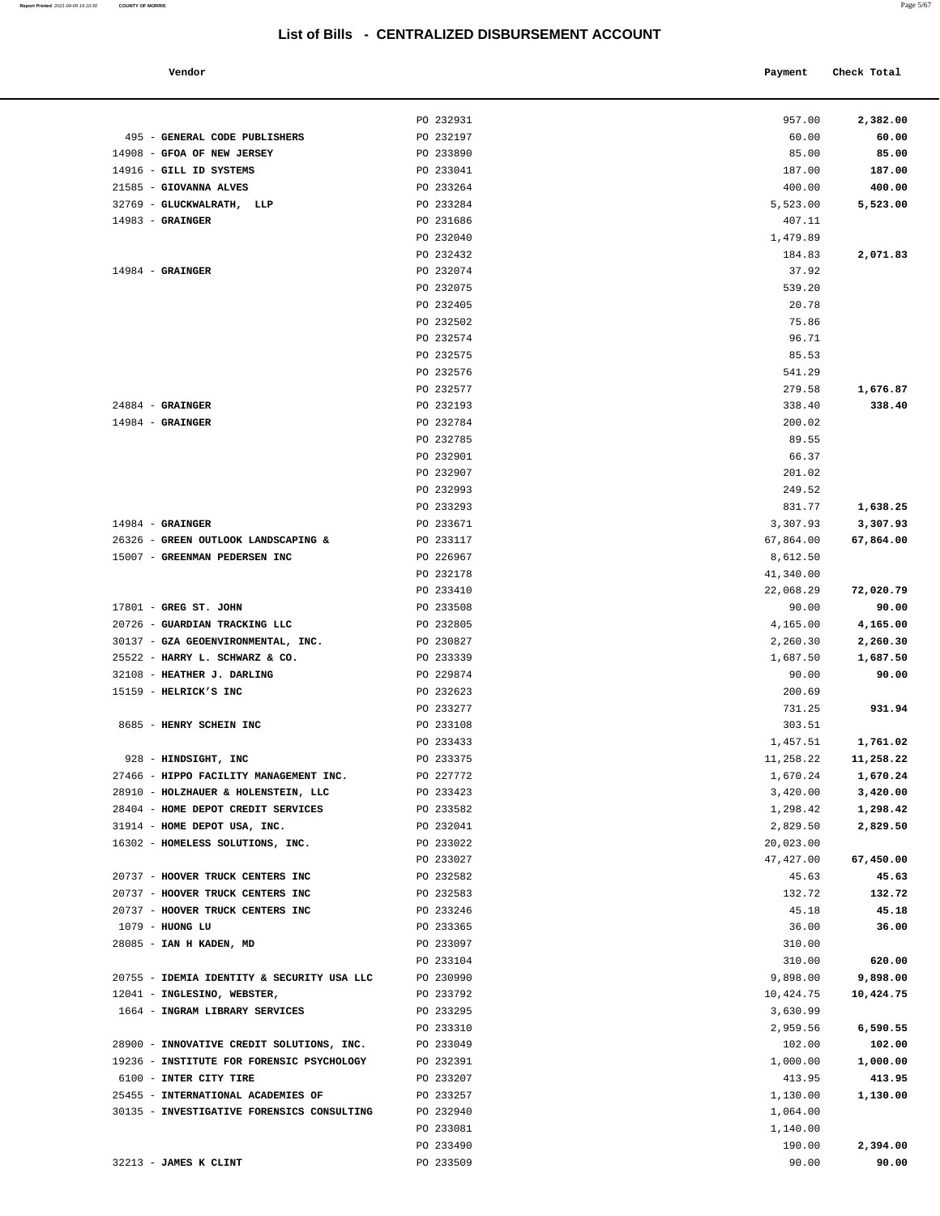# List of Bills - CENTRALIZED DISBURSEMENT ACCOUNT

| Vendor | | Payment | Check Total |
|---|---|---|---|
| | PO 232931 | 957.00 | **2,382.00** |
| 495 - **GENERAL CODE PUBLISHERS** | PO 232197 | 60.00 | **60.00** |
| 14908 - **GFOA OF NEW JERSEY** | PO 233890 | 85.00 | **85.00** |
| 14916 - **GILL ID SYSTEMS** | PO 233041 | 187.00 | **187.00** |
| 21585 - **GIOVANNA ALVES** | PO 233264 | 400.00 | **400.00** |
| 32769 - **GLUCKWALRATH, LLP** | PO 233284 | 5,523.00 | **5,523.00** |
| 14983 - **GRAINGER** | PO 231686 | 407.11 | |
| | PO 232040 | 1,479.89 | |
| | PO 232432 | 184.83 | **2,071.83** |
| 14984 - **GRAINGER** | PO 232074 | 37.92 | |
| | PO 232075 | 539.20 | |
| | PO 232405 | 20.78 | |
| | PO 232502 | 75.86 | |
| | PO 232574 | 96.71 | |
| | PO 232575 | 85.53 | |
| | PO 232576 | 541.29 | |
| | PO 232577 | 279.58 | **1,676.87** |
| 24884 - **GRAINGER** | PO 232193 | 338.40 | **338.40** |
| 14984 - **GRAINGER** | PO 232784 | 200.02 | |
| | PO 232785 | 89.55 | |
| | PO 232901 | 66.37 | |
| | PO 232907 | 201.02 | |
| | PO 232993 | 249.52 | |
| | PO 233293 | 831.77 | **1,638.25** |
| 14984 - **GRAINGER** | PO 233671 | 3,307.93 | **3,307.93** |
| 26326 - **GREEN OUTLOOK LANDSCAPING &** | PO 233117 | 67,864.00 | **67,864.00** |
| 15007 - **GREENMAN PEDERSEN INC** | PO 226967 | 8,612.50 | |
| | PO 232178 | 41,340.00 | |
| | PO 233410 | 22,068.29 | **72,020.79** |
| 17801 - **GREG ST. JOHN** | PO 233508 | 90.00 | **90.00** |
| 20726 - **GUARDIAN TRACKING LLC** | PO 232805 | 4,165.00 | **4,165.00** |
| 30137 - **GZA GEOENVIRONMENTAL, INC.** | PO 230827 | 2,260.30 | **2,260.30** |
| 25522 - **HARRY L. SCHWARZ & CO.** | PO 233339 | 1,687.50 | **1,687.50** |
| 32108 - **HEATHER J. DARLING** | PO 229874 | 90.00 | **90.00** |
| 15159 - **HELRICK'S INC** | PO 232623 | 200.69 | |
| | PO 233277 | 731.25 | **931.94** |
| 8685 - **HENRY SCHEIN INC** | PO 233108 | 303.51 | |
| | PO 233433 | 1,457.51 | **1,761.02** |
| 928 - **HINDSIGHT, INC** | PO 233375 | 11,258.22 | **11,258.22** |
| 27466 - **HIPPO FACILITY MANAGEMENT INC.** | PO 227772 | 1,670.24 | **1,670.24** |
| 28910 - **HOLZHAUER & HOLENSTEIN, LLC** | PO 233423 | 3,420.00 | **3,420.00** |
| 28404 - **HOME DEPOT CREDIT SERVICES** | PO 233582 | 1,298.42 | **1,298.42** |
| 31914 - **HOME DEPOT USA, INC.** | PO 232041 | 2,829.50 | **2,829.50** |
| 16302 - **HOMELESS SOLUTIONS, INC.** | PO 233022 | 20,023.00 | |
| | PO 233027 | 47,427.00 | **67,450.00** |
| 20737 - **HOOVER TRUCK CENTERS INC** | PO 232582 | 45.63 | **45.63** |
| 20737 - **HOOVER TRUCK CENTERS INC** | PO 232583 | 132.72 | **132.72** |
| 20737 - **HOOVER TRUCK CENTERS INC** | PO 233246 | 45.18 | **45.18** |
| 1079 - **HUONG LU** | PO 233365 | 36.00 | **36.00** |
| 28085 - **IAN H KADEN, MD** | PO 233097 | 310.00 | |
| | PO 233104 | 310.00 | **620.00** |
| 20755 - **IDEMIA IDENTITY & SECURITY USA LLC** | PO 230990 | 9,898.00 | **9,898.00** |
| 12041 - **INGLESINO, WEBSTER,** | PO 233792 | 10,424.75 | **10,424.75** |
| 1664 - **INGRAM LIBRARY SERVICES** | PO 233295 | 3,630.99 | |
| | PO 233310 | 2,959.56 | **6,590.55** |
| 28900 - **INNOVATIVE CREDIT SOLUTIONS, INC.** | PO 233049 | 102.00 | **102.00** |
| 19236 - **INSTITUTE FOR FORENSIC PSYCHOLOGY** | PO 232391 | 1,000.00 | **1,000.00** |
| 6100 - **INTER CITY TIRE** | PO 233207 | 413.95 | **413.95** |
| 25455 - **INTERNATIONAL ACADEMIES OF** | PO 233257 | 1,130.00 | **1,130.00** |
| 30135 - **INVESTIGATIVE FORENSICS CONSULTING** | PO 232940 | 1,064.00 | |
| | PO 233081 | 1,140.00 | |
| | PO 233490 | 190.00 | **2,394.00** |
| 32213 - **JAMES K CLINT** | PO 233509 | 90.00 | **90.00** |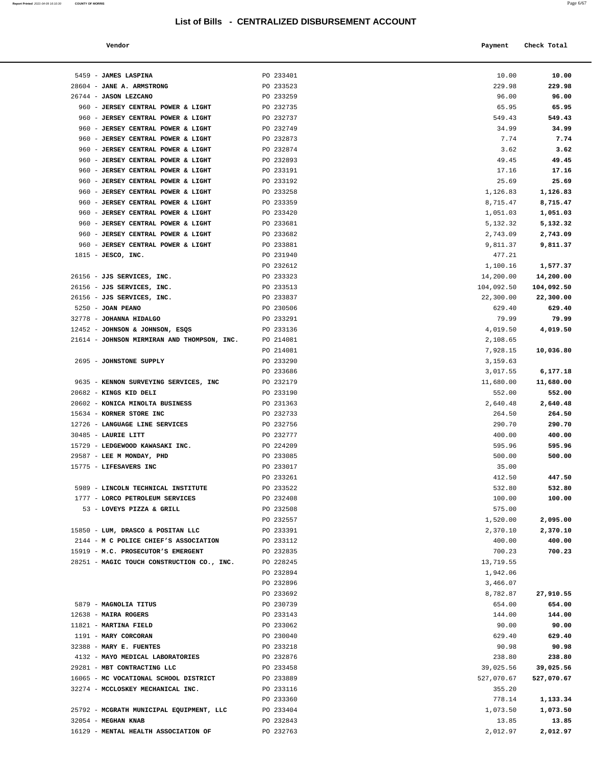# List of Bills - CENTRALIZED DISBURSEMENT ACCOUNT

| Vendor | | Payment | Check Total |
|---|---|---|---|
| 5459 - **JAMES LASPINA** | PO 233401 | 10.00 | **10.00** |
| 28604 - **JANE A. ARMSTRONG** | PO 233523 | 229.98 | **229.98** |
| 26744 - **JASON LEZCANO** | PO 233259 | 96.00 | **96.00** |
| 960 - **JERSEY CENTRAL POWER & LIGHT** | PO 232735 | 65.95 | **65.95** |
| 960 - **JERSEY CENTRAL POWER & LIGHT** | PO 232737 | 549.43 | **549.43** |
| 960 - **JERSEY CENTRAL POWER & LIGHT** | PO 232749 | 34.99 | **34.99** |
| 960 - **JERSEY CENTRAL POWER & LIGHT** | PO 232873 | 7.74 | **7.74** |
| 960 - **JERSEY CENTRAL POWER & LIGHT** | PO 232874 | 3.62 | **3.62** |
| 960 - **JERSEY CENTRAL POWER & LIGHT** | PO 232893 | 49.45 | **49.45** |
| 960 - **JERSEY CENTRAL POWER & LIGHT** | PO 233191 | 17.16 | **17.16** |
| 960 - **JERSEY CENTRAL POWER & LIGHT** | PO 233192 | 25.69 | **25.69** |
| 960 - **JERSEY CENTRAL POWER & LIGHT** | PO 233258 | 1,126.83 | **1,126.83** |
| 960 - **JERSEY CENTRAL POWER & LIGHT** | PO 233359 | 8,715.47 | **8,715.47** |
| 960 - **JERSEY CENTRAL POWER & LIGHT** | PO 233420 | 1,051.03 | **1,051.03** |
| 960 - **JERSEY CENTRAL POWER & LIGHT** | PO 233681 | 5,132.32 | **5,132.32** |
| 960 - **JERSEY CENTRAL POWER & LIGHT** | PO 233682 | 2,743.09 | **2,743.09** |
| 960 - **JERSEY CENTRAL POWER & LIGHT** | PO 233881 | 9,811.37 | **9,811.37** |
| 1815 - **JESCO, INC.** | PO 231940 | 477.21 | |
| | PO 232612 | 1,100.16 | **1,577.37** |
| 26156 - **JJS SERVICES, INC.** | PO 233323 | 14,200.00 | **14,200.00** |
| 26156 - **JJS SERVICES, INC.** | PO 233513 | 104,092.50 | **104,092.50** |
| 26156 - **JJS SERVICES, INC.** | PO 233837 | 22,300.00 | **22,300.00** |
| 5250 - **JOAN PEANO** | PO 230506 | 629.40 | **629.40** |
| 32778 - **JOHANNA HIDALGO** | PO 233291 | 79.99 | **79.99** |
| 12452 - **JOHNSON & JOHNSON, ESQS** | PO 233136 | 4,019.50 | **4,019.50** |
| 21614 - **JOHNSON MIRMIRAN AND THOMPSON, INC.** | PO 214081 | 2,108.65 | |
| | PO 214081 | 7,928.15 | **10,036.80** |
| 2695 - **JOHNSTONE SUPPLY** | PO 233290 | 3,159.63 | |
| | PO 233686 | 3,017.55 | **6,177.18** |
| 9635 - **KENNON SURVEYING SERVICES, INC** | PO 232179 | 11,680.00 | **11,680.00** |
| 20682 - **KINGS KID DELI** | PO 233190 | 552.00 | **552.00** |
| 20602 - **KONICA MINOLTA BUSINESS** | PO 231363 | 2,640.48 | **2,640.48** |
| 15634 - **KORNER STORE INC** | PO 232733 | 264.50 | **264.50** |
| 12726 - **LANGUAGE LINE SERVICES** | PO 232756 | 290.70 | **290.70** |
| 30485 - **LAURIE LITT** | PO 232777 | 400.00 | **400.00** |
| 15729 - **LEDGEWOOD KAWASAKI INC.** | PO 224209 | 595.96 | **595.96** |
| 29587 - **LEE M MONDAY, PHD** | PO 233085 | 500.00 | **500.00** |
| 15775 - **LIFESAVERS INC** | PO 233017 | 35.00 | |
| | PO 233261 | 412.50 | **447.50** |
| 5989 - **LINCOLN TECHNICAL INSTITUTE** | PO 233522 | 532.80 | **532.80** |
| 1777 - **LORCO PETROLEUM SERVICES** | PO 232408 | 100.00 | **100.00** |
| 53 - **LOVEYS PIZZA & GRILL** | PO 232508 | 575.00 | |
| | PO 232557 | 1,520.00 | **2,095.00** |
| 15850 - **LUM, DRASCO & POSITAN LLC** | PO 233391 | 2,370.10 | **2,370.10** |
| 2144 - **M C POLICE CHIEF'S ASSOCIATION** | PO 233112 | 400.00 | **400.00** |
| 15919 - **M.C. PROSECUTOR'S EMERGENT** | PO 232835 | 700.23 | **700.23** |
| 28251 - **MAGIC TOUCH CONSTRUCTION CO., INC.** | PO 228245 | 13,719.55 | |
| | PO 232894 | 1,942.06 | |
| | PO 232896 | 3,466.07 | |
| | PO 233692 | 8,782.87 | **27,910.55** |
| 5879 - **MAGNOLIA TITUS** | PO 230739 | 654.00 | **654.00** |
| 12638 - **MAIRA ROGERS** | PO 233143 | 144.00 | **144.00** |
| 11821 - **MARTINA FIELD** | PO 233062 | 90.00 | **90.00** |
| 1191 - **MARY CORCORAN** | PO 230040 | 629.40 | **629.40** |
| 32388 - **MARY E. FUENTES** | PO 233218 | 90.98 | **90.98** |
| 4132 - **MAYO MEDICAL LABORATORIES** | PO 232876 | 238.80 | **238.80** |
| 29281 - **MBT CONTRACTING LLC** | PO 233458 | 39,025.56 | **39,025.56** |
| 16065 - **MC VOCATIONAL SCHOOL DISTRICT** | PO 233889 | 527,070.67 | **527,070.67** |
| 32274 - **MCCLOSKEY MECHANICAL INC.** | PO 233116 | 355.20 | |
| | PO 233360 | 778.14 | **1,133.34** |
| 25792 - **MCGRATH MUNICIPAL EQUIPMENT, LLC** | PO 233404 | 1,073.50 | **1,073.50** |
| 32054 - **MEGHAN KNAB** | PO 232843 | 13.85 | **13.85** |
| 16129 - **MENTAL HEALTH ASSOCIATION OF** | PO 232763 | 2,012.97 | **2,012.97** |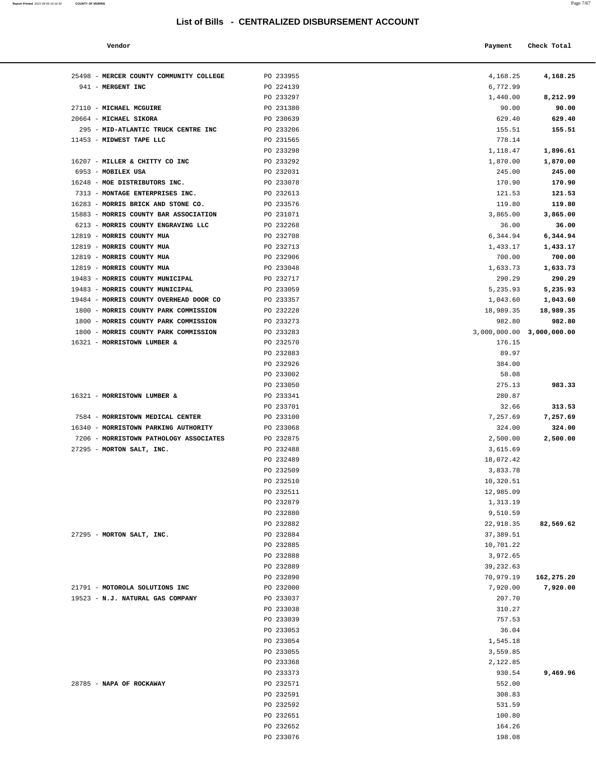# List of Bills - CENTRALIZED DISBURSEMENT ACCOUNT

| Vendor | | Payment | Check Total |
|---|---|---|---|
| 25498 - **MERCER COUNTY COMMUNITY COLLEGE** | PO 233955 | 4,168.25 | **4,168.25** |
| 941 - **MERGENT INC** | PO 224139 | 6,772.99 | |
| | PO 233297 | 1,440.00 | **8,212.99** |
| 27110 - **MICHAEL MCGUIRE** | PO 231380 | 90.00 | **90.00** |
| 20664 - **MICHAEL SIKORA** | PO 230639 | 629.40 | **629.40** |
| 295 - **MID-ATLANTIC TRUCK CENTRE INC** | PO 233206 | 155.51 | **155.51** |
| 11453 - **MIDWEST TAPE LLC** | PO 231565 | 778.14 | |
| | PO 233298 | 1,118.47 | **1,896.61** |
| 16207 - **MILLER & CHITTY CO INC** | PO 233292 | 1,870.00 | **1,870.00** |
| 6953 - **MOBILEX USA** | PO 232031 | 245.00 | **245.00** |
| 16248 - **MOE DISTRIBUTORS INC.** | PO 233078 | 170.90 | **170.90** |
| 7313 - **MONTAGE ENTERPRISES INC.** | PO 232613 | 121.53 | **121.53** |
| 16283 - **MORRIS BRICK AND STONE CO.** | PO 233576 | 119.80 | **119.80** |
| 15883 - **MORRIS COUNTY BAR ASSOCIATION** | PO 231071 | 3,865.00 | **3,865.00** |
| 6213 - **MORRIS COUNTY ENGRAVING LLC** | PO 232268 | 36.00 | **36.00** |
| 12819 - **MORRIS COUNTY MUA** | PO 232708 | 6,344.94 | **6,344.94** |
| 12819 - **MORRIS COUNTY MUA** | PO 232713 | 1,433.17 | **1,433.17** |
| 12819 - **MORRIS COUNTY MUA** | PO 232906 | 700.00 | **700.00** |
| 12819 - **MORRIS COUNTY MUA** | PO 233048 | 1,633.73 | **1,633.73** |
| 19483 - **MORRIS COUNTY MUNICIPAL** | PO 232717 | 290.29 | **290.29** |
| 19483 - **MORRIS COUNTY MUNICIPAL** | PO 233059 | 5,235.93 | **5,235.93** |
| 19484 - **MORRIS COUNTY OVERHEAD DOOR CO** | PO 233357 | 1,043.60 | **1,043.60** |
| 1800 - **MORRIS COUNTY PARK COMMISSION** | PO 232228 | 18,989.35 | **18,989.35** |
| 1800 - **MORRIS COUNTY PARK COMMISSION** | PO 233273 | 982.80 | **982.80** |
| 1800 - **MORRIS COUNTY PARK COMMISSION** | PO 233283 | 3,000,000.00 | **3,000,000.00** |
| 16321 - **MORRISTOWN LUMBER &** | PO 232570 | 176.15 | |
| | PO 232883 | 89.97 | |
| | PO 232926 | 384.00 | |
| | PO 233002 | 58.08 | |
| | PO 233050 | 275.13 | **983.33** |
| 16321 - **MORRISTOWN LUMBER &** | PO 233341 | 280.87 | |
| | PO 233701 | 32.66 | **313.53** |
| 7584 - **MORRISTOWN MEDICAL CENTER** | PO 233100 | 7,257.69 | **7,257.69** |
| 16340 - **MORRISTOWN PARKING AUTHORITY** | PO 233068 | 324.00 | **324.00** |
| 7206 - **MORRISTOWN PATHOLOGY ASSOCIATES** | PO 232875 | 2,500.00 | **2,500.00** |
| 27295 - **MORTON SALT, INC.** | PO 232488 | 3,615.69 | |
| | PO 232489 | 18,072.42 | |
| | PO 232509 | 3,833.78 | |
| | PO 232510 | 10,320.51 | |
| | PO 232511 | 12,985.09 | |
| | PO 232879 | 1,313.19 | |
| | PO 232880 | 9,510.59 | |
| | PO 232882 | 22,918.35 | **82,569.62** |
| 27295 - **MORTON SALT, INC.** | PO 232884 | 37,389.51 | |
| | PO 232885 | 10,701.22 | |
| | PO 232888 | 3,972.65 | |
| | PO 232889 | 39,232.63 | |
| | PO 232890 | 70,979.19 | **162,275.20** |
| 21791 - **MOTOROLA SOLUTIONS INC** | PO 232000 | 7,920.00 | **7,920.00** |
| 19523 - **N.J. NATURAL GAS COMPANY** | PO 233037 | 207.70 | |
| | PO 233038 | 310.27 | |
| | PO 233039 | 757.53 | |
| | PO 233053 | 36.04 | |
| | PO 233054 | 1,545.18 | |
| | PO 233055 | 3,559.85 | |
| | PO 233368 | 2,122.85 | |
| | PO 233373 | 930.54 | **9,469.96** |
| 28785 - **NAPA OF ROCKAWAY** | PO 232571 | 552.00 | |
| | PO 232591 | 308.83 | |
| | PO 232592 | 531.59 | |
| | PO 232651 | 100.80 | |
| | PO 232652 | 164.26 | |
| | PO 233076 | 198.08 | |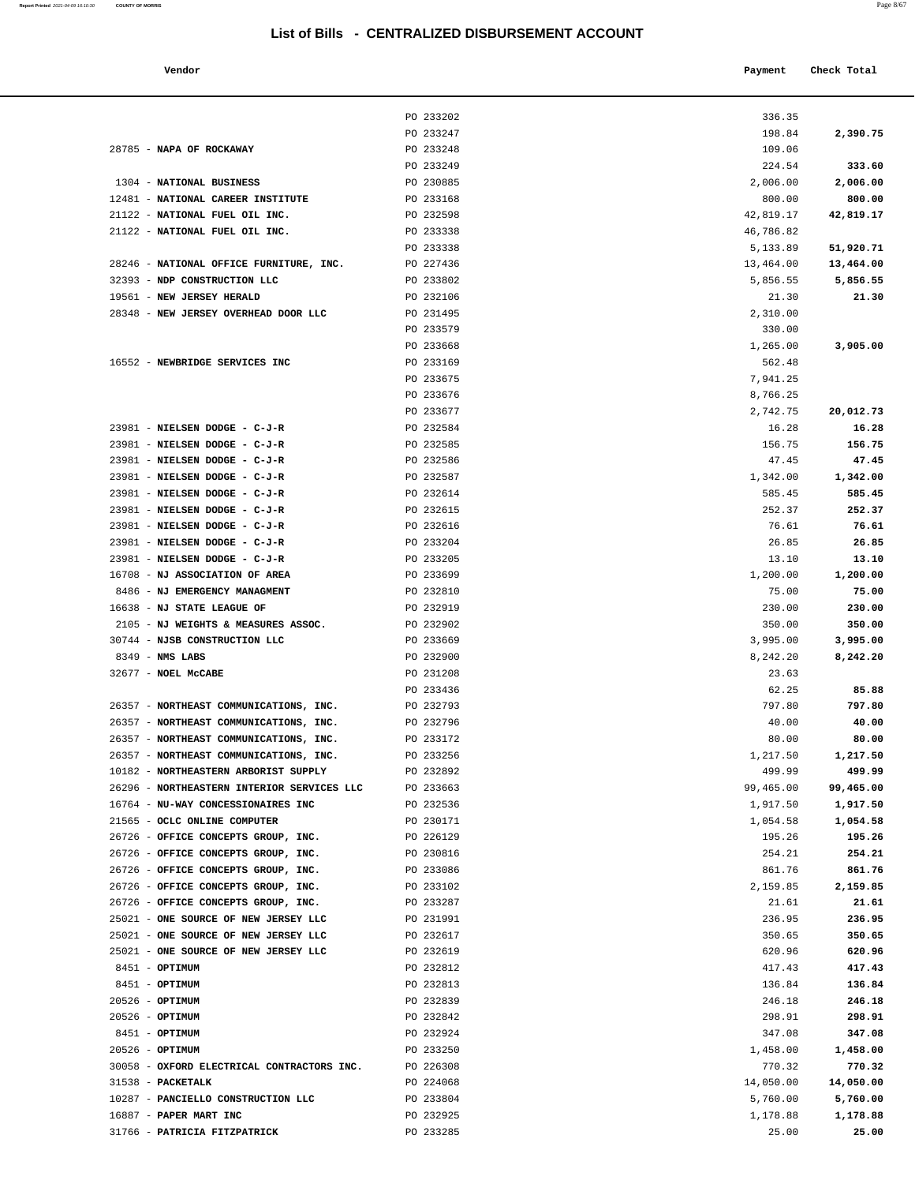# List of Bills - CENTRALIZED DISBURSEMENT ACCOUNT

| Vendor | | Payment | Check Total |
|---|---|---|---|
| | PO 233202 | 336.35 | |
| | PO 233247 | 198.84 | **2,390.75** |
| 28785 - **NAPA OF ROCKAWAY** | PO 233248 | 109.06 | |
| | PO 233249 | 224.54 | **333.60** |
| 1304 - **NATIONAL BUSINESS** | PO 230885 | 2,006.00 | **2,006.00** |
| 12481 - **NATIONAL CAREER INSTITUTE** | PO 233168 | 800.00 | **800.00** |
| 21122 - **NATIONAL FUEL OIL INC.** | PO 232598 | 42,819.17 | **42,819.17** |
| 21122 - **NATIONAL FUEL OIL INC.** | PO 233338 | 46,786.82 | |
| | PO 233338 | 5,133.89 | **51,920.71** |
| 28246 - **NATIONAL OFFICE FURNITURE, INC.** | PO 227436 | 13,464.00 | **13,464.00** |
| 32393 - **NDP CONSTRUCTION LLC** | PO 233802 | 5,856.55 | **5,856.55** |
| 19561 - **NEW JERSEY HERALD** | PO 232106 | 21.30 | **21.30** |
| 28348 - **NEW JERSEY OVERHEAD DOOR LLC** | PO 231495 | 2,310.00 | |
| | PO 233579 | 330.00 | |
| | PO 233668 | 1,265.00 | **3,905.00** |
| 16552 - **NEWBRIDGE SERVICES INC** | PO 233169 | 562.48 | |
| | PO 233675 | 7,941.25 | |
| | PO 233676 | 8,766.25 | |
| | PO 233677 | 2,742.75 | **20,012.73** |
| 23981 - **NIELSEN DODGE - C-J-R** | PO 232584 | 16.28 | **16.28** |
| 23981 - **NIELSEN DODGE - C-J-R** | PO 232585 | 156.75 | **156.75** |
| 23981 - **NIELSEN DODGE - C-J-R** | PO 232586 | 47.45 | **47.45** |
| 23981 - **NIELSEN DODGE - C-J-R** | PO 232587 | 1,342.00 | **1,342.00** |
| 23981 - **NIELSEN DODGE - C-J-R** | PO 232614 | 585.45 | **585.45** |
| 23981 - **NIELSEN DODGE - C-J-R** | PO 232615 | 252.37 | **252.37** |
| 23981 - **NIELSEN DODGE - C-J-R** | PO 232616 | 76.61 | **76.61** |
| 23981 - **NIELSEN DODGE - C-J-R** | PO 233204 | 26.85 | **26.85** |
| 23981 - **NIELSEN DODGE - C-J-R** | PO 233205 | 13.10 | **13.10** |
| 16708 - **NJ ASSOCIATION OF AREA** | PO 233699 | 1,200.00 | **1,200.00** |
| 8486 - **NJ EMERGENCY MANAGMENT** | PO 232810 | 75.00 | **75.00** |
| 16638 - **NJ STATE LEAGUE OF** | PO 232919 | 230.00 | **230.00** |
| 2105 - **NJ WEIGHTS & MEASURES ASSOC.** | PO 232902 | 350.00 | **350.00** |
| 30744 - **NJSB CONSTRUCTION LLC** | PO 233669 | 3,995.00 | **3,995.00** |
| 8349 - **NMS LABS** | PO 232900 | 8,242.20 | **8,242.20** |
| 32677 - **NOEL McCABE** | PO 231208 | 23.63 | |
| | PO 233436 | 62.25 | **85.88** |
| 26357 - **NORTHEAST COMMUNICATIONS, INC.** | PO 232793 | 797.80 | **797.80** |
| 26357 - **NORTHEAST COMMUNICATIONS, INC.** | PO 232796 | 40.00 | **40.00** |
| 26357 - **NORTHEAST COMMUNICATIONS, INC.** | PO 233172 | 80.00 | **80.00** |
| 26357 - **NORTHEAST COMMUNICATIONS, INC.** | PO 233256 | 1,217.50 | **1,217.50** |
| 10182 - **NORTHEASTERN ARBORIST SUPPLY** | PO 232892 | 499.99 | **499.99** |
| 26296 - **NORTHEASTERN INTERIOR SERVICES LLC** | PO 233663 | 99,465.00 | **99,465.00** |
| 16764 - **NU-WAY CONCESSIONAIRES INC** | PO 232536 | 1,917.50 | **1,917.50** |
| 21565 - **OCLC ONLINE COMPUTER** | PO 230171 | 1,054.58 | **1,054.58** |
| 26726 - **OFFICE CONCEPTS GROUP, INC.** | PO 226129 | 195.26 | **195.26** |
| 26726 - **OFFICE CONCEPTS GROUP, INC.** | PO 230816 | 254.21 | **254.21** |
| 26726 - **OFFICE CONCEPTS GROUP, INC.** | PO 233086 | 861.76 | **861.76** |
| 26726 - **OFFICE CONCEPTS GROUP, INC.** | PO 233102 | 2,159.85 | **2,159.85** |
| 26726 - **OFFICE CONCEPTS GROUP, INC.** | PO 233287 | 21.61 | **21.61** |
| 25021 - **ONE SOURCE OF NEW JERSEY LLC** | PO 231991 | 236.95 | **236.95** |
| 25021 - **ONE SOURCE OF NEW JERSEY LLC** | PO 232617 | 350.65 | **350.65** |
| 25021 - **ONE SOURCE OF NEW JERSEY LLC** | PO 232619 | 620.96 | **620.96** |
| 8451 - **OPTIMUM** | PO 232812 | 417.43 | **417.43** |
| 8451 - **OPTIMUM** | PO 232813 | 136.84 | **136.84** |
| 20526 - **OPTIMUM** | PO 232839 | 246.18 | **246.18** |
| 20526 - **OPTIMUM** | PO 232842 | 298.91 | **298.91** |
| 8451 - **OPTIMUM** | PO 232924 | 347.08 | **347.08** |
| 20526 - **OPTIMUM** | PO 233250 | 1,458.00 | **1,458.00** |
| 30058 - **OXFORD ELECTRICAL CONTRACTORS INC.** | PO 226308 | 770.32 | **770.32** |
| 31538 - **PACKETALK** | PO 224068 | 14,050.00 | **14,050.00** |
| 10287 - **PANCIELLO CONSTRUCTION LLC** | PO 233804 | 5,760.00 | **5,760.00** |
| 16887 - **PAPER MART INC** | PO 232925 | 1,178.88 | **1,178.88** |
| 31766 - **PATRICIA FITZPATRICK** | PO 233285 | 25.00 | **25.00** |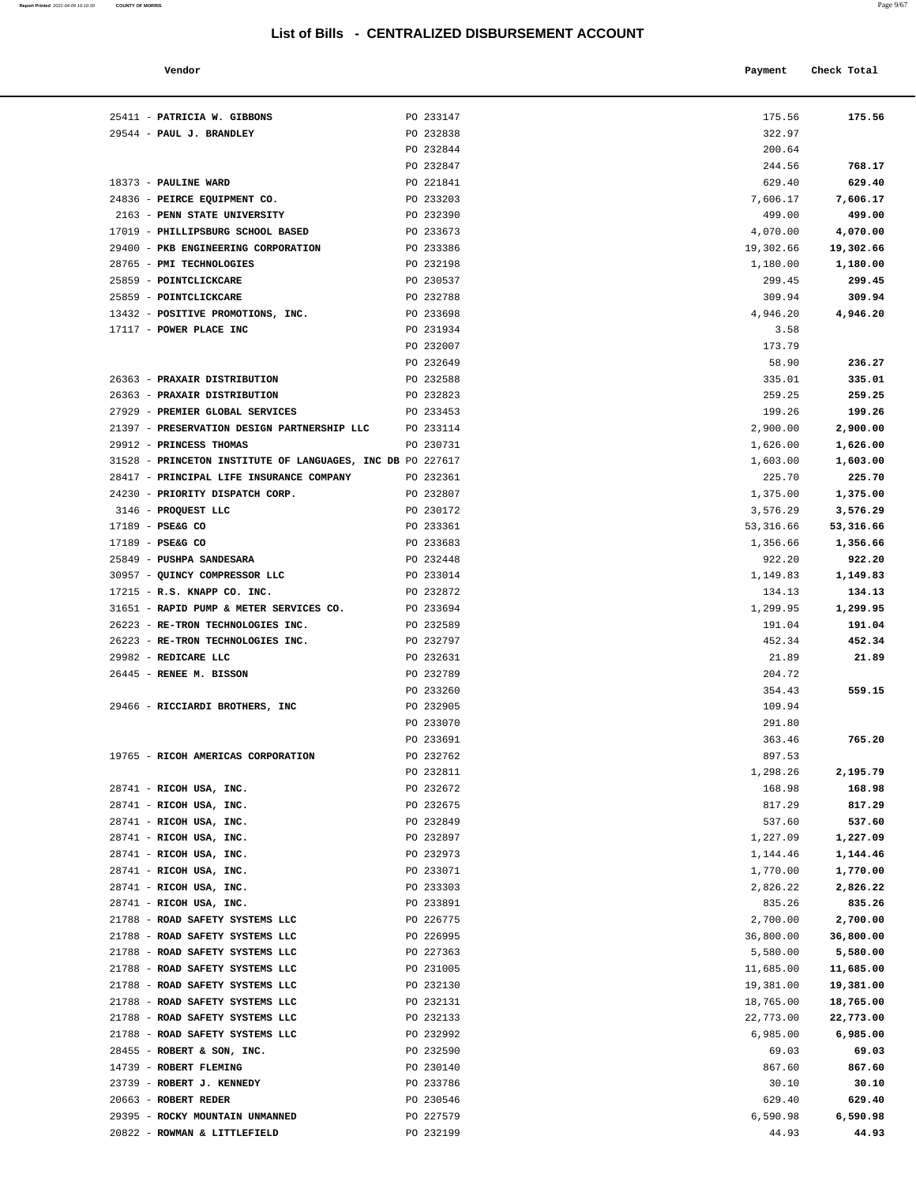# List of Bills - CENTRALIZED DISBURSEMENT ACCOUNT

| Vendor | | Payment | Check Total |
|---|---|---|---|
| 25411 - **PATRICIA W. GIBBONS** | PO 233147 | 175.56 | **175.56** |
| 29544 - **PAUL J. BRANDLEY** | PO 232838 | 322.97 | |
| | PO 232844 | 200.64 | |
| | PO 232847 | 244.56 | **768.17** |
| 18373 - **PAULINE WARD** | PO 221841 | 629.40 | **629.40** |
| 24836 - **PEIRCE EQUIPMENT CO.** | PO 233203 | 7,606.17 | **7,606.17** |
| 2163 - **PENN STATE UNIVERSITY** | PO 232390 | 499.00 | **499.00** |
| 17019 - **PHILLIPSBURG SCHOOL BASED** | PO 233673 | 4,070.00 | **4,070.00** |
| 29400 - **PKB ENGINEERING CORPORATION** | PO 233386 | 19,302.66 | **19,302.66** |
| 28765 - **PMI TECHNOLOGIES** | PO 232198 | 1,180.00 | **1,180.00** |
| 25859 - **POINTCLICKCARE** | PO 230537 | 299.45 | **299.45** |
| 25859 - **POINTCLICKCARE** | PO 232788 | 309.94 | **309.94** |
| 13432 - **POSITIVE PROMOTIONS, INC.** | PO 233698 | 4,946.20 | **4,946.20** |
| 17117 - **POWER PLACE INC** | PO 231934 | 3.58 | |
| | PO 232007 | 173.79 | |
| | PO 232649 | 58.90 | **236.27** |
| 26363 - **PRAXAIR DISTRIBUTION** | PO 232588 | 335.01 | **335.01** |
| 26363 - **PRAXAIR DISTRIBUTION** | PO 232823 | 259.25 | **259.25** |
| 27929 - **PREMIER GLOBAL SERVICES** | PO 233453 | 199.26 | **199.26** |
| 21397 - **PRESERVATION DESIGN PARTNERSHIP LLC** | PO 233114 | 2,900.00 | **2,900.00** |
| 29912 - **PRINCESS THOMAS** | PO 230731 | 1,626.00 | **1,626.00** |
| 31528 - **PRINCETON INSTITUTE OF LANGUAGES, INC DB** | PO 227617 | 1,603.00 | **1,603.00** |
| 28417 - **PRINCIPAL LIFE INSURANCE COMPANY** | PO 232361 | 225.70 | **225.70** |
| 24230 - **PRIORITY DISPATCH CORP.** | PO 232807 | 1,375.00 | **1,375.00** |
| 3146 - **PROQUEST LLC** | PO 230172 | 3,576.29 | **3,576.29** |
| 17189 - **PSE&G CO** | PO 233361 | 53,316.66 | **53,316.66** |
| 17189 - **PSE&G CO** | PO 233683 | 1,356.66 | **1,356.66** |
| 25849 - **PUSHPA SANDESARA** | PO 232448 | 922.20 | **922.20** |
| 30957 - **QUINCY COMPRESSOR LLC** | PO 233014 | 1,149.83 | **1,149.83** |
| 17215 - **R.S. KNAPP CO. INC.** | PO 232872 | 134.13 | **134.13** |
| 31651 - **RAPID PUMP & METER SERVICES CO.** | PO 233694 | 1,299.95 | **1,299.95** |
| 26223 - **RE-TRON TECHNOLOGIES INC.** | PO 232589 | 191.04 | **191.04** |
| 26223 - **RE-TRON TECHNOLOGIES INC.** | PO 232797 | 452.34 | **452.34** |
| 29982 - **REDICARE LLC** | PO 232631 | 21.89 | **21.89** |
| 26445 - **RENEE M. BISSON** | PO 232789 | 204.72 | |
| | PO 233260 | 354.43 | **559.15** |
| 29466 - **RICCIARDI BROTHERS, INC** | PO 232905 | 109.94 | |
| | PO 233070 | 291.80 | |
| | PO 233691 | 363.46 | **765.20** |
| 19765 - **RICOH AMERICAS CORPORATION** | PO 232762 | 897.53 | |
| | PO 232811 | 1,298.26 | **2,195.79** |
| 28741 - **RICOH USA, INC.** | PO 232672 | 168.98 | **168.98** |
| 28741 - **RICOH USA, INC.** | PO 232675 | 817.29 | **817.29** |
| 28741 - **RICOH USA, INC.** | PO 232849 | 537.60 | **537.60** |
| 28741 - **RICOH USA, INC.** | PO 232897 | 1,227.09 | **1,227.09** |
| 28741 - **RICOH USA, INC.** | PO 232973 | 1,144.46 | **1,144.46** |
| 28741 - **RICOH USA, INC.** | PO 233071 | 1,770.00 | **1,770.00** |
| 28741 - **RICOH USA, INC.** | PO 233303 | 2,826.22 | **2,826.22** |
| 28741 - **RICOH USA, INC.** | PO 233891 | 835.26 | **835.26** |
| 21788 - **ROAD SAFETY SYSTEMS LLC** | PO 226775 | 2,700.00 | **2,700.00** |
| 21788 - **ROAD SAFETY SYSTEMS LLC** | PO 226995 | 36,800.00 | **36,800.00** |
| 21788 - **ROAD SAFETY SYSTEMS LLC** | PO 227363 | 5,580.00 | **5,580.00** |
| 21788 - **ROAD SAFETY SYSTEMS LLC** | PO 231005 | 11,685.00 | **11,685.00** |
| 21788 - **ROAD SAFETY SYSTEMS LLC** | PO 232130 | 19,381.00 | **19,381.00** |
| 21788 - **ROAD SAFETY SYSTEMS LLC** | PO 232131 | 18,765.00 | **18,765.00** |
| 21788 - **ROAD SAFETY SYSTEMS LLC** | PO 232133 | 22,773.00 | **22,773.00** |
| 21788 - **ROAD SAFETY SYSTEMS LLC** | PO 232992 | 6,985.00 | **6,985.00** |
| 28455 - **ROBERT & SON, INC.** | PO 232590 | 69.03 | **69.03** |
| 14739 - **ROBERT FLEMING** | PO 230140 | 867.60 | **867.60** |
| 23739 - **ROBERT J. KENNEDY** | PO 233786 | 30.10 | **30.10** |
| 20663 - **ROBERT REDER** | PO 230546 | 629.40 | **629.40** |
| 29395 - **ROCKY MOUNTAIN UNMANNED** | PO 227579 | 6,590.98 | **6,590.98** |
| 20822 - **ROWMAN & LITTLEFIELD** | PO 232199 | 44.93 | **44.93** |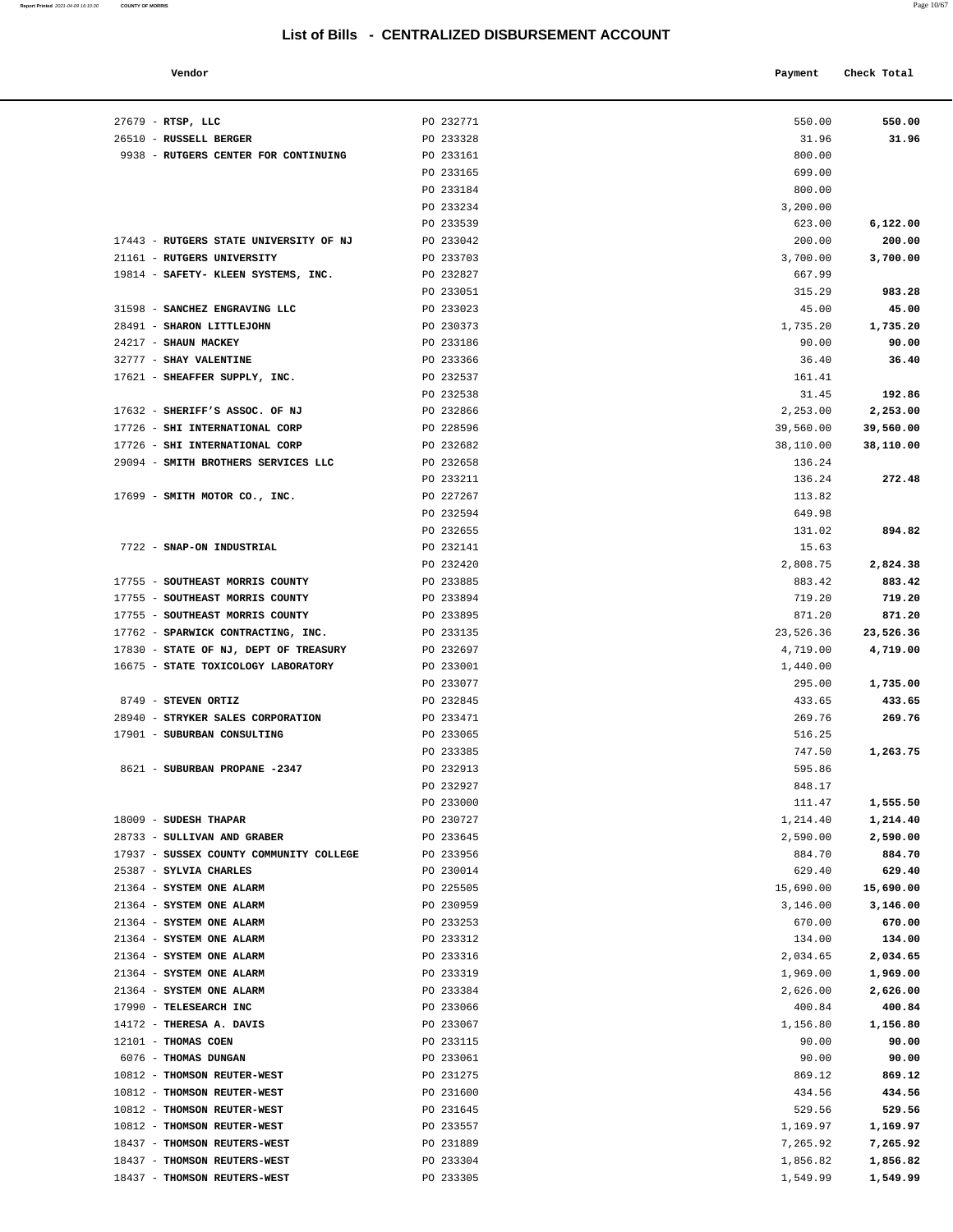# List of Bills - CENTRALIZED DISBURSEMENT ACCOUNT

| Vendor | | Payment | Check Total |
|---|---|---|---|
| 27679 - **RTSP, LLC** | PO 232771 | 550.00 | **550.00** |
| 26510 - **RUSSELL BERGER** | PO 233328 | 31.96 | **31.96** |
| 9938 - **RUTGERS CENTER FOR CONTINUING** | PO 233161 | 800.00 | |
| | PO 233165 | 699.00 | |
| | PO 233184 | 800.00 | |
| | PO 233234 | 3,200.00 | |
| | PO 233539 | 623.00 | **6,122.00** |
| 17443 - **RUTGERS STATE UNIVERSITY OF NJ** | PO 233042 | 200.00 | **200.00** |
| 21161 - **RUTGERS UNIVERSITY** | PO 233703 | 3,700.00 | **3,700.00** |
| 19814 - **SAFETY- KLEEN SYSTEMS, INC.** | PO 232827 | 667.99 | |
| | PO 233051 | 315.29 | **983.28** |
| 31598 - **SANCHEZ ENGRAVING LLC** | PO 233023 | 45.00 | **45.00** |
| 28491 - **SHARON LITTLEJOHN** | PO 230373 | 1,735.20 | **1,735.20** |
| 24217 - **SHAUN MACKEY** | PO 233186 | 90.00 | **90.00** |
| 32777 - **SHAY VALENTINE** | PO 233366 | 36.40 | **36.40** |
| 17621 - **SHEAFFER SUPPLY, INC.** | PO 232537 | 161.41 | |
| | PO 232538 | 31.45 | **192.86** |
| 17632 - **SHERIFF'S ASSOC. OF NJ** | PO 232866 | 2,253.00 | **2,253.00** |
| 17726 - **SHI INTERNATIONAL CORP** | PO 228596 | 39,560.00 | **39,560.00** |
| 17726 - **SHI INTERNATIONAL CORP** | PO 232682 | 38,110.00 | **38,110.00** |
| 29094 - **SMITH BROTHERS SERVICES LLC** | PO 232658 | 136.24 | |
| | PO 233211 | 136.24 | **272.48** |
| 17699 - **SMITH MOTOR CO., INC.** | PO 227267 | 113.82 | |
| | PO 232594 | 649.98 | |
| | PO 232655 | 131.02 | **894.82** |
| 7722 - **SNAP-ON INDUSTRIAL** | PO 232141 | 15.63 | |
| | PO 232420 | 2,808.75 | **2,824.38** |
| 17755 - **SOUTHEAST MORRIS COUNTY** | PO 233885 | 883.42 | **883.42** |
| 17755 - **SOUTHEAST MORRIS COUNTY** | PO 233894 | 719.20 | **719.20** |
| 17755 - **SOUTHEAST MORRIS COUNTY** | PO 233895 | 871.20 | **871.20** |
| 17762 - **SPARWICK CONTRACTING, INC.** | PO 233135 | 23,526.36 | **23,526.36** |
| 17830 - **STATE OF NJ, DEPT OF TREASURY** | PO 232697 | 4,719.00 | **4,719.00** |
| 16675 - **STATE TOXICOLOGY LABORATORY** | PO 233001 | 1,440.00 | |
| | PO 233077 | 295.00 | **1,735.00** |
| 8749 - **STEVEN ORTIZ** | PO 232845 | 433.65 | **433.65** |
| 28940 - **STRYKER SALES CORPORATION** | PO 233471 | 269.76 | **269.76** |
| 17901 - **SUBURBAN CONSULTING** | PO 233065 | 516.25 | |
| | PO 233385 | 747.50 | **1,263.75** |
| 8621 - **SUBURBAN PROPANE -2347** | PO 232913 | 595.86 | |
| | PO 232927 | 848.17 | |
| | PO 233000 | 111.47 | **1,555.50** |
| 18009 - **SUDESH THAPAR** | PO 230727 | 1,214.40 | **1,214.40** |
| 28733 - **SULLIVAN AND GRABER** | PO 233645 | 2,590.00 | **2,590.00** |
| 17937 - **SUSSEX COUNTY COMMUNITY COLLEGE** | PO 233956 | 884.70 | **884.70** |
| 25387 - **SYLVIA CHARLES** | PO 230014 | 629.40 | **629.40** |
| 21364 - **SYSTEM ONE ALARM** | PO 225505 | 15,690.00 | **15,690.00** |
| 21364 - **SYSTEM ONE ALARM** | PO 230959 | 3,146.00 | **3,146.00** |
| 21364 - **SYSTEM ONE ALARM** | PO 233253 | 670.00 | **670.00** |
| 21364 - **SYSTEM ONE ALARM** | PO 233312 | 134.00 | **134.00** |
| 21364 - **SYSTEM ONE ALARM** | PO 233316 | 2,034.65 | **2,034.65** |
| 21364 - **SYSTEM ONE ALARM** | PO 233319 | 1,969.00 | **1,969.00** |
| 21364 - **SYSTEM ONE ALARM** | PO 233384 | 2,626.00 | **2,626.00** |
| 17990 - **TELESEARCH INC** | PO 233066 | 400.84 | **400.84** |
| 14172 - **THERESA A. DAVIS** | PO 233067 | 1,156.80 | **1,156.80** |
| 12101 - **THOMAS COEN** | PO 233115 | 90.00 | **90.00** |
| 6076 - **THOMAS DUNGAN** | PO 233061 | 90.00 | **90.00** |
| 10812 - **THOMSON REUTER-WEST** | PO 231275 | 869.12 | **869.12** |
| 10812 - **THOMSON REUTER-WEST** | PO 231600 | 434.56 | **434.56** |
| 10812 - **THOMSON REUTER-WEST** | PO 231645 | 529.56 | **529.56** |
| 10812 - **THOMSON REUTER-WEST** | PO 233557 | 1,169.97 | **1,169.97** |
| 18437 - **THOMSON REUTERS-WEST** | PO 231889 | 7,265.92 | **7,265.92** |
| 18437 - **THOMSON REUTERS-WEST** | PO 233304 | 1,856.82 | **1,856.82** |
| 18437 - **THOMSON REUTERS-WEST** | PO 233305 | 1,549.99 | **1,549.99** |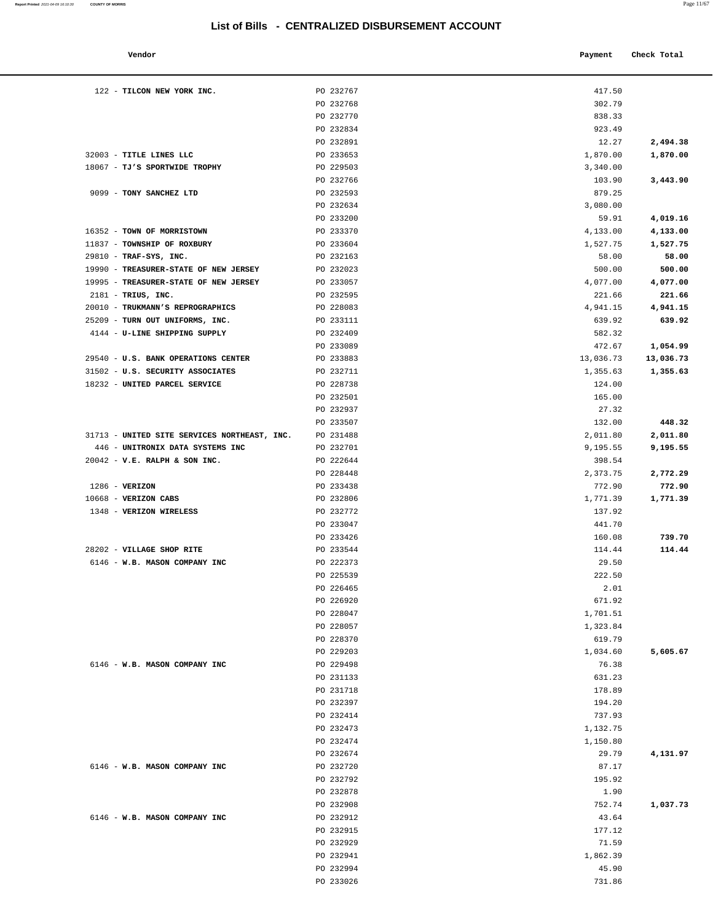# List of Bills - CENTRALIZED DISBURSEMENT ACCOUNT

| Vendor | | Payment | Check Total |
|---|---|---|---|
| 122 - **TILCON NEW YORK INC.** | PO 232767 | 417.50 | |
| | PO 232768 | 302.79 | |
| | PO 232770 | 838.33 | |
| | PO 232834 | 923.49 | |
| | PO 232891 | 12.27 | **2,494.38** |
| 32003 - **TITLE LINES LLC** | PO 233653 | 1,870.00 | **1,870.00** |
| 18067 - **TJ'S SPORTWIDE TROPHY** | PO 229503 | 3,340.00 | |
| | PO 232766 | 103.90 | **3,443.90** |
| 9099 - **TONY SANCHEZ LTD** | PO 232593 | 879.25 | |
| | PO 232634 | 3,080.00 | |
| | PO 233200 | 59.91 | **4,019.16** |
| 16352 - **TOWN OF MORRISTOWN** | PO 233370 | 4,133.00 | **4,133.00** |
| 11837 - **TOWNSHIP OF ROXBURY** | PO 233604 | 1,527.75 | **1,527.75** |
| 29810 - **TRAF-SYS, INC.** | PO 232163 | 58.00 | **58.00** |
| 19990 - **TREASURER-STATE OF NEW JERSEY** | PO 232023 | 500.00 | **500.00** |
| 19995 - **TREASURER-STATE OF NEW JERSEY** | PO 233057 | 4,077.00 | **4,077.00** |
| 2181 - **TRIUS, INC.** | PO 232595 | 221.66 | **221.66** |
| 20010 - **TRUKMANN'S REPROGRAPHICS** | PO 228083 | 4,941.15 | **4,941.15** |
| 25209 - **TURN OUT UNIFORMS, INC.** | PO 233111 | 639.92 | **639.92** |
| 4144 - **U-LINE SHIPPING SUPPLY** | PO 232409 | 582.32 | |
| | PO 233089 | 472.67 | **1,054.99** |
| 29540 - **U.S. BANK OPERATIONS CENTER** | PO 233883 | 13,036.73 | **13,036.73** |
| 31502 - **U.S. SECURITY ASSOCIATES** | PO 232711 | 1,355.63 | **1,355.63** |
| 18232 - **UNITED PARCEL SERVICE** | PO 228738 | 124.00 | |
| | PO 232501 | 165.00 | |
| | PO 232937 | 27.32 | |
| | PO 233507 | 132.00 | **448.32** |
| 31713 - **UNITED SITE SERVICES NORTHEAST, INC.** | PO 231488 | 2,011.80 | **2,011.80** |
| 446 - **UNITRONIX DATA SYSTEMS INC** | PO 232701 | 9,195.55 | **9,195.55** |
| 20042 - **V.E. RALPH & SON INC.** | PO 222644 | 398.54 | |
| | PO 228448 | 2,373.75 | **2,772.29** |
| 1286 - **VERIZON** | PO 233438 | 772.90 | **772.90** |
| 10668 - **VERIZON CABS** | PO 232806 | 1,771.39 | **1,771.39** |
| 1348 - **VERIZON WIRELESS** | PO 232772 | 137.92 | |
| | PO 233047 | 441.70 | |
| | PO 233426 | 160.08 | **739.70** |
| 28202 - **VILLAGE SHOP RITE** | PO 233544 | 114.44 | **114.44** |
| 6146 - **W.B. MASON COMPANY INC** | PO 222373 | 29.50 | |
| | PO 225539 | 222.50 | |
| | PO 226465 | 2.01 | |
| | PO 226920 | 671.92 | |
| | PO 228047 | 1,701.51 | |
| | PO 228057 | 1,323.84 | |
| | PO 228370 | 619.79 | |
| | PO 229203 | 1,034.60 | **5,605.67** |
| 6146 - **W.B. MASON COMPANY INC** | PO 229498 | 76.38 | |
| | PO 231133 | 631.23 | |
| | PO 231718 | 178.89 | |
| | PO 232397 | 194.20 | |
| | PO 232414 | 737.93 | |
| | PO 232473 | 1,132.75 | |
| | PO 232474 | 1,150.80 | |
| | PO 232674 | 29.79 | **4,131.97** |
| 6146 - **W.B. MASON COMPANY INC** | PO 232720 | 87.17 | |
| | PO 232792 | 195.92 | |
| | PO 232878 | 1.90 | |
| | PO 232908 | 752.74 | **1,037.73** |
| 6146 - **W.B. MASON COMPANY INC** | PO 232912 | 43.64 | |
| | PO 232915 | 177.12 | |
| | PO 232929 | 71.59 | |
| | PO 232941 | 1,862.39 | |
| | PO 232994 | 45.90 | |
| | PO 233026 | 731.86 | |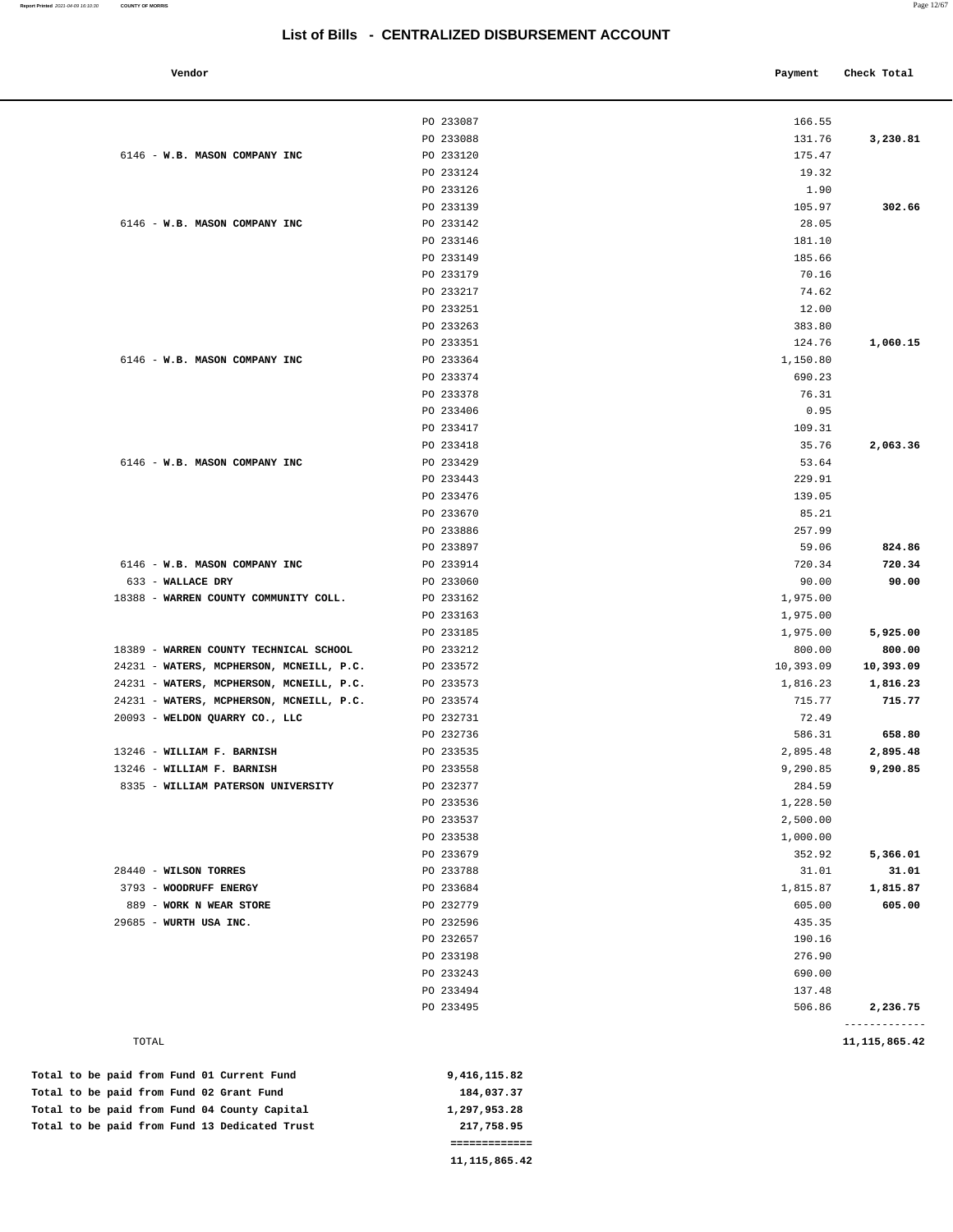# List of Bills - CENTRALIZED DISBURSEMENT ACCOUNT

| Vendor | | Payment | Check Total |
|---|---|---|---|
| | PO 233087 | 166.55 | |
| | PO 233088 | 131.76 | **3,230.81** |
| 6146 - **W.B. MASON COMPANY INC** | PO 233120 | 175.47 | |
| | PO 233124 | 19.32 | |
| | PO 233126 | 1.90 | |
| | PO 233139 | 105.97 | **302.66** |
| 6146 - **W.B. MASON COMPANY INC** | PO 233142 | 28.05 | |
| | PO 233146 | 181.10 | |
| | PO 233149 | 185.66 | |
| | PO 233179 | 70.16 | |
| | PO 233217 | 74.62 | |
| | PO 233251 | 12.00 | |
| | PO 233263 | 383.80 | |
| | PO 233351 | 124.76 | **1,060.15** |
| 6146 - **W.B. MASON COMPANY INC** | PO 233364 | 1,150.80 | |
| | PO 233374 | 690.23 | |
| | PO 233378 | 76.31 | |
| | PO 233406 | 0.95 | |
| | PO 233417 | 109.31 | |
| | PO 233418 | 35.76 | **2,063.36** |
| 6146 - **W.B. MASON COMPANY INC** | PO 233429 | 53.64 | |
| | PO 233443 | 229.91 | |
| | PO 233476 | 139.05 | |
| | PO 233670 | 85.21 | |
| | PO 233886 | 257.99 | |
| | PO 233897 | 59.06 | **824.86** |
| 6146 - **W.B. MASON COMPANY INC** | PO 233914 | 720.34 | **720.34** |
| 633 - **WALLACE DRY** | PO 233060 | 90.00 | **90.00** |
| 18388 - **WARREN COUNTY COMMUNITY COLL.** | PO 233162 | 1,975.00 | |
| | PO 233163 | 1,975.00 | |
| | PO 233185 | 1,975.00 | **5,925.00** |
| 18389 - **WARREN COUNTY TECHNICAL SCHOOL** | PO 233212 | 800.00 | **800.00** |
| 24231 - **WATERS, MCPHERSON, MCNEILL, P.C.** | PO 233572 | 10,393.09 | **10,393.09** |
| 24231 - **WATERS, MCPHERSON, MCNEILL, P.C.** | PO 233573 | 1,816.23 | **1,816.23** |
| 24231 - **WATERS, MCPHERSON, MCNEILL, P.C.** | PO 233574 | 715.77 | **715.77** |
| 20093 - **WELDON QUARRY CO., LLC** | PO 232731 | 72.49 | |
| | PO 232736 | 586.31 | **658.80** |
| 13246 - **WILLIAM F. BARNISH** | PO 233535 | 2,895.48 | **2,895.48** |
| 13246 - **WILLIAM F. BARNISH** | PO 233558 | 9,290.85 | **9,290.85** |
| 8335 - **WILLIAM PATERSON UNIVERSITY** | PO 232377 | 284.59 | |
| | PO 233536 | 1,228.50 | |
| | PO 233537 | 2,500.00 | |
| | PO 233538 | 1,000.00 | |
| | PO 233679 | 352.92 | **5,366.01** |
| 28440 - **WILSON TORRES** | PO 233788 | 31.01 | **31.01** |
| 3793 - **WOODRUFF ENERGY** | PO 233684 | 1,815.87 | **1,815.87** |
| 889 - **WORK N WEAR STORE** | PO 232779 | 605.00 | **605.00** |
| 29685 - **WURTH USA INC.** | PO 232596 | 435.35 | |
| | PO 232657 | 190.16 | |
| | PO 233198 | 276.90 | |
| | PO 233243 | 690.00 | |
| | PO 233494 | 137.48 | |
| | PO 233495 | 506.86 | **2,236.75** |
| TOTAL | | | **11,115,865.42** |

| | |
|---|---|
| **Total to be paid from Fund 01 Current Fund** | **9,416,115.82** |
| **Total to be paid from Fund 02 Grant Fund** | **184,037.37** |
| **Total to be paid from Fund 04 County Capital** | **1,297,953.28** |
| **Total to be paid from Fund 13 Dedicated Trust** | **217,758.95** |
| | **11,115,865.42** |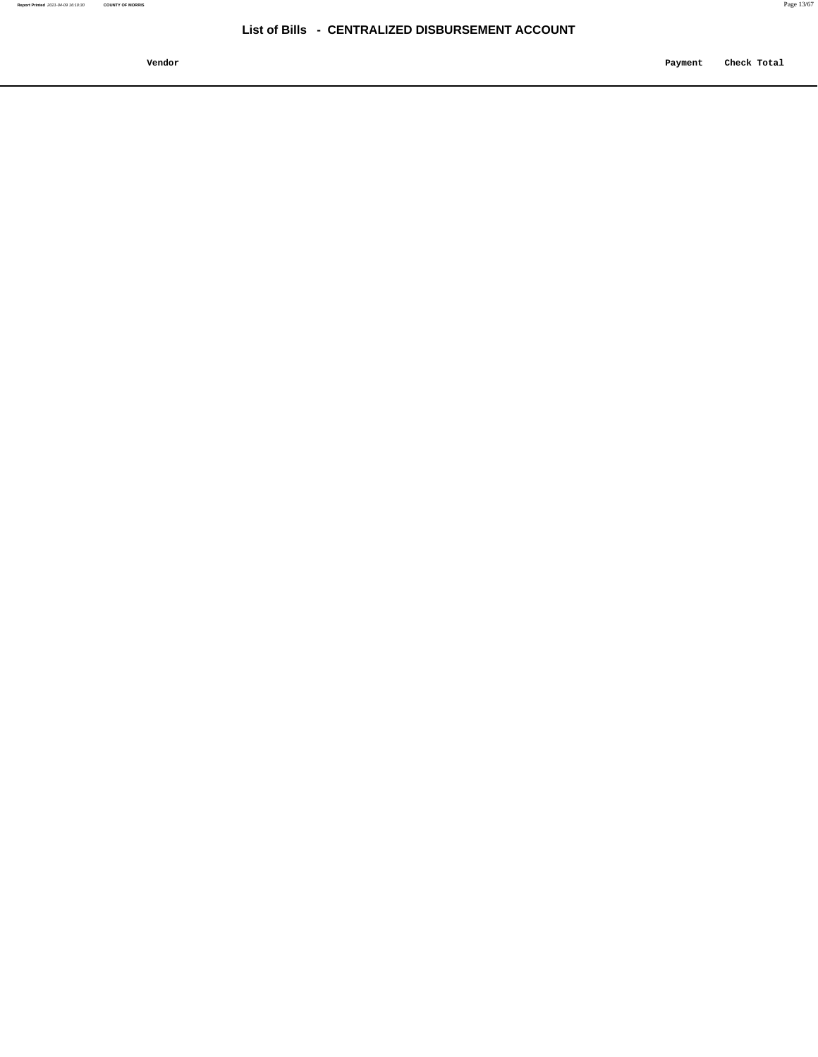# List of Bills - CENTRALIZED DISBURSEMENT ACCOUNT

| Vendor | Payment | Check Total |
|---|---|---|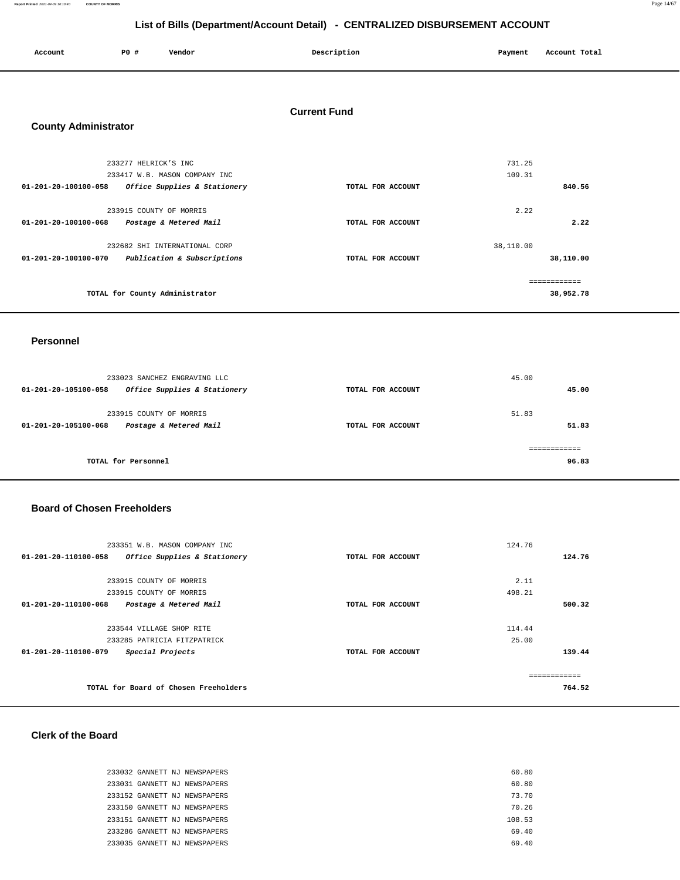# List of Bills (Department/Account Detail) - CENTRALIZED DISBURSEMENT ACCOUNT

| Account | PO # | Vendor | Description | Payment | Account Total |
|---|---|---|---|---|---|

## Current Fund

### County Administrator

| Account | PO # | Vendor | Description | Payment | Account Total |
|---|---|---|---|---|---|
| | 233277 | HELRICK'S INC | | 731.25 | |
| | 233417 | W.B. MASON COMPANY INC | | 109.31 | |
| 01-201-20-100100-058 | | *Office Supplies & Stationery* | TOTAL FOR ACCOUNT | | 840.56 |
| | 233915 | COUNTY OF MORRIS | | 2.22 | |
| 01-201-20-100100-068 | | *Postage & Metered Mail* | TOTAL FOR ACCOUNT | | 2.22 |
| | 232682 | SHI INTERNATIONAL CORP | | 38,110.00 | |
| 01-201-20-100100-070 | | *Publication & Subscriptions* | TOTAL FOR ACCOUNT | | 38,110.00 |
| | | | | | ============ |
| | | TOTAL for County Administrator | | | 38,952.78 |

### Personnel

| Account | PO # | Vendor | Description | Payment | Account Total |
|---|---|---|---|---|---|
| | 233023 | SANCHEZ ENGRAVING LLC | | 45.00 | |
| 01-201-20-105100-058 | | *Office Supplies & Stationery* | TOTAL FOR ACCOUNT | | 45.00 |
| | 233915 | COUNTY OF MORRIS | | 51.83 | |
| 01-201-20-105100-068 | | *Postage & Metered Mail* | TOTAL FOR ACCOUNT | | 51.83 |
| | | | | | ============ |
| | | TOTAL for Personnel | | | 96.83 |

### Board of Chosen Freeholders

| Account | PO # | Vendor | Description | Payment | Account Total |
|---|---|---|---|---|---|
| | 233351 | W.B. MASON COMPANY INC | | 124.76 | |
| 01-201-20-110100-058 | | *Office Supplies & Stationery* | TOTAL FOR ACCOUNT | | 124.76 |
| | 233915 | COUNTY OF MORRIS | | 2.11 | |
| | 233915 | COUNTY OF MORRIS | | 498.21 | |
| 01-201-20-110100-068 | | *Postage & Metered Mail* | TOTAL FOR ACCOUNT | | 500.32 |
| | 233544 | VILLAGE SHOP RITE | | 114.44 | |
| | 233285 | PATRICIA FITZPATRICK | | 25.00 | |
| 01-201-20-110100-079 | | *Special Projects* | TOTAL FOR ACCOUNT | | 139.44 |
| | | | | | ============ |
| | | TOTAL for Board of Chosen Freeholders | | | 764.52 |

### Clerk of the Board

| Account | PO # | Vendor | Description | Payment | Account Total |
|---|---|---|---|---|---|
| | 233032 | GANNETT NJ NEWSPAPERS | | 60.80 | |
| | 233031 | GANNETT NJ NEWSPAPERS | | 60.80 | |
| | 233152 | GANNETT NJ NEWSPAPERS | | 73.70 | |
| | 233150 | GANNETT NJ NEWSPAPERS | | 70.26 | |
| | 233151 | GANNETT NJ NEWSPAPERS | | 108.53 | |
| | 233286 | GANNETT NJ NEWSPAPERS | | 69.40 | |
| | 233035 | GANNETT NJ NEWSPAPERS | | 69.40 | |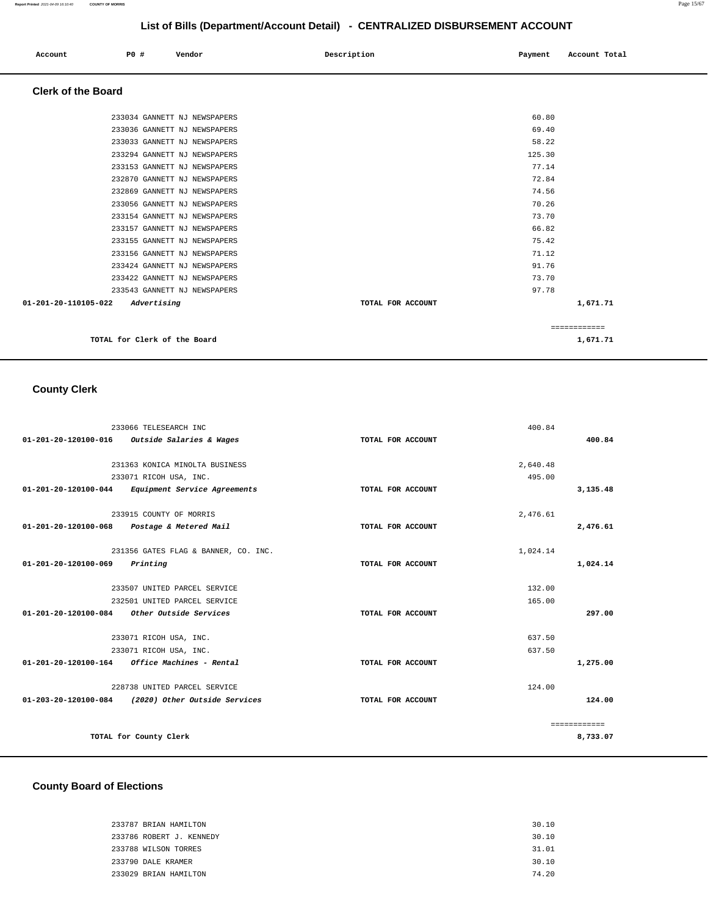# List of Bills (Department/Account Detail) - CENTRALIZED DISBURSEMENT ACCOUNT

| Account | PO # | Vendor | Description | Payment | Account Total |
|---|---|---|---|---|---|

## Clerk of the Board

| Account | PO # | Vendor | Description | Payment | Account Total |
|---|---|---|---|---|---|
| | 233034 | GANNETT NJ NEWSPAPERS | | 60.80 | |
| | 233036 | GANNETT NJ NEWSPAPERS | | 69.40 | |
| | 233033 | GANNETT NJ NEWSPAPERS | | 58.22 | |
| | 233294 | GANNETT NJ NEWSPAPERS | | 125.30 | |
| | 233153 | GANNETT NJ NEWSPAPERS | | 77.14 | |
| | 232870 | GANNETT NJ NEWSPAPERS | | 72.84 | |
| | 232869 | GANNETT NJ NEWSPAPERS | | 74.56 | |
| | 233056 | GANNETT NJ NEWSPAPERS | | 70.26 | |
| | 233154 | GANNETT NJ NEWSPAPERS | | 73.70 | |
| | 233157 | GANNETT NJ NEWSPAPERS | | 66.82 | |
| | 233155 | GANNETT NJ NEWSPAPERS | | 75.42 | |
| | 233156 | GANNETT NJ NEWSPAPERS | | 71.12 | |
| | 233424 | GANNETT NJ NEWSPAPERS | | 91.76 | |
| | 233422 | GANNETT NJ NEWSPAPERS | | 73.70 | |
| | 233543 | GANNETT NJ NEWSPAPERS | | 97.78 | |
| **01-201-20-110105-022** | *Advertising* | | TOTAL FOR ACCOUNT | | 1,671.71 |
| | | | | | ============ |
| | TOTAL for Clerk of the Board | | | | 1,671.71 |

## County Clerk

| Account | PO # | Vendor | Description | Payment | Account Total |
|---|---|---|---|---|---|
| | 233066 | TELESEARCH INC | | 400.84 | |
| **01-201-20-120100-016** | *Outside Salaries & Wages* | | TOTAL FOR ACCOUNT | | 400.84 |
| | 231363 | KONICA MINOLTA BUSINESS | | 2,640.48 | |
| | 233071 | RICOH USA, INC. | | 495.00 | |
| **01-201-20-120100-044** | *Equipment Service Agreements* | | TOTAL FOR ACCOUNT | | 3,135.48 |
| | 233915 | COUNTY OF MORRIS | | 2,476.61 | |
| **01-201-20-120100-068** | *Postage & Metered Mail* | | TOTAL FOR ACCOUNT | | 2,476.61 |
| | 231356 | GATES FLAG & BANNER, CO. INC. | | 1,024.14 | |
| **01-201-20-120100-069** | *Printing* | | TOTAL FOR ACCOUNT | | 1,024.14 |
| | 233507 | UNITED PARCEL SERVICE | | 132.00 | |
| | 232501 | UNITED PARCEL SERVICE | | 165.00 | |
| **01-201-20-120100-084** | *Other Outside Services* | | TOTAL FOR ACCOUNT | | 297.00 |
| | 233071 | RICOH USA, INC. | | 637.50 | |
| | 233071 | RICOH USA, INC. | | 637.50 | |
| **01-201-20-120100-164** | *Office Machines - Rental* | | TOTAL FOR ACCOUNT | | 1,275.00 |
| | 228738 | UNITED PARCEL SERVICE | | 124.00 | |
| **01-203-20-120100-084** | *(2020) Other Outside Services* | | TOTAL FOR ACCOUNT | | 124.00 |
| | | | | | ============ |
| | TOTAL for County Clerk | | | | 8,733.07 |

## County Board of Elections

| Account | PO # | Vendor | Description | Payment | Account Total |
|---|---|---|---|---|---|
| | 233787 | BRIAN HAMILTON | | 30.10 | |
| | 233786 | ROBERT J. KENNEDY | | 30.10 | |
| | 233788 | WILSON TORRES | | 31.01 | |
| | 233790 | DALE KRAMER | | 30.10 | |
| | 233029 | BRIAN HAMILTON | | 74.20 | |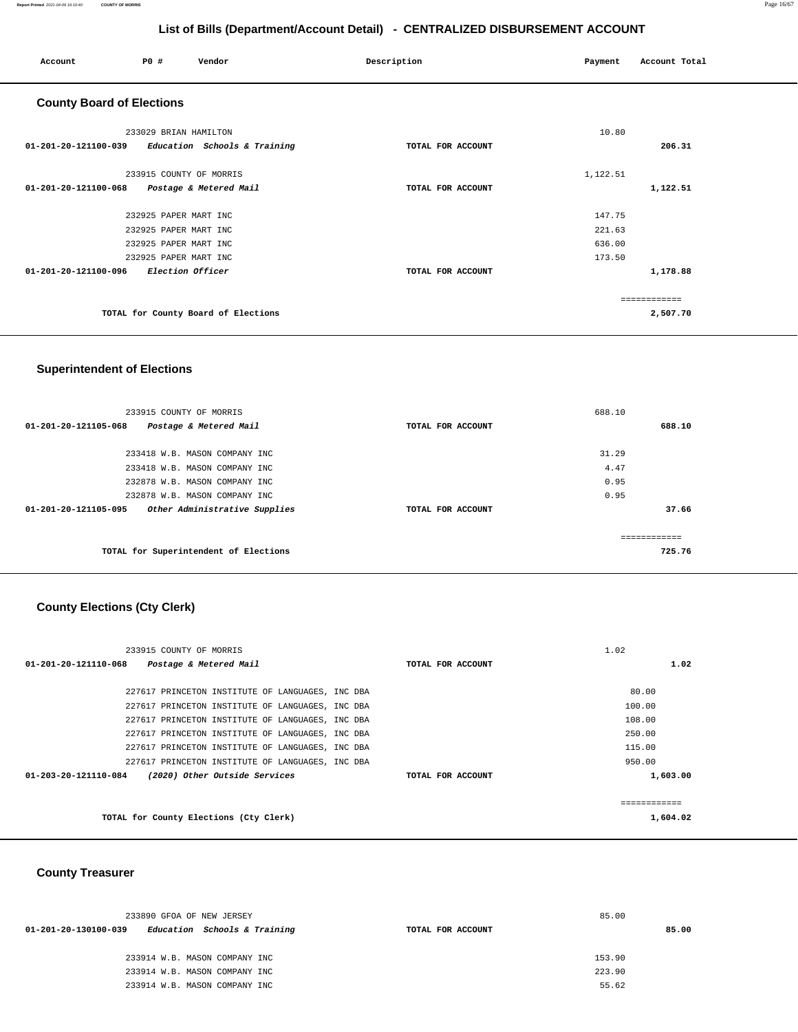## List of Bills (Department/Account Detail) - CENTRALIZED DISBURSEMENT ACCOUNT

| Account | PO # | Vendor | Description | Payment | Account Total |
|---|---|---|---|---|---|

### County Board of Elections

| Account | PO # | Vendor | Description | Payment | Account Total |
|---|---|---|---|---|---|
| | 233029 | BRIAN HAMILTON | | 10.80 | |
| 01-201-20-121100-039 | | *Education Schools & Training* | TOTAL FOR ACCOUNT | | 206.31 |
| | 233915 | COUNTY OF MORRIS | | 1,122.51 | |
| 01-201-20-121100-068 | | *Postage & Metered Mail* | TOTAL FOR ACCOUNT | | 1,122.51 |
| | 232925 | PAPER MART INC | | 147.75 | |
| | 232925 | PAPER MART INC | | 221.63 | |
| | 232925 | PAPER MART INC | | 636.00 | |
| | 232925 | PAPER MART INC | | 173.50 | |
| 01-201-20-121100-096 | | *Election Officer* | TOTAL FOR ACCOUNT | | 1,178.88 |
| | | | | | ============ |
| | | TOTAL for County Board of Elections | | | 2,507.70 |

### Superintendent of Elections

| Account | PO # | Vendor | Description | Payment | Account Total |
|---|---|---|---|---|---|
| | 233915 | COUNTY OF MORRIS | | 688.10 | |
| 01-201-20-121105-068 | | *Postage & Metered Mail* | TOTAL FOR ACCOUNT | | 688.10 |
| | 233418 | W.B. MASON COMPANY INC | | 31.29 | |
| | 233418 | W.B. MASON COMPANY INC | | 4.47 | |
| | 232878 | W.B. MASON COMPANY INC | | 0.95 | |
| | 232878 | W.B. MASON COMPANY INC | | 0.95 | |
| 01-201-20-121105-095 | | *Other Administrative Supplies* | TOTAL FOR ACCOUNT | | 37.66 |
| | | | | | ============ |
| | | TOTAL for Superintendent of Elections | | | 725.76 |

### County Elections (Cty Clerk)

| Account | PO # | Vendor | Description | Payment | Account Total |
|---|---|---|---|---|---|
| | 233915 | COUNTY OF MORRIS | | 1.02 | |
| 01-201-20-121110-068 | | *Postage & Metered Mail* | TOTAL FOR ACCOUNT | | 1.02 |
| | 227617 | PRINCETON INSTITUTE OF LANGUAGES, INC DBA | | 80.00 | |
| | 227617 | PRINCETON INSTITUTE OF LANGUAGES, INC DBA | | 100.00 | |
| | 227617 | PRINCETON INSTITUTE OF LANGUAGES, INC DBA | | 108.00 | |
| | 227617 | PRINCETON INSTITUTE OF LANGUAGES, INC DBA | | 250.00 | |
| | 227617 | PRINCETON INSTITUTE OF LANGUAGES, INC DBA | | 115.00 | |
| | 227617 | PRINCETON INSTITUTE OF LANGUAGES, INC DBA | | 950.00 | |
| 01-203-20-121110-084 | | *(2020) Other Outside Services* | TOTAL FOR ACCOUNT | | 1,603.00 |
| | | | | | ============ |
| | | TOTAL for County Elections (Cty Clerk) | | | 1,604.02 |

### County Treasurer

| Account | PO # | Vendor | Description | Payment | Account Total |
|---|---|---|---|---|---|
| | 233890 | GFOA OF NEW JERSEY | | 85.00 | |
| 01-201-20-130100-039 | | *Education Schools & Training* | TOTAL FOR ACCOUNT | | 85.00 |
| | 233914 | W.B. MASON COMPANY INC | | 153.90 | |
| | 233914 | W.B. MASON COMPANY INC | | 223.90 | |
| | 233914 | W.B. MASON COMPANY INC | | 55.62 | |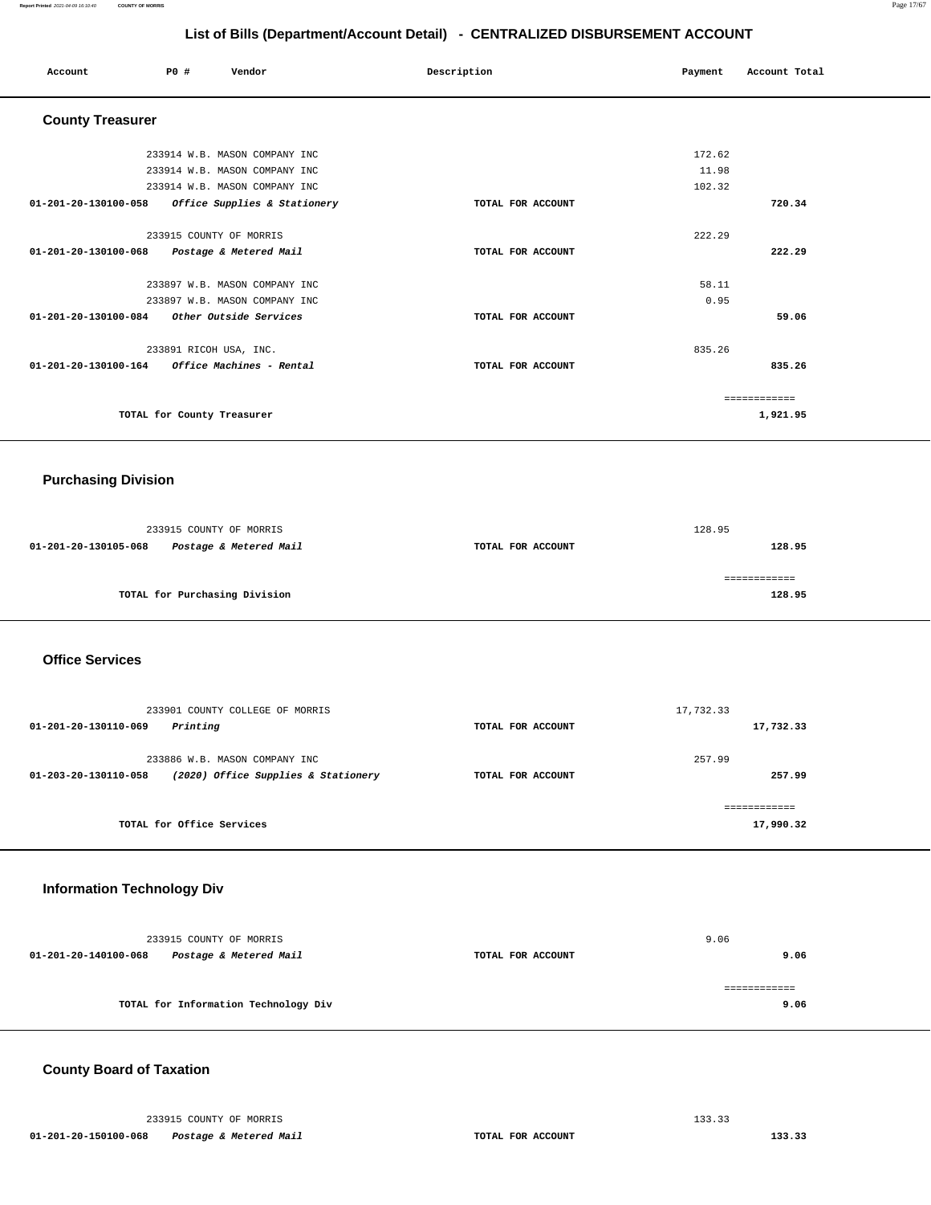## List of Bills (Department/Account Detail) - CENTRALIZED DISBURSEMENT ACCOUNT

| Account | PO # | Vendor | Description | Payment | Account Total |
|---|---|---|---|---|---|

### County Treasurer

| Account | PO # | Vendor | Description | Payment | Account Total |
|---|---|---|---|---|---|
| | 233914 | W.B. MASON COMPANY INC | | 172.62 | |
| | 233914 | W.B. MASON COMPANY INC | | 11.98 | |
| | 233914 | W.B. MASON COMPANY INC | | 102.32 | |
| 01-201-20-130100-058 | | *Office Supplies & Stationery* | TOTAL FOR ACCOUNT | | 720.34 |
| | 233915 | COUNTY OF MORRIS | | 222.29 | |
| 01-201-20-130100-068 | | *Postage & Metered Mail* | TOTAL FOR ACCOUNT | | 222.29 |
| | 233897 | W.B. MASON COMPANY INC | | 58.11 | |
| | 233897 | W.B. MASON COMPANY INC | | 0.95 | |
| 01-201-20-130100-084 | | *Other Outside Services* | TOTAL FOR ACCOUNT | | 59.06 |
| | 233891 | RICOH USA, INC. | | 835.26 | |
| 01-201-20-130100-164 | | *Office Machines - Rental* | TOTAL FOR ACCOUNT | | 835.26 |
| | | | | | ============ |
| | | TOTAL for County Treasurer | | | 1,921.95 |

### Purchasing Division

| Account | PO # | Vendor | Description | Payment | Account Total |
|---|---|---|---|---|---|
| | 233915 | COUNTY OF MORRIS | | 128.95 | |
| 01-201-20-130105-068 | | *Postage & Metered Mail* | TOTAL FOR ACCOUNT | | 128.95 |
| | | | | | ============ |
| | | TOTAL for Purchasing Division | | | 128.95 |

### Office Services

| Account | PO # | Vendor | Description | Payment | Account Total |
|---|---|---|---|---|---|
| | 233901 | COUNTY COLLEGE OF MORRIS | | 17,732.33 | |
| 01-201-20-130110-069 | | *Printing* | TOTAL FOR ACCOUNT | | 17,732.33 |
| | 233886 | W.B. MASON COMPANY INC | | 257.99 | |
| 01-203-20-130110-058 | | *(2020) Office Supplies & Stationery* | TOTAL FOR ACCOUNT | | 257.99 |
| | | | | | ============ |
| | | TOTAL for Office Services | | | 17,990.32 |

### Information Technology Div

| Account | PO # | Vendor | Description | Payment | Account Total |
|---|---|---|---|---|---|
| | 233915 | COUNTY OF MORRIS | | 9.06 | |
| 01-201-20-140100-068 | | *Postage & Metered Mail* | TOTAL FOR ACCOUNT | | 9.06 |
| | | | | | ============ |
| | | TOTAL for Information Technology Div | | | 9.06 |

### County Board of Taxation

| Account | PO # | Vendor | Description | Payment | Account Total |
|---|---|---|---|---|---|
| | 233915 | COUNTY OF MORRIS | | 133.33 | |
| 01-201-20-150100-068 | | *Postage & Metered Mail* | TOTAL FOR ACCOUNT | | 133.33 |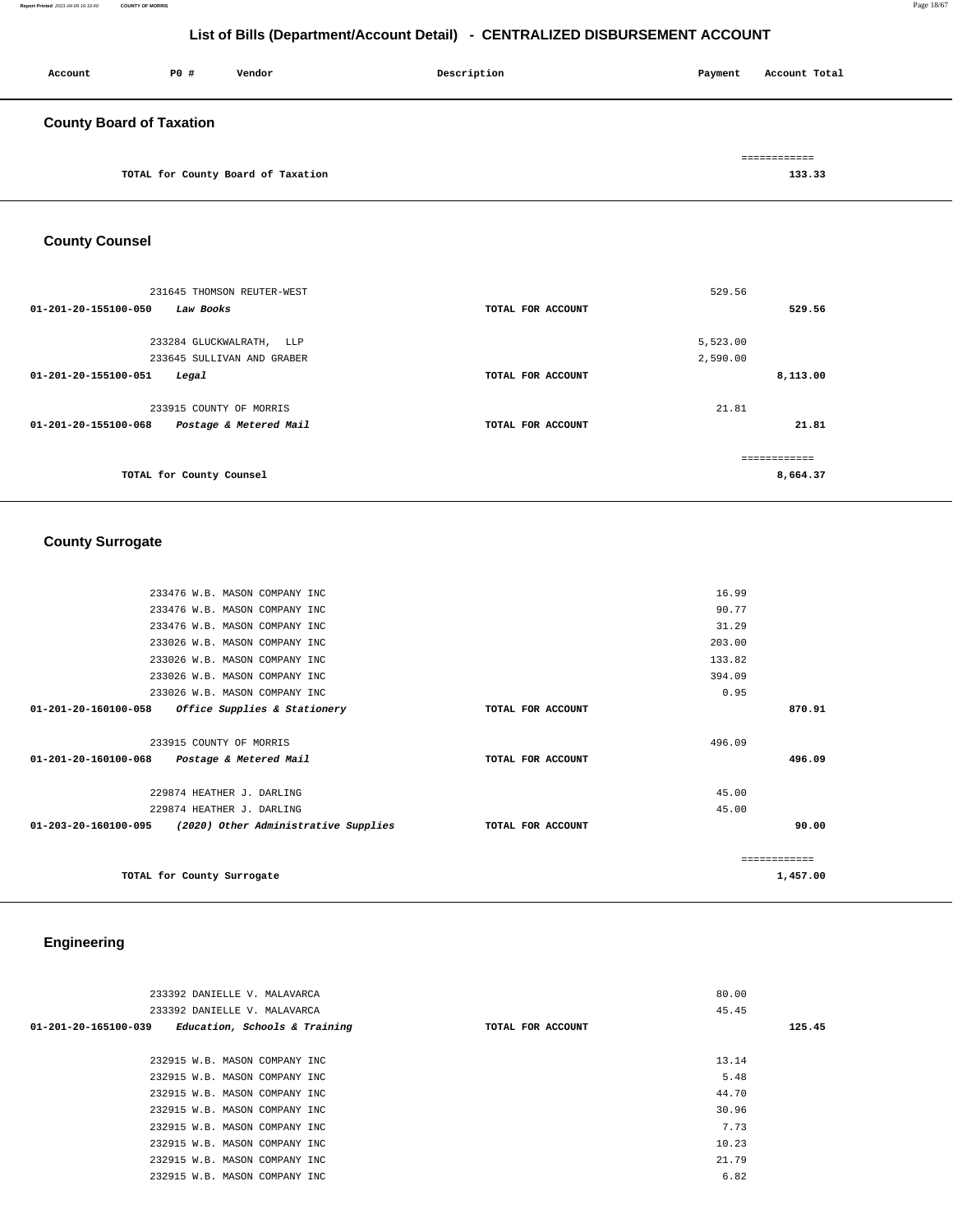# List of Bills (Department/Account Detail) - CENTRALIZED DISBURSEMENT ACCOUNT

| Account | PO # | Vendor | Description | Payment | Account Total |
|---|---|---|---|---|---|

## County Board of Taxation

| | | | | | |
|---|---|---|---|---|---|
| | | TOTAL for County Board of Taxation | | | ============ 133.33 |

## County Counsel

| Account | PO # | Vendor | Description | Payment | Account Total |
|---|---|---|---|---|---|
| | 231645 | THOMSON REUTER-WEST | | 529.56 | |
| 01-201-20-155100-050 | | *Law Books* | TOTAL FOR ACCOUNT | | 529.56 |
| | 233284 | GLUCKWALRATH, LLP | | 5,523.00 | |
| | 233645 | SULLIVAN AND GRABER | | 2,590.00 | |
| 01-201-20-155100-051 | | *Legal* | TOTAL FOR ACCOUNT | | 8,113.00 |
| | 233915 | COUNTY OF MORRIS | | 21.81 | |
| 01-201-20-155100-068 | | *Postage & Metered Mail* | TOTAL FOR ACCOUNT | | 21.81 |
| | | TOTAL for County Counsel | | | ============ 8,664.37 |

## County Surrogate

| Account | PO # | Vendor | Description | Payment | Account Total |
|---|---|---|---|---|---|
| | 233476 | W.B. MASON COMPANY INC | | 16.99 | |
| | 233476 | W.B. MASON COMPANY INC | | 90.77 | |
| | 233476 | W.B. MASON COMPANY INC | | 31.29 | |
| | 233026 | W.B. MASON COMPANY INC | | 203.00 | |
| | 233026 | W.B. MASON COMPANY INC | | 133.82 | |
| | 233026 | W.B. MASON COMPANY INC | | 394.09 | |
| | 233026 | W.B. MASON COMPANY INC | | 0.95 | |
| 01-201-20-160100-058 | | *Office Supplies & Stationery* | TOTAL FOR ACCOUNT | | 870.91 |
| | 233915 | COUNTY OF MORRIS | | 496.09 | |
| 01-201-20-160100-068 | | *Postage & Metered Mail* | TOTAL FOR ACCOUNT | | 496.09 |
| | 229874 | HEATHER J. DARLING | | 45.00 | |
| | 229874 | HEATHER J. DARLING | | 45.00 | |
| 01-203-20-160100-095 | | *(2020) Other Administrative Supplies* | TOTAL FOR ACCOUNT | | 90.00 |
| | | TOTAL for County Surrogate | | | ============ 1,457.00 |

## Engineering

| Account | PO # | Vendor | Description | Payment | Account Total |
|---|---|---|---|---|---|
| | 233392 | DANIELLE V. MALAVARCA | | 80.00 | |
| | 233392 | DANIELLE V. MALAVARCA | | 45.45 | |
| 01-201-20-165100-039 | | *Education, Schools & Training* | TOTAL FOR ACCOUNT | | 125.45 |
| | 232915 | W.B. MASON COMPANY INC | | 13.14 | |
| | 232915 | W.B. MASON COMPANY INC | | 5.48 | |
| | 232915 | W.B. MASON COMPANY INC | | 44.70 | |
| | 232915 | W.B. MASON COMPANY INC | | 30.96 | |
| | 232915 | W.B. MASON COMPANY INC | | 7.73 | |
| | 232915 | W.B. MASON COMPANY INC | | 10.23 | |
| | 232915 | W.B. MASON COMPANY INC | | 21.79 | |
| | 232915 | W.B. MASON COMPANY INC | | 6.82 | |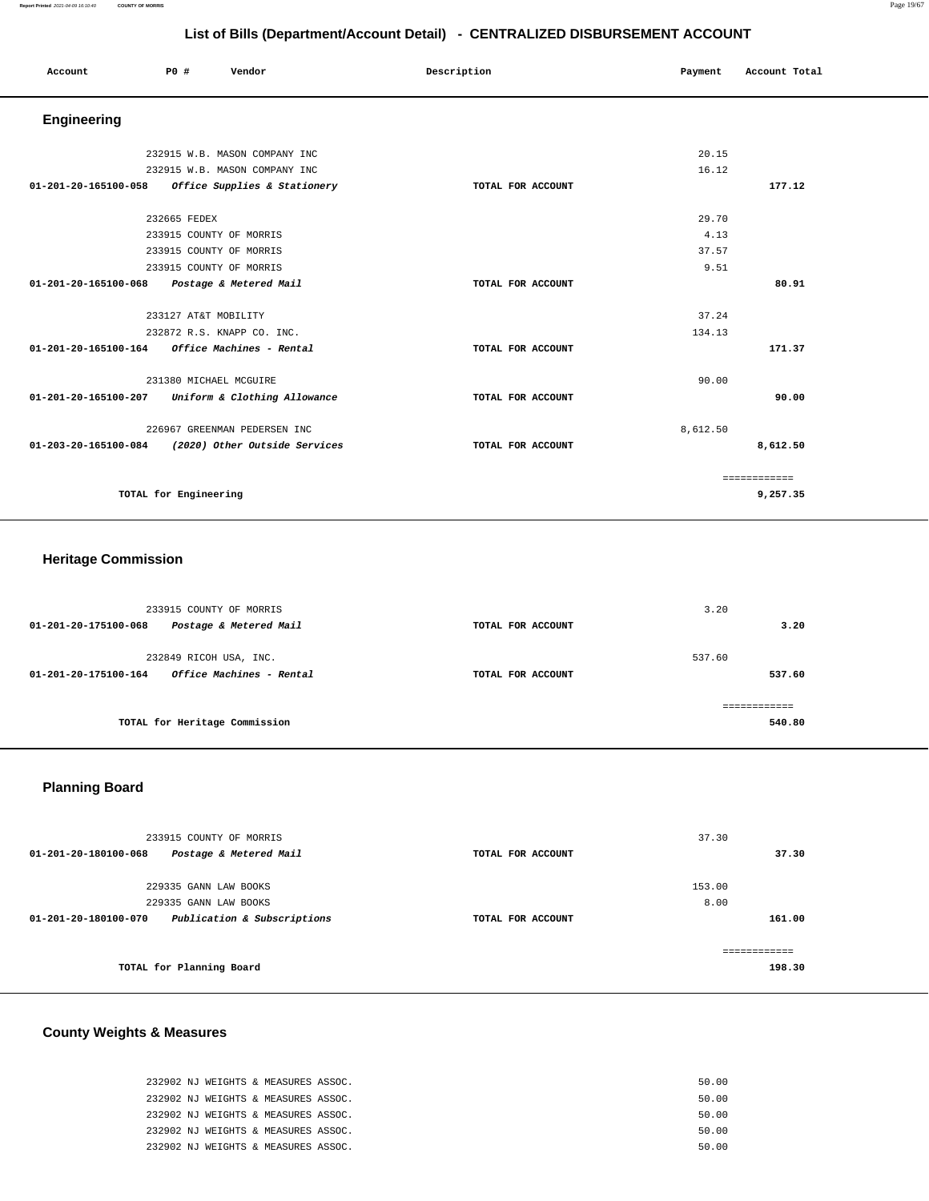## List of Bills (Department/Account Detail) - CENTRALIZED DISBURSEMENT ACCOUNT

| Account | PO # | Vendor | Description | Payment | Account Total |
|---|---|---|---|---|---|

### Engineering

| Account | PO # | Vendor | Description | Payment | Account Total |
|---|---|---|---|---|---|
| | 232915 | W.B. MASON COMPANY INC | | 20.15 | |
| | 232915 | W.B. MASON COMPANY INC | | 16.12 | |
| **01-201-20-165100-058** | | ***Office Supplies & Stationery*** | **TOTAL FOR ACCOUNT** | | **177.12** |
| | 232665 | FEDEX | | 29.70 | |
| | 233915 | COUNTY OF MORRIS | | 4.13 | |
| | 233915 | COUNTY OF MORRIS | | 37.57 | |
| | 233915 | COUNTY OF MORRIS | | 9.51 | |
| **01-201-20-165100-068** | | ***Postage & Metered Mail*** | **TOTAL FOR ACCOUNT** | | **80.91** |
| | 233127 | AT&T MOBILITY | | 37.24 | |
| | 232872 | R.S. KNAPP CO. INC. | | 134.13 | |
| **01-201-20-165100-164** | | ***Office Machines - Rental*** | **TOTAL FOR ACCOUNT** | | **171.37** |
| | 231380 | MICHAEL MCGUIRE | | 90.00 | |
| **01-201-20-165100-207** | | ***Uniform & Clothing Allowance*** | **TOTAL FOR ACCOUNT** | | **90.00** |
| | 226967 | GREENMAN PEDERSEN INC | | 8,612.50 | |
| **01-203-20-165100-084** | | ***(2020) Other Outside Services*** | **TOTAL FOR ACCOUNT** | | **8,612.50** |
| | | | | | ============ |
| | | **TOTAL for Engineering** | | | **9,257.35** |

### Heritage Commission

| Account | PO # | Vendor | Description | Payment | Account Total |
|---|---|---|---|---|---|
| | 233915 | COUNTY OF MORRIS | | 3.20 | |
| **01-201-20-175100-068** | | ***Postage & Metered Mail*** | **TOTAL FOR ACCOUNT** | | **3.20** |
| | 232849 | RICOH USA, INC. | | 537.60 | |
| **01-201-20-175100-164** | | ***Office Machines - Rental*** | **TOTAL FOR ACCOUNT** | | **537.60** |
| | | | | | ============ |
| | | **TOTAL for Heritage Commission** | | | **540.80** |

### Planning Board

| Account | PO # | Vendor | Description | Payment | Account Total |
|---|---|---|---|---|---|
| | 233915 | COUNTY OF MORRIS | | 37.30 | |
| **01-201-20-180100-068** | | ***Postage & Metered Mail*** | **TOTAL FOR ACCOUNT** | | **37.30** |
| | 229335 | GANN LAW BOOKS | | 153.00 | |
| | 229335 | GANN LAW BOOKS | | 8.00 | |
| **01-201-20-180100-070** | | ***Publication & Subscriptions*** | **TOTAL FOR ACCOUNT** | | **161.00** |
| | | | | | ============ |
| | | **TOTAL for Planning Board** | | | **198.30** |

### County Weights & Measures

| Account | PO # | Vendor | Description | Payment | Account Total |
|---|---|---|---|---|---|
| | 232902 | NJ WEIGHTS & MEASURES ASSOC. | | 50.00 | |
| | 232902 | NJ WEIGHTS & MEASURES ASSOC. | | 50.00 | |
| | 232902 | NJ WEIGHTS & MEASURES ASSOC. | | 50.00 | |
| | 232902 | NJ WEIGHTS & MEASURES ASSOC. | | 50.00 | |
| | 232902 | NJ WEIGHTS & MEASURES ASSOC. | | 50.00 | |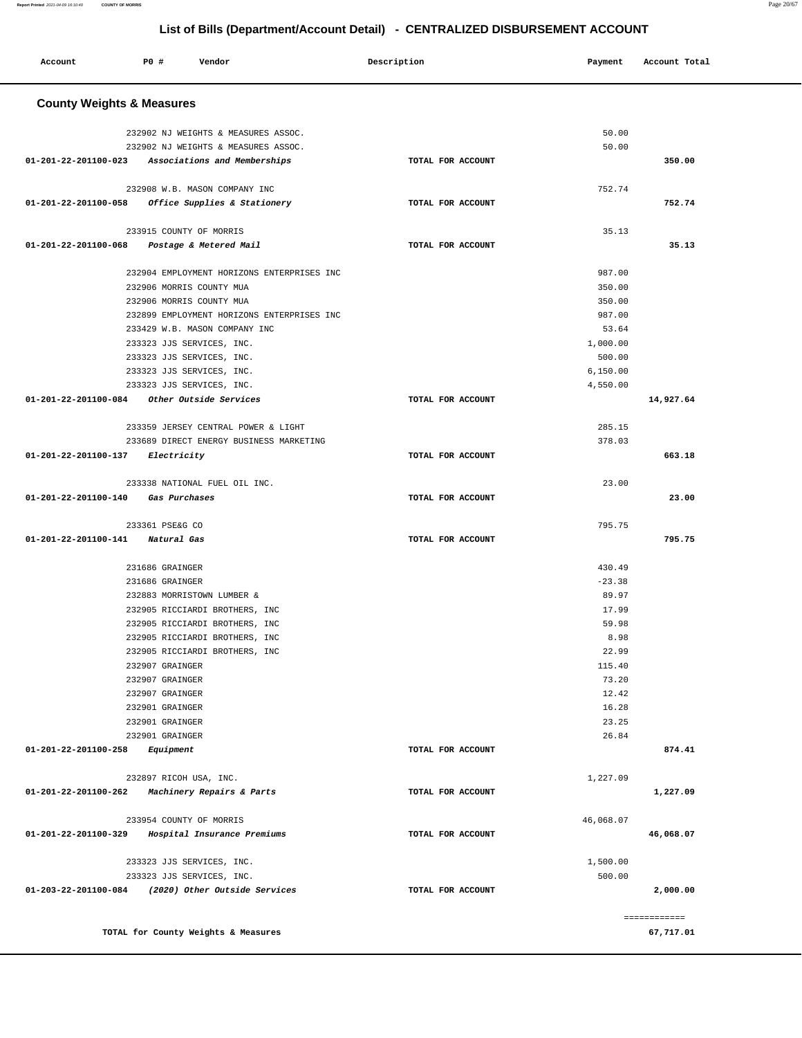# List of Bills (Department/Account Detail) - CENTRALIZED DISBURSEMENT ACCOUNT

| Account | PO # | Vendor | Description | Payment | Account Total |
|---|---|---|---|---|---|

## County Weights & Measures

| Account | PO # | Vendor | Description | Payment | Account Total |
|---|---|---|---|---|---|
| | 232902 | NJ WEIGHTS & MEASURES ASSOC. | | 50.00 | |
| | 232902 | NJ WEIGHTS & MEASURES ASSOC. | | 50.00 | |
| 01-201-22-201100-023 | | *Associations and Memberships* | TOTAL FOR ACCOUNT | | 350.00 |
| | 232908 | W.B. MASON COMPANY INC | | 752.74 | |
| 01-201-22-201100-058 | | *Office Supplies & Stationery* | TOTAL FOR ACCOUNT | | 752.74 |
| | 233915 | COUNTY OF MORRIS | | 35.13 | |
| 01-201-22-201100-068 | | *Postage & Metered Mail* | TOTAL FOR ACCOUNT | | 35.13 |
| | 232904 | EMPLOYMENT HORIZONS ENTERPRISES INC | | 987.00 | |
| | 232906 | MORRIS COUNTY MUA | | 350.00 | |
| | 232906 | MORRIS COUNTY MUA | | 350.00 | |
| | 232899 | EMPLOYMENT HORIZONS ENTERPRISES INC | | 987.00 | |
| | 233429 | W.B. MASON COMPANY INC | | 53.64 | |
| | 233323 | JJS SERVICES, INC. | | 1,000.00 | |
| | 233323 | JJS SERVICES, INC. | | 500.00 | |
| | 233323 | JJS SERVICES, INC. | | 6,150.00 | |
| | 233323 | JJS SERVICES, INC. | | 4,550.00 | |
| 01-201-22-201100-084 | | *Other Outside Services* | TOTAL FOR ACCOUNT | | 14,927.64 |
| | 233359 | JERSEY CENTRAL POWER & LIGHT | | 285.15 | |
| | 233689 | DIRECT ENERGY BUSINESS MARKETING | | 378.03 | |
| 01-201-22-201100-137 | | *Electricity* | TOTAL FOR ACCOUNT | | 663.18 |
| | 233338 | NATIONAL FUEL OIL INC. | | 23.00 | |
| 01-201-22-201100-140 | | *Gas Purchases* | TOTAL FOR ACCOUNT | | 23.00 |
| | 233361 | PSE&G CO | | 795.75 | |
| 01-201-22-201100-141 | | *Natural Gas* | TOTAL FOR ACCOUNT | | 795.75 |
| | 231686 | GRAINGER | | 430.49 | |
| | 231686 | GRAINGER | | -23.38 | |
| | 232883 | MORRISTOWN LUMBER & | | 89.97 | |
| | 232905 | RICCIARDI BROTHERS, INC | | 17.99 | |
| | 232905 | RICCIARDI BROTHERS, INC | | 59.98 | |
| | 232905 | RICCIARDI BROTHERS, INC | | 8.98 | |
| | 232905 | RICCIARDI BROTHERS, INC | | 22.99 | |
| | 232907 | GRAINGER | | 115.40 | |
| | 232907 | GRAINGER | | 73.20 | |
| | 232907 | GRAINGER | | 12.42 | |
| | 232901 | GRAINGER | | 16.28 | |
| | 232901 | GRAINGER | | 23.25 | |
| | 232901 | GRAINGER | | 26.84 | |
| 01-201-22-201100-258 | | *Equipment* | TOTAL FOR ACCOUNT | | 874.41 |
| | 232897 | RICOH USA, INC. | | 1,227.09 | |
| 01-201-22-201100-262 | | *Machinery Repairs & Parts* | TOTAL FOR ACCOUNT | | 1,227.09 |
| | 233954 | COUNTY OF MORRIS | | 46,068.07 | |
| 01-201-22-201100-329 | | *Hospital Insurance Premiums* | TOTAL FOR ACCOUNT | | 46,068.07 |
| | 233323 | JJS SERVICES, INC. | | 1,500.00 | |
| | 233323 | JJS SERVICES, INC. | | 500.00 | |
| 01-203-22-201100-084 | | *(2020) Other Outside Services* | TOTAL FOR ACCOUNT | | 2,000.00 |
| | | | | | ============ |
| | | TOTAL for County Weights & Measures | | | 67,717.01 |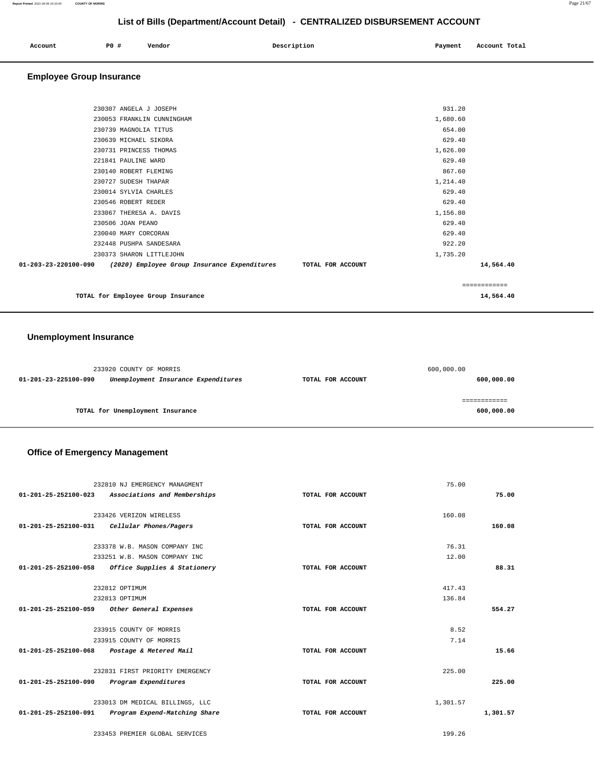## List of Bills (Department/Account Detail) - CENTRALIZED DISBURSEMENT ACCOUNT

| Account | PO # | Vendor | Description | Payment | Account Total |
|---|---|---|---|---|---|

### Employee Group Insurance

| Account | PO # | Vendor | Description | Payment | Account Total |
|---|---|---|---|---|---|
| | 230307 | ANGELA J JOSEPH | | 931.20 | |
| | 230053 | FRANKLIN CUNNINGHAM | | 1,680.60 | |
| | 230739 | MAGNOLIA TITUS | | 654.00 | |
| | 230639 | MICHAEL SIKORA | | 629.40 | |
| | 230731 | PRINCESS THOMAS | | 1,626.00 | |
| | 221841 | PAULINE WARD | | 629.40 | |
| | 230140 | ROBERT FLEMING | | 867.60 | |
| | 230727 | SUDESH THAPAR | | 1,214.40 | |
| | 230014 | SYLVIA CHARLES | | 629.40 | |
| | 230546 | ROBERT REDER | | 629.40 | |
| | 233067 | THERESA A. DAVIS | | 1,156.80 | |
| | 230506 | JOAN PEANO | | 629.40 | |
| | 230040 | MARY CORCORAN | | 629.40 | |
| | 232448 | PUSHPA SANDESARA | | 922.20 | |
| | 230373 | SHARON LITTLEJOHN | | 1,735.20 | |
| **01-203-23-220100-090** | | *(2020) Employee Group Insurance Expenditures* | TOTAL FOR ACCOUNT | | **14,564.40** |

============

**TOTAL for Employee Group Insurance** **14,564.40**

### Unemployment Insurance

| Account | PO # | Vendor | Description | Payment | Account Total |
|---|---|---|---|---|---|
| | 233920 | COUNTY OF MORRIS | | 600,000.00 | |
| **01-201-23-225100-090** | | *Unemployment Insurance Expenditures* | TOTAL FOR ACCOUNT | | **600,000.00** |

============

**TOTAL for Unemployment Insurance** **600,000.00**

### Office of Emergency Management

| Account | PO # | Vendor | Description | Payment | Account Total |
|---|---|---|---|---|---|
| | 232810 | NJ EMERGENCY MANAGMENT | | 75.00 | |
| **01-201-25-252100-023** | | *Associations and Memberships* | TOTAL FOR ACCOUNT | | **75.00** |
| | 233426 | VERIZON WIRELESS | | 160.08 | |
| **01-201-25-252100-031** | | *Cellular Phones/Pagers* | TOTAL FOR ACCOUNT | | **160.08** |
| | 233378 | W.B. MASON COMPANY INC | | 76.31 | |
| | 233251 | W.B. MASON COMPANY INC | | 12.00 | |
| **01-201-25-252100-058** | | *Office Supplies & Stationery* | TOTAL FOR ACCOUNT | | **88.31** |
| | 232812 | OPTIMUM | | 417.43 | |
| | 232813 | OPTIMUM | | 136.84 | |
| **01-201-25-252100-059** | | *Other General Expenses* | TOTAL FOR ACCOUNT | | **554.27** |
| | 233915 | COUNTY OF MORRIS | | 8.52 | |
| | 233915 | COUNTY OF MORRIS | | 7.14 | |
| **01-201-25-252100-068** | | *Postage & Metered Mail* | TOTAL FOR ACCOUNT | | **15.66** |
| | 232831 | FIRST PRIORITY EMERGENCY | | 225.00 | |
| **01-201-25-252100-090** | | *Program Expenditures* | TOTAL FOR ACCOUNT | | **225.00** |
| | 233013 | DM MEDICAL BILLINGS, LLC | | 1,301.57 | |
| **01-201-25-252100-091** | | *Program Expend-Matching Share* | TOTAL FOR ACCOUNT | | **1,301.57** |
| | 233453 | PREMIER GLOBAL SERVICES | | 199.26 | |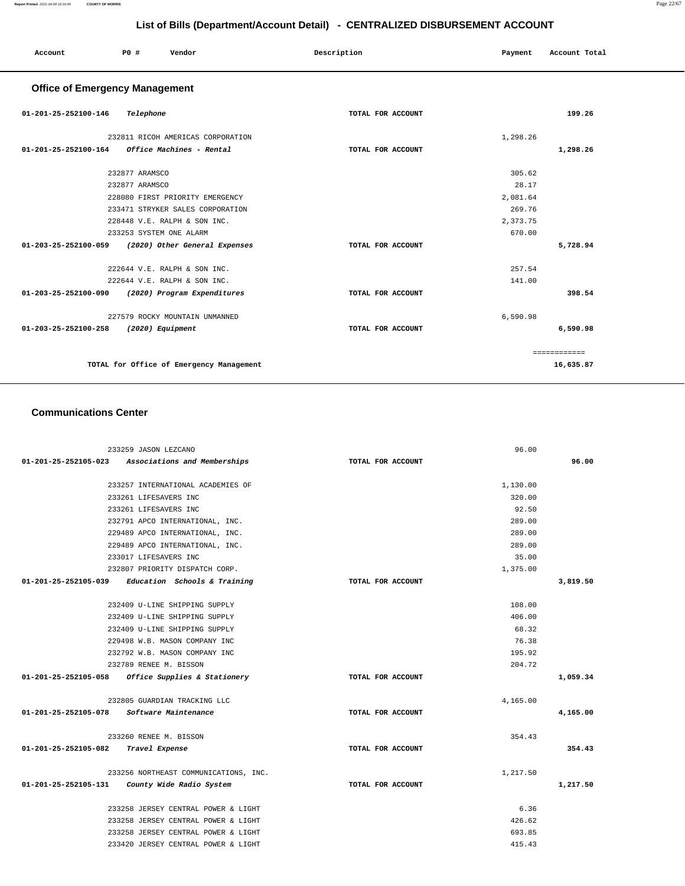# List of Bills (Department/Account Detail) - CENTRALIZED DISBURSEMENT ACCOUNT

| Account | PO # | Vendor | Description | Payment | Account Total |
|---|---|---|---|---|---|

## Office of Emergency Management

| Account | PO # | Vendor | Description | Payment | Account Total |
|---|---|---|---|---|---|
| 01-201-25-252100-146 | | *Telephone* | TOTAL FOR ACCOUNT | | 199.26 |
| | 232811 | RICOH AMERICAS CORPORATION | | 1,298.26 | |
| 01-201-25-252100-164 | | *Office Machines - Rental* | TOTAL FOR ACCOUNT | | 1,298.26 |
| | 232877 | ARAMSCO | | 305.62 | |
| | 232877 | ARAMSCO | | 28.17 | |
| | 228080 | FIRST PRIORITY EMERGENCY | | 2,081.64 | |
| | 233471 | STRYKER SALES CORPORATION | | 269.76 | |
| | 228448 | V.E. RALPH & SON INC. | | 2,373.75 | |
| | 233253 | SYSTEM ONE ALARM | | 670.00 | |
| 01-203-25-252100-059 | | *(2020) Other General Expenses* | TOTAL FOR ACCOUNT | | 5,728.94 |
| | 222644 | V.E. RALPH & SON INC. | | 257.54 | |
| | 222644 | V.E. RALPH & SON INC. | | 141.00 | |
| 01-203-25-252100-090 | | *(2020) Program Expenditures* | TOTAL FOR ACCOUNT | | 398.54 |
| | 227579 | ROCKY MOUNTAIN UNMANNED | | 6,590.98 | |
| 01-203-25-252100-258 | | *(2020) Equipment* | TOTAL FOR ACCOUNT | | 6,590.98 |
| | | | | | ============ |
| | | TOTAL for Office of Emergency Management | | | 16,635.87 |

## Communications Center

| Account | PO # | Vendor | Description | Payment | Account Total |
|---|---|---|---|---|---|
| | 233259 | JASON LEZCANO | | 96.00 | |
| 01-201-25-252105-023 | | *Associations and Memberships* | TOTAL FOR ACCOUNT | | 96.00 |
| | 233257 | INTERNATIONAL ACADEMIES OF | | 1,130.00 | |
| | 233261 | LIFESAVERS INC | | 320.00 | |
| | 233261 | LIFESAVERS INC | | 92.50 | |
| | 232791 | APCO INTERNATIONAL, INC. | | 289.00 | |
| | 229489 | APCO INTERNATIONAL, INC. | | 289.00 | |
| | 229489 | APCO INTERNATIONAL, INC. | | 289.00 | |
| | 233017 | LIFESAVERS INC | | 35.00 | |
| | 232807 | PRIORITY DISPATCH CORP. | | 1,375.00 | |
| 01-201-25-252105-039 | | *Education Schools & Training* | TOTAL FOR ACCOUNT | | 3,819.50 |
| | 232409 | U-LINE SHIPPING SUPPLY | | 108.00 | |
| | 232409 | U-LINE SHIPPING SUPPLY | | 406.00 | |
| | 232409 | U-LINE SHIPPING SUPPLY | | 68.32 | |
| | 229498 | W.B. MASON COMPANY INC | | 76.38 | |
| | 232792 | W.B. MASON COMPANY INC | | 195.92 | |
| | 232789 | RENEE M. BISSON | | 204.72 | |
| 01-201-25-252105-058 | | *Office Supplies & Stationery* | TOTAL FOR ACCOUNT | | 1,059.34 |
| | 232805 | GUARDIAN TRACKING LLC | | 4,165.00 | |
| 01-201-25-252105-078 | | *Software Maintenance* | TOTAL FOR ACCOUNT | | 4,165.00 |
| | 233260 | RENEE M. BISSON | | 354.43 | |
| 01-201-25-252105-082 | | *Travel Expense* | TOTAL FOR ACCOUNT | | 354.43 |
| | 233256 | NORTHEAST COMMUNICATIONS, INC. | | 1,217.50 | |
| 01-201-25-252105-131 | | *County Wide Radio System* | TOTAL FOR ACCOUNT | | 1,217.50 |
| | 233258 | JERSEY CENTRAL POWER & LIGHT | | 6.36 | |
| | 233258 | JERSEY CENTRAL POWER & LIGHT | | 426.62 | |
| | 233258 | JERSEY CENTRAL POWER & LIGHT | | 693.85 | |
| | 233420 | JERSEY CENTRAL POWER & LIGHT | | 415.43 | |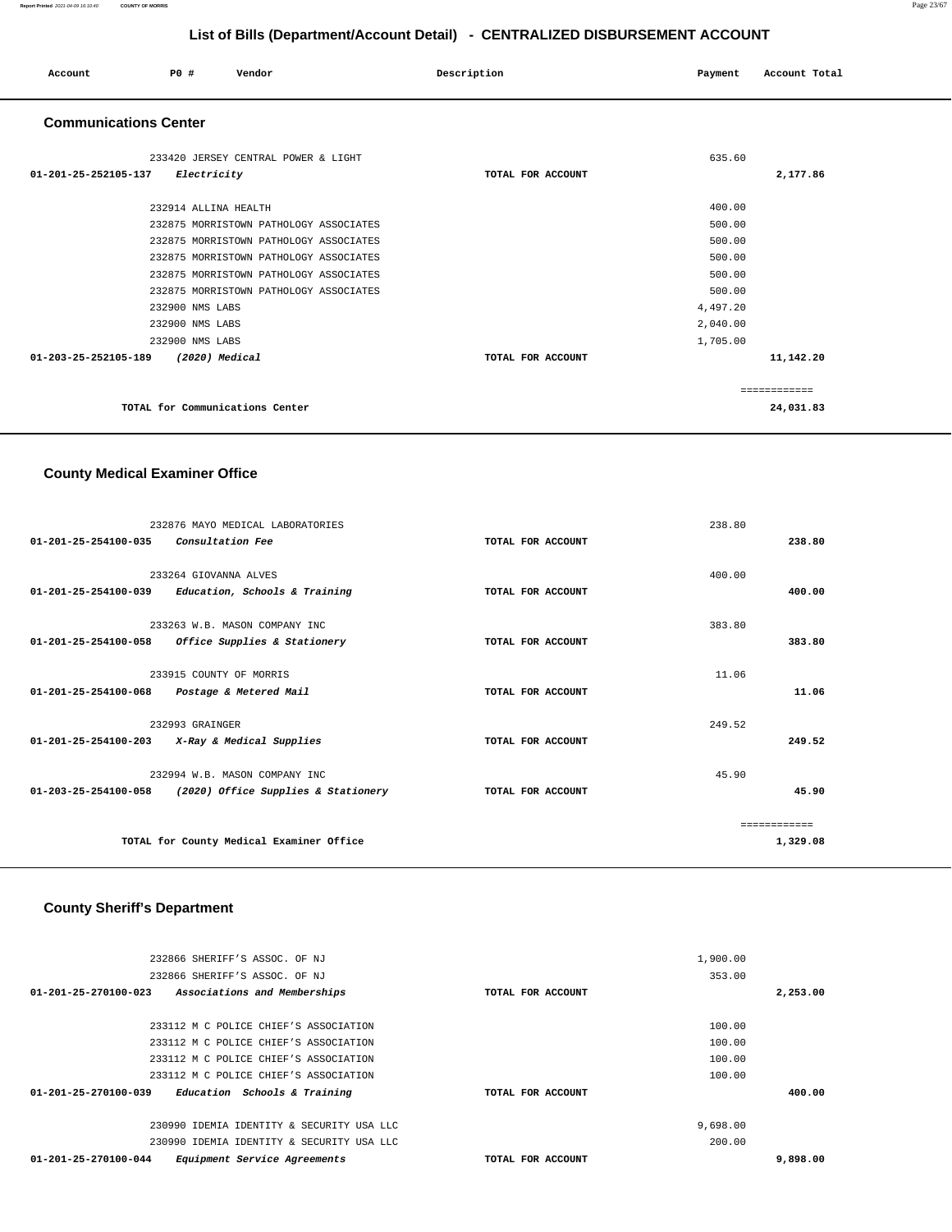# List of Bills (Department/Account Detail) - CENTRALIZED DISBURSEMENT ACCOUNT

| Account | PO # | Vendor | Description | Payment | Account Total |
|---|---|---|---|---|---|

## Communications Center

| Account | PO # | Vendor | Description | Payment | Account Total |
|---|---|---|---|---|---|
| | 233420 | JERSEY CENTRAL POWER & LIGHT | | 635.60 | |
| 01-201-25-252105-137 | | *Electricity* | TOTAL FOR ACCOUNT | | 2,177.86 |
| | 232914 | ALLINA HEALTH | | 400.00 | |
| | 232875 | MORRISTOWN PATHOLOGY ASSOCIATES | | 500.00 | |
| | 232875 | MORRISTOWN PATHOLOGY ASSOCIATES | | 500.00 | |
| | 232875 | MORRISTOWN PATHOLOGY ASSOCIATES | | 500.00 | |
| | 232875 | MORRISTOWN PATHOLOGY ASSOCIATES | | 500.00 | |
| | 232875 | MORRISTOWN PATHOLOGY ASSOCIATES | | 500.00 | |
| | 232900 | NMS LABS | | 4,497.20 | |
| | 232900 | NMS LABS | | 2,040.00 | |
| | 232900 | NMS LABS | | 1,705.00 | |
| 01-203-25-252105-189 | | *(2020) Medical* | TOTAL FOR ACCOUNT | | 11,142.20 |
| | | | | | ============ |
| | | TOTAL for Communications Center | | | 24,031.83 |

## County Medical Examiner Office

| Account | PO # | Vendor | Description | Payment | Account Total |
|---|---|---|---|---|---|
| | 232876 | MAYO MEDICAL LABORATORIES | | 238.80 | |
| 01-201-25-254100-035 | | *Consultation Fee* | TOTAL FOR ACCOUNT | | 238.80 |
| | 233264 | GIOVANNA ALVES | | 400.00 | |
| 01-201-25-254100-039 | | *Education, Schools & Training* | TOTAL FOR ACCOUNT | | 400.00 |
| | 233263 | W.B. MASON COMPANY INC | | 383.80 | |
| 01-201-25-254100-058 | | *Office Supplies & Stationery* | TOTAL FOR ACCOUNT | | 383.80 |
| | 233915 | COUNTY OF MORRIS | | 11.06 | |
| 01-201-25-254100-068 | | *Postage & Metered Mail* | TOTAL FOR ACCOUNT | | 11.06 |
| | 232993 | GRAINGER | | 249.52 | |
| 01-201-25-254100-203 | | *X-Ray & Medical Supplies* | TOTAL FOR ACCOUNT | | 249.52 |
| | 232994 | W.B. MASON COMPANY INC | | 45.90 | |
| 01-203-25-254100-058 | | *(2020) Office Supplies & Stationery* | TOTAL FOR ACCOUNT | | 45.90 |
| | | | | | ============ |
| | | TOTAL for County Medical Examiner Office | | | 1,329.08 |

## County Sheriff's Department

| Account | PO # | Vendor | Description | Payment | Account Total |
|---|---|---|---|---|---|
| | 232866 | SHERIFF'S ASSOC. OF NJ | | 1,900.00 | |
| | 232866 | SHERIFF'S ASSOC. OF NJ | | 353.00 | |
| 01-201-25-270100-023 | | *Associations and Memberships* | TOTAL FOR ACCOUNT | | 2,253.00 |
| | 233112 | M C POLICE CHIEF'S ASSOCIATION | | 100.00 | |
| | 233112 | M C POLICE CHIEF'S ASSOCIATION | | 100.00 | |
| | 233112 | M C POLICE CHIEF'S ASSOCIATION | | 100.00 | |
| | 233112 | M C POLICE CHIEF'S ASSOCIATION | | 100.00 | |
| 01-201-25-270100-039 | | *Education Schools & Training* | TOTAL FOR ACCOUNT | | 400.00 |
| | 230990 | IDEMIA IDENTITY & SECURITY USA LLC | | 9,698.00 | |
| | 230990 | IDEMIA IDENTITY & SECURITY USA LLC | | 200.00 | |
| 01-201-25-270100-044 | | *Equipment Service Agreements* | TOTAL FOR ACCOUNT | | 9,898.00 |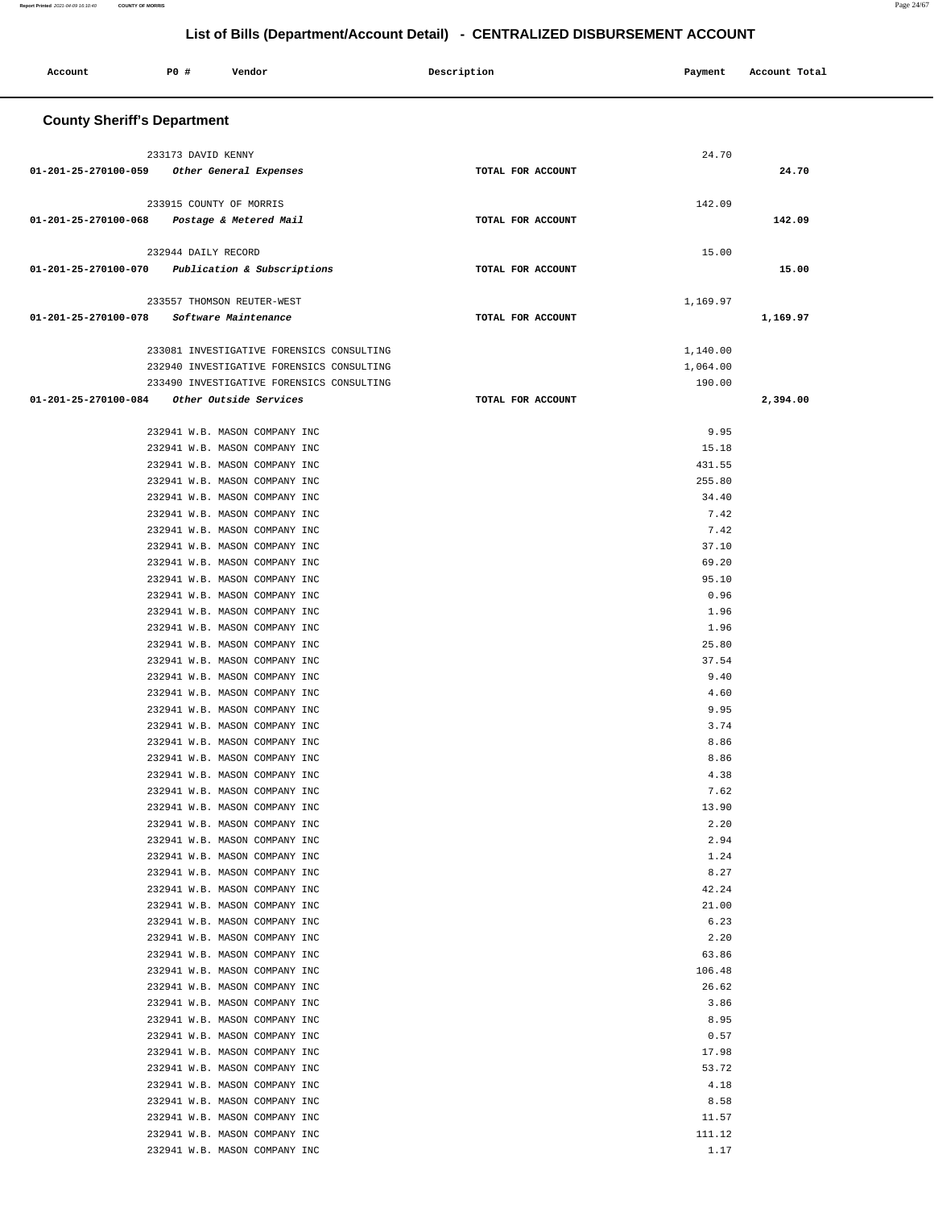## List of Bills (Department/Account Detail) - CENTRALIZED DISBURSEMENT ACCOUNT

| Account | PO # | Vendor | Description | Payment | Account Total |
|---|---|---|---|---|---|

### County Sheriff's Department

| Account | PO # | Vendor | Description | Payment | Account Total |
|---|---|---|---|---|---|
| | 233173 | DAVID KENNY | | 24.70 | |
| 01-201-25-270100-059 | | *Other General Expenses* | TOTAL FOR ACCOUNT | | 24.70 |
| | 233915 | COUNTY OF MORRIS | | 142.09 | |
| 01-201-25-270100-068 | | *Postage & Metered Mail* | TOTAL FOR ACCOUNT | | 142.09 |
| | 232944 | DAILY RECORD | | 15.00 | |
| 01-201-25-270100-070 | | *Publication & Subscriptions* | TOTAL FOR ACCOUNT | | 15.00 |
| | 233557 | THOMSON REUTER-WEST | | 1,169.97 | |
| 01-201-25-270100-078 | | *Software Maintenance* | TOTAL FOR ACCOUNT | | 1,169.97 |
| | 233081 | INVESTIGATIVE FORENSICS CONSULTING | | 1,140.00 | |
| | 232940 | INVESTIGATIVE FORENSICS CONSULTING | | 1,064.00 | |
| | 233490 | INVESTIGATIVE FORENSICS CONSULTING | | 190.00 | |
| 01-201-25-270100-084 | | *Other Outside Services* | TOTAL FOR ACCOUNT | | 2,394.00 |
| | 232941 | W.B. MASON COMPANY INC | | 9.95 | |
| | 232941 | W.B. MASON COMPANY INC | | 15.18 | |
| | 232941 | W.B. MASON COMPANY INC | | 431.55 | |
| | 232941 | W.B. MASON COMPANY INC | | 255.80 | |
| | 232941 | W.B. MASON COMPANY INC | | 34.40 | |
| | 232941 | W.B. MASON COMPANY INC | | 7.42 | |
| | 232941 | W.B. MASON COMPANY INC | | 7.42 | |
| | 232941 | W.B. MASON COMPANY INC | | 37.10 | |
| | 232941 | W.B. MASON COMPANY INC | | 69.20 | |
| | 232941 | W.B. MASON COMPANY INC | | 95.10 | |
| | 232941 | W.B. MASON COMPANY INC | | 0.96 | |
| | 232941 | W.B. MASON COMPANY INC | | 1.96 | |
| | 232941 | W.B. MASON COMPANY INC | | 1.96 | |
| | 232941 | W.B. MASON COMPANY INC | | 25.80 | |
| | 232941 | W.B. MASON COMPANY INC | | 37.54 | |
| | 232941 | W.B. MASON COMPANY INC | | 9.40 | |
| | 232941 | W.B. MASON COMPANY INC | | 4.60 | |
| | 232941 | W.B. MASON COMPANY INC | | 9.95 | |
| | 232941 | W.B. MASON COMPANY INC | | 3.74 | |
| | 232941 | W.B. MASON COMPANY INC | | 8.86 | |
| | 232941 | W.B. MASON COMPANY INC | | 8.86 | |
| | 232941 | W.B. MASON COMPANY INC | | 4.38 | |
| | 232941 | W.B. MASON COMPANY INC | | 7.62 | |
| | 232941 | W.B. MASON COMPANY INC | | 13.90 | |
| | 232941 | W.B. MASON COMPANY INC | | 2.20 | |
| | 232941 | W.B. MASON COMPANY INC | | 2.94 | |
| | 232941 | W.B. MASON COMPANY INC | | 1.24 | |
| | 232941 | W.B. MASON COMPANY INC | | 8.27 | |
| | 232941 | W.B. MASON COMPANY INC | | 42.24 | |
| | 232941 | W.B. MASON COMPANY INC | | 21.00 | |
| | 232941 | W.B. MASON COMPANY INC | | 6.23 | |
| | 232941 | W.B. MASON COMPANY INC | | 2.20 | |
| | 232941 | W.B. MASON COMPANY INC | | 63.86 | |
| | 232941 | W.B. MASON COMPANY INC | | 106.48 | |
| | 232941 | W.B. MASON COMPANY INC | | 26.62 | |
| | 232941 | W.B. MASON COMPANY INC | | 3.86 | |
| | 232941 | W.B. MASON COMPANY INC | | 8.95 | |
| | 232941 | W.B. MASON COMPANY INC | | 0.57 | |
| | 232941 | W.B. MASON COMPANY INC | | 17.98 | |
| | 232941 | W.B. MASON COMPANY INC | | 53.72 | |
| | 232941 | W.B. MASON COMPANY INC | | 4.18 | |
| | 232941 | W.B. MASON COMPANY INC | | 8.58 | |
| | 232941 | W.B. MASON COMPANY INC | | 11.57 | |
| | 232941 | W.B. MASON COMPANY INC | | 111.12 | |
| | 232941 | W.B. MASON COMPANY INC | | 1.17 | |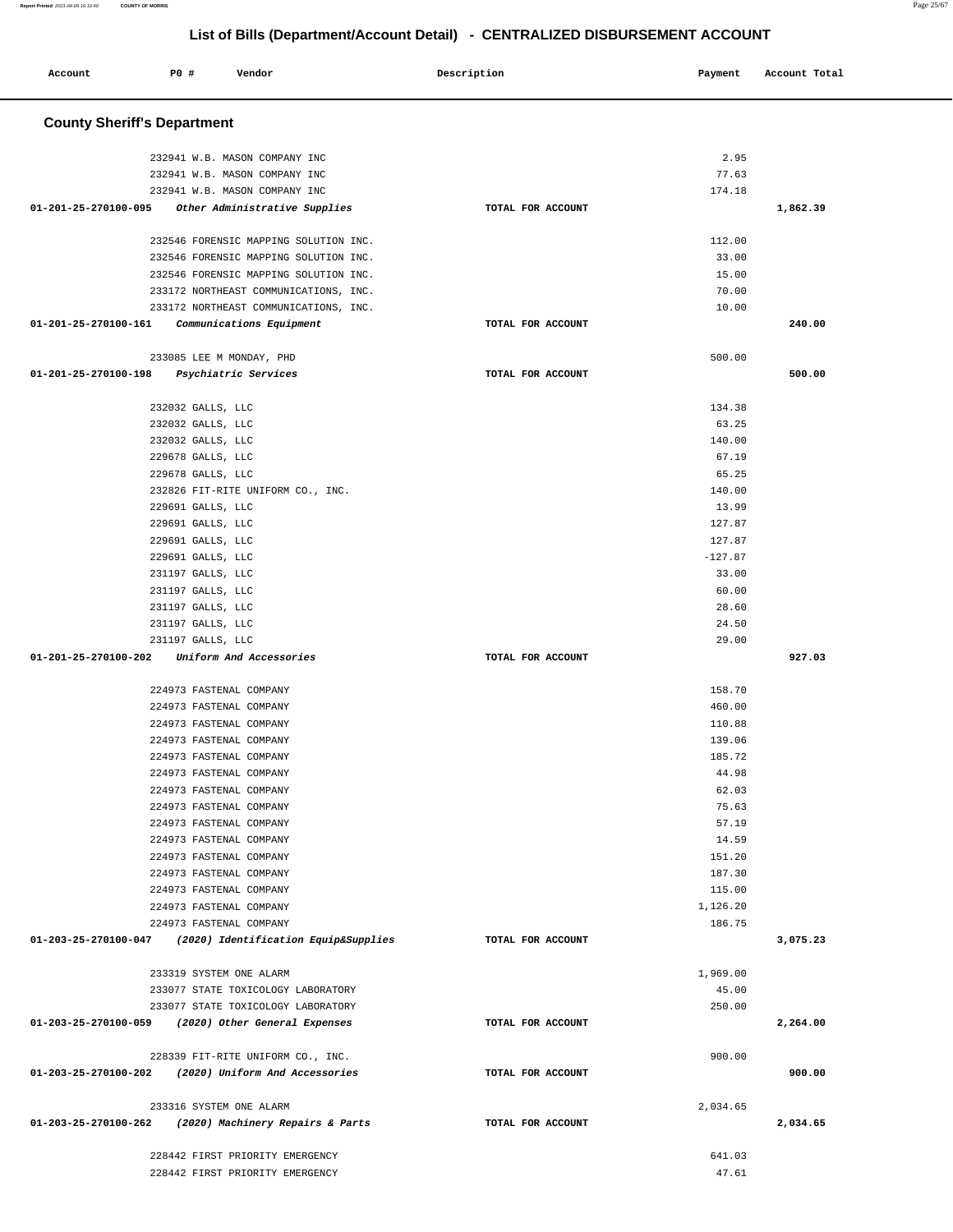## List of Bills (Department/Account Detail) - CENTRALIZED DISBURSEMENT ACCOUNT

| Account | PO # | Vendor | Description | Payment | Account Total |
|---|---|---|---|---|---|

### County Sheriff's Department

| Account | PO # | Vendor | Description | Payment | Account Total |
|---|---|---|---|---|---|
| | 232941 | W.B. MASON COMPANY INC | | 2.95 | |
| | 232941 | W.B. MASON COMPANY INC | | 77.63 | |
| | 232941 | W.B. MASON COMPANY INC | | 174.18 | |
| 01-201-25-270100-095 | | *Other Administrative Supplies* | TOTAL FOR ACCOUNT | | 1,862.39 |
| | 232546 | FORENSIC MAPPING SOLUTION INC. | | 112.00 | |
| | 232546 | FORENSIC MAPPING SOLUTION INC. | | 33.00 | |
| | 232546 | FORENSIC MAPPING SOLUTION INC. | | 15.00 | |
| | 233172 | NORTHEAST COMMUNICATIONS, INC. | | 70.00 | |
| | 233172 | NORTHEAST COMMUNICATIONS, INC. | | 10.00 | |
| 01-201-25-270100-161 | | *Communications Equipment* | TOTAL FOR ACCOUNT | | 240.00 |
| | 233085 | LEE M MONDAY, PHD | | 500.00 | |
| 01-201-25-270100-198 | | *Psychiatric Services* | TOTAL FOR ACCOUNT | | 500.00 |
| | 232032 | GALLS, LLC | | 134.38 | |
| | 232032 | GALLS, LLC | | 63.25 | |
| | 232032 | GALLS, LLC | | 140.00 | |
| | 229678 | GALLS, LLC | | 67.19 | |
| | 229678 | GALLS, LLC | | 65.25 | |
| | 232826 | FIT-RITE UNIFORM CO., INC. | | 140.00 | |
| | 229691 | GALLS, LLC | | 13.99 | |
| | 229691 | GALLS, LLC | | 127.87 | |
| | 229691 | GALLS, LLC | | 127.87 | |
| | 229691 | GALLS, LLC | | -127.87 | |
| | 231197 | GALLS, LLC | | 33.00 | |
| | 231197 | GALLS, LLC | | 60.00 | |
| | 231197 | GALLS, LLC | | 28.60 | |
| | 231197 | GALLS, LLC | | 24.50 | |
| | 231197 | GALLS, LLC | | 29.00 | |
| 01-201-25-270100-202 | | *Uniform And Accessories* | TOTAL FOR ACCOUNT | | 927.03 |
| | 224973 | FASTENAL COMPANY | | 158.70 | |
| | 224973 | FASTENAL COMPANY | | 460.00 | |
| | 224973 | FASTENAL COMPANY | | 110.88 | |
| | 224973 | FASTENAL COMPANY | | 139.06 | |
| | 224973 | FASTENAL COMPANY | | 185.72 | |
| | 224973 | FASTENAL COMPANY | | 44.98 | |
| | 224973 | FASTENAL COMPANY | | 62.03 | |
| | 224973 | FASTENAL COMPANY | | 75.63 | |
| | 224973 | FASTENAL COMPANY | | 57.19 | |
| | 224973 | FASTENAL COMPANY | | 14.59 | |
| | 224973 | FASTENAL COMPANY | | 151.20 | |
| | 224973 | FASTENAL COMPANY | | 187.30 | |
| | 224973 | FASTENAL COMPANY | | 115.00 | |
| | 224973 | FASTENAL COMPANY | | 1,126.20 | |
| | 224973 | FASTENAL COMPANY | | 186.75 | |
| 01-203-25-270100-047 | | *(2020) Identification Equip&Supplies* | TOTAL FOR ACCOUNT | | 3,075.23 |
| | 233319 | SYSTEM ONE ALARM | | 1,969.00 | |
| | 233077 | STATE TOXICOLOGY LABORATORY | | 45.00 | |
| | 233077 | STATE TOXICOLOGY LABORATORY | | 250.00 | |
| 01-203-25-270100-059 | | *(2020) Other General Expenses* | TOTAL FOR ACCOUNT | | 2,264.00 |
| | 228339 | FIT-RITE UNIFORM CO., INC. | | 900.00 | |
| 01-203-25-270100-202 | | *(2020) Uniform And Accessories* | TOTAL FOR ACCOUNT | | 900.00 |
| | 233316 | SYSTEM ONE ALARM | | 2,034.65 | |
| 01-203-25-270100-262 | | *(2020) Machinery Repairs & Parts* | TOTAL FOR ACCOUNT | | 2,034.65 |
| | 228442 | FIRST PRIORITY EMERGENCY | | 641.03 | |
| | 228442 | FIRST PRIORITY EMERGENCY | | 47.61 | |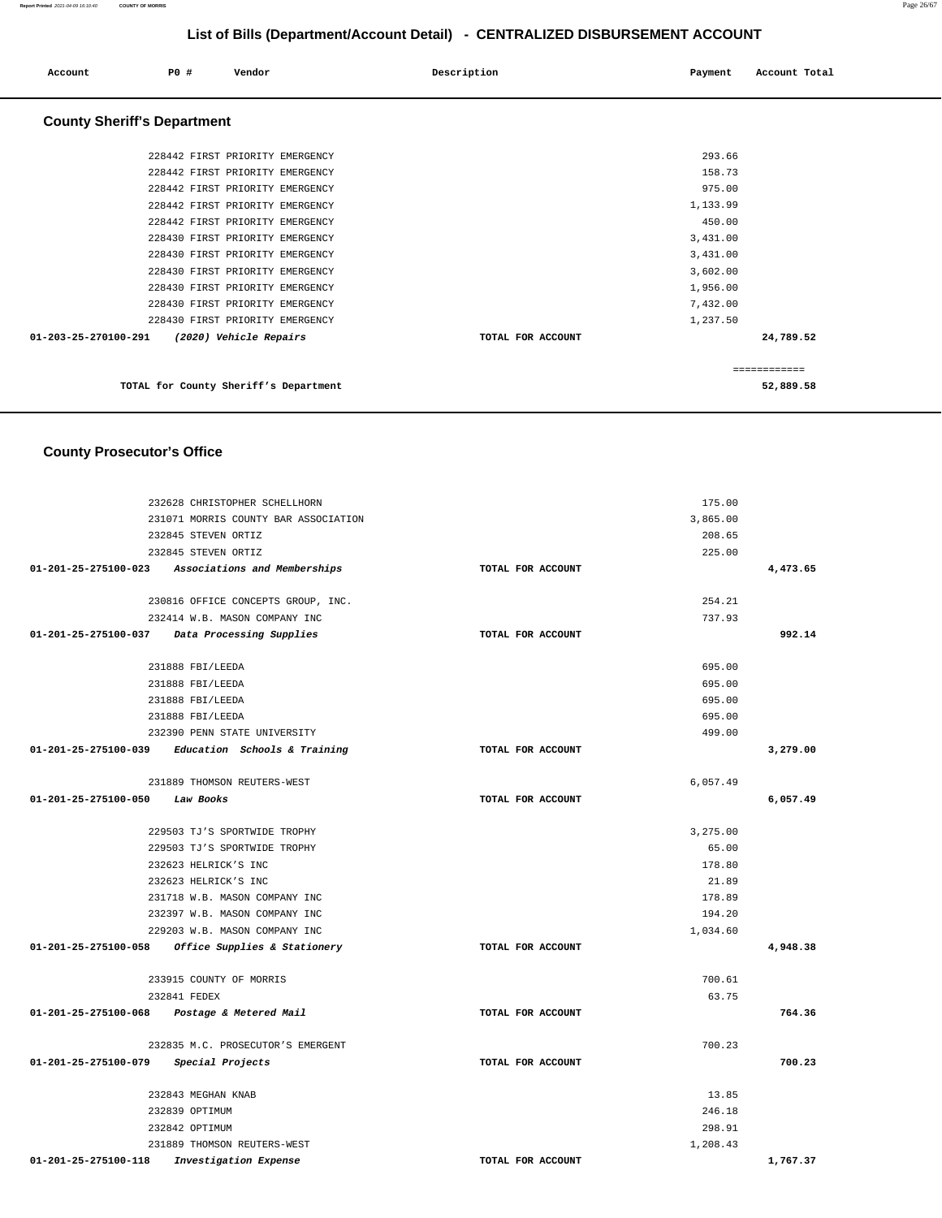## List of Bills (Department/Account Detail) - CENTRALIZED DISBURSEMENT ACCOUNT

| Account | PO # | Vendor | Description | Payment | Account Total |
|---|---|---|---|---|---|

### County Sheriff's Department

| Account | PO # | Vendor | Description | Payment | Account Total |
|---|---|---|---|---|---|
| | 228442 | FIRST PRIORITY EMERGENCY | | 293.66 | |
| | 228442 | FIRST PRIORITY EMERGENCY | | 158.73 | |
| | 228442 | FIRST PRIORITY EMERGENCY | | 975.00 | |
| | 228442 | FIRST PRIORITY EMERGENCY | | 1,133.99 | |
| | 228442 | FIRST PRIORITY EMERGENCY | | 450.00 | |
| | 228430 | FIRST PRIORITY EMERGENCY | | 3,431.00 | |
| | 228430 | FIRST PRIORITY EMERGENCY | | 3,431.00 | |
| | 228430 | FIRST PRIORITY EMERGENCY | | 3,602.00 | |
| | 228430 | FIRST PRIORITY EMERGENCY | | 1,956.00 | |
| | 228430 | FIRST PRIORITY EMERGENCY | | 7,432.00 | |
| | 228430 | FIRST PRIORITY EMERGENCY | | 1,237.50 | |
| 01-203-25-270100-291 | | *(2020) Vehicle Repairs* | TOTAL FOR ACCOUNT | | 24,789.52 |

============

TOTAL for County Sheriff's Department 52,889.58

### County Prosecutor's Office

| Account | PO # | Vendor | Description | Payment | Account Total |
|---|---|---|---|---|---|
| | 232628 | CHRISTOPHER SCHELLHORN | | 175.00 | |
| | 231071 | MORRIS COUNTY BAR ASSOCIATION | | 3,865.00 | |
| | 232845 | STEVEN ORTIZ | | 208.65 | |
| | 232845 | STEVEN ORTIZ | | 225.00 | |
| 01-201-25-275100-023 | | *Associations and Memberships* | TOTAL FOR ACCOUNT | | 4,473.65 |
| | 230816 | OFFICE CONCEPTS GROUP, INC. | | 254.21 | |
| | 232414 | W.B. MASON COMPANY INC | | 737.93 | |
| 01-201-25-275100-037 | | *Data Processing Supplies* | TOTAL FOR ACCOUNT | | 992.14 |
| | 231888 | FBI/LEEDA | | 695.00 | |
| | 231888 | FBI/LEEDA | | 695.00 | |
| | 231888 | FBI/LEEDA | | 695.00 | |
| | 231888 | FBI/LEEDA | | 695.00 | |
| | 232390 | PENN STATE UNIVERSITY | | 499.00 | |
| 01-201-25-275100-039 | | *Education Schools & Training* | TOTAL FOR ACCOUNT | | 3,279.00 |
| | 231889 | THOMSON REUTERS-WEST | | 6,057.49 | |
| 01-201-25-275100-050 | | *Law Books* | TOTAL FOR ACCOUNT | | 6,057.49 |
| | 229503 | TJ'S SPORTWIDE TROPHY | | 3,275.00 | |
| | 229503 | TJ'S SPORTWIDE TROPHY | | 65.00 | |
| | 232623 | HELRICK'S INC | | 178.80 | |
| | 232623 | HELRICK'S INC | | 21.89 | |
| | 231718 | W.B. MASON COMPANY INC | | 178.89 | |
| | 232397 | W.B. MASON COMPANY INC | | 194.20 | |
| | 229203 | W.B. MASON COMPANY INC | | 1,034.60 | |
| 01-201-25-275100-058 | | *Office Supplies & Stationery* | TOTAL FOR ACCOUNT | | 4,948.38 |
| | 233915 | COUNTY OF MORRIS | | 700.61 | |
| | 232841 | FEDEX | | 63.75 | |
| 01-201-25-275100-068 | | *Postage & Metered Mail* | TOTAL FOR ACCOUNT | | 764.36 |
| | 232835 | M.C. PROSECUTOR'S EMERGENT | | 700.23 | |
| 01-201-25-275100-079 | | *Special Projects* | TOTAL FOR ACCOUNT | | 700.23 |
| | 232843 | MEGHAN KNAB | | 13.85 | |
| | 232839 | OPTIMUM | | 246.18 | |
| | 232842 | OPTIMUM | | 298.91 | |
| | 231889 | THOMSON REUTERS-WEST | | 1,208.43 | |
| 01-201-25-275100-118 | | *Investigation Expense* | TOTAL FOR ACCOUNT | | 1,767.37 |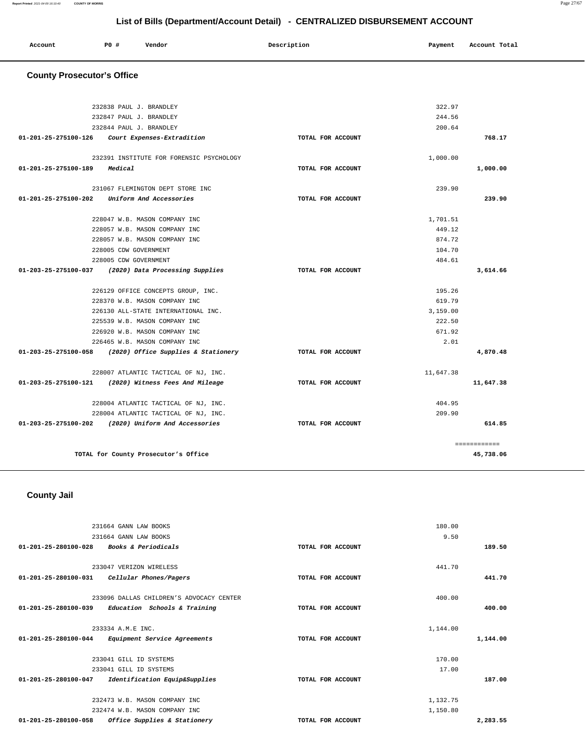## List of Bills (Department/Account Detail) - CENTRALIZED DISBURSEMENT ACCOUNT

| Account | PO # | Vendor | Description | Payment | Account Total |
|---|---|---|---|---|---|

### County Prosecutor's Office

| Account | PO # | Vendor | Description | Payment | Account Total |
|---|---|---|---|---|---|
| | 232838 | PAUL J. BRANDLEY | | 322.97 | |
| | 232847 | PAUL J. BRANDLEY | | 244.56 | |
| | 232844 | PAUL J. BRANDLEY | | 200.64 | |
| 01-201-25-275100-126 | | *Court Expenses-Extradition* | TOTAL FOR ACCOUNT | | 768.17 |
| | 232391 | INSTITUTE FOR FORENSIC PSYCHOLOGY | | 1,000.00 | |
| 01-201-25-275100-189 | | *Medical* | TOTAL FOR ACCOUNT | | 1,000.00 |
| | 231067 | FLEMINGTON DEPT STORE INC | | 239.90 | |
| 01-201-25-275100-202 | | *Uniform And Accessories* | TOTAL FOR ACCOUNT | | 239.90 |
| | 228047 | W.B. MASON COMPANY INC | | 1,701.51 | |
| | 228057 | W.B. MASON COMPANY INC | | 449.12 | |
| | 228057 | W.B. MASON COMPANY INC | | 874.72 | |
| | 228005 | CDW GOVERNMENT | | 104.70 | |
| | 228005 | CDW GOVERNMENT | | 484.61 | |
| 01-203-25-275100-037 | | *(2020) Data Processing Supplies* | TOTAL FOR ACCOUNT | | 3,614.66 |
| | 226129 | OFFICE CONCEPTS GROUP, INC. | | 195.26 | |
| | 228370 | W.B. MASON COMPANY INC | | 619.79 | |
| | 226130 | ALL-STATE INTERNATIONAL INC. | | 3,159.00 | |
| | 225539 | W.B. MASON COMPANY INC | | 222.50 | |
| | 226920 | W.B. MASON COMPANY INC | | 671.92 | |
| | 226465 | W.B. MASON COMPANY INC | | 2.01 | |
| 01-203-25-275100-058 | | *(2020) Office Supplies & Stationery* | TOTAL FOR ACCOUNT | | 4,870.48 |
| | 228007 | ATLANTIC TACTICAL OF NJ, INC. | | 11,647.38 | |
| 01-203-25-275100-121 | | *(2020) Witness Fees And Mileage* | TOTAL FOR ACCOUNT | | 11,647.38 |
| | 228004 | ATLANTIC TACTICAL OF NJ, INC. | | 404.95 | |
| | 228004 | ATLANTIC TACTICAL OF NJ, INC. | | 209.90 | |
| 01-203-25-275100-202 | | *(2020) Uniform And Accessories* | TOTAL FOR ACCOUNT | | 614.85 |
| | | | | | ============ |
| | | TOTAL for County Prosecutor's Office | | | 45,738.06 |

### County Jail

| Account | PO # | Vendor | Description | Payment | Account Total |
|---|---|---|---|---|---|
| | 231664 | GANN LAW BOOKS | | 180.00 | |
| | 231664 | GANN LAW BOOKS | | 9.50 | |
| 01-201-25-280100-028 | | *Books & Periodicals* | TOTAL FOR ACCOUNT | | 189.50 |
| | 233047 | VERIZON WIRELESS | | 441.70 | |
| 01-201-25-280100-031 | | *Cellular Phones/Pagers* | TOTAL FOR ACCOUNT | | 441.70 |
| | 233096 | DALLAS CHILDREN'S ADVOCACY CENTER | | 400.00 | |
| 01-201-25-280100-039 | | *Education Schools & Training* | TOTAL FOR ACCOUNT | | 400.00 |
| | 233334 | A.M.E INC. | | 1,144.00 | |
| 01-201-25-280100-044 | | *Equipment Service Agreements* | TOTAL FOR ACCOUNT | | 1,144.00 |
| | 233041 | GILL ID SYSTEMS | | 170.00 | |
| | 233041 | GILL ID SYSTEMS | | 17.00 | |
| 01-201-25-280100-047 | | *Identification Equip&Supplies* | TOTAL FOR ACCOUNT | | 187.00 |
| | 232473 | W.B. MASON COMPANY INC | | 1,132.75 | |
| | 232474 | W.B. MASON COMPANY INC | | 1,150.80 | |
| 01-201-25-280100-058 | | *Office Supplies & Stationery* | TOTAL FOR ACCOUNT | | 2,283.55 |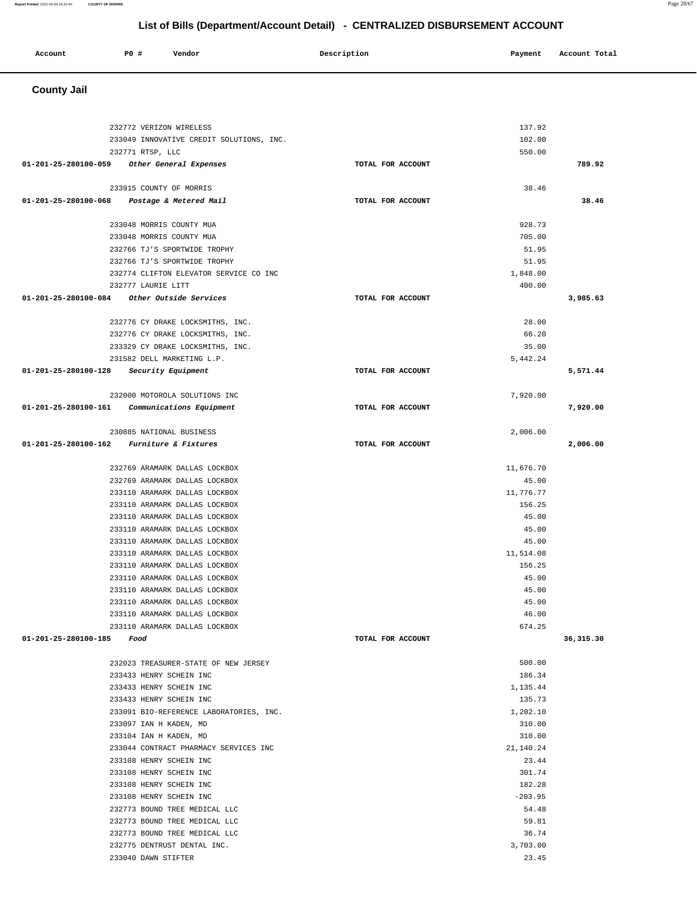# List of Bills (Department/Account Detail) - CENTRALIZED DISBURSEMENT ACCOUNT

| Account | PO # | Vendor | Description | Payment | Account Total |
|---|---|---|---|---|---|

## County Jail

| Account | PO # | Vendor | Description | Payment | Account Total |
|---|---|---|---|---|---|
| | 232772 | VERIZON WIRELESS | | 137.92 | |
| | 233049 | INNOVATIVE CREDIT SOLUTIONS, INC. | | 102.00 | |
| | 232771 | RTSP, LLC | | 550.00 | |
| **01-201-25-280100-059** | | *Other General Expenses* | TOTAL FOR ACCOUNT | | **789.92** |
| | 233915 | COUNTY OF MORRIS | | 38.46 | |
| **01-201-25-280100-068** | | *Postage & Metered Mail* | TOTAL FOR ACCOUNT | | **38.46** |
| | 233048 | MORRIS COUNTY MUA | | 928.73 | |
| | 233048 | MORRIS COUNTY MUA | | 705.00 | |
| | 232766 | TJ'S SPORTWIDE TROPHY | | 51.95 | |
| | 232766 | TJ'S SPORTWIDE TROPHY | | 51.95 | |
| | 232774 | CLIFTON ELEVATOR SERVICE CO INC | | 1,848.00 | |
| | 232777 | LAURIE LITT | | 400.00 | |
| **01-201-25-280100-084** | | *Other Outside Services* | TOTAL FOR ACCOUNT | | **3,985.63** |
| | 232776 | CY DRAKE LOCKSMITHS, INC. | | 28.00 | |
| | 232776 | CY DRAKE LOCKSMITHS, INC. | | 66.20 | |
| | 233329 | CY DRAKE LOCKSMITHS, INC. | | 35.00 | |
| | 231582 | DELL MARKETING L.P. | | 5,442.24 | |
| **01-201-25-280100-128** | | *Security Equipment* | TOTAL FOR ACCOUNT | | **5,571.44** |
| | 232000 | MOTOROLA SOLUTIONS INC | | 7,920.00 | |
| **01-201-25-280100-161** | | *Communications Equipment* | TOTAL FOR ACCOUNT | | **7,920.00** |
| | 230885 | NATIONAL BUSINESS | | 2,006.00 | |
| **01-201-25-280100-162** | | *Furniture & Fixtures* | TOTAL FOR ACCOUNT | | **2,006.00** |
| | 232769 | ARAMARK DALLAS LOCKBOX | | 11,676.70 | |
| | 232769 | ARAMARK DALLAS LOCKBOX | | 45.00 | |
| | 233110 | ARAMARK DALLAS LOCKBOX | | 11,776.77 | |
| | 233110 | ARAMARK DALLAS LOCKBOX | | 156.25 | |
| | 233110 | ARAMARK DALLAS LOCKBOX | | 45.00 | |
| | 233110 | ARAMARK DALLAS LOCKBOX | | 45.00 | |
| | 233110 | ARAMARK DALLAS LOCKBOX | | 45.00 | |
| | 233110 | ARAMARK DALLAS LOCKBOX | | 11,514.08 | |
| | 233110 | ARAMARK DALLAS LOCKBOX | | 156.25 | |
| | 233110 | ARAMARK DALLAS LOCKBOX | | 45.00 | |
| | 233110 | ARAMARK DALLAS LOCKBOX | | 45.00 | |
| | 233110 | ARAMARK DALLAS LOCKBOX | | 45.00 | |
| | 233110 | ARAMARK DALLAS LOCKBOX | | 46.00 | |
| | 233110 | ARAMARK DALLAS LOCKBOX | | 674.25 | |
| **01-201-25-280100-185** | | *Food* | TOTAL FOR ACCOUNT | | **36,315.30** |
| | 232023 | TREASURER-STATE OF NEW JERSEY | | 500.00 | |
| | 233433 | HENRY SCHEIN INC | | 186.34 | |
| | 233433 | HENRY SCHEIN INC | | 1,135.44 | |
| | 233433 | HENRY SCHEIN INC | | 135.73 | |
| | 233091 | BIO-REFERENCE LABORATORIES, INC. | | 1,202.10 | |
| | 233097 | IAN H KADEN, MD | | 310.00 | |
| | 233104 | IAN H KADEN, MD | | 310.00 | |
| | 233044 | CONTRACT PHARMACY SERVICES INC | | 21,140.24 | |
| | 233108 | HENRY SCHEIN INC | | 23.44 | |
| | 233108 | HENRY SCHEIN INC | | 301.74 | |
| | 233108 | HENRY SCHEIN INC | | 182.28 | |
| | 233108 | HENRY SCHEIN INC | | -203.95 | |
| | 232773 | BOUND TREE MEDICAL LLC | | 54.48 | |
| | 232773 | BOUND TREE MEDICAL LLC | | 59.81 | |
| | 232773 | BOUND TREE MEDICAL LLC | | 36.74 | |
| | 232775 | DENTRUST DENTAL INC. | | 3,703.00 | |
| | 233040 | DAWN STIFTER | | 23.45 | |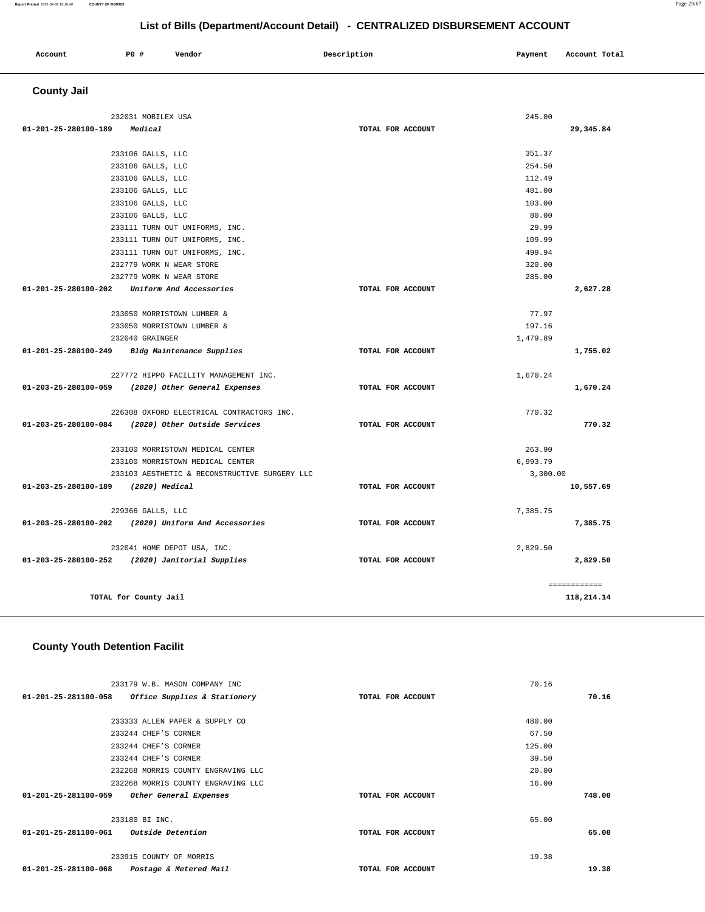## List of Bills (Department/Account Detail) - CENTRALIZED DISBURSEMENT ACCOUNT

| Account | PO # | Vendor | Description | Payment | Account Total |
|---|---|---|---|---|---|

### County Jail

| Account | PO # | Vendor | Description | Payment | Account Total |
|---|---|---|---|---|---|
| | 232031 | MOBILEX USA | | 245.00 | |
| **01-201-25-280100-189** | | *Medical* | TOTAL FOR ACCOUNT | | **29,345.84** |
| | 233106 | GALLS, LLC | | 351.37 | |
| | 233106 | GALLS, LLC | | 254.50 | |
| | 233106 | GALLS, LLC | | 112.49 | |
| | 233106 | GALLS, LLC | | 481.00 | |
| | 233106 | GALLS, LLC | | 103.00 | |
| | 233106 | GALLS, LLC | | 80.00 | |
| | 233111 | TURN OUT UNIFORMS, INC. | | 29.99 | |
| | 233111 | TURN OUT UNIFORMS, INC. | | 109.99 | |
| | 233111 | TURN OUT UNIFORMS, INC. | | 499.94 | |
| | 232779 | WORK N WEAR STORE | | 320.00 | |
| | 232779 | WORK N WEAR STORE | | 285.00 | |
| **01-201-25-280100-202** | | *Uniform And Accessories* | TOTAL FOR ACCOUNT | | **2,627.28** |
| | 233050 | MORRISTOWN LUMBER & | | 77.97 | |
| | 233050 | MORRISTOWN LUMBER & | | 197.16 | |
| | 232040 | GRAINGER | | 1,479.89 | |
| **01-201-25-280100-249** | | *Bldg Maintenance Supplies* | TOTAL FOR ACCOUNT | | **1,755.02** |
| | 227772 | HIPPO FACILITY MANAGEMENT INC. | | 1,670.24 | |
| **01-203-25-280100-059** | | *(2020) Other General Expenses* | TOTAL FOR ACCOUNT | | **1,670.24** |
| | 226308 | OXFORD ELECTRICAL CONTRACTORS INC. | | 770.32 | |
| **01-203-25-280100-084** | | *(2020) Other Outside Services* | TOTAL FOR ACCOUNT | | **770.32** |
| | 233100 | MORRISTOWN MEDICAL CENTER | | 263.90 | |
| | 233100 | MORRISTOWN MEDICAL CENTER | | 6,993.79 | |
| | 233103 | AESTHETIC & RECONSTRUCTIVE SURGERY LLC | | 3,300.00 | |
| **01-203-25-280100-189** | | *(2020) Medical* | TOTAL FOR ACCOUNT | | **10,557.69** |
| | 229366 | GALLS, LLC | | 7,385.75 | |
| **01-203-25-280100-202** | | *(2020) Uniform And Accessories* | TOTAL FOR ACCOUNT | | **7,385.75** |
| | 232041 | HOME DEPOT USA, INC. | | 2,829.50 | |
| **01-203-25-280100-252** | | *(2020) Janitorial Supplies* | TOTAL FOR ACCOUNT | | **2,829.50** |
| | | | | | ============ |
| **TOTAL for County Jail** | | | | | **118,214.14** |

### County Youth Detention Facilit

| Account | PO # | Vendor | Description | Payment | Account Total |
|---|---|---|---|---|---|
| | 233179 | W.B. MASON COMPANY INC | | 70.16 | |
| **01-201-25-281100-058** | | *Office Supplies & Stationery* | TOTAL FOR ACCOUNT | | **70.16** |
| | 233333 | ALLEN PAPER & SUPPLY CO | | 480.00 | |
| | 233244 | CHEF'S CORNER | | 67.50 | |
| | 233244 | CHEF'S CORNER | | 125.00 | |
| | 233244 | CHEF'S CORNER | | 39.50 | |
| | 232268 | MORRIS COUNTY ENGRAVING LLC | | 20.00 | |
| | 232268 | MORRIS COUNTY ENGRAVING LLC | | 16.00 | |
| **01-201-25-281100-059** | | *Other General Expenses* | TOTAL FOR ACCOUNT | | **748.00** |
| | 233180 | BI INC. | | 65.00 | |
| **01-201-25-281100-061** | | *Outside Detention* | TOTAL FOR ACCOUNT | | **65.00** |
| | 233915 | COUNTY OF MORRIS | | 19.38 | |
| **01-201-25-281100-068** | | *Postage & Metered Mail* | TOTAL FOR ACCOUNT | | **19.38** |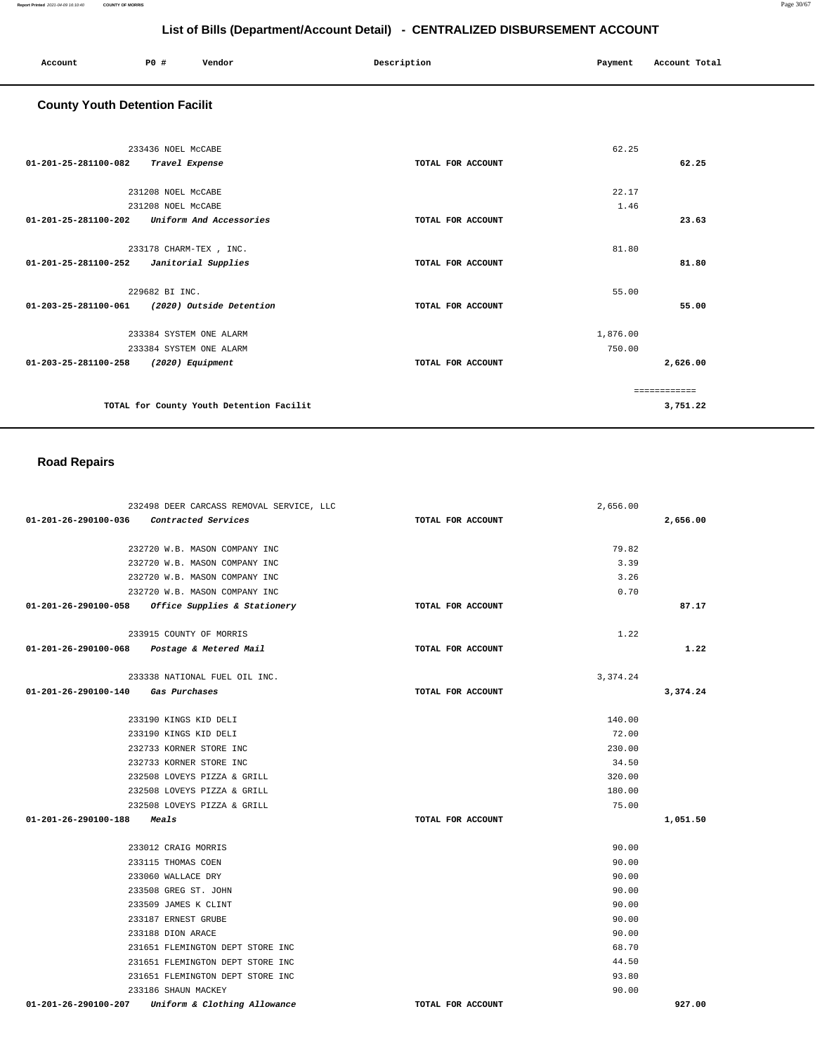## List of Bills (Department/Account Detail) - CENTRALIZED DISBURSEMENT ACCOUNT

| Account | PO # | Vendor | Description | Payment | Account Total |
|---|---|---|---|---|---|

### County Youth Detention Facilit

| Account | PO # | Vendor | Description | Payment | Account Total |
|---|---|---|---|---|---|
| | 233436 | NOEL McCABE | | 62.25 | |
| 01-201-25-281100-082 | | *Travel Expense* | TOTAL FOR ACCOUNT | | 62.25 |
| | 231208 | NOEL McCABE | | 22.17 | |
| | 231208 | NOEL McCABE | | 1.46 | |
| 01-201-25-281100-202 | | *Uniform And Accessories* | TOTAL FOR ACCOUNT | | 23.63 |
| | 233178 | CHARM-TEX , INC. | | 81.80 | |
| 01-201-25-281100-252 | | *Janitorial Supplies* | TOTAL FOR ACCOUNT | | 81.80 |
| | 229682 | BI INC. | | 55.00 | |
| 01-203-25-281100-061 | | *(2020) Outside Detention* | TOTAL FOR ACCOUNT | | 55.00 |
| | 233384 | SYSTEM ONE ALARM | | 1,876.00 | |
| | 233384 | SYSTEM ONE ALARM | | 750.00 | |
| 01-203-25-281100-258 | | *(2020) Equipment* | TOTAL FOR ACCOUNT | | 2,626.00 |
| | | | | | ============ |
| | | TOTAL for County Youth Detention Facilit | | | 3,751.22 |

### Road Repairs

| Account | PO # | Vendor | Description | Payment | Account Total |
|---|---|---|---|---|---|
| | 232498 | DEER CARCASS REMOVAL SERVICE, LLC | | 2,656.00 | |
| 01-201-26-290100-036 | | *Contracted Services* | TOTAL FOR ACCOUNT | | 2,656.00 |
| | 232720 | W.B. MASON COMPANY INC | | 79.82 | |
| | 232720 | W.B. MASON COMPANY INC | | 3.39 | |
| | 232720 | W.B. MASON COMPANY INC | | 3.26 | |
| | 232720 | W.B. MASON COMPANY INC | | 0.70 | |
| 01-201-26-290100-058 | | *Office Supplies & Stationery* | TOTAL FOR ACCOUNT | | 87.17 |
| | 233915 | COUNTY OF MORRIS | | 1.22 | |
| 01-201-26-290100-068 | | *Postage & Metered Mail* | TOTAL FOR ACCOUNT | | 1.22 |
| | 233338 | NATIONAL FUEL OIL INC. | | 3,374.24 | |
| 01-201-26-290100-140 | | *Gas Purchases* | TOTAL FOR ACCOUNT | | 3,374.24 |
| | 233190 | KINGS KID DELI | | 140.00 | |
| | 233190 | KINGS KID DELI | | 72.00 | |
| | 232733 | KORNER STORE INC | | 230.00 | |
| | 232733 | KORNER STORE INC | | 34.50 | |
| | 232508 | LOVEYS PIZZA & GRILL | | 320.00 | |
| | 232508 | LOVEYS PIZZA & GRILL | | 180.00 | |
| | 232508 | LOVEYS PIZZA & GRILL | | 75.00 | |
| 01-201-26-290100-188 | | *Meals* | TOTAL FOR ACCOUNT | | 1,051.50 |
| | 233012 | CRAIG MORRIS | | 90.00 | |
| | 233115 | THOMAS COEN | | 90.00 | |
| | 233060 | WALLACE DRY | | 90.00 | |
| | 233508 | GREG ST. JOHN | | 90.00 | |
| | 233509 | JAMES K CLINT | | 90.00 | |
| | 233187 | ERNEST GRUBE | | 90.00 | |
| | 233188 | DION ARACE | | 90.00 | |
| | 231651 | FLEMINGTON DEPT STORE INC | | 68.70 | |
| | 231651 | FLEMINGTON DEPT STORE INC | | 44.50 | |
| | 231651 | FLEMINGTON DEPT STORE INC | | 93.80 | |
| | 233186 | SHAUN MACKEY | | 90.00 | |
| 01-201-26-290100-207 | | *Uniform & Clothing Allowance* | TOTAL FOR ACCOUNT | | 927.00 |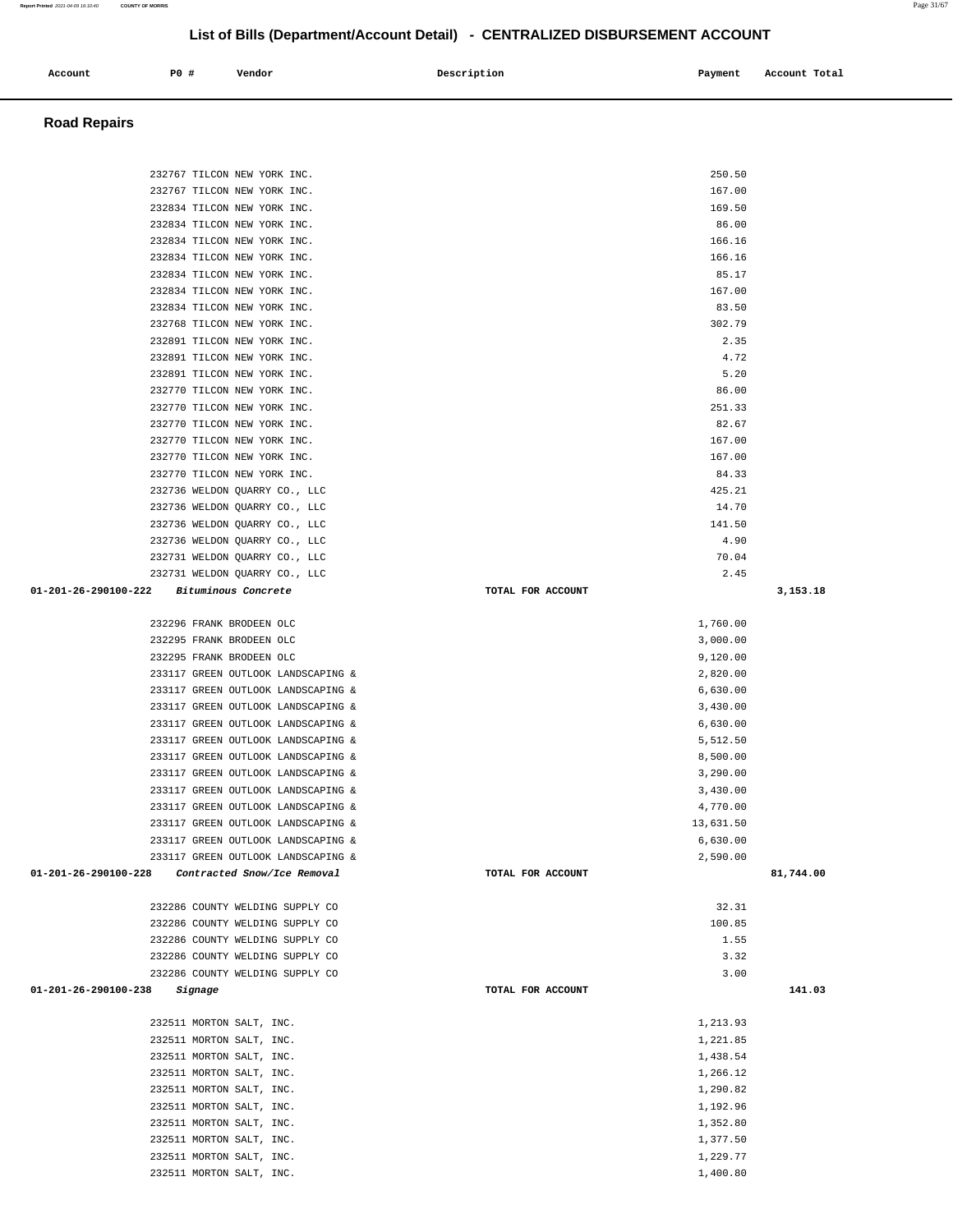# List of Bills (Department/Account Detail) - CENTRALIZED DISBURSEMENT ACCOUNT

| Account | PO # | Vendor | Description | Payment | Account Total |
|---|---|---|---|---|---|

## Road Repairs

| Account | PO # | Vendor | Description | Payment | Account Total |
|---|---|---|---|---|---|
| | 232767 | TILCON NEW YORK INC. | | 250.50 | |
| | 232767 | TILCON NEW YORK INC. | | 167.00 | |
| | 232834 | TILCON NEW YORK INC. | | 169.50 | |
| | 232834 | TILCON NEW YORK INC. | | 86.00 | |
| | 232834 | TILCON NEW YORK INC. | | 166.16 | |
| | 232834 | TILCON NEW YORK INC. | | 166.16 | |
| | 232834 | TILCON NEW YORK INC. | | 85.17 | |
| | 232834 | TILCON NEW YORK INC. | | 167.00 | |
| | 232834 | TILCON NEW YORK INC. | | 83.50 | |
| | 232768 | TILCON NEW YORK INC. | | 302.79 | |
| | 232891 | TILCON NEW YORK INC. | | 2.35 | |
| | 232891 | TILCON NEW YORK INC. | | 4.72 | |
| | 232891 | TILCON NEW YORK INC. | | 5.20 | |
| | 232770 | TILCON NEW YORK INC. | | 86.00 | |
| | 232770 | TILCON NEW YORK INC. | | 251.33 | |
| | 232770 | TILCON NEW YORK INC. | | 82.67 | |
| | 232770 | TILCON NEW YORK INC. | | 167.00 | |
| | 232770 | TILCON NEW YORK INC. | | 167.00 | |
| | 232770 | TILCON NEW YORK INC. | | 84.33 | |
| | 232736 | WELDON QUARRY CO., LLC | | 425.21 | |
| | 232736 | WELDON QUARRY CO., LLC | | 14.70 | |
| | 232736 | WELDON QUARRY CO., LLC | | 141.50 | |
| | 232736 | WELDON QUARRY CO., LLC | | 4.90 | |
| | 232731 | WELDON QUARRY CO., LLC | | 70.04 | |
| | 232731 | WELDON QUARRY CO., LLC | | 2.45 | |
| **01-201-26-290100-222** | | *Bituminous Concrete* | TOTAL FOR ACCOUNT | | 3,153.18 |
| | 232296 | FRANK BRODEEN OLC | | 1,760.00 | |
| | 232295 | FRANK BRODEEN OLC | | 3,000.00 | |
| | 232295 | FRANK BRODEEN OLC | | 9,120.00 | |
| | 233117 | GREEN OUTLOOK LANDSCAPING & | | 2,820.00 | |
| | 233117 | GREEN OUTLOOK LANDSCAPING & | | 6,630.00 | |
| | 233117 | GREEN OUTLOOK LANDSCAPING & | | 3,430.00 | |
| | 233117 | GREEN OUTLOOK LANDSCAPING & | | 6,630.00 | |
| | 233117 | GREEN OUTLOOK LANDSCAPING & | | 5,512.50 | |
| | 233117 | GREEN OUTLOOK LANDSCAPING & | | 8,500.00 | |
| | 233117 | GREEN OUTLOOK LANDSCAPING & | | 3,290.00 | |
| | 233117 | GREEN OUTLOOK LANDSCAPING & | | 3,430.00 | |
| | 233117 | GREEN OUTLOOK LANDSCAPING & | | 4,770.00 | |
| | 233117 | GREEN OUTLOOK LANDSCAPING & | | 13,631.50 | |
| | 233117 | GREEN OUTLOOK LANDSCAPING & | | 6,630.00 | |
| | 233117 | GREEN OUTLOOK LANDSCAPING & | | 2,590.00 | |
| **01-201-26-290100-228** | | *Contracted Snow/Ice Removal* | TOTAL FOR ACCOUNT | | 81,744.00 |
| | 232286 | COUNTY WELDING SUPPLY CO | | 32.31 | |
| | 232286 | COUNTY WELDING SUPPLY CO | | 100.85 | |
| | 232286 | COUNTY WELDING SUPPLY CO | | 1.55 | |
| | 232286 | COUNTY WELDING SUPPLY CO | | 3.32 | |
| | 232286 | COUNTY WELDING SUPPLY CO | | 3.00 | |
| **01-201-26-290100-238** | | *Signage* | TOTAL FOR ACCOUNT | | 141.03 |
| | 232511 | MORTON SALT, INC. | | 1,213.93 | |
| | 232511 | MORTON SALT, INC. | | 1,221.85 | |
| | 232511 | MORTON SALT, INC. | | 1,438.54 | |
| | 232511 | MORTON SALT, INC. | | 1,266.12 | |
| | 232511 | MORTON SALT, INC. | | 1,290.82 | |
| | 232511 | MORTON SALT, INC. | | 1,192.96 | |
| | 232511 | MORTON SALT, INC. | | 1,352.80 | |
| | 232511 | MORTON SALT, INC. | | 1,377.50 | |
| | 232511 | MORTON SALT, INC. | | 1,229.77 | |
| | 232511 | MORTON SALT, INC. | | 1,400.80 | |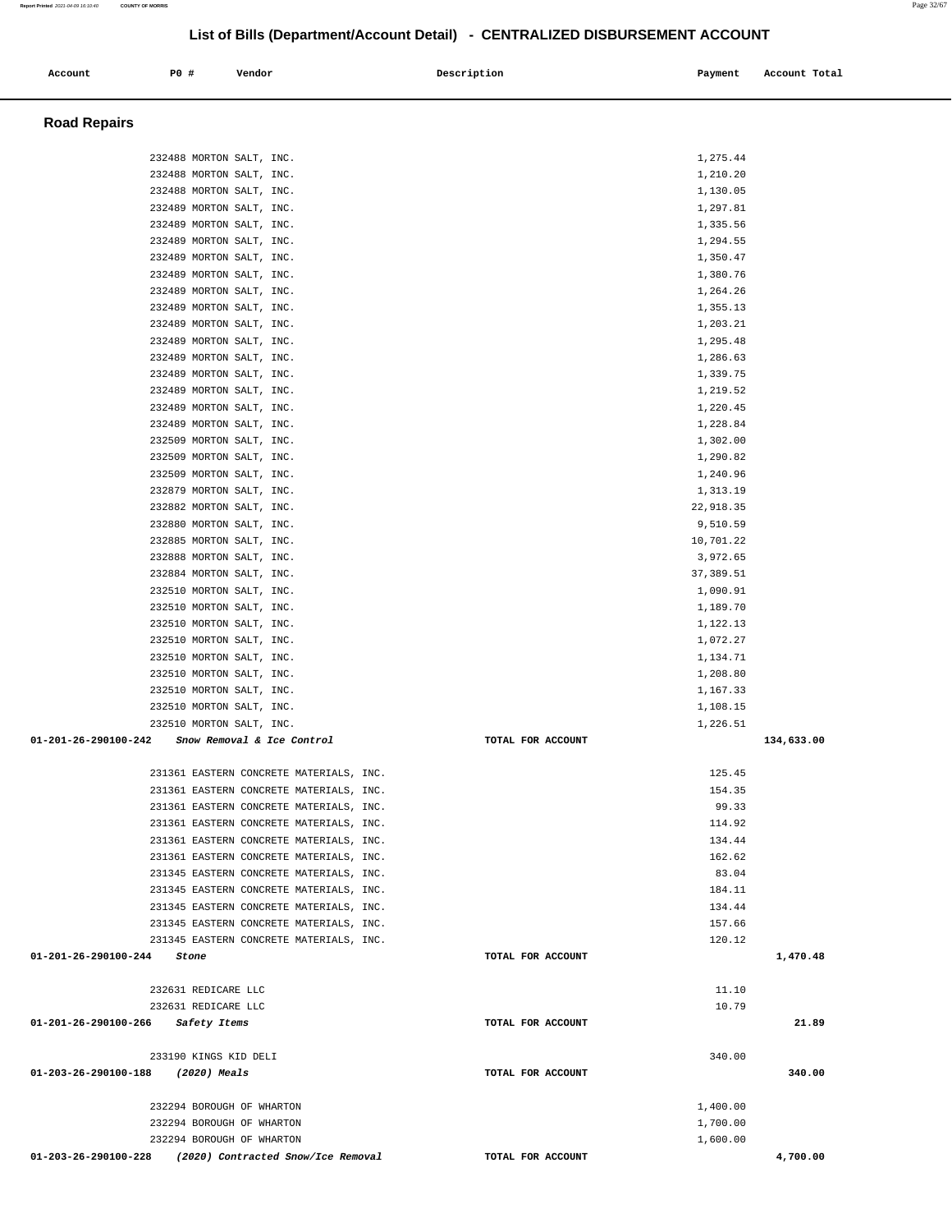# List of Bills (Department/Account Detail) - CENTRALIZED DISBURSEMENT ACCOUNT

| Account | PO # | Vendor | Description | Payment | Account Total |
|---|---|---|---|---|---|

## Road Repairs

| Account | PO # | Vendor | Description | Payment | Account Total |
|---|---|---|---|---|---|
| | 232488 | MORTON SALT, INC. | | 1,275.44 | |
| | 232488 | MORTON SALT, INC. | | 1,210.20 | |
| | 232488 | MORTON SALT, INC. | | 1,130.05 | |
| | 232489 | MORTON SALT, INC. | | 1,297.81 | |
| | 232489 | MORTON SALT, INC. | | 1,335.56 | |
| | 232489 | MORTON SALT, INC. | | 1,294.55 | |
| | 232489 | MORTON SALT, INC. | | 1,350.47 | |
| | 232489 | MORTON SALT, INC. | | 1,380.76 | |
| | 232489 | MORTON SALT, INC. | | 1,264.26 | |
| | 232489 | MORTON SALT, INC. | | 1,355.13 | |
| | 232489 | MORTON SALT, INC. | | 1,203.21 | |
| | 232489 | MORTON SALT, INC. | | 1,295.48 | |
| | 232489 | MORTON SALT, INC. | | 1,286.63 | |
| | 232489 | MORTON SALT, INC. | | 1,339.75 | |
| | 232489 | MORTON SALT, INC. | | 1,219.52 | |
| | 232489 | MORTON SALT, INC. | | 1,220.45 | |
| | 232489 | MORTON SALT, INC. | | 1,228.84 | |
| | 232509 | MORTON SALT, INC. | | 1,302.00 | |
| | 232509 | MORTON SALT, INC. | | 1,290.82 | |
| | 232509 | MORTON SALT, INC. | | 1,240.96 | |
| | 232879 | MORTON SALT, INC. | | 1,313.19 | |
| | 232882 | MORTON SALT, INC. | | 22,918.35 | |
| | 232880 | MORTON SALT, INC. | | 9,510.59 | |
| | 232885 | MORTON SALT, INC. | | 10,701.22 | |
| | 232888 | MORTON SALT, INC. | | 3,972.65 | |
| | 232884 | MORTON SALT, INC. | | 37,389.51 | |
| | 232510 | MORTON SALT, INC. | | 1,090.91 | |
| | 232510 | MORTON SALT, INC. | | 1,189.70 | |
| | 232510 | MORTON SALT, INC. | | 1,122.13 | |
| | 232510 | MORTON SALT, INC. | | 1,072.27 | |
| | 232510 | MORTON SALT, INC. | | 1,134.71 | |
| | 232510 | MORTON SALT, INC. | | 1,208.80 | |
| | 232510 | MORTON SALT, INC. | | 1,167.33 | |
| | 232510 | MORTON SALT, INC. | | 1,108.15 | |
| | 232510 | MORTON SALT, INC. | | 1,226.51 | |
| **01-201-26-290100-242** | | *Snow Removal & Ice Control* | TOTAL FOR ACCOUNT | | **134,633.00** |
| | 231361 | EASTERN CONCRETE MATERIALS, INC. | | 125.45 | |
| | 231361 | EASTERN CONCRETE MATERIALS, INC. | | 154.35 | |
| | 231361 | EASTERN CONCRETE MATERIALS, INC. | | 99.33 | |
| | 231361 | EASTERN CONCRETE MATERIALS, INC. | | 114.92 | |
| | 231361 | EASTERN CONCRETE MATERIALS, INC. | | 134.44 | |
| | 231361 | EASTERN CONCRETE MATERIALS, INC. | | 162.62 | |
| | 231345 | EASTERN CONCRETE MATERIALS, INC. | | 83.04 | |
| | 231345 | EASTERN CONCRETE MATERIALS, INC. | | 184.11 | |
| | 231345 | EASTERN CONCRETE MATERIALS, INC. | | 134.44 | |
| | 231345 | EASTERN CONCRETE MATERIALS, INC. | | 157.66 | |
| | 231345 | EASTERN CONCRETE MATERIALS, INC. | | 120.12 | |
| **01-201-26-290100-244** | | *Stone* | TOTAL FOR ACCOUNT | | **1,470.48** |
| | 232631 | REDICARE LLC | | 11.10 | |
| | 232631 | REDICARE LLC | | 10.79 | |
| **01-201-26-290100-266** | | *Safety Items* | TOTAL FOR ACCOUNT | | **21.89** |
| | 233190 | KINGS KID DELI | | 340.00 | |
| **01-203-26-290100-188** | | *(2020) Meals* | TOTAL FOR ACCOUNT | | **340.00** |
| | 232294 | BOROUGH OF WHARTON | | 1,400.00 | |
| | 232294 | BOROUGH OF WHARTON | | 1,700.00 | |
| | 232294 | BOROUGH OF WHARTON | | 1,600.00 | |
| **01-203-26-290100-228** | | *(2020) Contracted Snow/Ice Removal* | TOTAL FOR ACCOUNT | | **4,700.00** |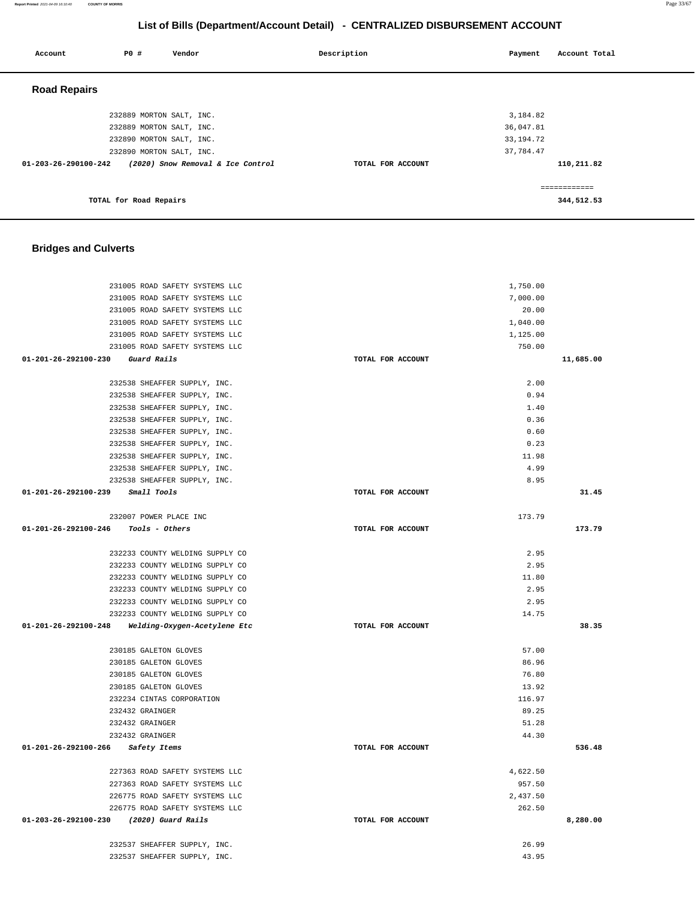## List of Bills (Department/Account Detail) - CENTRALIZED DISBURSEMENT ACCOUNT

| Account | PO # | Vendor | Description | Payment | Account Total |
|---|---|---|---|---|---|

### Road Repairs

| Account | PO # | Vendor | Description | Payment | Account Total |
|---|---|---|---|---|---|
| | 232889 | MORTON SALT, INC. | | 3,184.82 | |
| | 232889 | MORTON SALT, INC. | | 36,047.81 | |
| | 232890 | MORTON SALT, INC. | | 33,194.72 | |
| | 232890 | MORTON SALT, INC. | | 37,784.47 | |
| 01-203-26-290100-242 | | *(2020) Snow Removal & Ice Control* | TOTAL FOR ACCOUNT | | 110,211.82 |
| | | | | | ============ |
| | | TOTAL for Road Repairs | | | 344,512.53 |

### Bridges and Culverts

| Account | PO # | Vendor | Description | Payment | Account Total |
|---|---|---|---|---|---|
| | 231005 | ROAD SAFETY SYSTEMS LLC | | 1,750.00 | |
| | 231005 | ROAD SAFETY SYSTEMS LLC | | 7,000.00 | |
| | 231005 | ROAD SAFETY SYSTEMS LLC | | 20.00 | |
| | 231005 | ROAD SAFETY SYSTEMS LLC | | 1,040.00 | |
| | 231005 | ROAD SAFETY SYSTEMS LLC | | 1,125.00 | |
| | 231005 | ROAD SAFETY SYSTEMS LLC | | 750.00 | |
| 01-201-26-292100-230 | | *Guard Rails* | TOTAL FOR ACCOUNT | | 11,685.00 |
| | 232538 | SHEAFFER SUPPLY, INC. | | 2.00 | |
| | 232538 | SHEAFFER SUPPLY, INC. | | 0.94 | |
| | 232538 | SHEAFFER SUPPLY, INC. | | 1.40 | |
| | 232538 | SHEAFFER SUPPLY, INC. | | 0.36 | |
| | 232538 | SHEAFFER SUPPLY, INC. | | 0.60 | |
| | 232538 | SHEAFFER SUPPLY, INC. | | 0.23 | |
| | 232538 | SHEAFFER SUPPLY, INC. | | 11.98 | |
| | 232538 | SHEAFFER SUPPLY, INC. | | 4.99 | |
| | 232538 | SHEAFFER SUPPLY, INC. | | 8.95 | |
| 01-201-26-292100-239 | | *Small Tools* | TOTAL FOR ACCOUNT | | 31.45 |
| | 232007 | POWER PLACE INC | | 173.79 | |
| 01-201-26-292100-246 | | *Tools - Others* | TOTAL FOR ACCOUNT | | 173.79 |
| | 232233 | COUNTY WELDING SUPPLY CO | | 2.95 | |
| | 232233 | COUNTY WELDING SUPPLY CO | | 2.95 | |
| | 232233 | COUNTY WELDING SUPPLY CO | | 11.80 | |
| | 232233 | COUNTY WELDING SUPPLY CO | | 2.95 | |
| | 232233 | COUNTY WELDING SUPPLY CO | | 2.95 | |
| | 232233 | COUNTY WELDING SUPPLY CO | | 14.75 | |
| 01-201-26-292100-248 | | *Welding-Oxygen-Acetylene Etc* | TOTAL FOR ACCOUNT | | 38.35 |
| | 230185 | GALETON GLOVES | | 57.00 | |
| | 230185 | GALETON GLOVES | | 86.96 | |
| | 230185 | GALETON GLOVES | | 76.80 | |
| | 230185 | GALETON GLOVES | | 13.92 | |
| | 232234 | CINTAS CORPORATION | | 116.97 | |
| | 232432 | GRAINGER | | 89.25 | |
| | 232432 | GRAINGER | | 51.28 | |
| | 232432 | GRAINGER | | 44.30 | |
| 01-201-26-292100-266 | | *Safety Items* | TOTAL FOR ACCOUNT | | 536.48 |
| | 227363 | ROAD SAFETY SYSTEMS LLC | | 4,622.50 | |
| | 227363 | ROAD SAFETY SYSTEMS LLC | | 957.50 | |
| | 226775 | ROAD SAFETY SYSTEMS LLC | | 2,437.50 | |
| | 226775 | ROAD SAFETY SYSTEMS LLC | | 262.50 | |
| 01-203-26-292100-230 | | *(2020) Guard Rails* | TOTAL FOR ACCOUNT | | 8,280.00 |
| | 232537 | SHEAFFER SUPPLY, INC. | | 26.99 | |
| | 232537 | SHEAFFER SUPPLY, INC. | | 43.95 | |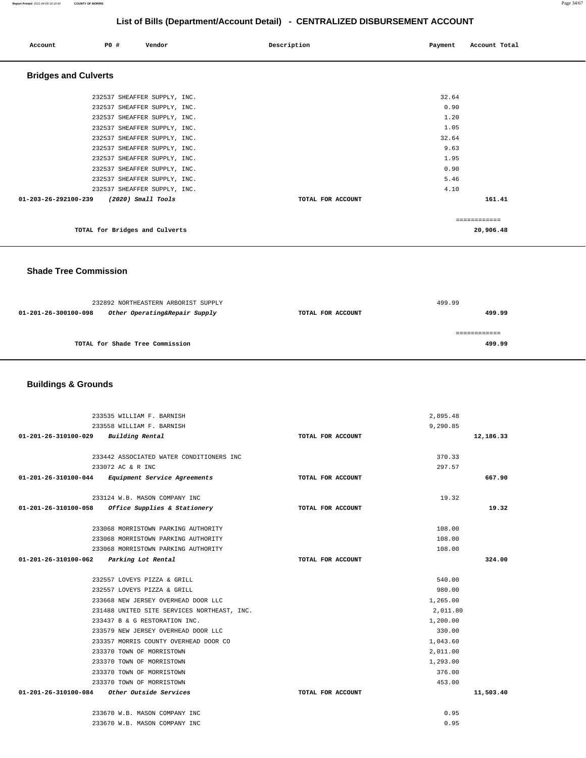# List of Bills (Department/Account Detail) - CENTRALIZED DISBURSEMENT ACCOUNT

| Account | PO # | Vendor | Description | Payment | Account Total |
|---|---|---|---|---|---|

## Bridges and Culverts

| Account | PO # | Vendor | Description | Payment | Account Total |
|---|---|---|---|---|---|
| | 232537 | SHEAFFER SUPPLY, INC. | | 32.64 | |
| | 232537 | SHEAFFER SUPPLY, INC. | | 0.90 | |
| | 232537 | SHEAFFER SUPPLY, INC. | | 1.20 | |
| | 232537 | SHEAFFER SUPPLY, INC. | | 1.05 | |
| | 232537 | SHEAFFER SUPPLY, INC. | | 32.64 | |
| | 232537 | SHEAFFER SUPPLY, INC. | | 9.63 | |
| | 232537 | SHEAFFER SUPPLY, INC. | | 1.95 | |
| | 232537 | SHEAFFER SUPPLY, INC. | | 0.90 | |
| | 232537 | SHEAFFER SUPPLY, INC. | | 5.46 | |
| | 232537 | SHEAFFER SUPPLY, INC. | | 4.10 | |
| **01-203-26-292100-239** | | *(2020) Small Tools* | TOTAL FOR ACCOUNT | | **161.41** |

| | |
|---|---|
| **TOTAL for Bridges and Culverts** | **20,906.48** |

## Shade Tree Commission

| Account | PO # | Vendor | Description | Payment | Account Total |
|---|---|---|---|---|---|
| | 232892 | NORTHEASTERN ARBORIST SUPPLY | | 499.99 | |
| **01-201-26-300100-098** | | *Other Operating&Repair Supply* | TOTAL FOR ACCOUNT | | **499.99** |

| | |
|---|---|
| **TOTAL for Shade Tree Commission** | **499.99** |

## Buildings & Grounds

| Account | PO # | Vendor | Description | Payment | Account Total |
|---|---|---|---|---|---|
| | 233535 | WILLIAM F. BARNISH | | 2,895.48 | |
| | 233558 | WILLIAM F. BARNISH | | 9,290.85 | |
| **01-201-26-310100-029** | | *Building Rental* | TOTAL FOR ACCOUNT | | **12,186.33** |
| | 233442 | ASSOCIATED WATER CONDITIONERS INC | | 370.33 | |
| | 233072 | AC & R INC | | 297.57 | |
| **01-201-26-310100-044** | | *Equipment Service Agreements* | TOTAL FOR ACCOUNT | | **667.90** |
| | 233124 | W.B. MASON COMPANY INC | | 19.32 | |
| **01-201-26-310100-058** | | *Office Supplies & Stationery* | TOTAL FOR ACCOUNT | | **19.32** |
| | 233068 | MORRISTOWN PARKING AUTHORITY | | 108.00 | |
| | 233068 | MORRISTOWN PARKING AUTHORITY | | 108.00 | |
| | 233068 | MORRISTOWN PARKING AUTHORITY | | 108.00 | |
| **01-201-26-310100-062** | | *Parking Lot Rental* | TOTAL FOR ACCOUNT | | **324.00** |
| | 232557 | LOVEYS PIZZA & GRILL | | 540.00 | |
| | 232557 | LOVEYS PIZZA & GRILL | | 980.00 | |
| | 233668 | NEW JERSEY OVERHEAD DOOR LLC | | 1,265.00 | |
| | 231488 | UNITED SITE SERVICES NORTHEAST, INC. | | 2,011.80 | |
| | 233437 | B & G RESTORATION INC. | | 1,200.00 | |
| | 233579 | NEW JERSEY OVERHEAD DOOR LLC | | 330.00 | |
| | 233357 | MORRIS COUNTY OVERHEAD DOOR CO | | 1,043.60 | |
| | 233370 | TOWN OF MORRISTOWN | | 2,011.00 | |
| | 233370 | TOWN OF MORRISTOWN | | 1,293.00 | |
| | 233370 | TOWN OF MORRISTOWN | | 376.00 | |
| | 233370 | TOWN OF MORRISTOWN | | 453.00 | |
| **01-201-26-310100-084** | | *Other Outside Services* | TOTAL FOR ACCOUNT | | **11,503.40** |
| | 233670 | W.B. MASON COMPANY INC | | 0.95 | |
| | 233670 | W.B. MASON COMPANY INC | | 0.95 | |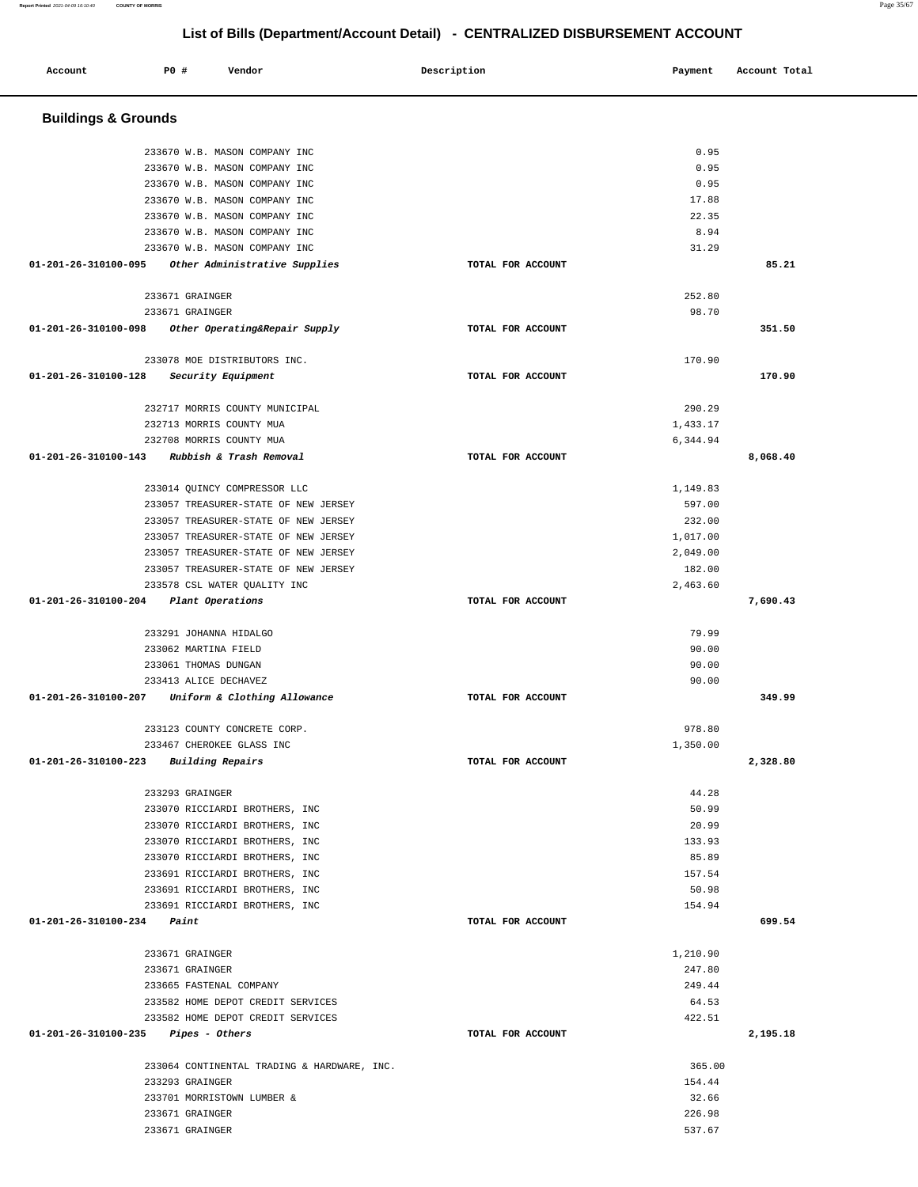# List of Bills (Department/Account Detail) - CENTRALIZED DISBURSEMENT ACCOUNT

| Account | PO # | Vendor | Description | Payment | Account Total |
|---|---|---|---|---|---|

## Buildings & Grounds

| Account | PO # | Vendor | Description | Payment | Account Total |
|---|---|---|---|---|---|
| | 233670 | W.B. MASON COMPANY INC | | 0.95 | |
| | 233670 | W.B. MASON COMPANY INC | | 0.95 | |
| | 233670 | W.B. MASON COMPANY INC | | 0.95 | |
| | 233670 | W.B. MASON COMPANY INC | | 17.88 | |
| | 233670 | W.B. MASON COMPANY INC | | 22.35 | |
| | 233670 | W.B. MASON COMPANY INC | | 8.94 | |
| | 233670 | W.B. MASON COMPANY INC | | 31.29 | |
| **01-201-26-310100-095** | | *Other Administrative Supplies* | TOTAL FOR ACCOUNT | | **85.21** |
| | 233671 | GRAINGER | | 252.80 | |
| | 233671 | GRAINGER | | 98.70 | |
| **01-201-26-310100-098** | | *Other Operating&Repair Supply* | TOTAL FOR ACCOUNT | | **351.50** |
| | 233078 | MOE DISTRIBUTORS INC. | | 170.90 | |
| **01-201-26-310100-128** | | *Security Equipment* | TOTAL FOR ACCOUNT | | **170.90** |
| | 232717 | MORRIS COUNTY MUNICIPAL | | 290.29 | |
| | 232713 | MORRIS COUNTY MUA | | 1,433.17 | |
| | 232708 | MORRIS COUNTY MUA | | 6,344.94 | |
| **01-201-26-310100-143** | | *Rubbish & Trash Removal* | TOTAL FOR ACCOUNT | | **8,068.40** |
| | 233014 | QUINCY COMPRESSOR LLC | | 1,149.83 | |
| | 233057 | TREASURER-STATE OF NEW JERSEY | | 597.00 | |
| | 233057 | TREASURER-STATE OF NEW JERSEY | | 232.00 | |
| | 233057 | TREASURER-STATE OF NEW JERSEY | | 1,017.00 | |
| | 233057 | TREASURER-STATE OF NEW JERSEY | | 2,049.00 | |
| | 233057 | TREASURER-STATE OF NEW JERSEY | | 182.00 | |
| | 233578 | CSL WATER QUALITY INC | | 2,463.60 | |
| **01-201-26-310100-204** | | *Plant Operations* | TOTAL FOR ACCOUNT | | **7,690.43** |
| | 233291 | JOHANNA HIDALGO | | 79.99 | |
| | 233062 | MARTINA FIELD | | 90.00 | |
| | 233061 | THOMAS DUNGAN | | 90.00 | |
| | 233413 | ALICE DECHAVEZ | | 90.00 | |
| **01-201-26-310100-207** | | *Uniform & Clothing Allowance* | TOTAL FOR ACCOUNT | | **349.99** |
| | 233123 | COUNTY CONCRETE CORP. | | 978.80 | |
| | 233467 | CHEROKEE GLASS INC | | 1,350.00 | |
| **01-201-26-310100-223** | | *Building Repairs* | TOTAL FOR ACCOUNT | | **2,328.80** |
| | 233293 | GRAINGER | | 44.28 | |
| | 233070 | RICCIARDI BROTHERS, INC | | 50.99 | |
| | 233070 | RICCIARDI BROTHERS, INC | | 20.99 | |
| | 233070 | RICCIARDI BROTHERS, INC | | 133.93 | |
| | 233070 | RICCIARDI BROTHERS, INC | | 85.89 | |
| | 233691 | RICCIARDI BROTHERS, INC | | 157.54 | |
| | 233691 | RICCIARDI BROTHERS, INC | | 50.98 | |
| | 233691 | RICCIARDI BROTHERS, INC | | 154.94 | |
| **01-201-26-310100-234** | | *Paint* | TOTAL FOR ACCOUNT | | **699.54** |
| | 233671 | GRAINGER | | 1,210.90 | |
| | 233671 | GRAINGER | | 247.80 | |
| | 233665 | FASTENAL COMPANY | | 249.44 | |
| | 233582 | HOME DEPOT CREDIT SERVICES | | 64.53 | |
| | 233582 | HOME DEPOT CREDIT SERVICES | | 422.51 | |
| **01-201-26-310100-235** | | *Pipes - Others* | TOTAL FOR ACCOUNT | | **2,195.18** |
| | 233064 | CONTINENTAL TRADING & HARDWARE, INC. | | 365.00 | |
| | 233293 | GRAINGER | | 154.44 | |
| | 233701 | MORRISTOWN LUMBER & | | 32.66 | |
| | 233671 | GRAINGER | | 226.98 | |
| | 233671 | GRAINGER | | 537.67 | |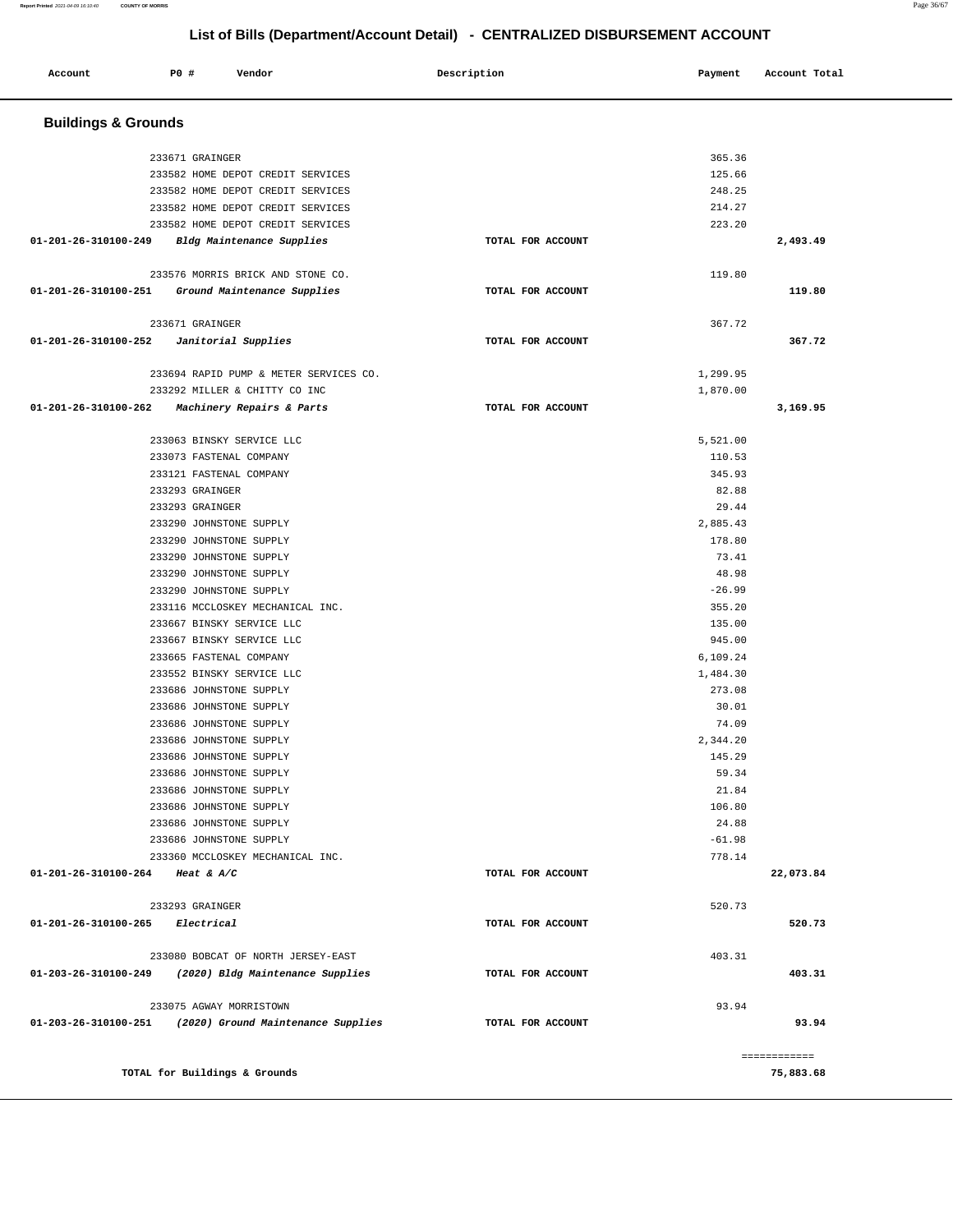# List of Bills (Department/Account Detail) - CENTRALIZED DISBURSEMENT ACCOUNT

| Account | PO # | Vendor | Description | Payment | Account Total |
|---|---|---|---|---|---|

## Buildings & Grounds

| Account | PO # | Vendor | Description | Payment | Account Total |
|---|---|---|---|---|---|
| | 233671 | GRAINGER | | 365.36 | |
| | 233582 | HOME DEPOT CREDIT SERVICES | | 125.66 | |
| | 233582 | HOME DEPOT CREDIT SERVICES | | 248.25 | |
| | 233582 | HOME DEPOT CREDIT SERVICES | | 214.27 | |
| | 233582 | HOME DEPOT CREDIT SERVICES | | 223.20 | |
| **01-201-26-310100-249** | | *Bldg Maintenance Supplies* | TOTAL FOR ACCOUNT | | **2,493.49** |
| | 233576 | MORRIS BRICK AND STONE CO. | | 119.80 | |
| **01-201-26-310100-251** | | *Ground Maintenance Supplies* | TOTAL FOR ACCOUNT | | **119.80** |
| | 233671 | GRAINGER | | 367.72 | |
| **01-201-26-310100-252** | | *Janitorial Supplies* | TOTAL FOR ACCOUNT | | **367.72** |
| | 233694 | RAPID PUMP & METER SERVICES CO. | | 1,299.95 | |
| | 233292 | MILLER & CHITTY CO INC | | 1,870.00 | |
| **01-201-26-310100-262** | | *Machinery Repairs & Parts* | TOTAL FOR ACCOUNT | | **3,169.95** |
| | 233063 | BINSKY SERVICE LLC | | 5,521.00 | |
| | 233073 | FASTENAL COMPANY | | 110.53 | |
| | 233121 | FASTENAL COMPANY | | 345.93 | |
| | 233293 | GRAINGER | | 82.88 | |
| | 233293 | GRAINGER | | 29.44 | |
| | 233290 | JOHNSTONE SUPPLY | | 2,885.43 | |
| | 233290 | JOHNSTONE SUPPLY | | 178.80 | |
| | 233290 | JOHNSTONE SUPPLY | | 73.41 | |
| | 233290 | JOHNSTONE SUPPLY | | 48.98 | |
| | 233290 | JOHNSTONE SUPPLY | | -26.99 | |
| | 233116 | MCCLOSKEY MECHANICAL INC. | | 355.20 | |
| | 233667 | BINSKY SERVICE LLC | | 135.00 | |
| | 233667 | BINSKY SERVICE LLC | | 945.00 | |
| | 233665 | FASTENAL COMPANY | | 6,109.24 | |
| | 233552 | BINSKY SERVICE LLC | | 1,484.30 | |
| | 233686 | JOHNSTONE SUPPLY | | 273.08 | |
| | 233686 | JOHNSTONE SUPPLY | | 30.01 | |
| | 233686 | JOHNSTONE SUPPLY | | 74.09 | |
| | 233686 | JOHNSTONE SUPPLY | | 2,344.20 | |
| | 233686 | JOHNSTONE SUPPLY | | 145.29 | |
| | 233686 | JOHNSTONE SUPPLY | | 59.34 | |
| | 233686 | JOHNSTONE SUPPLY | | 21.84 | |
| | 233686 | JOHNSTONE SUPPLY | | 106.80 | |
| | 233686 | JOHNSTONE SUPPLY | | 24.88 | |
| | 233686 | JOHNSTONE SUPPLY | | -61.98 | |
| | 233360 | MCCLOSKEY MECHANICAL INC. | | 778.14 | |
| **01-201-26-310100-264** | | *Heat & A/C* | TOTAL FOR ACCOUNT | | **22,073.84** |
| | 233293 | GRAINGER | | 520.73 | |
| **01-201-26-310100-265** | | *Electrical* | TOTAL FOR ACCOUNT | | **520.73** |
| | 233080 | BOBCAT OF NORTH JERSEY-EAST | | 403.31 | |
| **01-203-26-310100-249** | | *(2020) Bldg Maintenance Supplies* | TOTAL FOR ACCOUNT | | **403.31** |
| | 233075 | AGWAY MORRISTOWN | | 93.94 | |
| **01-203-26-310100-251** | | *(2020) Ground Maintenance Supplies* | TOTAL FOR ACCOUNT | | **93.94** |
| | | | | | ============ |
| **TOTAL for Buildings & Grounds** | | | | | **75,883.68** |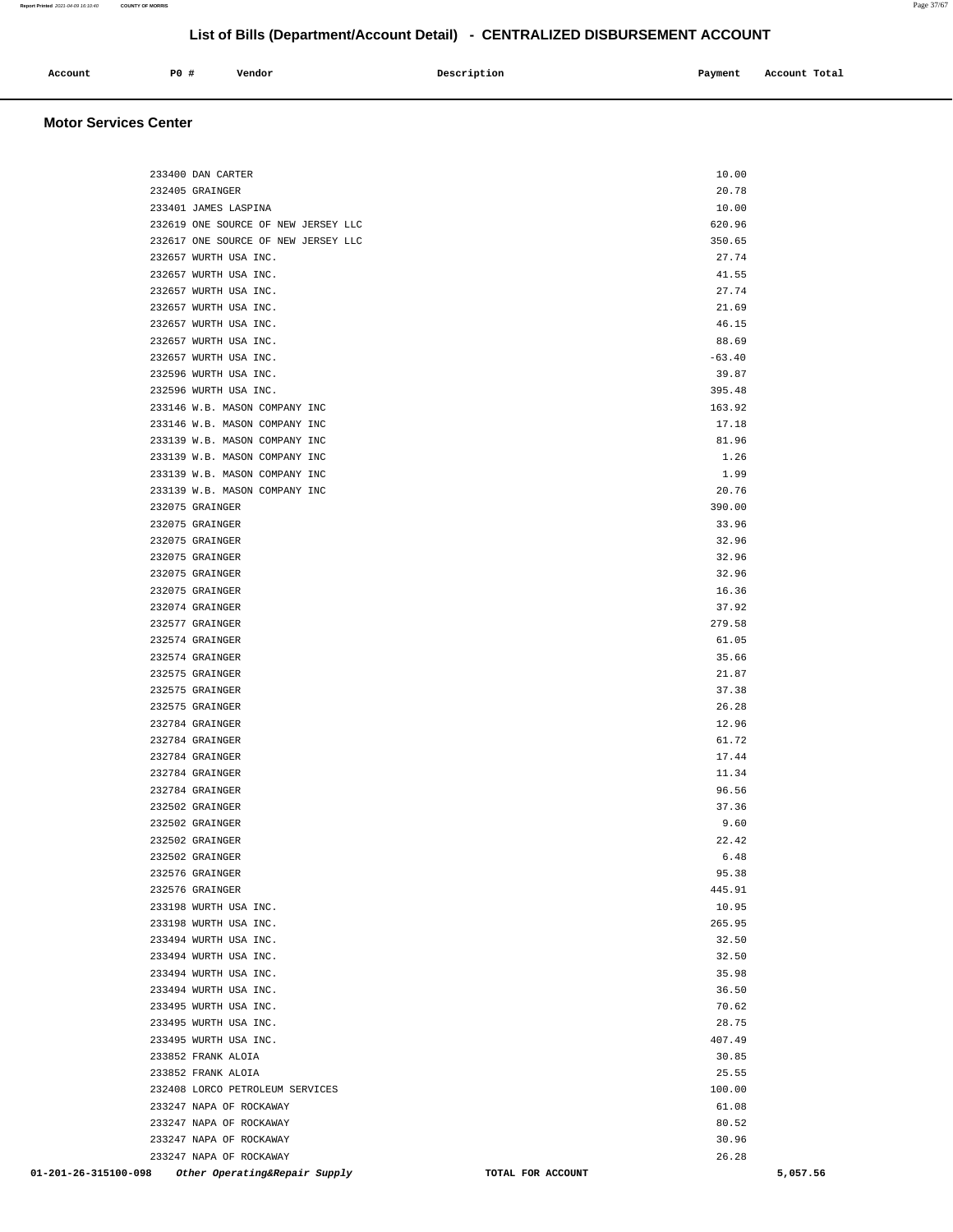# List of Bills (Department/Account Detail) - CENTRALIZED DISBURSEMENT ACCOUNT

## Motor Services Center

| Account | PO # | Vendor | Description | Payment | Account Total |
|---|---|---|---|---|---|
| | 233400 | DAN CARTER | | 10.00 | |
| | 232405 | GRAINGER | | 20.78 | |
| | 233401 | JAMES LASPINA | | 10.00 | |
| | 232619 | ONE SOURCE OF NEW JERSEY LLC | | 620.96 | |
| | 232617 | ONE SOURCE OF NEW JERSEY LLC | | 350.65 | |
| | 232657 | WURTH USA INC. | | 27.74 | |
| | 232657 | WURTH USA INC. | | 41.55 | |
| | 232657 | WURTH USA INC. | | 27.74 | |
| | 232657 | WURTH USA INC. | | 21.69 | |
| | 232657 | WURTH USA INC. | | 46.15 | |
| | 232657 | WURTH USA INC. | | 88.69 | |
| | 232657 | WURTH USA INC. | | -63.40 | |
| | 232596 | WURTH USA INC. | | 39.87 | |
| | 232596 | WURTH USA INC. | | 395.48 | |
| | 233146 | W.B. MASON COMPANY INC | | 163.92 | |
| | 233146 | W.B. MASON COMPANY INC | | 17.18 | |
| | 233139 | W.B. MASON COMPANY INC | | 81.96 | |
| | 233139 | W.B. MASON COMPANY INC | | 1.26 | |
| | 233139 | W.B. MASON COMPANY INC | | 1.99 | |
| | 233139 | W.B. MASON COMPANY INC | | 20.76 | |
| | 232075 | GRAINGER | | 390.00 | |
| | 232075 | GRAINGER | | 33.96 | |
| | 232075 | GRAINGER | | 32.96 | |
| | 232075 | GRAINGER | | 32.96 | |
| | 232075 | GRAINGER | | 32.96 | |
| | 232075 | GRAINGER | | 16.36 | |
| | 232074 | GRAINGER | | 37.92 | |
| | 232577 | GRAINGER | | 279.58 | |
| | 232574 | GRAINGER | | 61.05 | |
| | 232574 | GRAINGER | | 35.66 | |
| | 232575 | GRAINGER | | 21.87 | |
| | 232575 | GRAINGER | | 37.38 | |
| | 232575 | GRAINGER | | 26.28 | |
| | 232784 | GRAINGER | | 12.96 | |
| | 232784 | GRAINGER | | 61.72 | |
| | 232784 | GRAINGER | | 17.44 | |
| | 232784 | GRAINGER | | 11.34 | |
| | 232784 | GRAINGER | | 96.56 | |
| | 232502 | GRAINGER | | 37.36 | |
| | 232502 | GRAINGER | | 9.60 | |
| | 232502 | GRAINGER | | 22.42 | |
| | 232502 | GRAINGER | | 6.48 | |
| | 232576 | GRAINGER | | 95.38 | |
| | 232576 | GRAINGER | | 445.91 | |
| | 233198 | WURTH USA INC. | | 10.95 | |
| | 233198 | WURTH USA INC. | | 265.95 | |
| | 233494 | WURTH USA INC. | | 32.50 | |
| | 233494 | WURTH USA INC. | | 32.50 | |
| | 233494 | WURTH USA INC. | | 35.98 | |
| | 233494 | WURTH USA INC. | | 36.50 | |
| | 233495 | WURTH USA INC. | | 70.62 | |
| | 233495 | WURTH USA INC. | | 28.75 | |
| | 233495 | WURTH USA INC. | | 407.49 | |
| | 233852 | FRANK ALOIA | | 30.85 | |
| | 233852 | FRANK ALOIA | | 25.55 | |
| | 232408 | LORCO PETROLEUM SERVICES | | 100.00 | |
| | 233247 | NAPA OF ROCKAWAY | | 61.08 | |
| | 233247 | NAPA OF ROCKAWAY | | 80.52 | |
| | 233247 | NAPA OF ROCKAWAY | | 30.96 | |
| | 233247 | NAPA OF ROCKAWAY | | 26.28 | |
| 01-201-26-315100-098 | | *Other Operating&Repair Supply* | TOTAL FOR ACCOUNT | | 5,057.56 |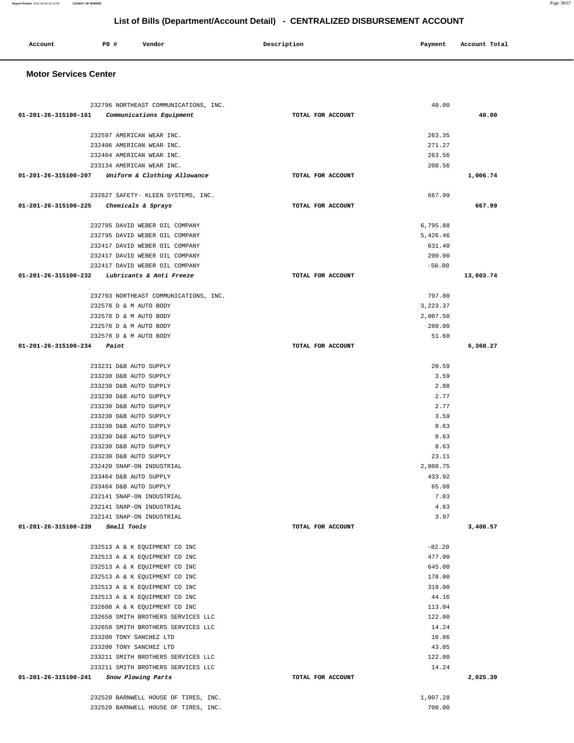# List of Bills (Department/Account Detail) - CENTRALIZED DISBURSEMENT ACCOUNT

| Account | PO # | Vendor | Description | Payment | Account Total |
|---|---|---|---|---|---|

## Motor Services Center

| Account | PO # | Vendor | Description | Payment | Account Total |
|---|---|---|---|---|---|
| | 232796 | NORTHEAST COMMUNICATIONS, INC. | | 40.00 | |
| 01-201-26-315100-161 | | *Communications Equipment* | TOTAL FOR ACCOUNT | | 40.00 |
| | 232597 | AMERICAN WEAR INC. | | 263.35 | |
| | 232406 | AMERICAN WEAR INC. | | 271.27 | |
| | 232404 | AMERICAN WEAR INC. | | 263.56 | |
| | 233134 | AMERICAN WEAR INC. | | 208.56 | |
| 01-201-26-315100-207 | | *Uniform & Clothing Allowance* | TOTAL FOR ACCOUNT | | 1,006.74 |
| | 232827 | SAFETY- KLEEN SYSTEMS, INC. | | 667.99 | |
| 01-201-26-315100-225 | | *Chemicals & Sprays* | TOTAL FOR ACCOUNT | | 667.99 |
| | 232795 | DAVID WEBER OIL COMPANY | | 6,795.88 | |
| | 232795 | DAVID WEBER OIL COMPANY | | 5,426.46 | |
| | 232417 | DAVID WEBER OIL COMPANY | | 631.40 | |
| | 232417 | DAVID WEBER OIL COMPANY | | 200.00 | |
| | 232417 | DAVID WEBER OIL COMPANY | | -50.00 | |
| 01-201-26-315100-232 | | *Lubricants & Anti Freeze* | TOTAL FOR ACCOUNT | | 13,003.74 |
| | 232793 | NORTHEAST COMMUNICATIONS, INC. | | 797.80 | |
| | 232578 | D & M AUTO BODY | | 3,223.37 | |
| | 232578 | D & M AUTO BODY | | 2,007.50 | |
| | 232578 | D & M AUTO BODY | | 280.00 | |
| | 232578 | D & M AUTO BODY | | 51.60 | |
| 01-201-26-315100-234 | | *Paint* | TOTAL FOR ACCOUNT | | 6,360.27 |
| | 233231 | D&B AUTO SUPPLY | | 20.59 | |
| | 233230 | D&B AUTO SUPPLY | | 3.59 | |
| | 233230 | D&B AUTO SUPPLY | | 2.88 | |
| | 233230 | D&B AUTO SUPPLY | | 2.77 | |
| | 233230 | D&B AUTO SUPPLY | | 2.77 | |
| | 233230 | D&B AUTO SUPPLY | | 3.59 | |
| | 233230 | D&B AUTO SUPPLY | | 8.63 | |
| | 233230 | D&B AUTO SUPPLY | | 8.63 | |
| | 233230 | D&B AUTO SUPPLY | | 8.63 | |
| | 233230 | D&B AUTO SUPPLY | | 23.11 | |
| | 232420 | SNAP-ON INDUSTRIAL | | 2,808.75 | |
| | 233464 | D&B AUTO SUPPLY | | 433.92 | |
| | 233464 | D&B AUTO SUPPLY | | 65.08 | |
| | 232141 | SNAP-ON INDUSTRIAL | | 7.03 | |
| | 232141 | SNAP-ON INDUSTRIAL | | 4.63 | |
| | 232141 | SNAP-ON INDUSTRIAL | | 3.97 | |
| 01-201-26-315100-239 | | *Small Tools* | TOTAL FOR ACCOUNT | | 3,408.57 |
| | 232513 | A & K EQUIPMENT CO INC | | -82.20 | |
| | 232513 | A & K EQUIPMENT CO INC | | 477.00 | |
| | 232513 | A & K EQUIPMENT CO INC | | 645.00 | |
| | 232513 | A & K EQUIPMENT CO INC | | 178.00 | |
| | 232513 | A & K EQUIPMENT CO INC | | 318.00 | |
| | 232513 | A & K EQUIPMENT CO INC | | 44.16 | |
| | 232600 | A & K EQUIPMENT CO INC | | 113.04 | |
| | 232658 | SMITH BROTHERS SERVICES LLC | | 122.00 | |
| | 232658 | SMITH BROTHERS SERVICES LLC | | 14.24 | |
| | 233200 | TONY SANCHEZ LTD | | 16.86 | |
| | 233200 | TONY SANCHEZ LTD | | 43.05 | |
| | 233211 | SMITH BROTHERS SERVICES LLC | | 122.00 | |
| | 233211 | SMITH BROTHERS SERVICES LLC | | 14.24 | |
| 01-201-26-315100-241 | | *Snow Plowing Parts* | TOTAL FOR ACCOUNT | | 2,025.39 |
| | 232520 | BARNWELL HOUSE OF TIRES, INC. | | 1,007.28 | |
| | 232520 | BARNWELL HOUSE OF TIRES, INC. | | 700.00 | |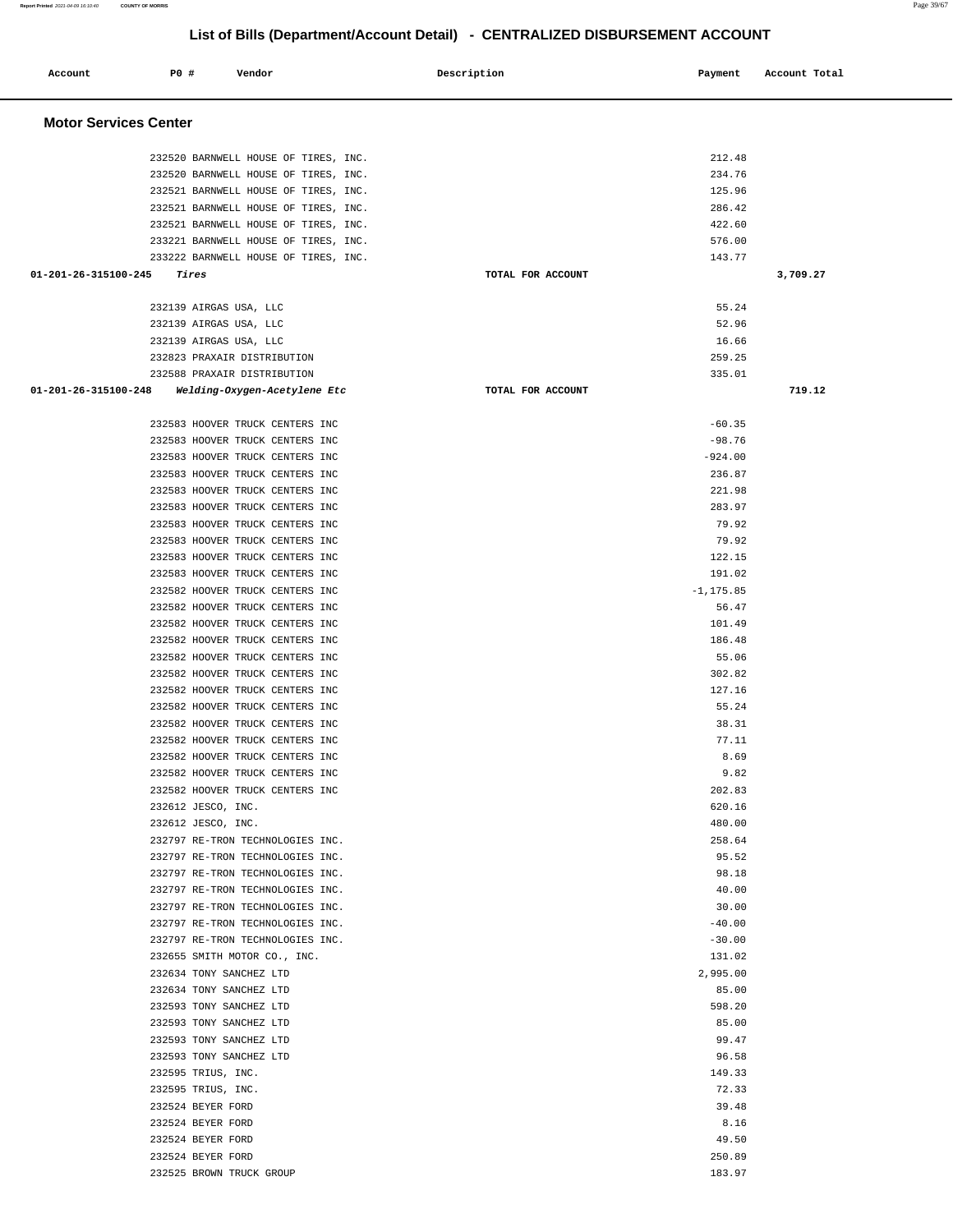# List of Bills (Department/Account Detail) - CENTRALIZED DISBURSEMENT ACCOUNT

| Account | PO # | Vendor | Description | Payment | Account Total |
|---|---|---|---|---|---|

## Motor Services Center

| Account | PO # | Vendor | Description | Payment | Account Total |
|---|---|---|---|---|---|
| | 232520 | BARNWELL HOUSE OF TIRES, INC. | | 212.48 | |
| | 232520 | BARNWELL HOUSE OF TIRES, INC. | | 234.76 | |
| | 232521 | BARNWELL HOUSE OF TIRES, INC. | | 125.96 | |
| | 232521 | BARNWELL HOUSE OF TIRES, INC. | | 286.42 | |
| | 232521 | BARNWELL HOUSE OF TIRES, INC. | | 422.60 | |
| | 233221 | BARNWELL HOUSE OF TIRES, INC. | | 576.00 | |
| | 233222 | BARNWELL HOUSE OF TIRES, INC. | | 143.77 | |
| **01-201-26-315100-245** | | ***Tires*** | **TOTAL FOR ACCOUNT** | | **3,709.27** |
| | 232139 | AIRGAS USA, LLC | | 55.24 | |
| | 232139 | AIRGAS USA, LLC | | 52.96 | |
| | 232139 | AIRGAS USA, LLC | | 16.66 | |
| | 232823 | PRAXAIR DISTRIBUTION | | 259.25 | |
| | 232588 | PRAXAIR DISTRIBUTION | | 335.01 | |
| **01-201-26-315100-248** | | ***Welding-Oxygen-Acetylene Etc*** | **TOTAL FOR ACCOUNT** | | **719.12** |
| | 232583 | HOOVER TRUCK CENTERS INC | | -60.35 | |
| | 232583 | HOOVER TRUCK CENTERS INC | | -98.76 | |
| | 232583 | HOOVER TRUCK CENTERS INC | | -924.00 | |
| | 232583 | HOOVER TRUCK CENTERS INC | | 236.87 | |
| | 232583 | HOOVER TRUCK CENTERS INC | | 221.98 | |
| | 232583 | HOOVER TRUCK CENTERS INC | | 283.97 | |
| | 232583 | HOOVER TRUCK CENTERS INC | | 79.92 | |
| | 232583 | HOOVER TRUCK CENTERS INC | | 79.92 | |
| | 232583 | HOOVER TRUCK CENTERS INC | | 122.15 | |
| | 232583 | HOOVER TRUCK CENTERS INC | | 191.02 | |
| | 232582 | HOOVER TRUCK CENTERS INC | | -1,175.85 | |
| | 232582 | HOOVER TRUCK CENTERS INC | | 56.47 | |
| | 232582 | HOOVER TRUCK CENTERS INC | | 101.49 | |
| | 232582 | HOOVER TRUCK CENTERS INC | | 186.48 | |
| | 232582 | HOOVER TRUCK CENTERS INC | | 55.06 | |
| | 232582 | HOOVER TRUCK CENTERS INC | | 302.82 | |
| | 232582 | HOOVER TRUCK CENTERS INC | | 127.16 | |
| | 232582 | HOOVER TRUCK CENTERS INC | | 55.24 | |
| | 232582 | HOOVER TRUCK CENTERS INC | | 38.31 | |
| | 232582 | HOOVER TRUCK CENTERS INC | | 77.11 | |
| | 232582 | HOOVER TRUCK CENTERS INC | | 8.69 | |
| | 232582 | HOOVER TRUCK CENTERS INC | | 9.82 | |
| | 232582 | HOOVER TRUCK CENTERS INC | | 202.83 | |
| | 232612 | JESCO, INC. | | 620.16 | |
| | 232612 | JESCO, INC. | | 480.00 | |
| | 232797 | RE-TRON TECHNOLOGIES INC. | | 258.64 | |
| | 232797 | RE-TRON TECHNOLOGIES INC. | | 95.52 | |
| | 232797 | RE-TRON TECHNOLOGIES INC. | | 98.18 | |
| | 232797 | RE-TRON TECHNOLOGIES INC. | | 40.00 | |
| | 232797 | RE-TRON TECHNOLOGIES INC. | | 30.00 | |
| | 232797 | RE-TRON TECHNOLOGIES INC. | | -40.00 | |
| | 232797 | RE-TRON TECHNOLOGIES INC. | | -30.00 | |
| | 232655 | SMITH MOTOR CO., INC. | | 131.02 | |
| | 232634 | TONY SANCHEZ LTD | | 2,995.00 | |
| | 232634 | TONY SANCHEZ LTD | | 85.00 | |
| | 232593 | TONY SANCHEZ LTD | | 598.20 | |
| | 232593 | TONY SANCHEZ LTD | | 85.00 | |
| | 232593 | TONY SANCHEZ LTD | | 99.47 | |
| | 232593 | TONY SANCHEZ LTD | | 96.58 | |
| | 232595 | TRIUS, INC. | | 149.33 | |
| | 232595 | TRIUS, INC. | | 72.33 | |
| | 232524 | BEYER FORD | | 39.48 | |
| | 232524 | BEYER FORD | | 8.16 | |
| | 232524 | BEYER FORD | | 49.50 | |
| | 232524 | BEYER FORD | | 250.89 | |
| | 232525 | BROWN TRUCK GROUP | | 183.97 | |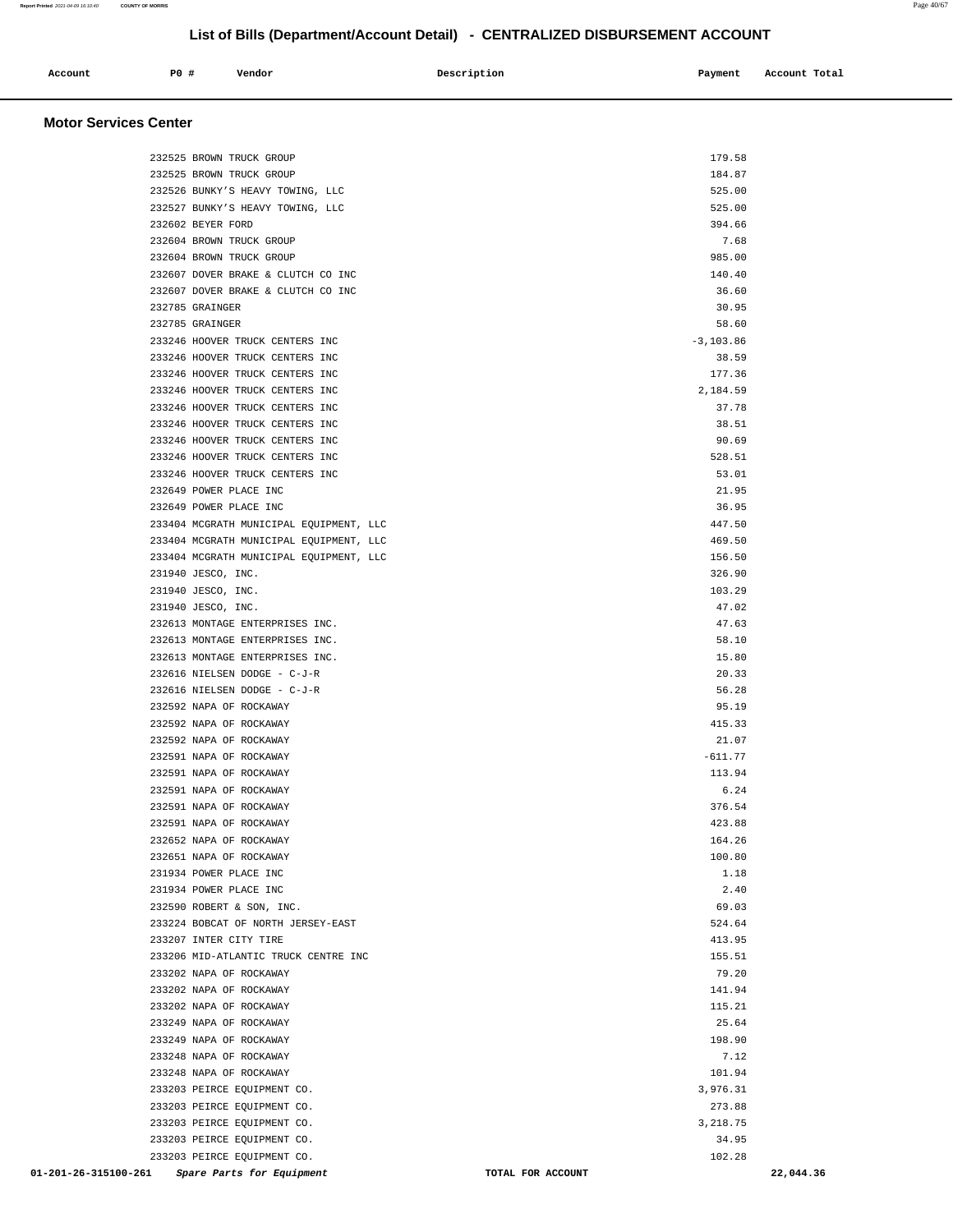## List of Bills (Department/Account Detail) - CENTRALIZED DISBURSEMENT ACCOUNT

| Account | PO # | Vendor | Description | Payment | Account Total |
|---|---|---|---|---|---|

### Motor Services Center

| Account | PO # | Vendor | Description | Payment | Account Total |
|---|---|---|---|---|---|
| | 232525 | BROWN TRUCK GROUP | | 179.58 | |
| | 232525 | BROWN TRUCK GROUP | | 184.87 | |
| | 232526 | BUNKY'S HEAVY TOWING, LLC | | 525.00 | |
| | 232527 | BUNKY'S HEAVY TOWING, LLC | | 525.00 | |
| | 232602 | BEYER FORD | | 394.66 | |
| | 232604 | BROWN TRUCK GROUP | | 7.68 | |
| | 232604 | BROWN TRUCK GROUP | | 985.00 | |
| | 232607 | DOVER BRAKE & CLUTCH CO INC | | 140.40 | |
| | 232607 | DOVER BRAKE & CLUTCH CO INC | | 36.60 | |
| | 232785 | GRAINGER | | 30.95 | |
| | 232785 | GRAINGER | | 58.60 | |
| | 233246 | HOOVER TRUCK CENTERS INC | | -3,103.86 | |
| | 233246 | HOOVER TRUCK CENTERS INC | | 38.59 | |
| | 233246 | HOOVER TRUCK CENTERS INC | | 177.36 | |
| | 233246 | HOOVER TRUCK CENTERS INC | | 2,184.59 | |
| | 233246 | HOOVER TRUCK CENTERS INC | | 37.78 | |
| | 233246 | HOOVER TRUCK CENTERS INC | | 38.51 | |
| | 233246 | HOOVER TRUCK CENTERS INC | | 90.69 | |
| | 233246 | HOOVER TRUCK CENTERS INC | | 528.51 | |
| | 233246 | HOOVER TRUCK CENTERS INC | | 53.01 | |
| | 232649 | POWER PLACE INC | | 21.95 | |
| | 232649 | POWER PLACE INC | | 36.95 | |
| | 233404 | MCGRATH MUNICIPAL EQUIPMENT, LLC | | 447.50 | |
| | 233404 | MCGRATH MUNICIPAL EQUIPMENT, LLC | | 469.50 | |
| | 233404 | MCGRATH MUNICIPAL EQUIPMENT, LLC | | 156.50 | |
| | 231940 | JESCO, INC. | | 326.90 | |
| | 231940 | JESCO, INC. | | 103.29 | |
| | 231940 | JESCO, INC. | | 47.02 | |
| | 232613 | MONTAGE ENTERPRISES INC. | | 47.63 | |
| | 232613 | MONTAGE ENTERPRISES INC. | | 58.10 | |
| | 232613 | MONTAGE ENTERPRISES INC. | | 15.80 | |
| | 232616 | NIELSEN DODGE - C-J-R | | 20.33 | |
| | 232616 | NIELSEN DODGE - C-J-R | | 56.28 | |
| | 232592 | NAPA OF ROCKAWAY | | 95.19 | |
| | 232592 | NAPA OF ROCKAWAY | | 415.33 | |
| | 232592 | NAPA OF ROCKAWAY | | 21.07 | |
| | 232591 | NAPA OF ROCKAWAY | | -611.77 | |
| | 232591 | NAPA OF ROCKAWAY | | 113.94 | |
| | 232591 | NAPA OF ROCKAWAY | | 6.24 | |
| | 232591 | NAPA OF ROCKAWAY | | 376.54 | |
| | 232591 | NAPA OF ROCKAWAY | | 423.88 | |
| | 232652 | NAPA OF ROCKAWAY | | 164.26 | |
| | 232651 | NAPA OF ROCKAWAY | | 100.80 | |
| | 231934 | POWER PLACE INC | | 1.18 | |
| | 231934 | POWER PLACE INC | | 2.40 | |
| | 232590 | ROBERT & SON, INC. | | 69.03 | |
| | 233224 | BOBCAT OF NORTH JERSEY-EAST | | 524.64 | |
| | 233207 | INTER CITY TIRE | | 413.95 | |
| | 233206 | MID-ATLANTIC TRUCK CENTRE INC | | 155.51 | |
| | 233202 | NAPA OF ROCKAWAY | | 79.20 | |
| | 233202 | NAPA OF ROCKAWAY | | 141.94 | |
| | 233202 | NAPA OF ROCKAWAY | | 115.21 | |
| | 233249 | NAPA OF ROCKAWAY | | 25.64 | |
| | 233249 | NAPA OF ROCKAWAY | | 198.90 | |
| | 233248 | NAPA OF ROCKAWAY | | 7.12 | |
| | 233248 | NAPA OF ROCKAWAY | | 101.94 | |
| | 233203 | PEIRCE EQUIPMENT CO. | | 3,976.31 | |
| | 233203 | PEIRCE EQUIPMENT CO. | | 273.88 | |
| | 233203 | PEIRCE EQUIPMENT CO. | | 3,218.75 | |
| | 233203 | PEIRCE EQUIPMENT CO. | | 34.95 | |
| | 233203 | PEIRCE EQUIPMENT CO. | | 102.28 | |
| **01-201-26-315100-261** | | *Spare Parts for Equipment* | TOTAL FOR ACCOUNT | | **22,044.36** |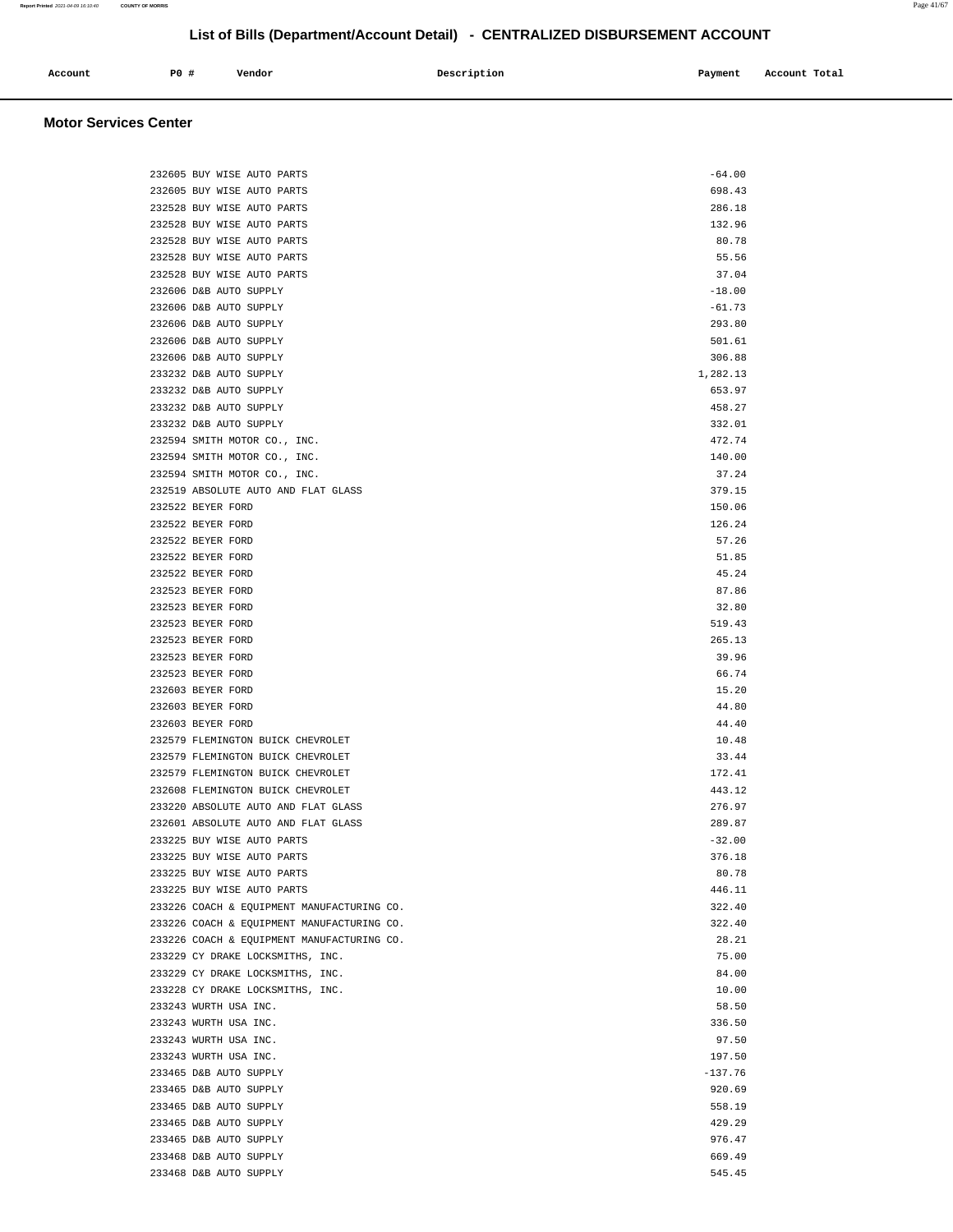# List of Bills (Department/Account Detail) - CENTRALIZED DISBURSEMENT ACCOUNT

## Motor Services Center

| Account | PO # | Vendor | Description | Payment | Account Total |
|---|---|---|---|---|---|
| | 232605 | BUY WISE AUTO PARTS | | -64.00 | |
| | 232605 | BUY WISE AUTO PARTS | | 698.43 | |
| | 232528 | BUY WISE AUTO PARTS | | 286.18 | |
| | 232528 | BUY WISE AUTO PARTS | | 132.96 | |
| | 232528 | BUY WISE AUTO PARTS | | 80.78 | |
| | 232528 | BUY WISE AUTO PARTS | | 55.56 | |
| | 232528 | BUY WISE AUTO PARTS | | 37.04 | |
| | 232606 | D&B AUTO SUPPLY | | -18.00 | |
| | 232606 | D&B AUTO SUPPLY | | -61.73 | |
| | 232606 | D&B AUTO SUPPLY | | 293.80 | |
| | 232606 | D&B AUTO SUPPLY | | 501.61 | |
| | 232606 | D&B AUTO SUPPLY | | 306.88 | |
| | 233232 | D&B AUTO SUPPLY | | 1,282.13 | |
| | 233232 | D&B AUTO SUPPLY | | 653.97 | |
| | 233232 | D&B AUTO SUPPLY | | 458.27 | |
| | 233232 | D&B AUTO SUPPLY | | 332.01 | |
| | 232594 | SMITH MOTOR CO., INC. | | 472.74 | |
| | 232594 | SMITH MOTOR CO., INC. | | 140.00 | |
| | 232594 | SMITH MOTOR CO., INC. | | 37.24 | |
| | 232519 | ABSOLUTE AUTO AND FLAT GLASS | | 379.15 | |
| | 232522 | BEYER FORD | | 150.06 | |
| | 232522 | BEYER FORD | | 126.24 | |
| | 232522 | BEYER FORD | | 57.26 | |
| | 232522 | BEYER FORD | | 51.85 | |
| | 232522 | BEYER FORD | | 45.24 | |
| | 232523 | BEYER FORD | | 87.86 | |
| | 232523 | BEYER FORD | | 32.80 | |
| | 232523 | BEYER FORD | | 519.43 | |
| | 232523 | BEYER FORD | | 265.13 | |
| | 232523 | BEYER FORD | | 39.96 | |
| | 232523 | BEYER FORD | | 66.74 | |
| | 232603 | BEYER FORD | | 15.20 | |
| | 232603 | BEYER FORD | | 44.80 | |
| | 232603 | BEYER FORD | | 44.40 | |
| | 232579 | FLEMINGTON BUICK CHEVROLET | | 10.48 | |
| | 232579 | FLEMINGTON BUICK CHEVROLET | | 33.44 | |
| | 232579 | FLEMINGTON BUICK CHEVROLET | | 172.41 | |
| | 232608 | FLEMINGTON BUICK CHEVROLET | | 443.12 | |
| | 233220 | ABSOLUTE AUTO AND FLAT GLASS | | 276.97 | |
| | 232601 | ABSOLUTE AUTO AND FLAT GLASS | | 289.87 | |
| | 233225 | BUY WISE AUTO PARTS | | -32.00 | |
| | 233225 | BUY WISE AUTO PARTS | | 376.18 | |
| | 233225 | BUY WISE AUTO PARTS | | 80.78 | |
| | 233225 | BUY WISE AUTO PARTS | | 446.11 | |
| | 233226 | COACH & EQUIPMENT MANUFACTURING CO. | | 322.40 | |
| | 233226 | COACH & EQUIPMENT MANUFACTURING CO. | | 322.40 | |
| | 233226 | COACH & EQUIPMENT MANUFACTURING CO. | | 28.21 | |
| | 233229 | CY DRAKE LOCKSMITHS, INC. | | 75.00 | |
| | 233229 | CY DRAKE LOCKSMITHS, INC. | | 84.00 | |
| | 233228 | CY DRAKE LOCKSMITHS, INC. | | 10.00 | |
| | 233243 | WURTH USA INC. | | 58.50 | |
| | 233243 | WURTH USA INC. | | 336.50 | |
| | 233243 | WURTH USA INC. | | 97.50 | |
| | 233243 | WURTH USA INC. | | 197.50 | |
| | 233465 | D&B AUTO SUPPLY | | -137.76 | |
| | 233465 | D&B AUTO SUPPLY | | 920.69 | |
| | 233465 | D&B AUTO SUPPLY | | 558.19 | |
| | 233465 | D&B AUTO SUPPLY | | 429.29 | |
| | 233465 | D&B AUTO SUPPLY | | 976.47 | |
| | 233468 | D&B AUTO SUPPLY | | 669.49 | |
| | 233468 | D&B AUTO SUPPLY | | 545.45 | |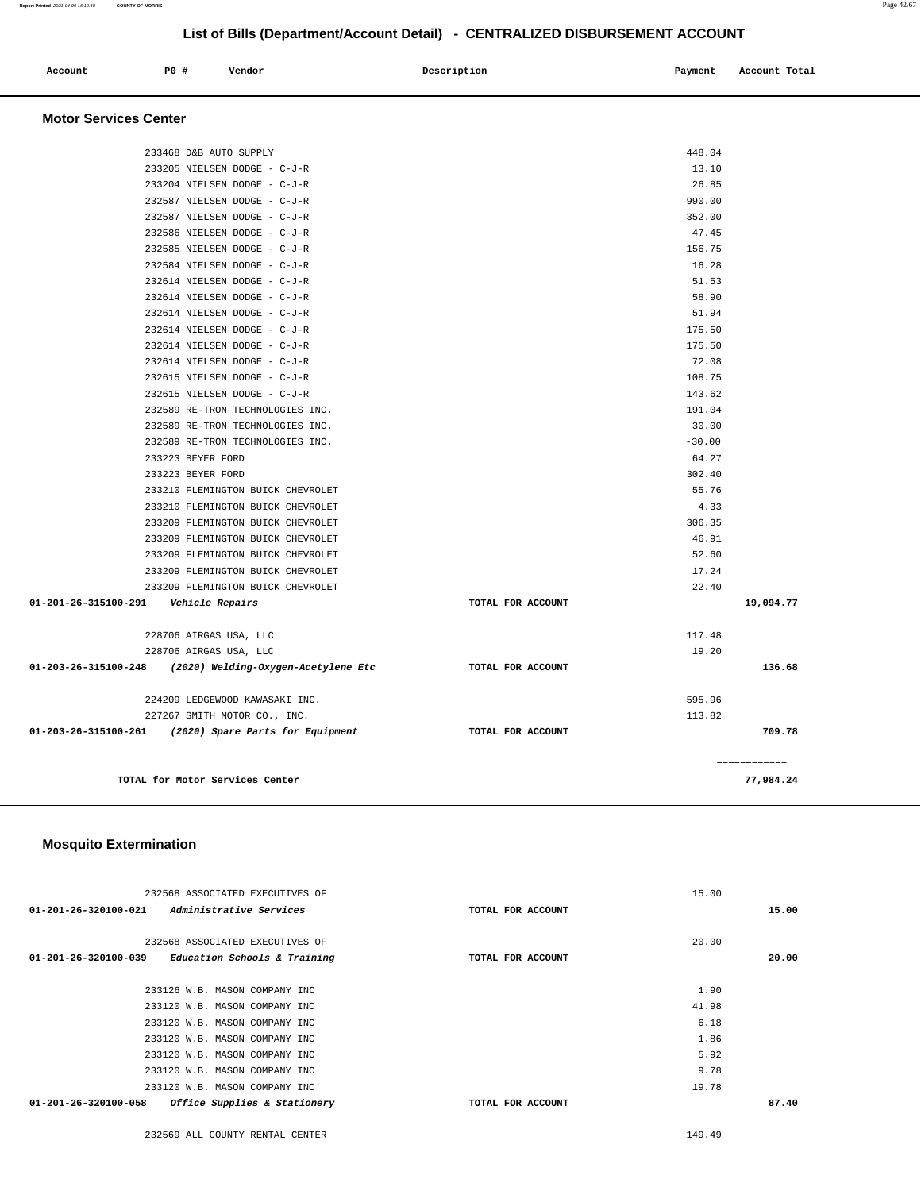# List of Bills (Department/Account Detail) - CENTRALIZED DISBURSEMENT ACCOUNT

| Account | PO # | Vendor | Description | Payment | Account Total |
|---|---|---|---|---|---|

## Motor Services Center

| Account | PO # | Vendor | Description | Payment | Account Total |
|---|---|---|---|---|---|
| | 233468 | D&B AUTO SUPPLY | | 448.04 | |
| | 233205 | NIELSEN DODGE - C-J-R | | 13.10 | |
| | 233204 | NIELSEN DODGE - C-J-R | | 26.85 | |
| | 232587 | NIELSEN DODGE - C-J-R | | 990.00 | |
| | 232587 | NIELSEN DODGE - C-J-R | | 352.00 | |
| | 232586 | NIELSEN DODGE - C-J-R | | 47.45 | |
| | 232585 | NIELSEN DODGE - C-J-R | | 156.75 | |
| | 232584 | NIELSEN DODGE - C-J-R | | 16.28 | |
| | 232614 | NIELSEN DODGE - C-J-R | | 51.53 | |
| | 232614 | NIELSEN DODGE - C-J-R | | 58.90 | |
| | 232614 | NIELSEN DODGE - C-J-R | | 51.94 | |
| | 232614 | NIELSEN DODGE - C-J-R | | 175.50 | |
| | 232614 | NIELSEN DODGE - C-J-R | | 175.50 | |
| | 232614 | NIELSEN DODGE - C-J-R | | 72.08 | |
| | 232615 | NIELSEN DODGE - C-J-R | | 108.75 | |
| | 232615 | NIELSEN DODGE - C-J-R | | 143.62 | |
| | 232589 | RE-TRON TECHNOLOGIES INC. | | 191.04 | |
| | 232589 | RE-TRON TECHNOLOGIES INC. | | 30.00 | |
| | 232589 | RE-TRON TECHNOLOGIES INC. | | -30.00 | |
| | 233223 | BEYER FORD | | 64.27 | |
| | 233223 | BEYER FORD | | 302.40 | |
| | 233210 | FLEMINGTON BUICK CHEVROLET | | 55.76 | |
| | 233210 | FLEMINGTON BUICK CHEVROLET | | 4.33 | |
| | 233209 | FLEMINGTON BUICK CHEVROLET | | 306.35 | |
| | 233209 | FLEMINGTON BUICK CHEVROLET | | 46.91 | |
| | 233209 | FLEMINGTON BUICK CHEVROLET | | 52.60 | |
| | 233209 | FLEMINGTON BUICK CHEVROLET | | 17.24 | |
| | 233209 | FLEMINGTON BUICK CHEVROLET | | 22.40 | |
| **01-201-26-315100-291** | | ***Vehicle Repairs*** | TOTAL FOR ACCOUNT | | **19,094.77** |
| | 228706 | AIRGAS USA, LLC | | 117.48 | |
| | 228706 | AIRGAS USA, LLC | | 19.20 | |
| **01-203-26-315100-248** | | ***(2020) Welding-Oxygen-Acetylene Etc*** | TOTAL FOR ACCOUNT | | **136.68** |
| | 224209 | LEDGEWOOD KAWASAKI INC. | | 595.96 | |
| | 227267 | SMITH MOTOR CO., INC. | | 113.82 | |
| **01-203-26-315100-261** | | ***(2020) Spare Parts for Equipment*** | TOTAL FOR ACCOUNT | | **709.78** |
| | | | | | ============ |
| | | **TOTAL for Motor Services Center** | | | **77,984.24** |

## Mosquito Extermination

| Account | PO # | Vendor | Description | Payment | Account Total |
|---|---|---|---|---|---|
| | 232568 | ASSOCIATED EXECUTIVES OF | | 15.00 | |
| **01-201-26-320100-021** | | ***Administrative Services*** | TOTAL FOR ACCOUNT | | **15.00** |
| | 232568 | ASSOCIATED EXECUTIVES OF | | 20.00 | |
| **01-201-26-320100-039** | | ***Education Schools & Training*** | TOTAL FOR ACCOUNT | | **20.00** |
| | 233126 | W.B. MASON COMPANY INC | | 1.90 | |
| | 233120 | W.B. MASON COMPANY INC | | 41.98 | |
| | 233120 | W.B. MASON COMPANY INC | | 6.18 | |
| | 233120 | W.B. MASON COMPANY INC | | 1.86 | |
| | 233120 | W.B. MASON COMPANY INC | | 5.92 | |
| | 233120 | W.B. MASON COMPANY INC | | 9.78 | |
| | 233120 | W.B. MASON COMPANY INC | | 19.78 | |
| **01-201-26-320100-058** | | ***Office Supplies & Stationery*** | TOTAL FOR ACCOUNT | | **87.40** |
| | 232569 | ALL COUNTY RENTAL CENTER | | 149.49 | |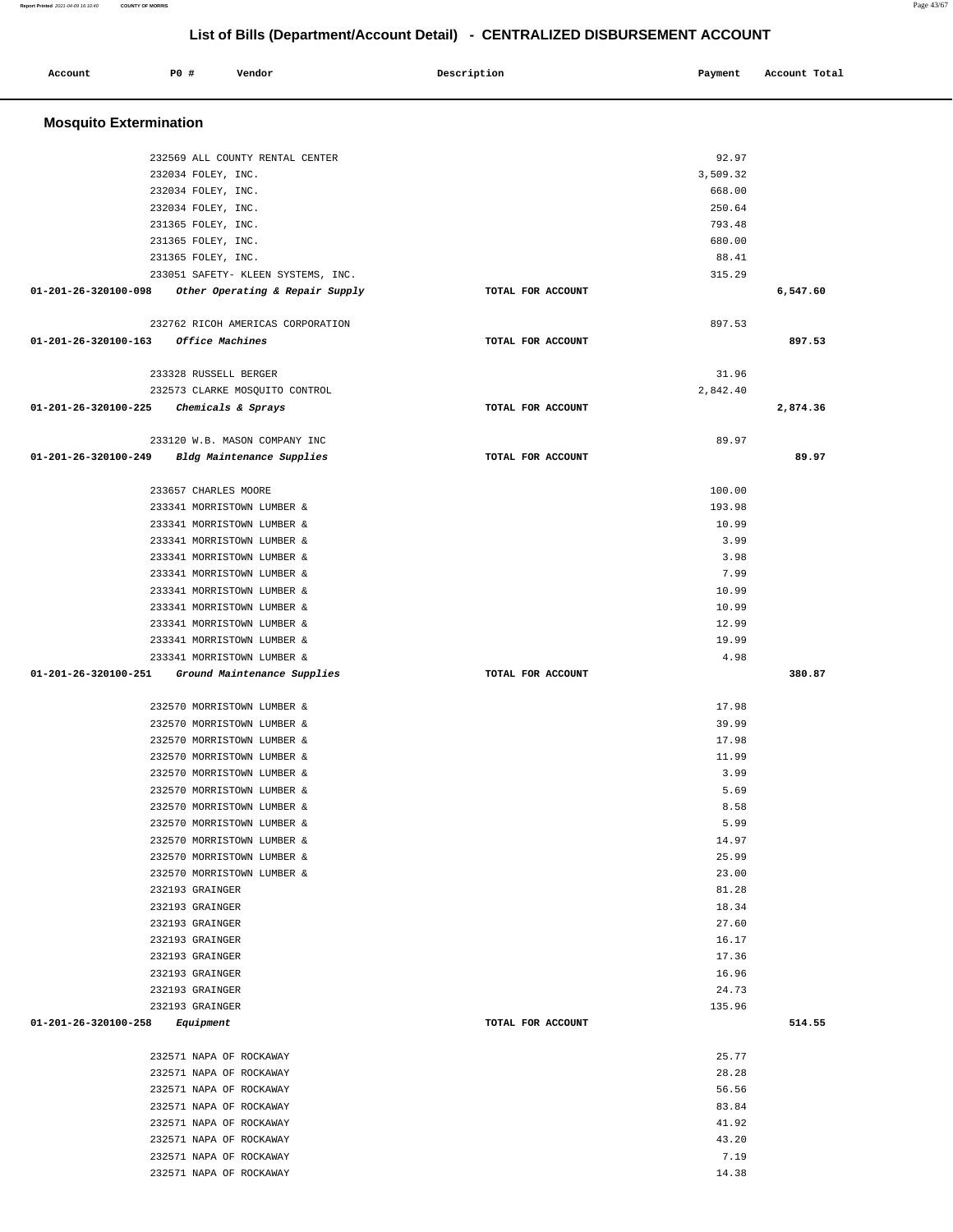## List of Bills (Department/Account Detail) - CENTRALIZED DISBURSEMENT ACCOUNT

| Account | P0 # | Vendor | Description | Payment | Account Total |
|---|---|---|---|---|---|

### Mosquito Extermination

| Account | P0 # | Vendor | Description | Payment | Account Total |
|---|---|---|---|---|---|
| | 232569 | ALL COUNTY RENTAL CENTER | | 92.97 | |
| | 232034 | FOLEY, INC. | | 3,509.32 | |
| | 232034 | FOLEY, INC. | | 668.00 | |
| | 232034 | FOLEY, INC. | | 250.64 | |
| | 231365 | FOLEY, INC. | | 793.48 | |
| | 231365 | FOLEY, INC. | | 680.00 | |
| | 231365 | FOLEY, INC. | | 88.41 | |
| | 233051 | SAFETY- KLEEN SYSTEMS, INC. | | 315.29 | |
| **01-201-26-320100-098** | | *Other Operating & Repair Supply* | TOTAL FOR ACCOUNT | | **6,547.60** |
| | 232762 | RICOH AMERICAS CORPORATION | | 897.53 | |
| **01-201-26-320100-163** | | *Office Machines* | TOTAL FOR ACCOUNT | | **897.53** |
| | 233328 | RUSSELL BERGER | | 31.96 | |
| | 232573 | CLARKE MOSQUITO CONTROL | | 2,842.40 | |
| **01-201-26-320100-225** | | *Chemicals & Sprays* | TOTAL FOR ACCOUNT | | **2,874.36** |
| | 233120 | W.B. MASON COMPANY INC | | 89.97 | |
| **01-201-26-320100-249** | | *Bldg Maintenance Supplies* | TOTAL FOR ACCOUNT | | **89.97** |
| | 233657 | CHARLES MOORE | | 100.00 | |
| | 233341 | MORRISTOWN LUMBER & | | 193.98 | |
| | 233341 | MORRISTOWN LUMBER & | | 10.99 | |
| | 233341 | MORRISTOWN LUMBER & | | 3.99 | |
| | 233341 | MORRISTOWN LUMBER & | | 3.98 | |
| | 233341 | MORRISTOWN LUMBER & | | 7.99 | |
| | 233341 | MORRISTOWN LUMBER & | | 10.99 | |
| | 233341 | MORRISTOWN LUMBER & | | 10.99 | |
| | 233341 | MORRISTOWN LUMBER & | | 12.99 | |
| | 233341 | MORRISTOWN LUMBER & | | 19.99 | |
| | 233341 | MORRISTOWN LUMBER & | | 4.98 | |
| **01-201-26-320100-251** | | *Ground Maintenance Supplies* | TOTAL FOR ACCOUNT | | **380.87** |
| | 232570 | MORRISTOWN LUMBER & | | 17.98 | |
| | 232570 | MORRISTOWN LUMBER & | | 39.99 | |
| | 232570 | MORRISTOWN LUMBER & | | 17.98 | |
| | 232570 | MORRISTOWN LUMBER & | | 11.99 | |
| | 232570 | MORRISTOWN LUMBER & | | 3.99 | |
| | 232570 | MORRISTOWN LUMBER & | | 5.69 | |
| | 232570 | MORRISTOWN LUMBER & | | 8.58 | |
| | 232570 | MORRISTOWN LUMBER & | | 5.99 | |
| | 232570 | MORRISTOWN LUMBER & | | 14.97 | |
| | 232570 | MORRISTOWN LUMBER & | | 25.99 | |
| | 232570 | MORRISTOWN LUMBER & | | 23.00 | |
| | 232193 | GRAINGER | | 81.28 | |
| | 232193 | GRAINGER | | 18.34 | |
| | 232193 | GRAINGER | | 27.60 | |
| | 232193 | GRAINGER | | 16.17 | |
| | 232193 | GRAINGER | | 17.36 | |
| | 232193 | GRAINGER | | 16.96 | |
| | 232193 | GRAINGER | | 24.73 | |
| | 232193 | GRAINGER | | 135.96 | |
| **01-201-26-320100-258** | | *Equipment* | TOTAL FOR ACCOUNT | | **514.55** |
| | 232571 | NAPA OF ROCKAWAY | | 25.77 | |
| | 232571 | NAPA OF ROCKAWAY | | 28.28 | |
| | 232571 | NAPA OF ROCKAWAY | | 56.56 | |
| | 232571 | NAPA OF ROCKAWAY | | 83.84 | |
| | 232571 | NAPA OF ROCKAWAY | | 41.92 | |
| | 232571 | NAPA OF ROCKAWAY | | 43.20 | |
| | 232571 | NAPA OF ROCKAWAY | | 7.19 | |
| | 232571 | NAPA OF ROCKAWAY | | 14.38 | |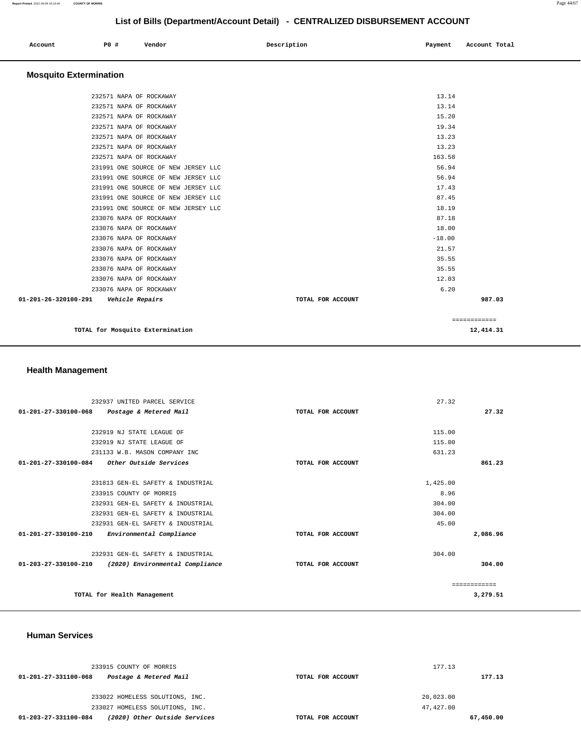# List of Bills (Department/Account Detail) - CENTRALIZED DISBURSEMENT ACCOUNT

| Account | PO # | Vendor | Description | Payment | Account Total |
|---|---|---|---|---|---|

## Mosquito Extermination

| Account | PO # | Vendor | Description | Payment | Account Total |
|---|---|---|---|---|---|
| | 232571 | NAPA OF ROCKAWAY | | 13.14 | |
| | 232571 | NAPA OF ROCKAWAY | | 13.14 | |
| | 232571 | NAPA OF ROCKAWAY | | 15.20 | |
| | 232571 | NAPA OF ROCKAWAY | | 19.34 | |
| | 232571 | NAPA OF ROCKAWAY | | 13.23 | |
| | 232571 | NAPA OF ROCKAWAY | | 13.23 | |
| | 232571 | NAPA OF ROCKAWAY | | 163.58 | |
| | 231991 | ONE SOURCE OF NEW JERSEY LLC | | 56.94 | |
| | 231991 | ONE SOURCE OF NEW JERSEY LLC | | 56.94 | |
| | 231991 | ONE SOURCE OF NEW JERSEY LLC | | 17.43 | |
| | 231991 | ONE SOURCE OF NEW JERSEY LLC | | 87.45 | |
| | 231991 | ONE SOURCE OF NEW JERSEY LLC | | 18.19 | |
| | 233076 | NAPA OF ROCKAWAY | | 87.18 | |
| | 233076 | NAPA OF ROCKAWAY | | 18.00 | |
| | 233076 | NAPA OF ROCKAWAY | | -18.00 | |
| | 233076 | NAPA OF ROCKAWAY | | 21.57 | |
| | 233076 | NAPA OF ROCKAWAY | | 35.55 | |
| | 233076 | NAPA OF ROCKAWAY | | 35.55 | |
| | 233076 | NAPA OF ROCKAWAY | | 12.03 | |
| | 233076 | NAPA OF ROCKAWAY | | 6.20 | |
| **01-201-26-320100-291** | | ***Vehicle Repairs*** | **TOTAL FOR ACCOUNT** | | **987.03** |

**TOTAL for Mosquito Extermination** ============ **12,414.31**

## Health Management

| Account | PO # | Vendor | Description | Payment | Account Total |
|---|---|---|---|---|---|
| | 232937 | UNITED PARCEL SERVICE | | 27.32 | |
| **01-201-27-330100-068** | | ***Postage & Metered Mail*** | **TOTAL FOR ACCOUNT** | | **27.32** |
| | 232919 | NJ STATE LEAGUE OF | | 115.00 | |
| | 232919 | NJ STATE LEAGUE OF | | 115.00 | |
| | 231133 | W.B. MASON COMPANY INC | | 631.23 | |
| **01-201-27-330100-084** | | ***Other Outside Services*** | **TOTAL FOR ACCOUNT** | | **861.23** |
| | 231813 | GEN-EL SAFETY & INDUSTRIAL | | 1,425.00 | |
| | 233915 | COUNTY OF MORRIS | | 8.96 | |
| | 232931 | GEN-EL SAFETY & INDUSTRIAL | | 304.00 | |
| | 232931 | GEN-EL SAFETY & INDUSTRIAL | | 304.00 | |
| | 232931 | GEN-EL SAFETY & INDUSTRIAL | | 45.00 | |
| **01-201-27-330100-210** | | ***Environmental Compliance*** | **TOTAL FOR ACCOUNT** | | **2,086.96** |
| | 232931 | GEN-EL SAFETY & INDUSTRIAL | | 304.00 | |
| **01-203-27-330100-210** | | ***(2020) Environmental Compliance*** | **TOTAL FOR ACCOUNT** | | **304.00** |

**TOTAL for Health Management** ============ **3,279.51**

## Human Services

| Account | PO # | Vendor | Description | Payment | Account Total |
|---|---|---|---|---|---|
| | 233915 | COUNTY OF MORRIS | | 177.13 | |
| **01-201-27-331100-068** | | ***Postage & Metered Mail*** | **TOTAL FOR ACCOUNT** | | **177.13** |
| | 233022 | HOMELESS SOLUTIONS, INC. | | 20,023.00 | |
| | 233027 | HOMELESS SOLUTIONS, INC. | | 47,427.00 | |
| **01-203-27-331100-084** | | ***(2020) Other Outside Services*** | **TOTAL FOR ACCOUNT** | | **67,450.00** |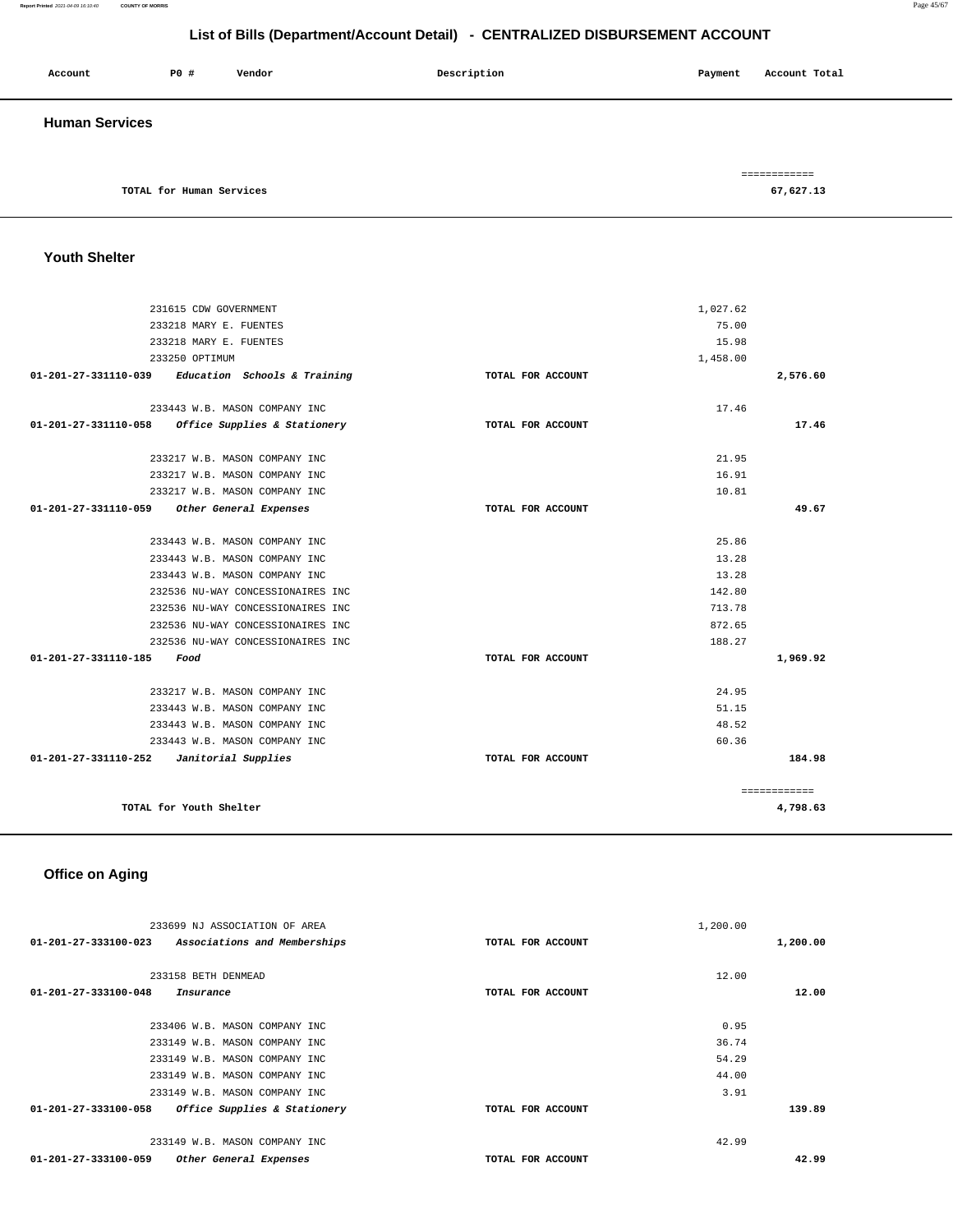# List of Bills (Department/Account Detail) - CENTRALIZED DISBURSEMENT ACCOUNT

| Account | PO # | Vendor | Description | Payment | Account Total |
|---|---|---|---|---|---|

## Human Services

| | | |
|---|---|---|
| TOTAL for Human Services | | ============ 67,627.13 |

## Youth Shelter

| Account | PO # Vendor | Description | Payment | Account Total |
|---|---|---|---|---|
| | 231615 CDW GOVERNMENT | | 1,027.62 | |
| | 233218 MARY E. FUENTES | | 75.00 | |
| | 233218 MARY E. FUENTES | | 15.98 | |
| | 233250 OPTIMUM | | 1,458.00 | |
| 01-201-27-331110-039 | *Education Schools & Training* | TOTAL FOR ACCOUNT | | 2,576.60 |
| | 233443 W.B. MASON COMPANY INC | | 17.46 | |
| 01-201-27-331110-058 | *Office Supplies & Stationery* | TOTAL FOR ACCOUNT | | 17.46 |
| | 233217 W.B. MASON COMPANY INC | | 21.95 | |
| | 233217 W.B. MASON COMPANY INC | | 16.91 | |
| | 233217 W.B. MASON COMPANY INC | | 10.81 | |
| 01-201-27-331110-059 | *Other General Expenses* | TOTAL FOR ACCOUNT | | 49.67 |
| | 233443 W.B. MASON COMPANY INC | | 25.86 | |
| | 233443 W.B. MASON COMPANY INC | | 13.28 | |
| | 233443 W.B. MASON COMPANY INC | | 13.28 | |
| | 232536 NU-WAY CONCESSIONAIRES INC | | 142.80 | |
| | 232536 NU-WAY CONCESSIONAIRES INC | | 713.78 | |
| | 232536 NU-WAY CONCESSIONAIRES INC | | 872.65 | |
| | 232536 NU-WAY CONCESSIONAIRES INC | | 188.27 | |
| 01-201-27-331110-185 | *Food* | TOTAL FOR ACCOUNT | | 1,969.92 |
| | 233217 W.B. MASON COMPANY INC | | 24.95 | |
| | 233443 W.B. MASON COMPANY INC | | 51.15 | |
| | 233443 W.B. MASON COMPANY INC | | 48.52 | |
| | 233443 W.B. MASON COMPANY INC | | 60.36 | |
| 01-201-27-331110-252 | *Janitorial Supplies* | TOTAL FOR ACCOUNT | | 184.98 |
| | TOTAL for Youth Shelter | | | ============ 4,798.63 |

## Office on Aging

| Account | PO # Vendor | Description | Payment | Account Total |
|---|---|---|---|---|
| | 233699 NJ ASSOCIATION OF AREA | | 1,200.00 | |
| 01-201-27-333100-023 | *Associations and Memberships* | TOTAL FOR ACCOUNT | | 1,200.00 |
| | 233158 BETH DENMEAD | | 12.00 | |
| 01-201-27-333100-048 | *Insurance* | TOTAL FOR ACCOUNT | | 12.00 |
| | 233406 W.B. MASON COMPANY INC | | 0.95 | |
| | 233149 W.B. MASON COMPANY INC | | 36.74 | |
| | 233149 W.B. MASON COMPANY INC | | 54.29 | |
| | 233149 W.B. MASON COMPANY INC | | 44.00 | |
| | 233149 W.B. MASON COMPANY INC | | 3.91 | |
| 01-201-27-333100-058 | *Office Supplies & Stationery* | TOTAL FOR ACCOUNT | | 139.89 |
| | 233149 W.B. MASON COMPANY INC | | 42.99 | |
| 01-201-27-333100-059 | *Other General Expenses* | TOTAL FOR ACCOUNT | | 42.99 |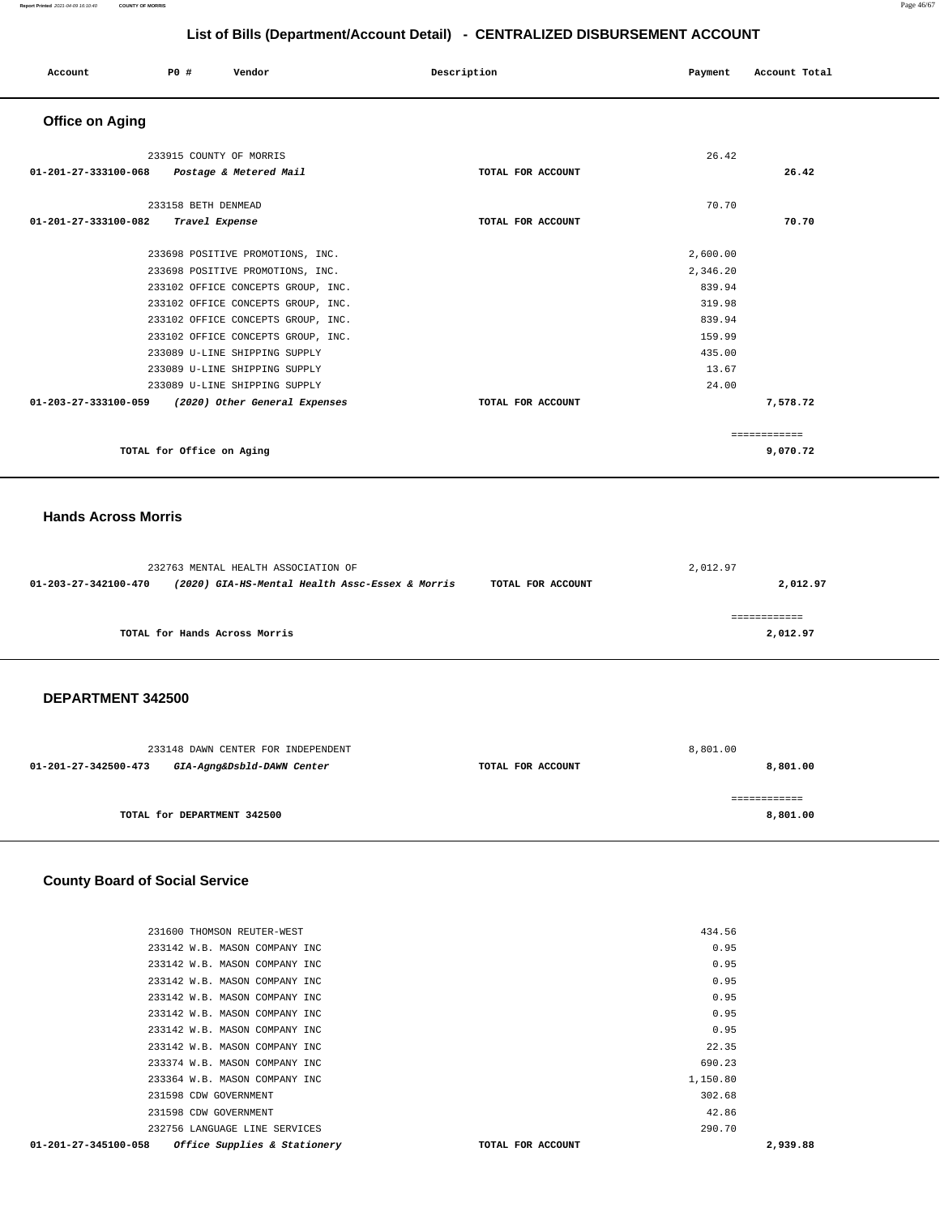## List of Bills (Department/Account Detail) - CENTRALIZED DISBURSEMENT ACCOUNT

| Account | PO # | Vendor | Description | Payment | Account Total |
|---|---|---|---|---|---|

### Office on Aging

| Account | PO # | Vendor | Description | Payment | Account Total |
|---|---|---|---|---|---|
| | 233915 | COUNTY OF MORRIS | | 26.42 | |
| 01-201-27-333100-068 | | *Postage & Metered Mail* | TOTAL FOR ACCOUNT | | 26.42 |
| | 233158 | BETH DENMEAD | | 70.70 | |
| 01-201-27-333100-082 | | *Travel Expense* | TOTAL FOR ACCOUNT | | 70.70 |
| | 233698 | POSITIVE PROMOTIONS, INC. | | 2,600.00 | |
| | 233698 | POSITIVE PROMOTIONS, INC. | | 2,346.20 | |
| | 233102 | OFFICE CONCEPTS GROUP, INC. | | 839.94 | |
| | 233102 | OFFICE CONCEPTS GROUP, INC. | | 319.98 | |
| | 233102 | OFFICE CONCEPTS GROUP, INC. | | 839.94 | |
| | 233102 | OFFICE CONCEPTS GROUP, INC. | | 159.99 | |
| | 233089 | U-LINE SHIPPING SUPPLY | | 435.00 | |
| | 233089 | U-LINE SHIPPING SUPPLY | | 13.67 | |
| | 233089 | U-LINE SHIPPING SUPPLY | | 24.00 | |
| 01-203-27-333100-059 | | *(2020) Other General Expenses* | TOTAL FOR ACCOUNT | | 7,578.72 |
| | | | | | ============ |
| | | TOTAL for Office on Aging | | | 9,070.72 |

### Hands Across Morris

| Account | PO # | Vendor | Description | Payment | Account Total |
|---|---|---|---|---|---|
| | 232763 | MENTAL HEALTH ASSOCIATION OF | | 2,012.97 | |
| 01-203-27-342100-470 | | *(2020) GIA-HS-Mental Health Assc-Essex & Morris* | TOTAL FOR ACCOUNT | | 2,012.97 |
| | | | | | ============ |
| | | TOTAL for Hands Across Morris | | | 2,012.97 |

### DEPARTMENT 342500

| Account | PO # | Vendor | Description | Payment | Account Total |
|---|---|---|---|---|---|
| | 233148 | DAWN CENTER FOR INDEPENDENT | | 8,801.00 | |
| 01-201-27-342500-473 | | *GIA-Agng&Dsbld-DAWN Center* | TOTAL FOR ACCOUNT | | 8,801.00 |
| | | | | | ============ |
| | | TOTAL for DEPARTMENT 342500 | | | 8,801.00 |

### County Board of Social Service

| Account | PO # | Vendor | Description | Payment | Account Total |
|---|---|---|---|---|---|
| | 231600 | THOMSON REUTER-WEST | | 434.56 | |
| | 233142 | W.B. MASON COMPANY INC | | 0.95 | |
| | 233142 | W.B. MASON COMPANY INC | | 0.95 | |
| | 233142 | W.B. MASON COMPANY INC | | 0.95 | |
| | 233142 | W.B. MASON COMPANY INC | | 0.95 | |
| | 233142 | W.B. MASON COMPANY INC | | 0.95 | |
| | 233142 | W.B. MASON COMPANY INC | | 0.95 | |
| | 233142 | W.B. MASON COMPANY INC | | 22.35 | |
| | 233374 | W.B. MASON COMPANY INC | | 690.23 | |
| | 233364 | W.B. MASON COMPANY INC | | 1,150.80 | |
| | 231598 | CDW GOVERNMENT | | 302.68 | |
| | 231598 | CDW GOVERNMENT | | 42.86 | |
| | 232756 | LANGUAGE LINE SERVICES | | 290.70 | |
| 01-201-27-345100-058 | | *Office Supplies & Stationery* | TOTAL FOR ACCOUNT | | 2,939.88 |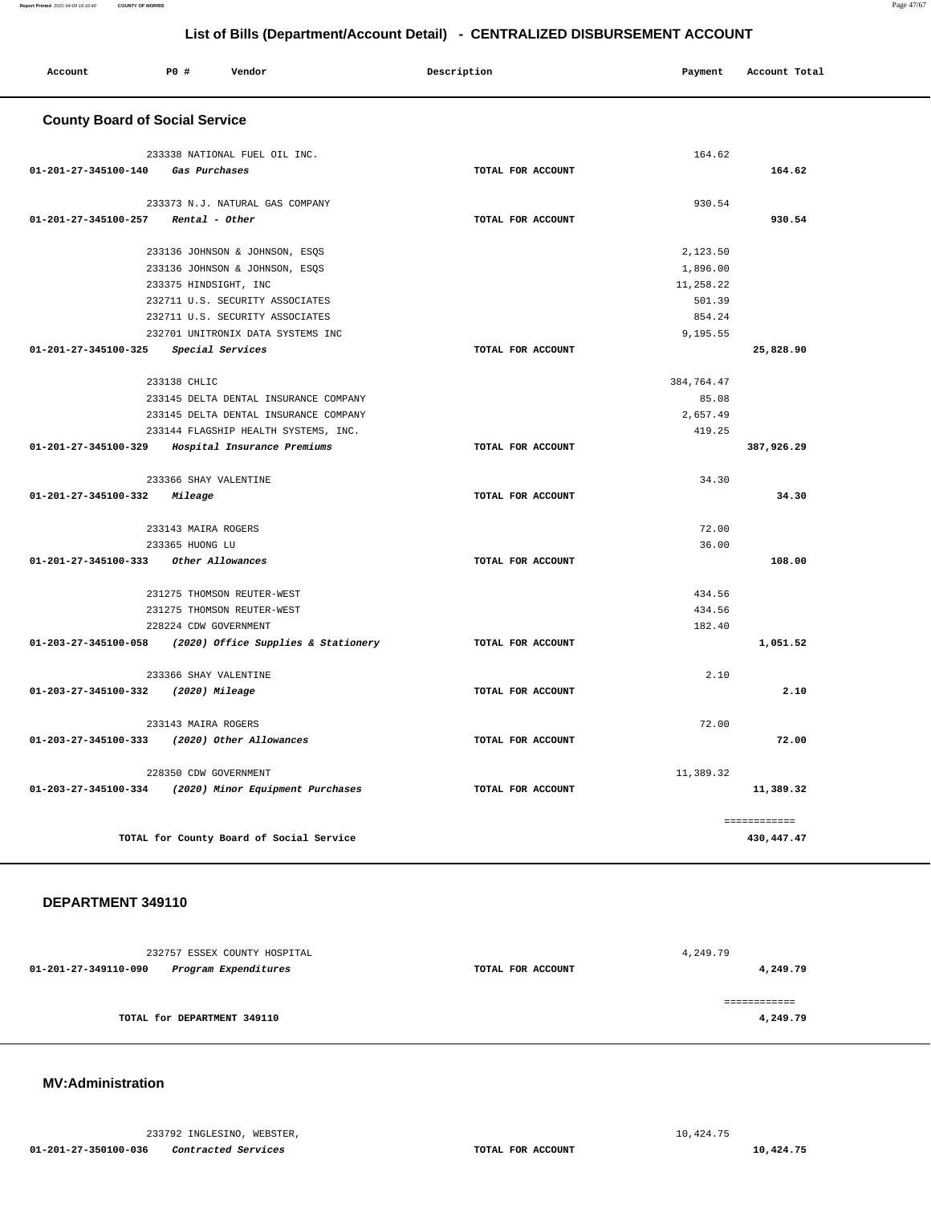## List of Bills (Department/Account Detail) - CENTRALIZED DISBURSEMENT ACCOUNT

| Account | PO # | Vendor | Description | Payment | Account Total |
|---|---|---|---|---|---|

### County Board of Social Service

| Account | PO # Vendor | Description | Payment | Account Total |
|---|---|---|---|---|
| | 233338 NATIONAL FUEL OIL INC. | | 164.62 | |
| 01-201-27-345100-140 | *Gas Purchases* | TOTAL FOR ACCOUNT | | 164.62 |
| | 233373 N.J. NATURAL GAS COMPANY | | 930.54 | |
| 01-201-27-345100-257 | *Rental - Other* | TOTAL FOR ACCOUNT | | 930.54 |
| | 233136 JOHNSON & JOHNSON, ESQS | | 2,123.50 | |
| | 233136 JOHNSON & JOHNSON, ESQS | | 1,896.00 | |
| | 233375 HINDSIGHT, INC | | 11,258.22 | |
| | 232711 U.S. SECURITY ASSOCIATES | | 501.39 | |
| | 232711 U.S. SECURITY ASSOCIATES | | 854.24 | |
| | 232701 UNITRONIX DATA SYSTEMS INC | | 9,195.55 | |
| 01-201-27-345100-325 | *Special Services* | TOTAL FOR ACCOUNT | | 25,828.90 |
| | 233138 CHLIC | | 384,764.47 | |
| | 233145 DELTA DENTAL INSURANCE COMPANY | | 85.08 | |
| | 233145 DELTA DENTAL INSURANCE COMPANY | | 2,657.49 | |
| | 233144 FLAGSHIP HEALTH SYSTEMS, INC. | | 419.25 | |
| 01-201-27-345100-329 | *Hospital Insurance Premiums* | TOTAL FOR ACCOUNT | | 387,926.29 |
| | 233366 SHAY VALENTINE | | 34.30 | |
| 01-201-27-345100-332 | *Mileage* | TOTAL FOR ACCOUNT | | 34.30 |
| | 233143 MAIRA ROGERS | | 72.00 | |
| | 233365 HUONG LU | | 36.00 | |
| 01-201-27-345100-333 | *Other Allowances* | TOTAL FOR ACCOUNT | | 108.00 |
| | 231275 THOMSON REUTER-WEST | | 434.56 | |
| | 231275 THOMSON REUTER-WEST | | 434.56 | |
| | 228224 CDW GOVERNMENT | | 182.40 | |
| 01-203-27-345100-058 | *(2020) Office Supplies & Stationery* | TOTAL FOR ACCOUNT | | 1,051.52 |
| | 233366 SHAY VALENTINE | | 2.10 | |
| 01-203-27-345100-332 | *(2020) Mileage* | TOTAL FOR ACCOUNT | | 2.10 |
| | 233143 MAIRA ROGERS | | 72.00 | |
| 01-203-27-345100-333 | *(2020) Other Allowances* | TOTAL FOR ACCOUNT | | 72.00 |
| | 228350 CDW GOVERNMENT | | 11,389.32 | |
| 01-203-27-345100-334 | *(2020) Minor Equipment Purchases* | TOTAL FOR ACCOUNT | | 11,389.32 |
| | | | | ============ |
| | TOTAL for County Board of Social Service | | | 430,447.47 |

### DEPARTMENT 349110

| Account | PO # Vendor | Description | Payment | Account Total |
|---|---|---|---|---|
| | 232757 ESSEX COUNTY HOSPITAL | | 4,249.79 | |
| 01-201-27-349110-090 | *Program Expenditures* | TOTAL FOR ACCOUNT | | 4,249.79 |
| | | | | ============ |
| | TOTAL for DEPARTMENT 349110 | | | 4,249.79 |

### MV:Administration

| Account | PO # Vendor | Description | Payment | Account Total |
|---|---|---|---|---|
| | 233792 INGLESINO, WEBSTER, | | 10,424.75 | |
| 01-201-27-350100-036 | *Contracted Services* | TOTAL FOR ACCOUNT | | 10,424.75 |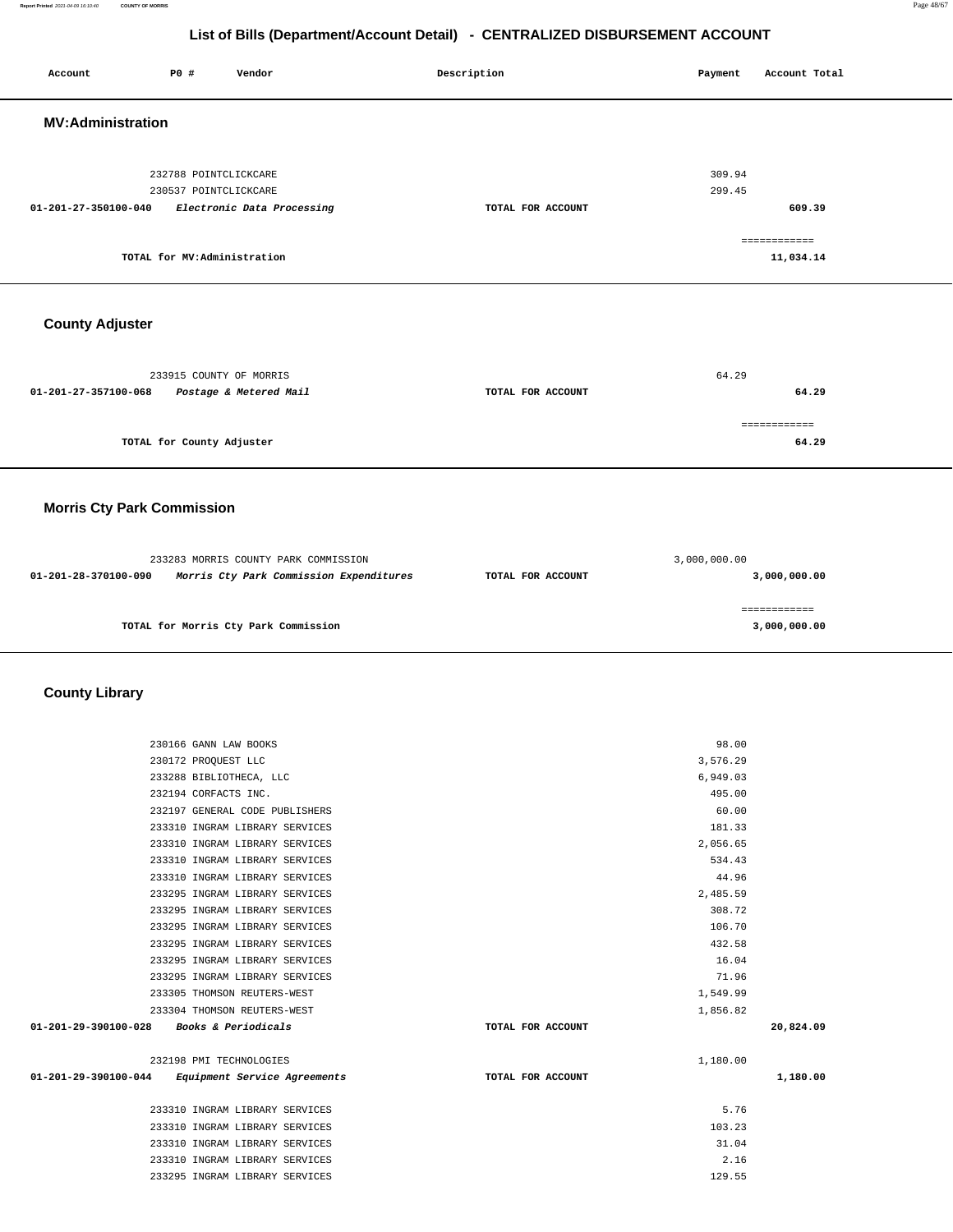# List of Bills (Department/Account Detail) - CENTRALIZED DISBURSEMENT ACCOUNT

| Account | PO # | Vendor | Description | Payment | Account Total |
|---|---|---|---|---|---|

## MV:Administration

| Account | PO # | Vendor | Description | Payment | Account Total |
|---|---|---|---|---|---|
| | 232788 | POINTCLICKCARE | | 309.94 | |
| | 230537 | POINTCLICKCARE | | 299.45 | |
| **01-201-27-350100-040** | | ***Electronic Data Processing*** | **TOTAL FOR ACCOUNT** | | **609.39** |
| | | | | | ============ |
| | | **TOTAL for MV:Administration** | | | **11,034.14** |

## County Adjuster

| Account | PO # | Vendor | Description | Payment | Account Total |
|---|---|---|---|---|---|
| | 233915 | COUNTY OF MORRIS | | 64.29 | |
| **01-201-27-357100-068** | | ***Postage & Metered Mail*** | **TOTAL FOR ACCOUNT** | | **64.29** |
| | | | | | ============ |
| | | **TOTAL for County Adjuster** | | | **64.29** |

## Morris Cty Park Commission

| Account | PO # | Vendor | Description | Payment | Account Total |
|---|---|---|---|---|---|
| | 233283 | MORRIS COUNTY PARK COMMISSION | | 3,000,000.00 | |
| **01-201-28-370100-090** | | ***Morris Cty Park Commission Expenditures*** | **TOTAL FOR ACCOUNT** | | **3,000,000.00** |
| | | | | | ============ |
| | | **TOTAL for Morris Cty Park Commission** | | | **3,000,000.00** |

## County Library

| Account | PO # | Vendor | Description | Payment | Account Total |
|---|---|---|---|---|---|
| | 230166 | GANN LAW BOOKS | | 98.00 | |
| | 230172 | PROQUEST LLC | | 3,576.29 | |
| | 233288 | BIBLIOTHECA, LLC | | 6,949.03 | |
| | 232194 | CORFACTS INC. | | 495.00 | |
| | 232197 | GENERAL CODE PUBLISHERS | | 60.00 | |
| | 233310 | INGRAM LIBRARY SERVICES | | 181.33 | |
| | 233310 | INGRAM LIBRARY SERVICES | | 2,056.65 | |
| | 233310 | INGRAM LIBRARY SERVICES | | 534.43 | |
| | 233310 | INGRAM LIBRARY SERVICES | | 44.96 | |
| | 233295 | INGRAM LIBRARY SERVICES | | 2,485.59 | |
| | 233295 | INGRAM LIBRARY SERVICES | | 308.72 | |
| | 233295 | INGRAM LIBRARY SERVICES | | 106.70 | |
| | 233295 | INGRAM LIBRARY SERVICES | | 432.58 | |
| | 233295 | INGRAM LIBRARY SERVICES | | 16.04 | |
| | 233295 | INGRAM LIBRARY SERVICES | | 71.96 | |
| | 233305 | THOMSON REUTERS-WEST | | 1,549.99 | |
| | 233304 | THOMSON REUTERS-WEST | | 1,856.82 | |
| **01-201-29-390100-028** | | ***Books & Periodicals*** | **TOTAL FOR ACCOUNT** | | **20,824.09** |
| | 232198 | PMI TECHNOLOGIES | | 1,180.00 | |
| **01-201-29-390100-044** | | ***Equipment Service Agreements*** | **TOTAL FOR ACCOUNT** | | **1,180.00** |
| | 233310 | INGRAM LIBRARY SERVICES | | 5.76 | |
| | 233310 | INGRAM LIBRARY SERVICES | | 103.23 | |
| | 233310 | INGRAM LIBRARY SERVICES | | 31.04 | |
| | 233310 | INGRAM LIBRARY SERVICES | | 2.16 | |
| | 233295 | INGRAM LIBRARY SERVICES | | 129.55 | |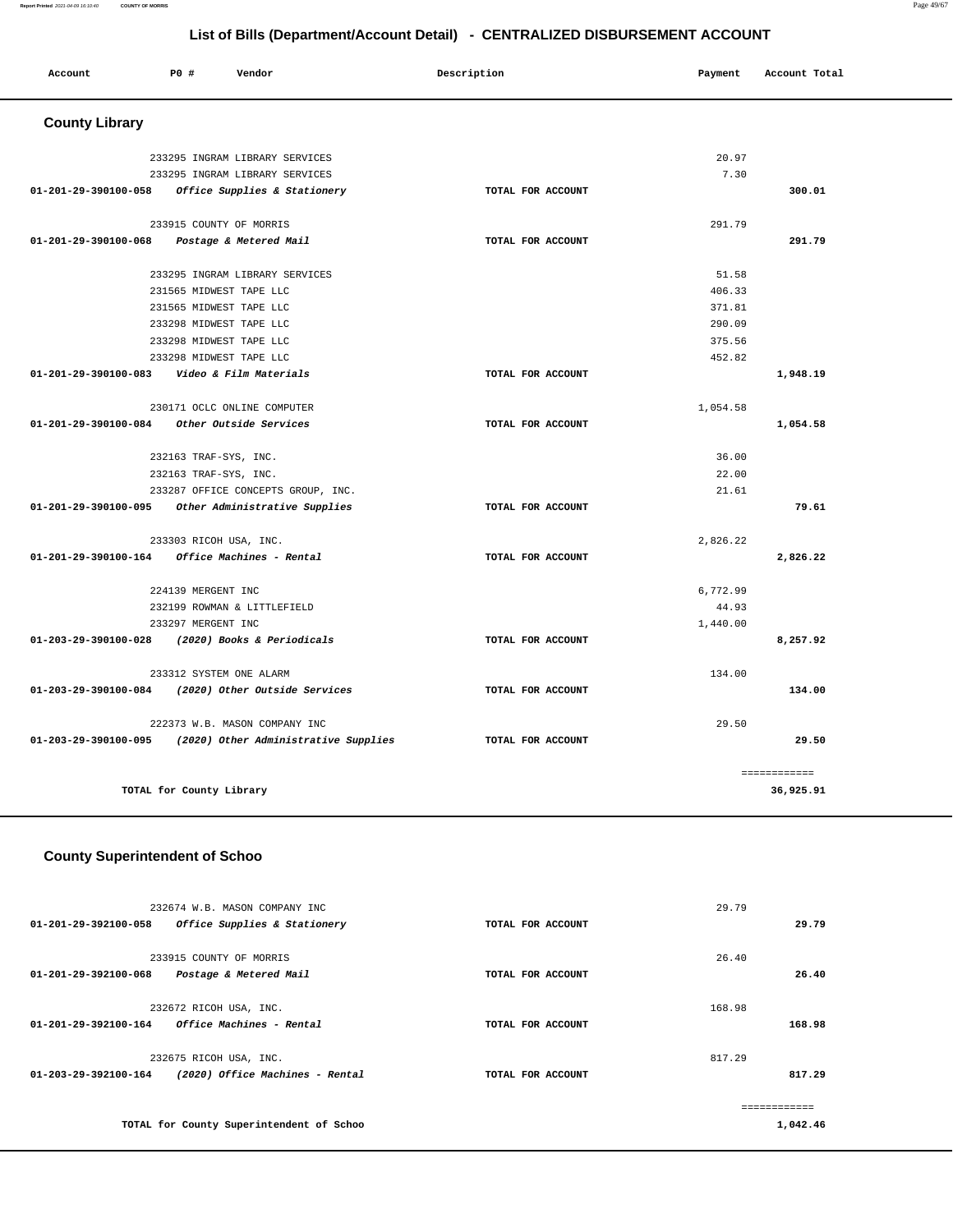## List of Bills (Department/Account Detail) - CENTRALIZED DISBURSEMENT ACCOUNT

| Account | PO # | Vendor | Description | Payment | Account Total |
|---|---|---|---|---|---|

### County Library

| Account | PO # | Vendor | Description | Payment | Account Total |
|---|---|---|---|---|---|
| | 233295 | INGRAM LIBRARY SERVICES | | 20.97 | |
| | 233295 | INGRAM LIBRARY SERVICES | | 7.30 | |
| 01-201-29-390100-058 | | *Office Supplies & Stationery* | TOTAL FOR ACCOUNT | | 300.01 |
| | 233915 | COUNTY OF MORRIS | | 291.79 | |
| 01-201-29-390100-068 | | *Postage & Metered Mail* | TOTAL FOR ACCOUNT | | 291.79 |
| | 233295 | INGRAM LIBRARY SERVICES | | 51.58 | |
| | 231565 | MIDWEST TAPE LLC | | 406.33 | |
| | 231565 | MIDWEST TAPE LLC | | 371.81 | |
| | 233298 | MIDWEST TAPE LLC | | 290.09 | |
| | 233298 | MIDWEST TAPE LLC | | 375.56 | |
| | 233298 | MIDWEST TAPE LLC | | 452.82 | |
| 01-201-29-390100-083 | | *Video & Film Materials* | TOTAL FOR ACCOUNT | | 1,948.19 |
| | 230171 | OCLC ONLINE COMPUTER | | 1,054.58 | |
| 01-201-29-390100-084 | | *Other Outside Services* | TOTAL FOR ACCOUNT | | 1,054.58 |
| | 232163 | TRAF-SYS, INC. | | 36.00 | |
| | 232163 | TRAF-SYS, INC. | | 22.00 | |
| | 233287 | OFFICE CONCEPTS GROUP, INC. | | 21.61 | |
| 01-201-29-390100-095 | | *Other Administrative Supplies* | TOTAL FOR ACCOUNT | | 79.61 |
| | 233303 | RICOH USA, INC. | | 2,826.22 | |
| 01-201-29-390100-164 | | *Office Machines - Rental* | TOTAL FOR ACCOUNT | | 2,826.22 |
| | 224139 | MERGENT INC | | 6,772.99 | |
| | 232199 | ROWMAN & LITTLEFIELD | | 44.93 | |
| | 233297 | MERGENT INC | | 1,440.00 | |
| 01-203-29-390100-028 | | *(2020) Books & Periodicals* | TOTAL FOR ACCOUNT | | 8,257.92 |
| | 233312 | SYSTEM ONE ALARM | | 134.00 | |
| 01-203-29-390100-084 | | *(2020) Other Outside Services* | TOTAL FOR ACCOUNT | | 134.00 |
| | 222373 | W.B. MASON COMPANY INC | | 29.50 | |
| 01-203-29-390100-095 | | *(2020) Other Administrative Supplies* | TOTAL FOR ACCOUNT | | 29.50 |
| | | | | | ============ |
| | | TOTAL for County Library | | | 36,925.91 |

### County Superintendent of Schoo

| Account | PO # | Vendor | Description | Payment | Account Total |
|---|---|---|---|---|---|
| | 232674 | W.B. MASON COMPANY INC | | 29.79 | |
| 01-201-29-392100-058 | | *Office Supplies & Stationery* | TOTAL FOR ACCOUNT | | 29.79 |
| | 233915 | COUNTY OF MORRIS | | 26.40 | |
| 01-201-29-392100-068 | | *Postage & Metered Mail* | TOTAL FOR ACCOUNT | | 26.40 |
| | 232672 | RICOH USA, INC. | | 168.98 | |
| 01-201-29-392100-164 | | *Office Machines - Rental* | TOTAL FOR ACCOUNT | | 168.98 |
| | 232675 | RICOH USA, INC. | | 817.29 | |
| 01-203-29-392100-164 | | *(2020) Office Machines - Rental* | TOTAL FOR ACCOUNT | | 817.29 |
| | | | | | ============ |
| | | TOTAL for County Superintendent of Schoo | | | 1,042.46 |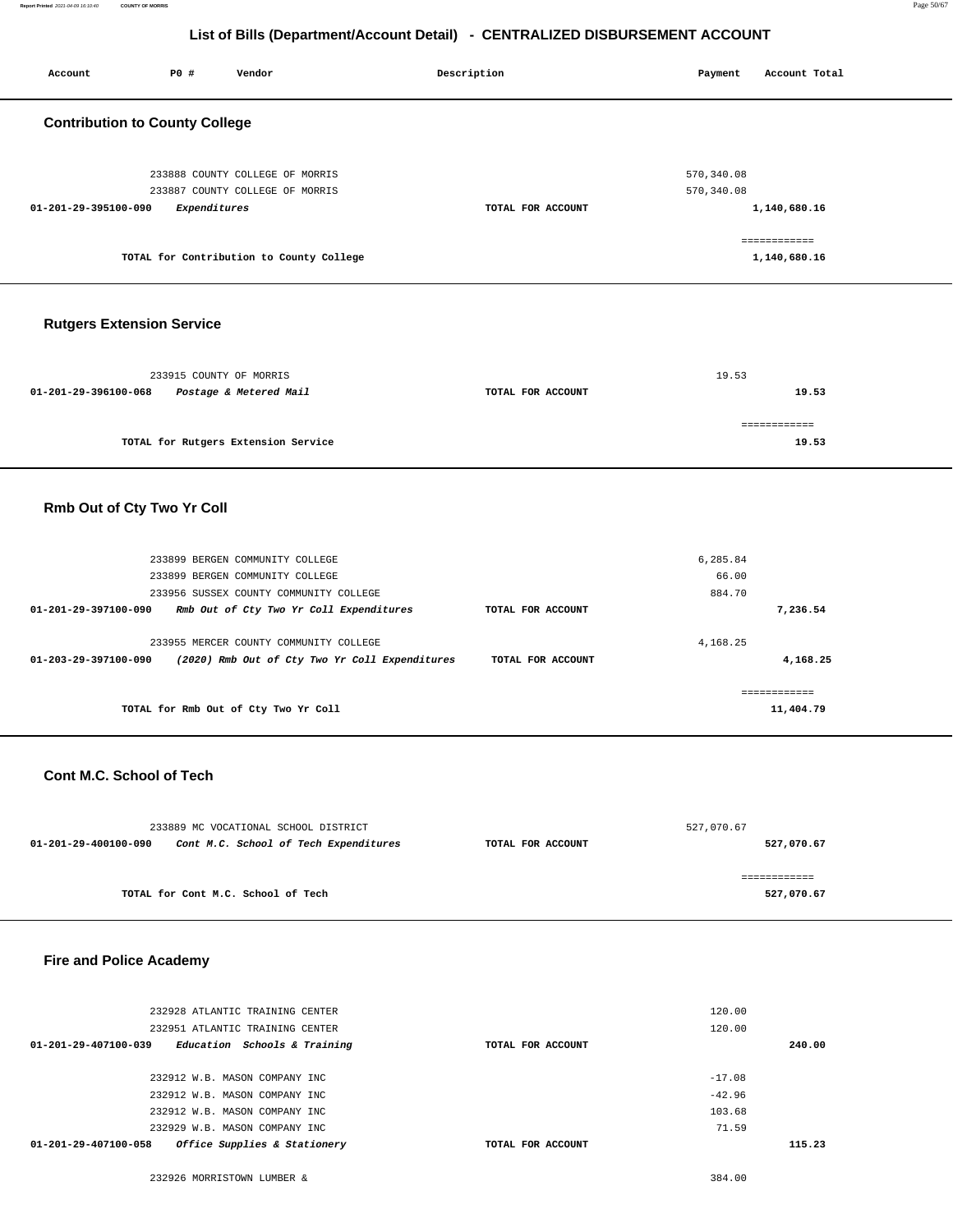## List of Bills (Department/Account Detail) - CENTRALIZED DISBURSEMENT ACCOUNT

| Account | PO # | Vendor | Description | Payment | Account Total |
|---|---|---|---|---|---|

### Contribution to County College

| Account | PO # | Vendor | Description | Payment | Account Total |
|---|---|---|---|---|---|
| | 233888 | COUNTY COLLEGE OF MORRIS | | 570,340.08 | |
| | 233887 | COUNTY COLLEGE OF MORRIS | | 570,340.08 | |
| 01-201-29-395100-090 | | *Expenditures* | TOTAL FOR ACCOUNT | | 1,140,680.16 |
| | | | | | ============ |
| | | TOTAL for Contribution to County College | | | 1,140,680.16 |

### Rutgers Extension Service

| Account | PO # | Vendor | Description | Payment | Account Total |
|---|---|---|---|---|---|
| | 233915 | COUNTY OF MORRIS | | 19.53 | |
| 01-201-29-396100-068 | | *Postage & Metered Mail* | TOTAL FOR ACCOUNT | | 19.53 |
| | | | | | ============ |
| | | TOTAL for Rutgers Extension Service | | | 19.53 |

### Rmb Out of Cty Two Yr Coll

| Account | PO # | Vendor | Description | Payment | Account Total |
|---|---|---|---|---|---|
| | 233899 | BERGEN COMMUNITY COLLEGE | | 6,285.84 | |
| | 233899 | BERGEN COMMUNITY COLLEGE | | 66.00 | |
| | 233956 | SUSSEX COUNTY COMMUNITY COLLEGE | | 884.70 | |
| 01-201-29-397100-090 | | *Rmb Out of Cty Two Yr Coll Expenditures* | TOTAL FOR ACCOUNT | | 7,236.54 |
| | 233955 | MERCER COUNTY COMMUNITY COLLEGE | | 4,168.25 | |
| 01-203-29-397100-090 | | *(2020) Rmb Out of Cty Two Yr Coll Expenditures* | TOTAL FOR ACCOUNT | | 4,168.25 |
| | | | | | ============ |
| | | TOTAL for Rmb Out of Cty Two Yr Coll | | | 11,404.79 |

### Cont M.C. School of Tech

| Account | PO # | Vendor | Description | Payment | Account Total |
|---|---|---|---|---|---|
| | 233889 | MC VOCATIONAL SCHOOL DISTRICT | | 527,070.67 | |
| 01-201-29-400100-090 | | *Cont M.C. School of Tech Expenditures* | TOTAL FOR ACCOUNT | | 527,070.67 |
| | | | | | ============ |
| | | TOTAL for Cont M.C. School of Tech | | | 527,070.67 |

### Fire and Police Academy

| Account | PO # | Vendor | Description | Payment | Account Total |
|---|---|---|---|---|---|
| | 232928 | ATLANTIC TRAINING CENTER | | 120.00 | |
| | 232951 | ATLANTIC TRAINING CENTER | | 120.00 | |
| 01-201-29-407100-039 | | *Education Schools & Training* | TOTAL FOR ACCOUNT | | 240.00 |
| | 232912 | W.B. MASON COMPANY INC | | -17.08 | |
| | 232912 | W.B. MASON COMPANY INC | | -42.96 | |
| | 232912 | W.B. MASON COMPANY INC | | 103.68 | |
| | 232929 | W.B. MASON COMPANY INC | | 71.59 | |
| 01-201-29-407100-058 | | *Office Supplies & Stationery* | TOTAL FOR ACCOUNT | | 115.23 |
| | 232926 | MORRISTOWN LUMBER & | | 384.00 | |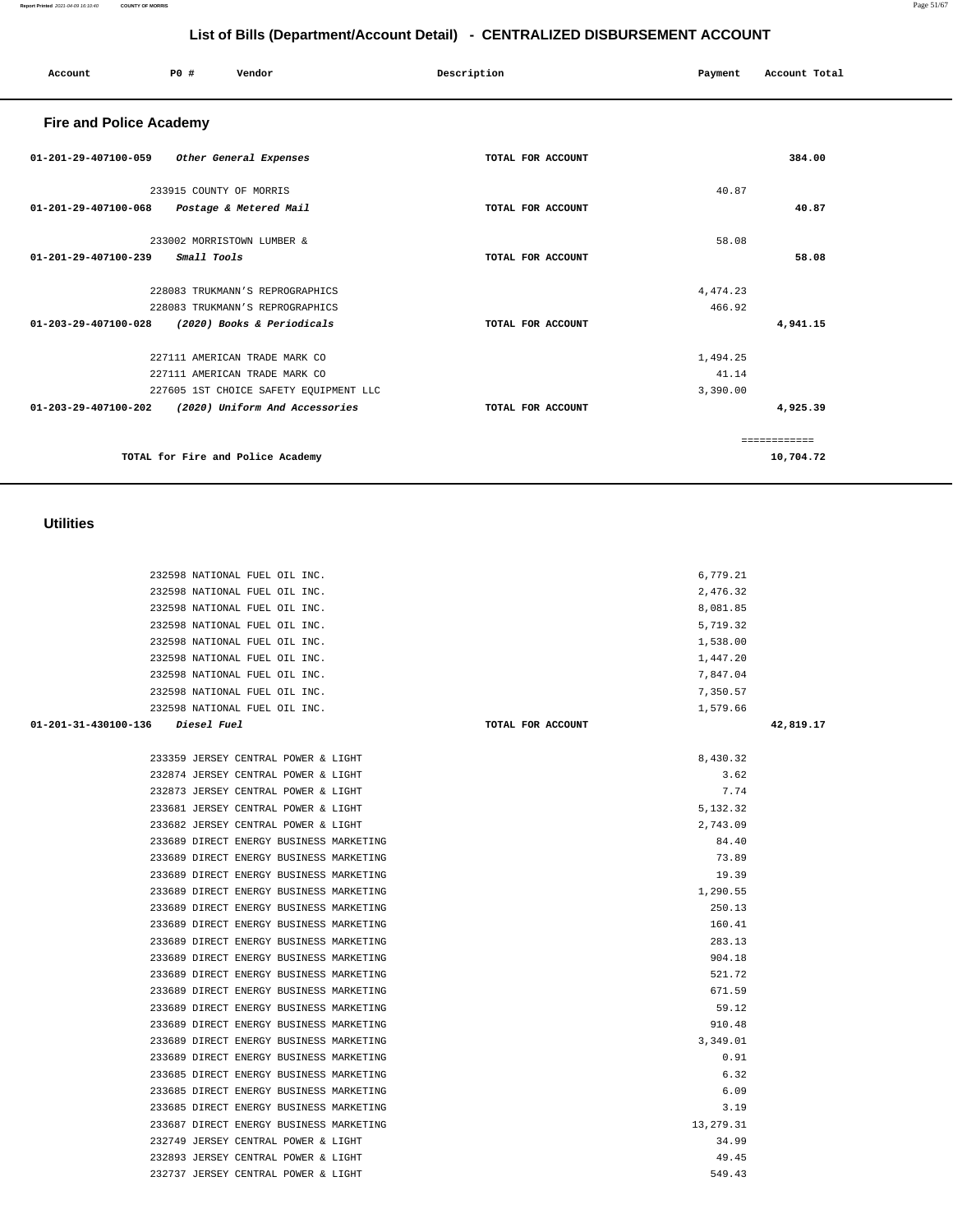# List of Bills (Department/Account Detail) - CENTRALIZED DISBURSEMENT ACCOUNT

| Account | PO # | Vendor | Description | Payment | Account Total |
|---|---|---|---|---|---|

## Fire and Police Academy

| Account | PO # | Vendor | Description | Payment | Account Total |
|---|---|---|---|---|---|
| 01-201-29-407100-059 | | *Other General Expenses* | TOTAL FOR ACCOUNT | | 384.00 |
| | 233915 | COUNTY OF MORRIS | | 40.87 | |
| 01-201-29-407100-068 | | *Postage & Metered Mail* | TOTAL FOR ACCOUNT | | 40.87 |
| | 233002 | MORRISTOWN LUMBER & | | 58.08 | |
| 01-201-29-407100-239 | | *Small Tools* | TOTAL FOR ACCOUNT | | 58.08 |
| | 228083 | TRUKMANN'S REPROGRAPHICS | | 4,474.23 | |
| | 228083 | TRUKMANN'S REPROGRAPHICS | | 466.92 | |
| 01-203-29-407100-028 | | *(2020) Books & Periodicals* | TOTAL FOR ACCOUNT | | 4,941.15 |
| | 227111 | AMERICAN TRADE MARK CO | | 1,494.25 | |
| | 227111 | AMERICAN TRADE MARK CO | | 41.14 | |
| | 227605 | 1ST CHOICE SAFETY EQUIPMENT LLC | | 3,390.00 | |
| 01-203-29-407100-202 | | *(2020) Uniform And Accessories* | TOTAL FOR ACCOUNT | | 4,925.39 |
| | | | | | ============ |
| | | TOTAL for Fire and Police Academy | | | 10,704.72 |

## Utilities

| Account | PO # | Vendor | Description | Payment | Account Total |
|---|---|---|---|---|---|
| | 232598 | NATIONAL FUEL OIL INC. | | 6,779.21 | |
| | 232598 | NATIONAL FUEL OIL INC. | | 2,476.32 | |
| | 232598 | NATIONAL FUEL OIL INC. | | 8,081.85 | |
| | 232598 | NATIONAL FUEL OIL INC. | | 5,719.32 | |
| | 232598 | NATIONAL FUEL OIL INC. | | 1,538.00 | |
| | 232598 | NATIONAL FUEL OIL INC. | | 1,447.20 | |
| | 232598 | NATIONAL FUEL OIL INC. | | 7,847.04 | |
| | 232598 | NATIONAL FUEL OIL INC. | | 7,350.57 | |
| | 232598 | NATIONAL FUEL OIL INC. | | 1,579.66 | |
| 01-201-31-430100-136 | | *Diesel Fuel* | TOTAL FOR ACCOUNT | | 42,819.17 |
| | 233359 | JERSEY CENTRAL POWER & LIGHT | | 8,430.32 | |
| | 232874 | JERSEY CENTRAL POWER & LIGHT | | 3.62 | |
| | 232873 | JERSEY CENTRAL POWER & LIGHT | | 7.74 | |
| | 233681 | JERSEY CENTRAL POWER & LIGHT | | 5,132.32 | |
| | 233682 | JERSEY CENTRAL POWER & LIGHT | | 2,743.09 | |
| | 233689 | DIRECT ENERGY BUSINESS MARKETING | | 84.40 | |
| | 233689 | DIRECT ENERGY BUSINESS MARKETING | | 73.89 | |
| | 233689 | DIRECT ENERGY BUSINESS MARKETING | | 19.39 | |
| | 233689 | DIRECT ENERGY BUSINESS MARKETING | | 1,290.55 | |
| | 233689 | DIRECT ENERGY BUSINESS MARKETING | | 250.13 | |
| | 233689 | DIRECT ENERGY BUSINESS MARKETING | | 160.41 | |
| | 233689 | DIRECT ENERGY BUSINESS MARKETING | | 283.13 | |
| | 233689 | DIRECT ENERGY BUSINESS MARKETING | | 904.18 | |
| | 233689 | DIRECT ENERGY BUSINESS MARKETING | | 521.72 | |
| | 233689 | DIRECT ENERGY BUSINESS MARKETING | | 671.59 | |
| | 233689 | DIRECT ENERGY BUSINESS MARKETING | | 59.12 | |
| | 233689 | DIRECT ENERGY BUSINESS MARKETING | | 910.48 | |
| | 233689 | DIRECT ENERGY BUSINESS MARKETING | | 3,349.01 | |
| | 233689 | DIRECT ENERGY BUSINESS MARKETING | | 0.91 | |
| | 233685 | DIRECT ENERGY BUSINESS MARKETING | | 6.32 | |
| | 233685 | DIRECT ENERGY BUSINESS MARKETING | | 6.09 | |
| | 233685 | DIRECT ENERGY BUSINESS MARKETING | | 3.19 | |
| | 233687 | DIRECT ENERGY BUSINESS MARKETING | | 13,279.31 | |
| | 232749 | JERSEY CENTRAL POWER & LIGHT | | 34.99 | |
| | 232893 | JERSEY CENTRAL POWER & LIGHT | | 49.45 | |
| | 232737 | JERSEY CENTRAL POWER & LIGHT | | 549.43 | |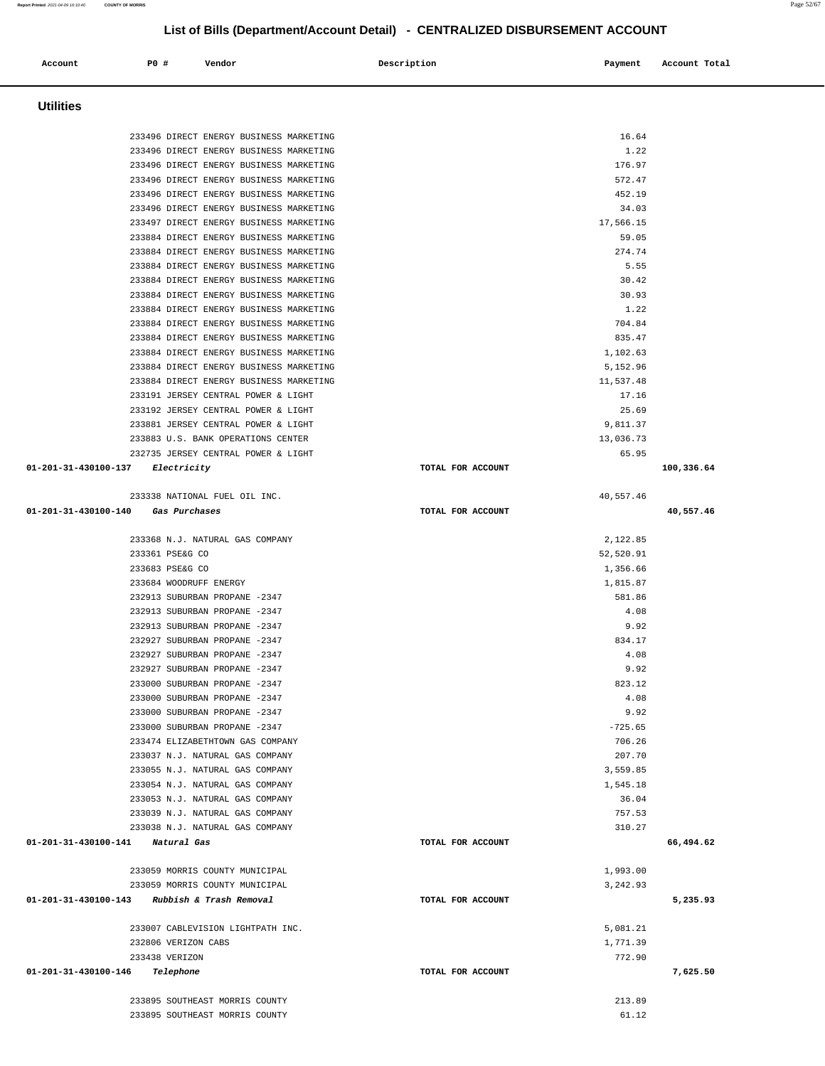## List of Bills (Department/Account Detail) - CENTRALIZED DISBURSEMENT ACCOUNT

| Account | PO # | Vendor | Description | Payment | Account Total |
|---|---|---|---|---|---|

### Utilities

| Account | PO # | Vendor | Description | Payment | Account Total |
|---|---|---|---|---|---|
| | 233496 | DIRECT ENERGY BUSINESS MARKETING | | 16.64 | |
| | 233496 | DIRECT ENERGY BUSINESS MARKETING | | 1.22 | |
| | 233496 | DIRECT ENERGY BUSINESS MARKETING | | 176.97 | |
| | 233496 | DIRECT ENERGY BUSINESS MARKETING | | 572.47 | |
| | 233496 | DIRECT ENERGY BUSINESS MARKETING | | 452.19 | |
| | 233496 | DIRECT ENERGY BUSINESS MARKETING | | 34.03 | |
| | 233497 | DIRECT ENERGY BUSINESS MARKETING | | 17,566.15 | |
| | 233884 | DIRECT ENERGY BUSINESS MARKETING | | 59.05 | |
| | 233884 | DIRECT ENERGY BUSINESS MARKETING | | 274.74 | |
| | 233884 | DIRECT ENERGY BUSINESS MARKETING | | 5.55 | |
| | 233884 | DIRECT ENERGY BUSINESS MARKETING | | 30.42 | |
| | 233884 | DIRECT ENERGY BUSINESS MARKETING | | 30.93 | |
| | 233884 | DIRECT ENERGY BUSINESS MARKETING | | 1.22 | |
| | 233884 | DIRECT ENERGY BUSINESS MARKETING | | 704.84 | |
| | 233884 | DIRECT ENERGY BUSINESS MARKETING | | 835.47 | |
| | 233884 | DIRECT ENERGY BUSINESS MARKETING | | 1,102.63 | |
| | 233884 | DIRECT ENERGY BUSINESS MARKETING | | 5,152.96 | |
| | 233884 | DIRECT ENERGY BUSINESS MARKETING | | 11,537.48 | |
| | 233191 | JERSEY CENTRAL POWER & LIGHT | | 17.16 | |
| | 233192 | JERSEY CENTRAL POWER & LIGHT | | 25.69 | |
| | 233881 | JERSEY CENTRAL POWER & LIGHT | | 9,811.37 | |
| | 233883 | U.S. BANK OPERATIONS CENTER | | 13,036.73 | |
| | 232735 | JERSEY CENTRAL POWER & LIGHT | | 65.95 | |
| **01-201-31-430100-137** | | ***Electricity*** | TOTAL FOR ACCOUNT | | **100,336.64** |
| | 233338 | NATIONAL FUEL OIL INC. | | 40,557.46 | |
| **01-201-31-430100-140** | | ***Gas Purchases*** | TOTAL FOR ACCOUNT | | **40,557.46** |
| | 233368 | N.J. NATURAL GAS COMPANY | | 2,122.85 | |
| | 233361 | PSE&G CO | | 52,520.91 | |
| | 233683 | PSE&G CO | | 1,356.66 | |
| | 233684 | WOODRUFF ENERGY | | 1,815.87 | |
| | 232913 | SUBURBAN PROPANE -2347 | | 581.86 | |
| | 232913 | SUBURBAN PROPANE -2347 | | 4.08 | |
| | 232913 | SUBURBAN PROPANE -2347 | | 9.92 | |
| | 232927 | SUBURBAN PROPANE -2347 | | 834.17 | |
| | 232927 | SUBURBAN PROPANE -2347 | | 4.08 | |
| | 232927 | SUBURBAN PROPANE -2347 | | 9.92 | |
| | 233000 | SUBURBAN PROPANE -2347 | | 823.12 | |
| | 233000 | SUBURBAN PROPANE -2347 | | 4.08 | |
| | 233000 | SUBURBAN PROPANE -2347 | | 9.92 | |
| | 233000 | SUBURBAN PROPANE -2347 | | -725.65 | |
| | 233474 | ELIZABETHTOWN GAS COMPANY | | 706.26 | |
| | 233037 | N.J. NATURAL GAS COMPANY | | 207.70 | |
| | 233055 | N.J. NATURAL GAS COMPANY | | 3,559.85 | |
| | 233054 | N.J. NATURAL GAS COMPANY | | 1,545.18 | |
| | 233053 | N.J. NATURAL GAS COMPANY | | 36.04 | |
| | 233039 | N.J. NATURAL GAS COMPANY | | 757.53 | |
| | 233038 | N.J. NATURAL GAS COMPANY | | 310.27 | |
| **01-201-31-430100-141** | | ***Natural Gas*** | TOTAL FOR ACCOUNT | | **66,494.62** |
| | 233059 | MORRIS COUNTY MUNICIPAL | | 1,993.00 | |
| | 233059 | MORRIS COUNTY MUNICIPAL | | 3,242.93 | |
| **01-201-31-430100-143** | | ***Rubbish & Trash Removal*** | TOTAL FOR ACCOUNT | | **5,235.93** |
| | 233007 | CABLEVISION LIGHTPATH INC. | | 5,081.21 | |
| | 232806 | VERIZON CABS | | 1,771.39 | |
| | 233438 | VERIZON | | 772.90 | |
| **01-201-31-430100-146** | | ***Telephone*** | TOTAL FOR ACCOUNT | | **7,625.50** |
| | 233895 | SOUTHEAST MORRIS COUNTY | | 213.89 | |
| | 233895 | SOUTHEAST MORRIS COUNTY | | 61.12 | |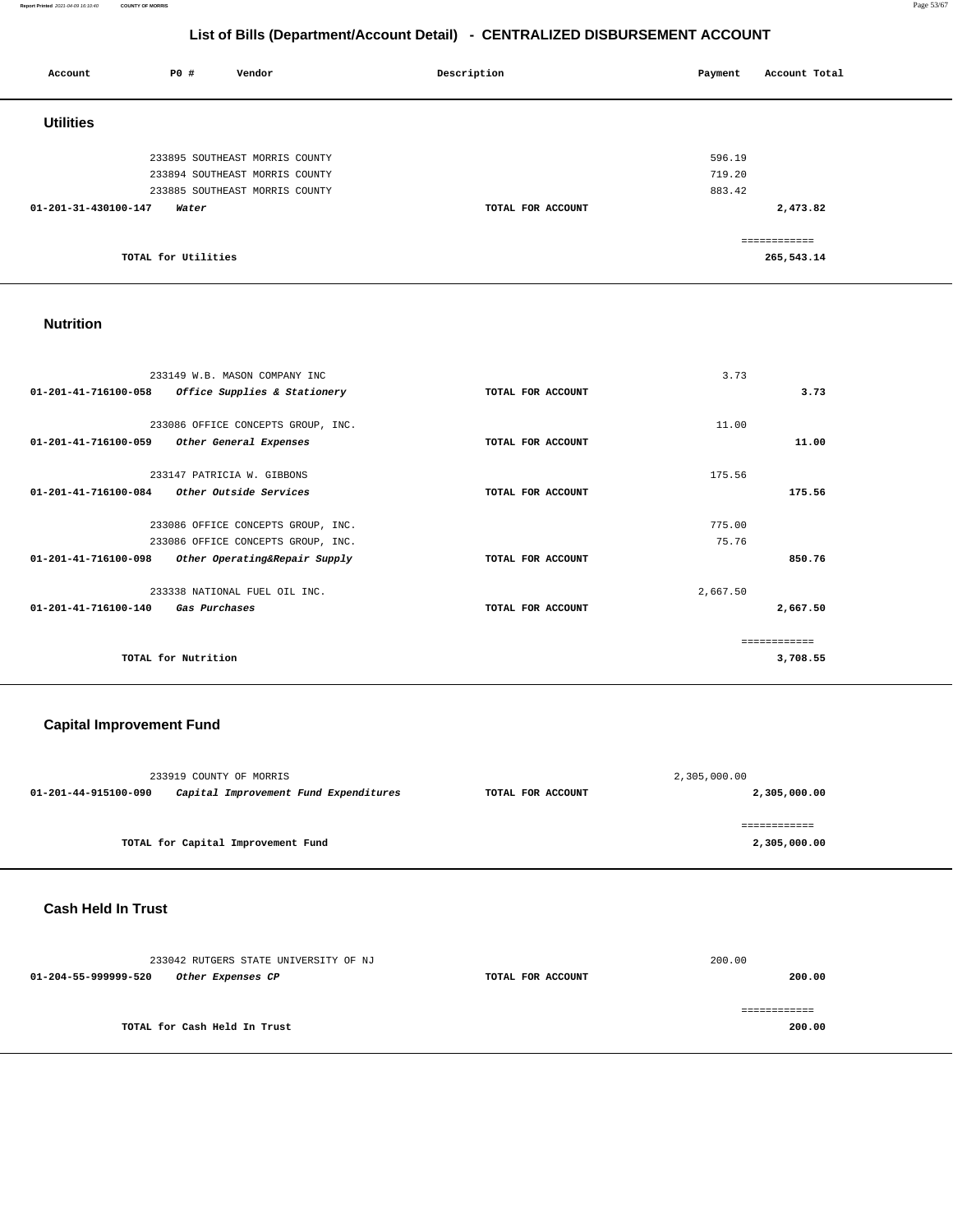## List of Bills (Department/Account Detail) - CENTRALIZED DISBURSEMENT ACCOUNT

| Account | PO # | Vendor | Description | Payment | Account Total |
|---|---|---|---|---|---|

### Utilities

| Account | PO # | Vendor | Description | Payment | Account Total |
|---|---|---|---|---|---|
| | 233895 | SOUTHEAST MORRIS COUNTY | | 596.19 | |
| | 233894 | SOUTHEAST MORRIS COUNTY | | 719.20 | |
| | 233885 | SOUTHEAST MORRIS COUNTY | | 883.42 | |
| **01-201-31-430100-147** | | ***Water*** | **TOTAL FOR ACCOUNT** | | **2,473.82** |
| | | | | | ============ |
| | **TOTAL for Utilities** | | | | **265,543.14** |

### Nutrition

| Account | PO # | Vendor | Description | Payment | Account Total |
|---|---|---|---|---|---|
| | 233149 | W.B. MASON COMPANY INC | | 3.73 | |
| **01-201-41-716100-058** | | ***Office Supplies & Stationery*** | **TOTAL FOR ACCOUNT** | | **3.73** |
| | 233086 | OFFICE CONCEPTS GROUP, INC. | | 11.00 | |
| **01-201-41-716100-059** | | ***Other General Expenses*** | **TOTAL FOR ACCOUNT** | | **11.00** |
| | 233147 | PATRICIA W. GIBBONS | | 175.56 | |
| **01-201-41-716100-084** | | ***Other Outside Services*** | **TOTAL FOR ACCOUNT** | | **175.56** |
| | 233086 | OFFICE CONCEPTS GROUP, INC. | | 775.00 | |
| | 233086 | OFFICE CONCEPTS GROUP, INC. | | 75.76 | |
| **01-201-41-716100-098** | | ***Other Operating&Repair Supply*** | **TOTAL FOR ACCOUNT** | | **850.76** |
| | 233338 | NATIONAL FUEL OIL INC. | | 2,667.50 | |
| **01-201-41-716100-140** | | ***Gas Purchases*** | **TOTAL FOR ACCOUNT** | | **2,667.50** |
| | | | | | ============ |
| | **TOTAL for Nutrition** | | | | **3,708.55** |

### Capital Improvement Fund

| Account | PO # | Vendor | Description | Payment | Account Total |
|---|---|---|---|---|---|
| | 233919 | COUNTY OF MORRIS | | 2,305,000.00 | |
| **01-201-44-915100-090** | | ***Capital Improvement Fund Expenditures*** | **TOTAL FOR ACCOUNT** | | **2,305,000.00** |
| | | | | | ============ |
| | **TOTAL for Capital Improvement Fund** | | | | **2,305,000.00** |

### Cash Held In Trust

| Account | PO # | Vendor | Description | Payment | Account Total |
|---|---|---|---|---|---|
| | 233042 | RUTGERS STATE UNIVERSITY OF NJ | | 200.00 | |
| **01-204-55-999999-520** | | ***Other Expenses CP*** | **TOTAL FOR ACCOUNT** | | **200.00** |
| | | | | | ============ |
| | **TOTAL for Cash Held In Trust** | | | | **200.00** |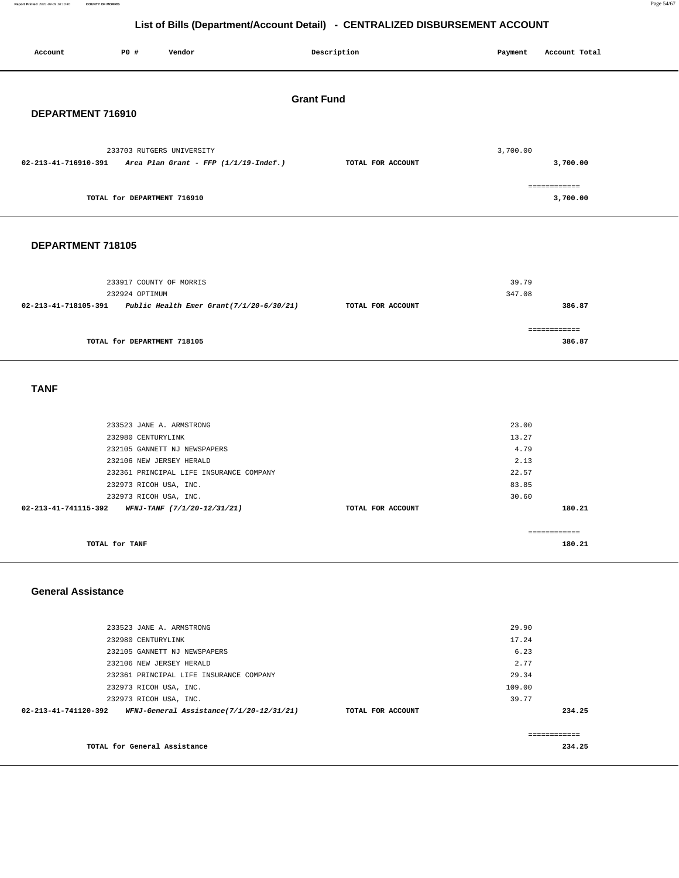# List of Bills (Department/Account Detail) - CENTRALIZED DISBURSEMENT ACCOUNT

| Account | PO # | Vendor | Description | Payment | Account Total |
|---|---|---|---|---|---|

## Grant Fund

### DEPARTMENT 716910

| Account | PO # | Vendor | Description | Payment | Account Total |
|---|---|---|---|---|---|
| | 233703 | RUTGERS UNIVERSITY | | 3,700.00 | |
| 02-213-41-716910-391 | | *Area Plan Grant - FFP (1/1/19-Indef.)* | TOTAL FOR ACCOUNT | | 3,700.00 |
| | | | | | ============ |
| | | TOTAL for DEPARTMENT 716910 | | | 3,700.00 |

### DEPARTMENT 718105

| Account | PO # | Vendor | Description | Payment | Account Total |
|---|---|---|---|---|---|
| | 233917 | COUNTY OF MORRIS | | 39.79 | |
| | 232924 | OPTIMUM | | 347.08 | |
| 02-213-41-718105-391 | | *Public Health Emer Grant(7/1/20-6/30/21)* | TOTAL FOR ACCOUNT | | 386.87 |
| | | | | | ============ |
| | | TOTAL for DEPARTMENT 718105 | | | 386.87 |

### TANF

| Account | PO # | Vendor | Description | Payment | Account Total |
|---|---|---|---|---|---|
| | 233523 | JANE A. ARMSTRONG | | 23.00 | |
| | 232980 | CENTURYLINK | | 13.27 | |
| | 232105 | GANNETT NJ NEWSPAPERS | | 4.79 | |
| | 232106 | NEW JERSEY HERALD | | 2.13 | |
| | 232361 | PRINCIPAL LIFE INSURANCE COMPANY | | 22.57 | |
| | 232973 | RICOH USA, INC. | | 83.85 | |
| | 232973 | RICOH USA, INC. | | 30.60 | |
| 02-213-41-741115-392 | | *WFNJ-TANF (7/1/20-12/31/21)* | TOTAL FOR ACCOUNT | | 180.21 |
| | | | | | ============ |
| | | TOTAL for TANF | | | 180.21 |

### General Assistance

| Account | PO # | Vendor | Description | Payment | Account Total |
|---|---|---|---|---|---|
| | 233523 | JANE A. ARMSTRONG | | 29.90 | |
| | 232980 | CENTURYLINK | | 17.24 | |
| | 232105 | GANNETT NJ NEWSPAPERS | | 6.23 | |
| | 232106 | NEW JERSEY HERALD | | 2.77 | |
| | 232361 | PRINCIPAL LIFE INSURANCE COMPANY | | 29.34 | |
| | 232973 | RICOH USA, INC. | | 109.00 | |
| | 232973 | RICOH USA, INC. | | 39.77 | |
| 02-213-41-741120-392 | | *WFNJ-General Assistance(7/1/20-12/31/21)* | TOTAL FOR ACCOUNT | | 234.25 |
| | | | | | ============ |
| | | TOTAL for General Assistance | | | 234.25 |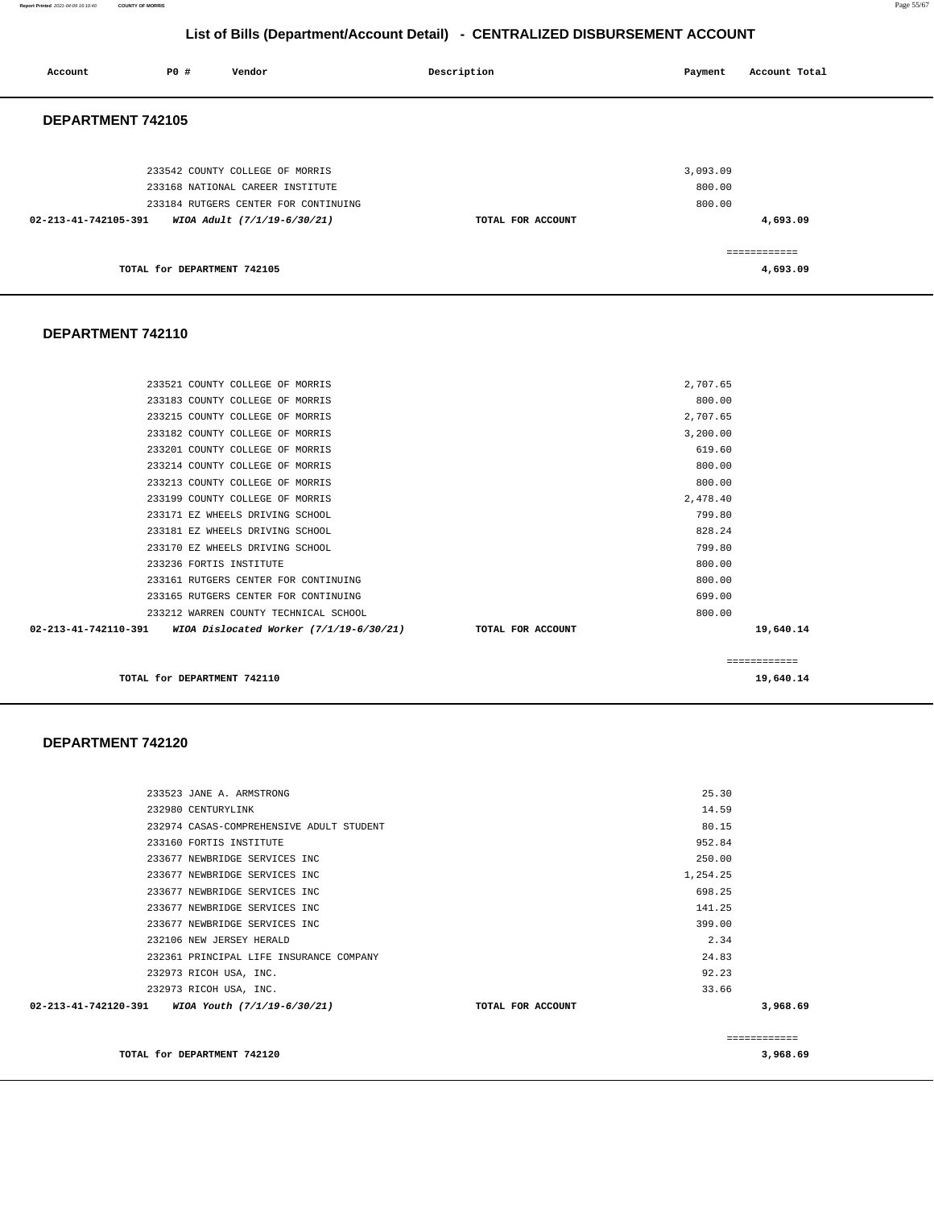## List of Bills (Department/Account Detail) - CENTRALIZED DISBURSEMENT ACCOUNT

| Account | PO # | Vendor | Description | Payment | Account Total |
|---|---|---|---|---|---|

### DEPARTMENT 742105

| Account | PO # | Vendor | Description | Payment | Account Total |
|---|---|---|---|---|---|
| | 233542 | COUNTY COLLEGE OF MORRIS | | 3,093.09 | |
| | 233168 | NATIONAL CAREER INSTITUTE | | 800.00 | |
| | 233184 | RUTGERS CENTER FOR CONTINUING | | 800.00 | |
| 02-213-41-742105-391 | | *WIOA Adult (7/1/19-6/30/21)* | TOTAL FOR ACCOUNT | | 4,693.09 |
| | | | | | ============ |
| | | TOTAL for DEPARTMENT 742105 | | | 4,693.09 |

### DEPARTMENT 742110

| Account | PO # | Vendor | Description | Payment | Account Total |
|---|---|---|---|---|---|
| | 233521 | COUNTY COLLEGE OF MORRIS | | 2,707.65 | |
| | 233183 | COUNTY COLLEGE OF MORRIS | | 800.00 | |
| | 233215 | COUNTY COLLEGE OF MORRIS | | 2,707.65 | |
| | 233182 | COUNTY COLLEGE OF MORRIS | | 3,200.00 | |
| | 233201 | COUNTY COLLEGE OF MORRIS | | 619.60 | |
| | 233214 | COUNTY COLLEGE OF MORRIS | | 800.00 | |
| | 233213 | COUNTY COLLEGE OF MORRIS | | 800.00 | |
| | 233199 | COUNTY COLLEGE OF MORRIS | | 2,478.40 | |
| | 233171 | EZ WHEELS DRIVING SCHOOL | | 799.80 | |
| | 233181 | EZ WHEELS DRIVING SCHOOL | | 828.24 | |
| | 233170 | EZ WHEELS DRIVING SCHOOL | | 799.80 | |
| | 233236 | FORTIS INSTITUTE | | 800.00 | |
| | 233161 | RUTGERS CENTER FOR CONTINUING | | 800.00 | |
| | 233165 | RUTGERS CENTER FOR CONTINUING | | 699.00 | |
| | 233212 | WARREN COUNTY TECHNICAL SCHOOL | | 800.00 | |
| 02-213-41-742110-391 | | *WIOA Dislocated Worker (7/1/19-6/30/21)* | TOTAL FOR ACCOUNT | | 19,640.14 |
| | | | | | ============ |
| | | TOTAL for DEPARTMENT 742110 | | | 19,640.14 |

### DEPARTMENT 742120

| Account | PO # | Vendor | Description | Payment | Account Total |
|---|---|---|---|---|---|
| | 233523 | JANE A. ARMSTRONG | | 25.30 | |
| | 232980 | CENTURYLINK | | 14.59 | |
| | 232974 | CASAS-COMPREHENSIVE ADULT STUDENT | | 80.15 | |
| | 233160 | FORTIS INSTITUTE | | 952.84 | |
| | 233677 | NEWBRIDGE SERVICES INC | | 250.00 | |
| | 233677 | NEWBRIDGE SERVICES INC | | 1,254.25 | |
| | 233677 | NEWBRIDGE SERVICES INC | | 698.25 | |
| | 233677 | NEWBRIDGE SERVICES INC | | 141.25 | |
| | 233677 | NEWBRIDGE SERVICES INC | | 399.00 | |
| | 232106 | NEW JERSEY HERALD | | 2.34 | |
| | 232361 | PRINCIPAL LIFE INSURANCE COMPANY | | 24.83 | |
| | 232973 | RICOH USA, INC. | | 92.23 | |
| | 232973 | RICOH USA, INC. | | 33.66 | |
| 02-213-41-742120-391 | | *WIOA Youth (7/1/19-6/30/21)* | TOTAL FOR ACCOUNT | | 3,968.69 |
| | | | | | ============ |
| | | TOTAL for DEPARTMENT 742120 | | | 3,968.69 |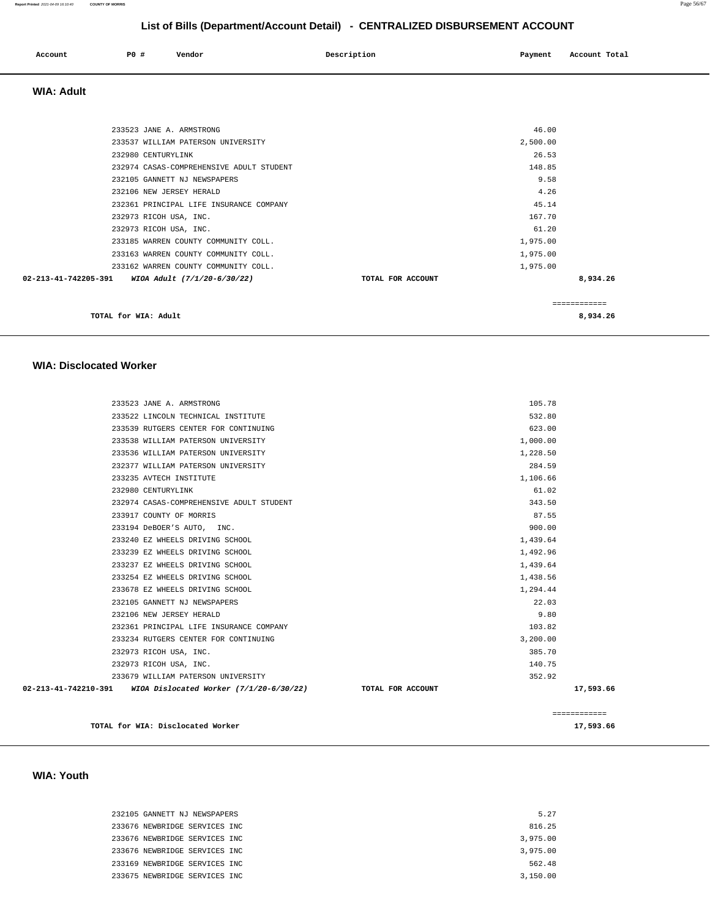## List of Bills (Department/Account Detail) - CENTRALIZED DISBURSEMENT ACCOUNT

| Account | PO # | Vendor | Description | Payment | Account Total |
|---|---|---|---|---|---|

### WIA: Adult

| Account | PO # | Vendor | Description | Payment | Account Total |
|---|---|---|---|---|---|
| | 233523 | JANE A. ARMSTRONG | | 46.00 | |
| | 233537 | WILLIAM PATERSON UNIVERSITY | | 2,500.00 | |
| | 232980 | CENTURYLINK | | 26.53 | |
| | 232974 | CASAS-COMPREHENSIVE ADULT STUDENT | | 148.85 | |
| | 232105 | GANNETT NJ NEWSPAPERS | | 9.58 | |
| | 232106 | NEW JERSEY HERALD | | 4.26 | |
| | 232361 | PRINCIPAL LIFE INSURANCE COMPANY | | 45.14 | |
| | 232973 | RICOH USA, INC. | | 167.70 | |
| | 232973 | RICOH USA, INC. | | 61.20 | |
| | 233185 | WARREN COUNTY COMMUNITY COLL. | | 1,975.00 | |
| | 233163 | WARREN COUNTY COMMUNITY COLL. | | 1,975.00 | |
| | 233162 | WARREN COUNTY COMMUNITY COLL. | | 1,975.00 | |
| **02-213-41-742205-391** | | ***WIOA Adult (7/1/20-6/30/22)*** | **TOTAL FOR ACCOUNT** | | **8,934.26** |

**TOTAL for WIA: Adult** **8,934.26**

### WIA: Disclocated Worker

| Account | PO # | Vendor | Description | Payment | Account Total |
|---|---|---|---|---|---|
| | 233523 | JANE A. ARMSTRONG | | 105.78 | |
| | 233522 | LINCOLN TECHNICAL INSTITUTE | | 532.80 | |
| | 233539 | RUTGERS CENTER FOR CONTINUING | | 623.00 | |
| | 233538 | WILLIAM PATERSON UNIVERSITY | | 1,000.00 | |
| | 233536 | WILLIAM PATERSON UNIVERSITY | | 1,228.50 | |
| | 232377 | WILLIAM PATERSON UNIVERSITY | | 284.59 | |
| | 233235 | AVTECH INSTITUTE | | 1,106.66 | |
| | 232980 | CENTURYLINK | | 61.02 | |
| | 232974 | CASAS-COMPREHENSIVE ADULT STUDENT | | 343.50 | |
| | 233917 | COUNTY OF MORRIS | | 87.55 | |
| | 233194 | DeBOER'S AUTO, INC. | | 900.00 | |
| | 233240 | EZ WHEELS DRIVING SCHOOL | | 1,439.64 | |
| | 233239 | EZ WHEELS DRIVING SCHOOL | | 1,492.96 | |
| | 233237 | EZ WHEELS DRIVING SCHOOL | | 1,439.64 | |
| | 233254 | EZ WHEELS DRIVING SCHOOL | | 1,438.56 | |
| | 233678 | EZ WHEELS DRIVING SCHOOL | | 1,294.44 | |
| | 232105 | GANNETT NJ NEWSPAPERS | | 22.03 | |
| | 232106 | NEW JERSEY HERALD | | 9.80 | |
| | 232361 | PRINCIPAL LIFE INSURANCE COMPANY | | 103.82 | |
| | 233234 | RUTGERS CENTER FOR CONTINUING | | 3,200.00 | |
| | 232973 | RICOH USA, INC. | | 385.70 | |
| | 232973 | RICOH USA, INC. | | 140.75 | |
| | 233679 | WILLIAM PATERSON UNIVERSITY | | 352.92 | |
| **02-213-41-742210-391** | | ***WIOA Dislocated Worker (7/1/20-6/30/22)*** | **TOTAL FOR ACCOUNT** | | **17,593.66** |

**TOTAL for WIA: Disclocated Worker** **17,593.66**

### WIA: Youth

| Account | PO # | Vendor | Description | Payment | Account Total |
|---|---|---|---|---|---|
| | 232105 | GANNETT NJ NEWSPAPERS | | 5.27 | |
| | 233676 | NEWBRIDGE SERVICES INC | | 816.25 | |
| | 233676 | NEWBRIDGE SERVICES INC | | 3,975.00 | |
| | 233676 | NEWBRIDGE SERVICES INC | | 3,975.00 | |
| | 233169 | NEWBRIDGE SERVICES INC | | 562.48 | |
| | 233675 | NEWBRIDGE SERVICES INC | | 3,150.00 | |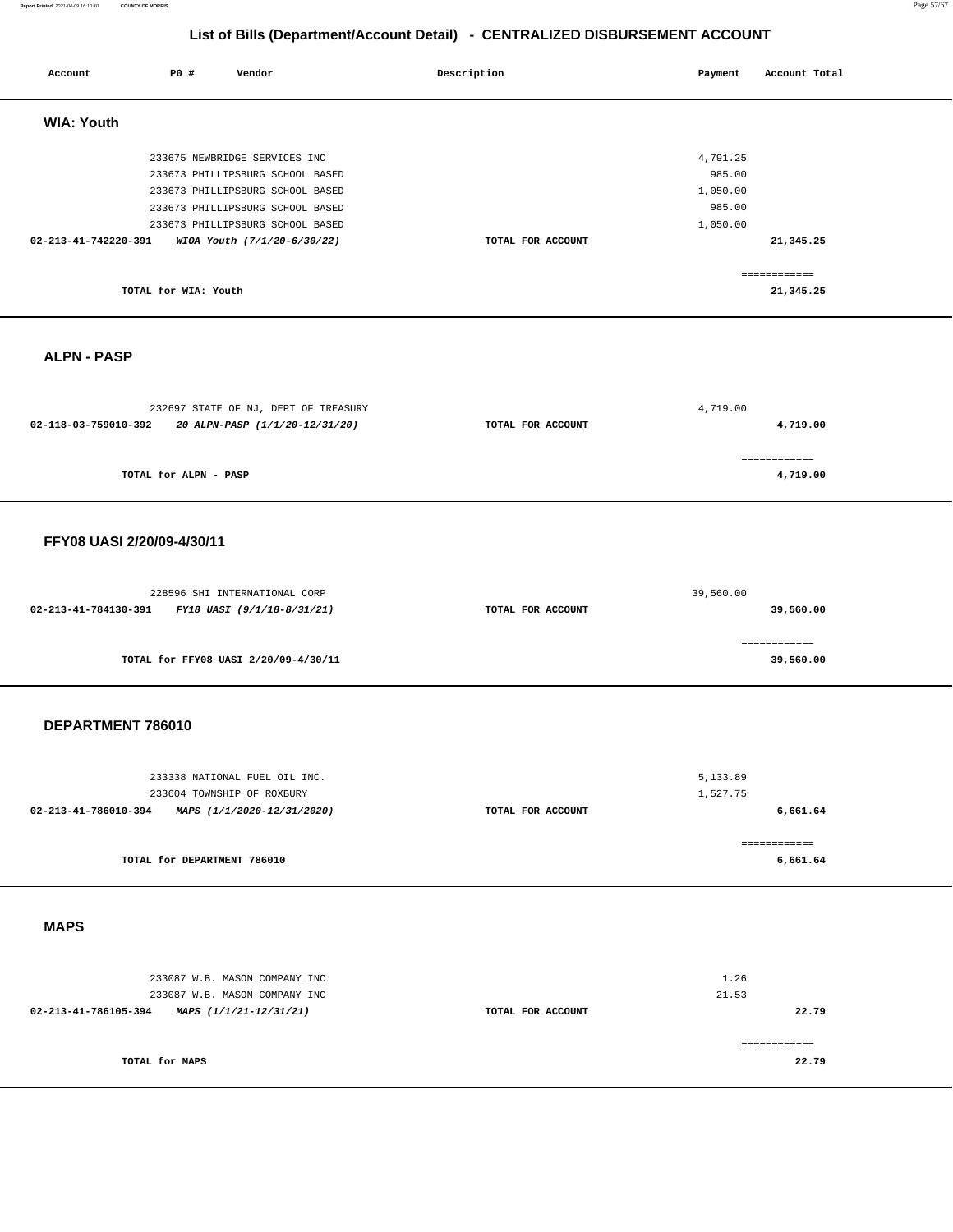## List of Bills (Department/Account Detail) - CENTRALIZED DISBURSEMENT ACCOUNT

| Account | PO # | Vendor | Description | Payment | Account Total |
|---|---|---|---|---|---|

### WIA: Youth

| Account | PO # | Vendor | Description | Payment | Account Total |
|---|---|---|---|---|---|
| | 233675 | NEWBRIDGE SERVICES INC | | 4,791.25 | |
| | 233673 | PHILLIPSBURG SCHOOL BASED | | 985.00 | |
| | 233673 | PHILLIPSBURG SCHOOL BASED | | 1,050.00 | |
| | 233673 | PHILLIPSBURG SCHOOL BASED | | 985.00 | |
| | 233673 | PHILLIPSBURG SCHOOL BASED | | 1,050.00 | |
| **02-213-41-742220-391** | | ***WIOA Youth (7/1/20-6/30/22)*** | **TOTAL FOR ACCOUNT** | | **21,345.25** |
| | | | | | ============ |
| | **TOTAL for WIA: Youth** | | | | **21,345.25** |

### ALPN - PASP

| Account | PO # | Vendor | Description | Payment | Account Total |
|---|---|---|---|---|---|
| | 232697 | STATE OF NJ, DEPT OF TREASURY | | 4,719.00 | |
| **02-118-03-759010-392** | | ***20 ALPN-PASP (1/1/20-12/31/20)*** | **TOTAL FOR ACCOUNT** | | **4,719.00** |
| | | | | | ============ |
| | **TOTAL for ALPN - PASP** | | | | **4,719.00** |

### FFY08 UASI 2/20/09-4/30/11

| Account | PO # | Vendor | Description | Payment | Account Total |
|---|---|---|---|---|---|
| | 228596 | SHI INTERNATIONAL CORP | | 39,560.00 | |
| **02-213-41-784130-391** | | ***FY18 UASI (9/1/18-8/31/21)*** | **TOTAL FOR ACCOUNT** | | **39,560.00** |
| | | | | | ============ |
| | **TOTAL for FFY08 UASI 2/20/09-4/30/11** | | | | **39,560.00** |

### DEPARTMENT 786010

| Account | PO # | Vendor | Description | Payment | Account Total |
|---|---|---|---|---|---|
| | 233338 | NATIONAL FUEL OIL INC. | | 5,133.89 | |
| | 233604 | TOWNSHIP OF ROXBURY | | 1,527.75 | |
| **02-213-41-786010-394** | | ***MAPS (1/1/2020-12/31/2020)*** | **TOTAL FOR ACCOUNT** | | **6,661.64** |
| | | | | | ============ |
| | **TOTAL for DEPARTMENT 786010** | | | | **6,661.64** |

### MAPS

| Account | PO # | Vendor | Description | Payment | Account Total |
|---|---|---|---|---|---|
| | 233087 | W.B. MASON COMPANY INC | | 1.26 | |
| | 233087 | W.B. MASON COMPANY INC | | 21.53 | |
| **02-213-41-786105-394** | | ***MAPS (1/1/21-12/31/21)*** | **TOTAL FOR ACCOUNT** | | **22.79** |
| | | | | | ============ |
| | **TOTAL for MAPS** | | | | **22.79** |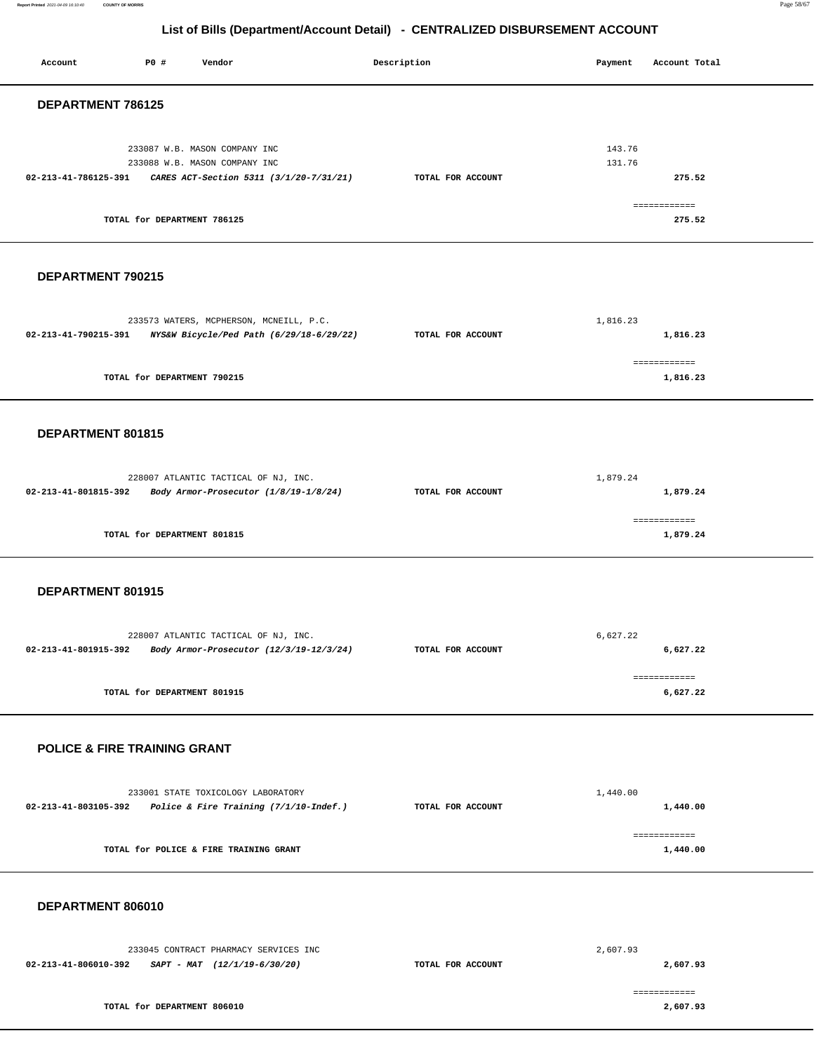## List of Bills (Department/Account Detail) - CENTRALIZED DISBURSEMENT ACCOUNT

| Account | PO # | Vendor | Description | Payment | Account Total |
|---|---|---|---|---|---|

### DEPARTMENT 786125

| Account | PO # | Vendor | Description | Payment | Account Total |
|---|---|---|---|---|---|
| | 233087 | W.B. MASON COMPANY INC | | 143.76 | |
| | 233088 | W.B. MASON COMPANY INC | | 131.76 | |
| 02-213-41-786125-391 | | *CARES ACT-Section 5311 (3/1/20-7/31/21)* | TOTAL FOR ACCOUNT | | 275.52 |
| | | TOTAL for DEPARTMENT 786125 | | | 275.52 |

### DEPARTMENT 790215

| Account | PO # | Vendor | Description | Payment | Account Total |
|---|---|---|---|---|---|
| | 233573 | WATERS, MCPHERSON, MCNEILL, P.C. | | 1,816.23 | |
| 02-213-41-790215-391 | | *NYS&W Bicycle/Ped Path (6/29/18-6/29/22)* | TOTAL FOR ACCOUNT | | 1,816.23 |
| | | TOTAL for DEPARTMENT 790215 | | | 1,816.23 |

### DEPARTMENT 801815

| Account | PO # | Vendor | Description | Payment | Account Total |
|---|---|---|---|---|---|
| | 228007 | ATLANTIC TACTICAL OF NJ, INC. | | 1,879.24 | |
| 02-213-41-801815-392 | | *Body Armor-Prosecutor (1/8/19-1/8/24)* | TOTAL FOR ACCOUNT | | 1,879.24 |
| | | TOTAL for DEPARTMENT 801815 | | | 1,879.24 |

### DEPARTMENT 801915

| Account | PO # | Vendor | Description | Payment | Account Total |
|---|---|---|---|---|---|
| | 228007 | ATLANTIC TACTICAL OF NJ, INC. | | 6,627.22 | |
| 02-213-41-801915-392 | | *Body Armor-Prosecutor (12/3/19-12/3/24)* | TOTAL FOR ACCOUNT | | 6,627.22 |
| | | TOTAL for DEPARTMENT 801915 | | | 6,627.22 |

### POLICE & FIRE TRAINING GRANT

| Account | PO # | Vendor | Description | Payment | Account Total |
|---|---|---|---|---|---|
| | 233001 | STATE TOXICOLOGY LABORATORY | | 1,440.00 | |
| 02-213-41-803105-392 | | *Police & Fire Training (7/1/10-Indef.)* | TOTAL FOR ACCOUNT | | 1,440.00 |
| | | TOTAL for POLICE & FIRE TRAINING GRANT | | | 1,440.00 |

### DEPARTMENT 806010

| Account | PO # | Vendor | Description | Payment | Account Total |
|---|---|---|---|---|---|
| | 233045 | CONTRACT PHARMACY SERVICES INC | | 2,607.93 | |
| 02-213-41-806010-392 | | *SAPT - MAT (12/1/19-6/30/20)* | TOTAL FOR ACCOUNT | | 2,607.93 |
| | | TOTAL for DEPARTMENT 806010 | | | 2,607.93 |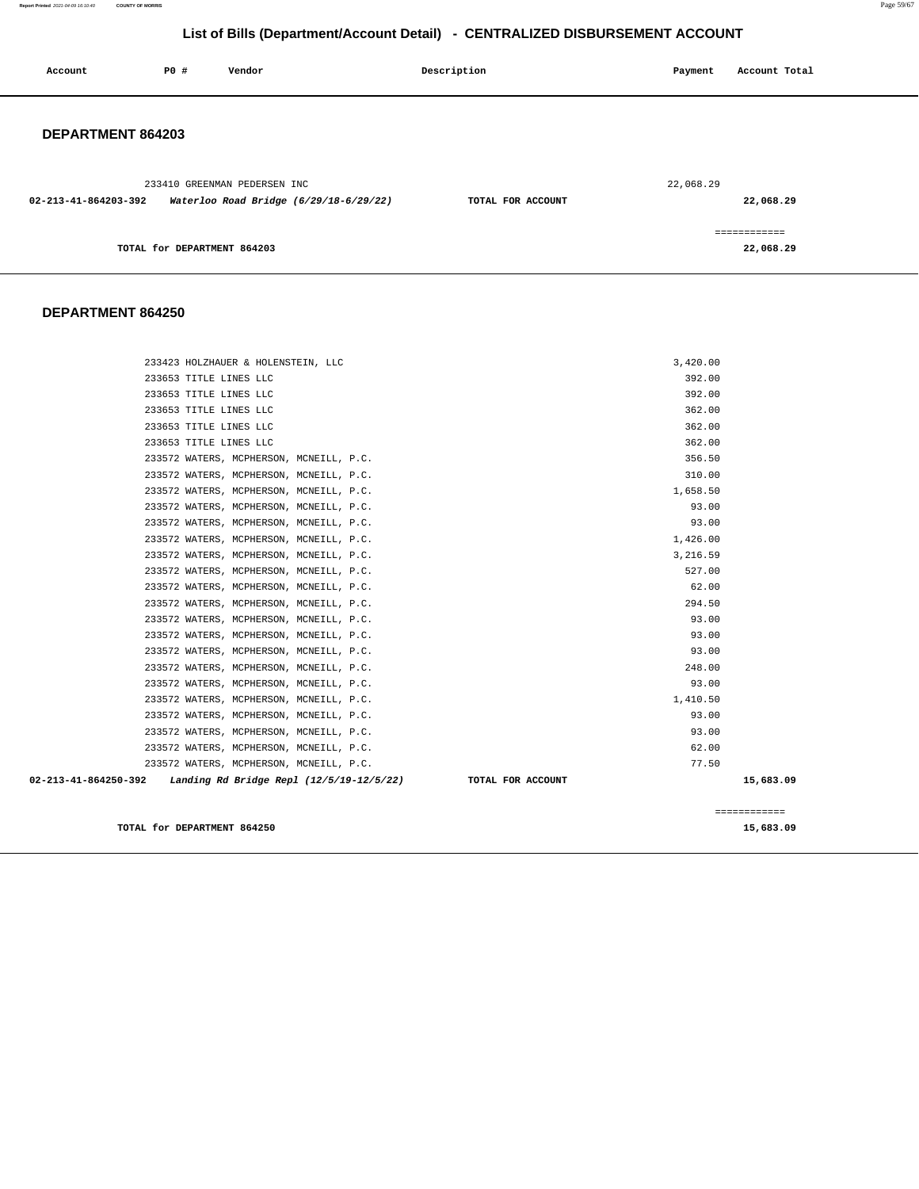# List of Bills (Department/Account Detail) - CENTRALIZED DISBURSEMENT ACCOUNT

| Account | PO # | Vendor | Description | Payment | Account Total |
|---|---|---|---|---|---|

## DEPARTMENT 864203

| Account | PO # | Vendor | Description | Payment | Account Total |
|---|---|---|---|---|---|
| | 233410 | GREENMAN PEDERSEN INC | | 22,068.29 | |
| **02-213-41-864203-392** | | ***Waterloo Road Bridge (6/29/18-6/29/22)*** | **TOTAL FOR ACCOUNT** | | **22,068.29** |

============

**TOTAL for DEPARTMENT 864203** **22,068.29**

## DEPARTMENT 864250

| Account | PO # | Vendor | Description | Payment | Account Total |
|---|---|---|---|---|---|
| | 233423 | HOLZHAUER & HOLENSTEIN, LLC | | 3,420.00 | |
| | 233653 | TITLE LINES LLC | | 392.00 | |
| | 233653 | TITLE LINES LLC | | 392.00 | |
| | 233653 | TITLE LINES LLC | | 362.00 | |
| | 233653 | TITLE LINES LLC | | 362.00 | |
| | 233653 | TITLE LINES LLC | | 362.00 | |
| | 233572 | WATERS, MCPHERSON, MCNEILL, P.C. | | 356.50 | |
| | 233572 | WATERS, MCPHERSON, MCNEILL, P.C. | | 310.00 | |
| | 233572 | WATERS, MCPHERSON, MCNEILL, P.C. | | 1,658.50 | |
| | 233572 | WATERS, MCPHERSON, MCNEILL, P.C. | | 93.00 | |
| | 233572 | WATERS, MCPHERSON, MCNEILL, P.C. | | 93.00 | |
| | 233572 | WATERS, MCPHERSON, MCNEILL, P.C. | | 1,426.00 | |
| | 233572 | WATERS, MCPHERSON, MCNEILL, P.C. | | 3,216.59 | |
| | 233572 | WATERS, MCPHERSON, MCNEILL, P.C. | | 527.00 | |
| | 233572 | WATERS, MCPHERSON, MCNEILL, P.C. | | 62.00 | |
| | 233572 | WATERS, MCPHERSON, MCNEILL, P.C. | | 294.50 | |
| | 233572 | WATERS, MCPHERSON, MCNEILL, P.C. | | 93.00 | |
| | 233572 | WATERS, MCPHERSON, MCNEILL, P.C. | | 93.00 | |
| | 233572 | WATERS, MCPHERSON, MCNEILL, P.C. | | 93.00 | |
| | 233572 | WATERS, MCPHERSON, MCNEILL, P.C. | | 248.00 | |
| | 233572 | WATERS, MCPHERSON, MCNEILL, P.C. | | 93.00 | |
| | 233572 | WATERS, MCPHERSON, MCNEILL, P.C. | | 1,410.50 | |
| | 233572 | WATERS, MCPHERSON, MCNEILL, P.C. | | 93.00 | |
| | 233572 | WATERS, MCPHERSON, MCNEILL, P.C. | | 93.00 | |
| | 233572 | WATERS, MCPHERSON, MCNEILL, P.C. | | 62.00 | |
| | 233572 | WATERS, MCPHERSON, MCNEILL, P.C. | | 77.50 | |
| **02-213-41-864250-392** | | ***Landing Rd Bridge Repl (12/5/19-12/5/22)*** | **TOTAL FOR ACCOUNT** | | **15,683.09** |

============

**TOTAL for DEPARTMENT 864250** **15,683.09**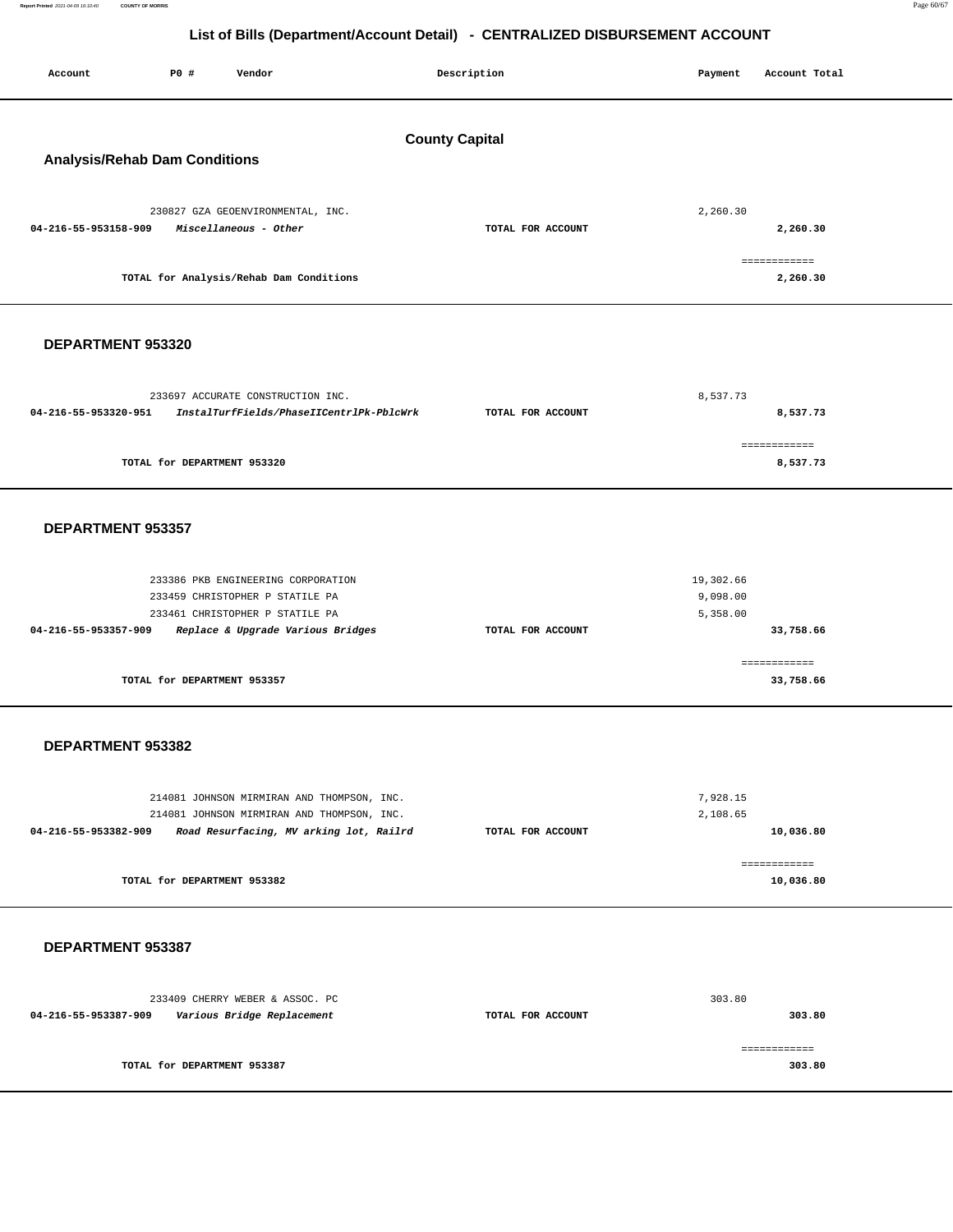# List of Bills (Department/Account Detail) - CENTRALIZED DISBURSEMENT ACCOUNT

| Account | PO # | Vendor | Description | Payment | Account Total |
|---|---|---|---|---|---|

## County Capital

### Analysis/Rehab Dam Conditions

| Account | PO # | Vendor | Description | Payment | Account Total |
|---|---|---|---|---|---|
| | 230827 | GZA GEOENVIRONMENTAL, INC. | | 2,260.30 | |
| 04-216-55-953158-909 | | *Miscellaneous - Other* | TOTAL FOR ACCOUNT | | 2,260.30 |

**TOTAL for Analysis/Rehab Dam Conditions** — ============ **2,260.30**

### DEPARTMENT 953320

| Account | PO # | Vendor | Description | Payment | Account Total |
|---|---|---|---|---|---|
| | 233697 | ACCURATE CONSTRUCTION INC. | | 8,537.73 | |
| 04-216-55-953320-951 | | *InstalTurfFields/PhaseIICentrlPk-PblcWrk* | TOTAL FOR ACCOUNT | | 8,537.73 |

**TOTAL for DEPARTMENT 953320** — ============ **8,537.73**

### DEPARTMENT 953357

| Account | PO # | Vendor | Description | Payment | Account Total |
|---|---|---|---|---|---|
| | 233386 | PKB ENGINEERING CORPORATION | | 19,302.66 | |
| | 233459 | CHRISTOPHER P STATILE PA | | 9,098.00 | |
| | 233461 | CHRISTOPHER P STATILE PA | | 5,358.00 | |
| 04-216-55-953357-909 | | *Replace & Upgrade Various Bridges* | TOTAL FOR ACCOUNT | | 33,758.66 |

**TOTAL for DEPARTMENT 953357** — ============ **33,758.66**

### DEPARTMENT 953382

| Account | PO # | Vendor | Description | Payment | Account Total |
|---|---|---|---|---|---|
| | 214081 | JOHNSON MIRMIRAN AND THOMPSON, INC. | | 7,928.15 | |
| | 214081 | JOHNSON MIRMIRAN AND THOMPSON, INC. | | 2,108.65 | |
| 04-216-55-953382-909 | | *Road Resurfacing, MV arking lot, Railrd* | TOTAL FOR ACCOUNT | | 10,036.80 |

**TOTAL for DEPARTMENT 953382** — ============ **10,036.80**

### DEPARTMENT 953387

| Account | PO # | Vendor | Description | Payment | Account Total |
|---|---|---|---|---|---|
| | 233409 | CHERRY WEBER & ASSOC. PC | | 303.80 | |
| 04-216-55-953387-909 | | *Various Bridge Replacement* | TOTAL FOR ACCOUNT | | 303.80 |

**TOTAL for DEPARTMENT 953387** — ============ **303.80**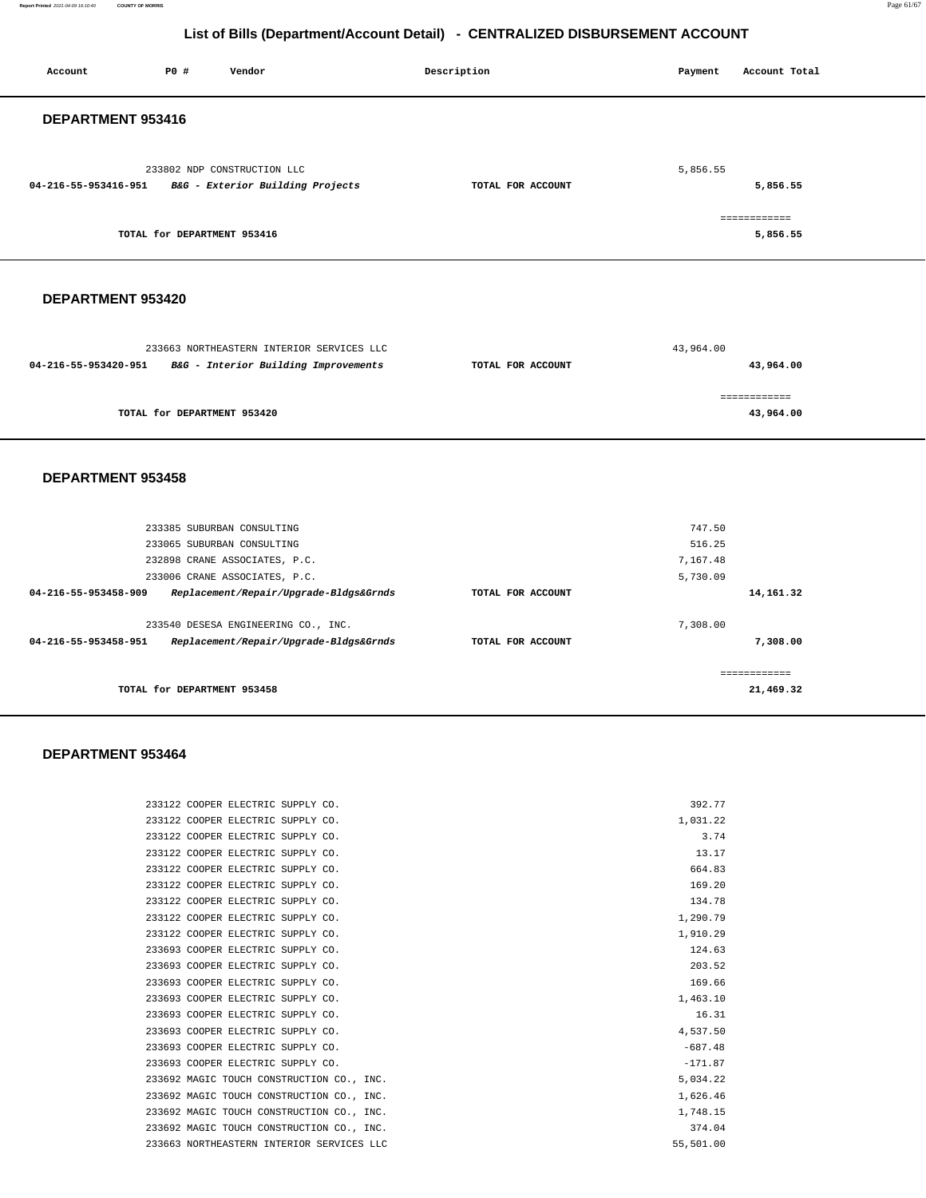## List of Bills (Department/Account Detail) - CENTRALIZED DISBURSEMENT ACCOUNT

| Account | PO # | Vendor | Description | Payment | Account Total |
|---|---|---|---|---|---|

### DEPARTMENT 953416

| Account | PO # | Vendor | Description | Payment | Account Total |
|---|---|---|---|---|---|
| | 233802 | NDP CONSTRUCTION LLC | | 5,856.55 | |
| **04-216-55-953416-951** | | ***B&G - Exterior Building Projects*** | **TOTAL FOR ACCOUNT** | | **5,856.55** |
| | | | | | ============ |
| | | **TOTAL for DEPARTMENT 953416** | | | **5,856.55** |

### DEPARTMENT 953420

| Account | PO # | Vendor | Description | Payment | Account Total |
|---|---|---|---|---|---|
| | 233663 | NORTHEASTERN INTERIOR SERVICES LLC | | 43,964.00 | |
| **04-216-55-953420-951** | | ***B&G - Interior Building Improvements*** | **TOTAL FOR ACCOUNT** | | **43,964.00** |
| | | | | | ============ |
| | | **TOTAL for DEPARTMENT 953420** | | | **43,964.00** |

### DEPARTMENT 953458

| Account | PO # | Vendor | Description | Payment | Account Total |
|---|---|---|---|---|---|
| | 233385 | SUBURBAN CONSULTING | | 747.50 | |
| | 233065 | SUBURBAN CONSULTING | | 516.25 | |
| | 232898 | CRANE ASSOCIATES, P.C. | | 7,167.48 | |
| | 233006 | CRANE ASSOCIATES, P.C. | | 5,730.09 | |
| **04-216-55-953458-909** | | ***Replacement/Repair/Upgrade-Bldgs&Grnds*** | **TOTAL FOR ACCOUNT** | | **14,161.32** |
| | 233540 | DESESA ENGINEERING CO., INC. | | 7,308.00 | |
| **04-216-55-953458-951** | | ***Replacement/Repair/Upgrade-Bldgs&Grnds*** | **TOTAL FOR ACCOUNT** | | **7,308.00** |
| | | | | | ============ |
| | | **TOTAL for DEPARTMENT 953458** | | | **21,469.32** |

### DEPARTMENT 953464

| Account | PO # | Vendor | Description | Payment | Account Total |
|---|---|---|---|---|---|
| | 233122 | COOPER ELECTRIC SUPPLY CO. | | 392.77 | |
| | 233122 | COOPER ELECTRIC SUPPLY CO. | | 1,031.22 | |
| | 233122 | COOPER ELECTRIC SUPPLY CO. | | 3.74 | |
| | 233122 | COOPER ELECTRIC SUPPLY CO. | | 13.17 | |
| | 233122 | COOPER ELECTRIC SUPPLY CO. | | 664.83 | |
| | 233122 | COOPER ELECTRIC SUPPLY CO. | | 169.20 | |
| | 233122 | COOPER ELECTRIC SUPPLY CO. | | 134.78 | |
| | 233122 | COOPER ELECTRIC SUPPLY CO. | | 1,290.79 | |
| | 233122 | COOPER ELECTRIC SUPPLY CO. | | 1,910.29 | |
| | 233693 | COOPER ELECTRIC SUPPLY CO. | | 124.63 | |
| | 233693 | COOPER ELECTRIC SUPPLY CO. | | 203.52 | |
| | 233693 | COOPER ELECTRIC SUPPLY CO. | | 169.66 | |
| | 233693 | COOPER ELECTRIC SUPPLY CO. | | 1,463.10 | |
| | 233693 | COOPER ELECTRIC SUPPLY CO. | | 16.31 | |
| | 233693 | COOPER ELECTRIC SUPPLY CO. | | 4,537.50 | |
| | 233693 | COOPER ELECTRIC SUPPLY CO. | | -687.48 | |
| | 233693 | COOPER ELECTRIC SUPPLY CO. | | -171.87 | |
| | 233692 | MAGIC TOUCH CONSTRUCTION CO., INC. | | 5,034.22 | |
| | 233692 | MAGIC TOUCH CONSTRUCTION CO., INC. | | 1,626.46 | |
| | 233692 | MAGIC TOUCH CONSTRUCTION CO., INC. | | 1,748.15 | |
| | 233692 | MAGIC TOUCH CONSTRUCTION CO., INC. | | 374.04 | |
| | 233663 | NORTHEASTERN INTERIOR SERVICES LLC | | 55,501.00 | |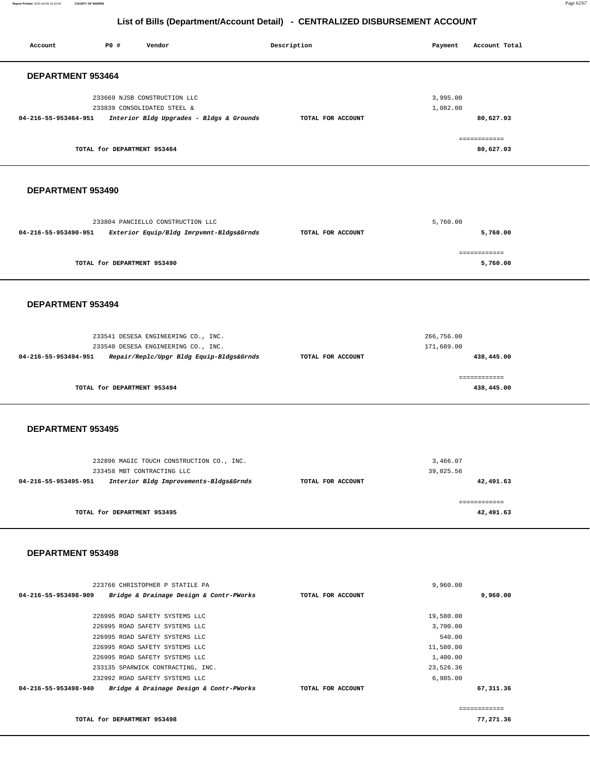# List of Bills (Department/Account Detail) - CENTRALIZED DISBURSEMENT ACCOUNT

| Account | PO # | Vendor | Description | Payment | Account Total |
|---|---|---|---|---|---|

## DEPARTMENT 953464

| Account | PO # | Vendor | Description | Payment | Account Total |
|---|---|---|---|---|---|
| | 233669 | NJSB CONSTRUCTION LLC | | 3,995.00 | |
| | 233839 | CONSOLIDATED STEEL & | | 1,082.00 | |
| **04-216-55-953464-951** | | *Interior Bldg Upgrades - Bldgs & Grounds* | TOTAL FOR ACCOUNT | | 80,627.03 |
| | | | | | ============ |
| | | TOTAL for DEPARTMENT 953464 | | | 80,627.03 |

## DEPARTMENT 953490

| Account | PO # | Vendor | Description | Payment | Account Total |
|---|---|---|---|---|---|
| | 233804 | PANCIELLO CONSTRUCTION LLC | | 5,760.00 | |
| **04-216-55-953490-951** | | *Exterior Equip/Bldg Imrpvmnt-Bldgs&Grnds* | TOTAL FOR ACCOUNT | | 5,760.00 |
| | | | | | ============ |
| | | TOTAL for DEPARTMENT 953490 | | | 5,760.00 |

## DEPARTMENT 953494

| Account | PO # | Vendor | Description | Payment | Account Total |
|---|---|---|---|---|---|
| | 233541 | DESESA ENGINEERING CO., INC. | | 266,756.00 | |
| | 233540 | DESESA ENGINEERING CO., INC. | | 171,689.00 | |
| **04-216-55-953494-951** | | *Repair/Replc/Upgr Bldg Equip-Bldgs&Grnds* | TOTAL FOR ACCOUNT | | 438,445.00 |
| | | | | | ============ |
| | | TOTAL for DEPARTMENT 953494 | | | 438,445.00 |

## DEPARTMENT 953495

| Account | PO # | Vendor | Description | Payment | Account Total |
|---|---|---|---|---|---|
| | 232896 | MAGIC TOUCH CONSTRUCTION CO., INC. | | 3,466.07 | |
| | 233458 | MBT CONTRACTING LLC | | 39,025.56 | |
| **04-216-55-953495-951** | | *Interior Bldg Improvements-Bldgs&Grnds* | TOTAL FOR ACCOUNT | | 42,491.63 |
| | | | | | ============ |
| | | TOTAL for DEPARTMENT 953495 | | | 42,491.63 |

## DEPARTMENT 953498

| Account | PO # | Vendor | Description | Payment | Account Total |
|---|---|---|---|---|---|
| | 223766 | CHRISTOPHER P STATILE PA | | 9,960.00 | |
| **04-216-55-953498-909** | | *Bridge & Drainage Design & Contr-PWorks* | TOTAL FOR ACCOUNT | | 9,960.00 |
| | 226995 | ROAD SAFETY SYSTEMS LLC | | 19,580.00 | |
| | 226995 | ROAD SAFETY SYSTEMS LLC | | 3,700.00 | |
| | 226995 | ROAD SAFETY SYSTEMS LLC | | 540.00 | |
| | 226995 | ROAD SAFETY SYSTEMS LLC | | 11,580.00 | |
| | 226995 | ROAD SAFETY SYSTEMS LLC | | 1,400.00 | |
| | 233135 | SPARWICK CONTRACTING, INC. | | 23,526.36 | |
| | 232992 | ROAD SAFETY SYSTEMS LLC | | 6,985.00 | |
| **04-216-55-953498-940** | | *Bridge & Drainage Design & Contr-PWorks* | TOTAL FOR ACCOUNT | | 67,311.36 |
| | | | | | ============ |
| | | TOTAL for DEPARTMENT 953498 | | | 77,271.36 |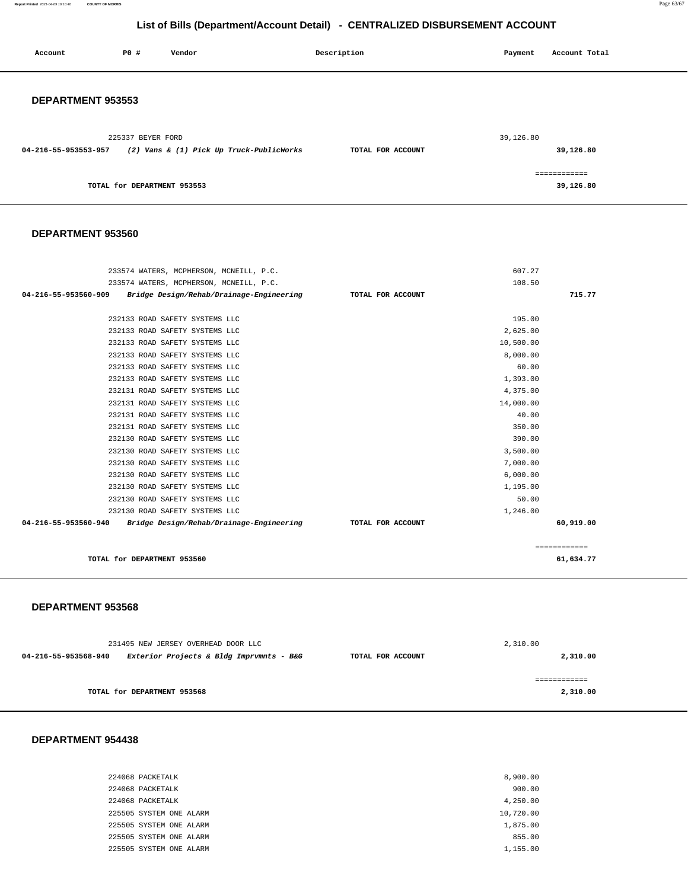# List of Bills (Department/Account Detail) - CENTRALIZED DISBURSEMENT ACCOUNT

| Account | PO # | Vendor | Description | Payment | Account Total |
|---|---|---|---|---|---|

## DEPARTMENT 953553

| Account | PO # | Vendor | Description | Payment | Account Total |
|---|---|---|---|---|---|
| | 225337 | BEYER FORD | | 39,126.80 | |
| 04-216-55-953553-957 | | *(2) Vans & (1) Pick Up Truck-PublicWorks* | TOTAL FOR ACCOUNT | | 39,126.80 |
| | | | | | ============ |
| | | TOTAL for DEPARTMENT 953553 | | | 39,126.80 |

## DEPARTMENT 953560

| Account | PO # | Vendor | Description | Payment | Account Total |
|---|---|---|---|---|---|
| | 233574 | WATERS, MCPHERSON, MCNEILL, P.C. | | 607.27 | |
| | 233574 | WATERS, MCPHERSON, MCNEILL, P.C. | | 108.50 | |
| 04-216-55-953560-909 | | *Bridge Design/Rehab/Drainage-Engineering* | TOTAL FOR ACCOUNT | | 715.77 |
| | 232133 | ROAD SAFETY SYSTEMS LLC | | 195.00 | |
| | 232133 | ROAD SAFETY SYSTEMS LLC | | 2,625.00 | |
| | 232133 | ROAD SAFETY SYSTEMS LLC | | 10,500.00 | |
| | 232133 | ROAD SAFETY SYSTEMS LLC | | 8,000.00 | |
| | 232133 | ROAD SAFETY SYSTEMS LLC | | 60.00 | |
| | 232133 | ROAD SAFETY SYSTEMS LLC | | 1,393.00 | |
| | 232131 | ROAD SAFETY SYSTEMS LLC | | 4,375.00 | |
| | 232131 | ROAD SAFETY SYSTEMS LLC | | 14,000.00 | |
| | 232131 | ROAD SAFETY SYSTEMS LLC | | 40.00 | |
| | 232131 | ROAD SAFETY SYSTEMS LLC | | 350.00 | |
| | 232130 | ROAD SAFETY SYSTEMS LLC | | 390.00 | |
| | 232130 | ROAD SAFETY SYSTEMS LLC | | 3,500.00 | |
| | 232130 | ROAD SAFETY SYSTEMS LLC | | 7,000.00 | |
| | 232130 | ROAD SAFETY SYSTEMS LLC | | 6,000.00 | |
| | 232130 | ROAD SAFETY SYSTEMS LLC | | 1,195.00 | |
| | 232130 | ROAD SAFETY SYSTEMS LLC | | 50.00 | |
| | 232130 | ROAD SAFETY SYSTEMS LLC | | 1,246.00 | |
| 04-216-55-953560-940 | | *Bridge Design/Rehab/Drainage-Engineering* | TOTAL FOR ACCOUNT | | 60,919.00 |
| | | | | | ============ |
| | | TOTAL for DEPARTMENT 953560 | | | 61,634.77 |

## DEPARTMENT 953568

| Account | PO # | Vendor | Description | Payment | Account Total |
|---|---|---|---|---|---|
| | 231495 | NEW JERSEY OVERHEAD DOOR LLC | | 2,310.00 | |
| 04-216-55-953568-940 | | *Exterior Projects & Bldg Imprvmnts - B&G* | TOTAL FOR ACCOUNT | | 2,310.00 |
| | | | | | ============ |
| | | TOTAL for DEPARTMENT 953568 | | | 2,310.00 |

## DEPARTMENT 954438

| Account | PO # | Vendor | Description | Payment | Account Total |
|---|---|---|---|---|---|
| | 224068 | PACKETALK | | 8,900.00 | |
| | 224068 | PACKETALK | | 900.00 | |
| | 224068 | PACKETALK | | 4,250.00 | |
| | 225505 | SYSTEM ONE ALARM | | 10,720.00 | |
| | 225505 | SYSTEM ONE ALARM | | 1,875.00 | |
| | 225505 | SYSTEM ONE ALARM | | 855.00 | |
| | 225505 | SYSTEM ONE ALARM | | 1,155.00 | |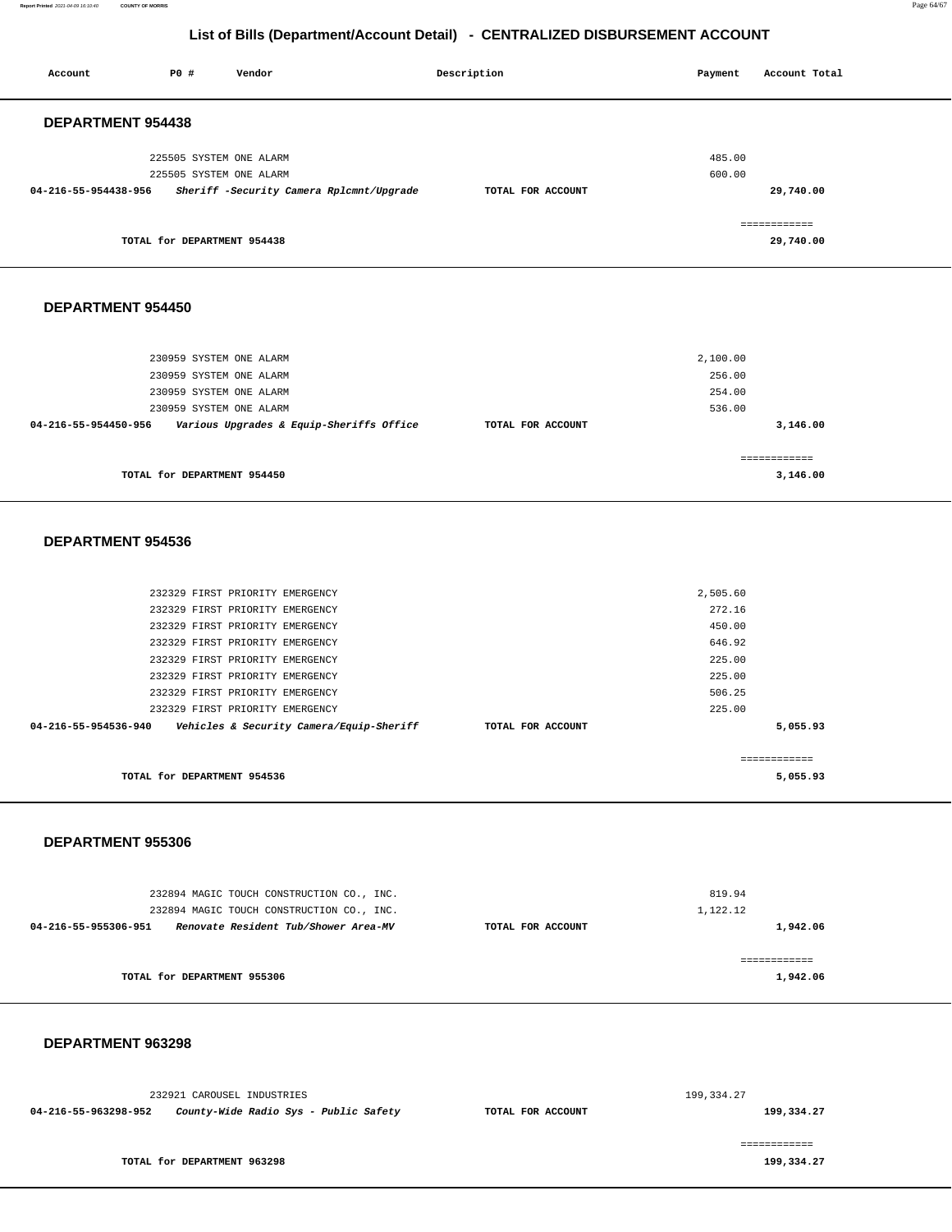# List of Bills (Department/Account Detail) - CENTRALIZED DISBURSEMENT ACCOUNT

| Account | PO # | Vendor | Description | Payment | Account Total |
|---|---|---|---|---|---|

## DEPARTMENT 954438

| Account | PO # | Vendor | Description | Payment | Account Total |
|---|---|---|---|---|---|
| | 225505 | SYSTEM ONE ALARM | | 485.00 | |
| | 225505 | SYSTEM ONE ALARM | | 600.00 | |
| **04-216-55-954438-956** | | ***Sheriff -Security Camera Rplcmnt/Upgrade*** | **TOTAL FOR ACCOUNT** | | **29,740.00** |
| | | | | | ============ |
| | **TOTAL for DEPARTMENT 954438** | | | | **29,740.00** |

## DEPARTMENT 954450

| Account | PO # | Vendor | Description | Payment | Account Total |
|---|---|---|---|---|---|
| | 230959 | SYSTEM ONE ALARM | | 2,100.00 | |
| | 230959 | SYSTEM ONE ALARM | | 256.00 | |
| | 230959 | SYSTEM ONE ALARM | | 254.00 | |
| | 230959 | SYSTEM ONE ALARM | | 536.00 | |
| **04-216-55-954450-956** | | ***Various Upgrades & Equip-Sheriffs Office*** | **TOTAL FOR ACCOUNT** | | **3,146.00** |
| | | | | | ============ |
| | **TOTAL for DEPARTMENT 954450** | | | | **3,146.00** |

## DEPARTMENT 954536

| Account | PO # | Vendor | Description | Payment | Account Total |
|---|---|---|---|---|---|
| | 232329 | FIRST PRIORITY EMERGENCY | | 2,505.60 | |
| | 232329 | FIRST PRIORITY EMERGENCY | | 272.16 | |
| | 232329 | FIRST PRIORITY EMERGENCY | | 450.00 | |
| | 232329 | FIRST PRIORITY EMERGENCY | | 646.92 | |
| | 232329 | FIRST PRIORITY EMERGENCY | | 225.00 | |
| | 232329 | FIRST PRIORITY EMERGENCY | | 225.00 | |
| | 232329 | FIRST PRIORITY EMERGENCY | | 506.25 | |
| | 232329 | FIRST PRIORITY EMERGENCY | | 225.00 | |
| **04-216-55-954536-940** | | ***Vehicles & Security Camera/Equip-Sheriff*** | **TOTAL FOR ACCOUNT** | | **5,055.93** |
| | | | | | ============ |
| | **TOTAL for DEPARTMENT 954536** | | | | **5,055.93** |

## DEPARTMENT 955306

| Account | PO # | Vendor | Description | Payment | Account Total |
|---|---|---|---|---|---|
| | 232894 | MAGIC TOUCH CONSTRUCTION CO., INC. | | 819.94 | |
| | 232894 | MAGIC TOUCH CONSTRUCTION CO., INC. | | 1,122.12 | |
| **04-216-55-955306-951** | | ***Renovate Resident Tub/Shower Area-MV*** | **TOTAL FOR ACCOUNT** | | **1,942.06** |
| | | | | | ============ |
| | **TOTAL for DEPARTMENT 955306** | | | | **1,942.06** |

## DEPARTMENT 963298

| Account | PO # | Vendor | Description | Payment | Account Total |
|---|---|---|---|---|---|
| | 232921 | CAROUSEL INDUSTRIES | | 199,334.27 | |
| **04-216-55-963298-952** | | ***County-Wide Radio Sys - Public Safety*** | **TOTAL FOR ACCOUNT** | | **199,334.27** |
| | | | | | ============ |
| | **TOTAL for DEPARTMENT 963298** | | | | **199,334.27** |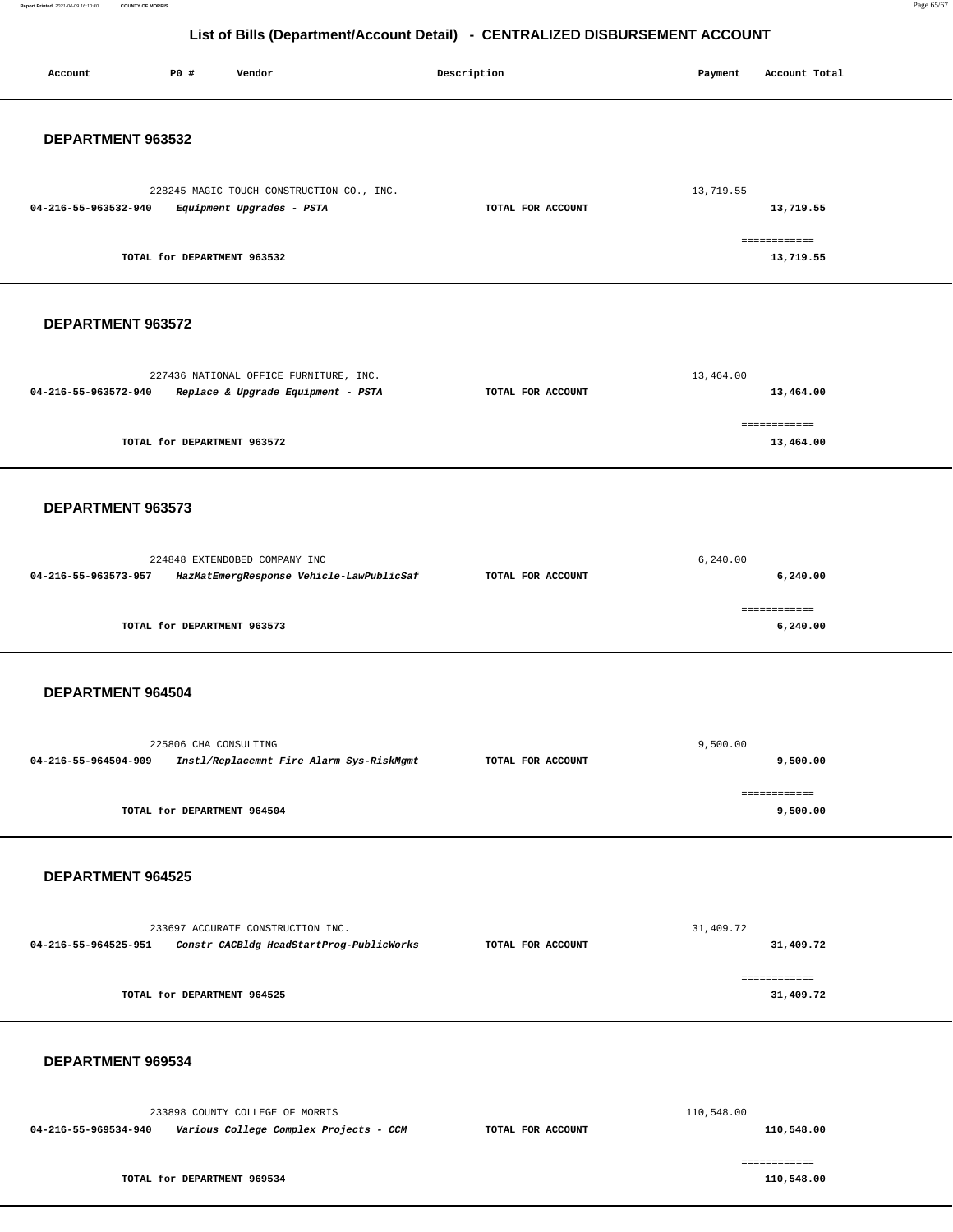# List of Bills (Department/Account Detail) - CENTRALIZED DISBURSEMENT ACCOUNT

| Account | PO # | Vendor | Description | Payment | Account Total |
|---|---|---|---|---|---|

## DEPARTMENT 963532

| Account | PO # | Vendor | Description | Payment | Account Total |
|---|---|---|---|---|---|
| | 228245 | MAGIC TOUCH CONSTRUCTION CO., INC. | | 13,719.55 | |
| 04-216-55-963532-940 | | *Equipment Upgrades - PSTA* | TOTAL FOR ACCOUNT | | 13,719.55 |
| | | | | | ============ |
| | | TOTAL for DEPARTMENT 963532 | | | 13,719.55 |

## DEPARTMENT 963572

| Account | PO # | Vendor | Description | Payment | Account Total |
|---|---|---|---|---|---|
| | 227436 | NATIONAL OFFICE FURNITURE, INC. | | 13,464.00 | |
| 04-216-55-963572-940 | | *Replace & Upgrade Equipment - PSTA* | TOTAL FOR ACCOUNT | | 13,464.00 |
| | | | | | ============ |
| | | TOTAL for DEPARTMENT 963572 | | | 13,464.00 |

## DEPARTMENT 963573

| Account | PO # | Vendor | Description | Payment | Account Total |
|---|---|---|---|---|---|
| | 224848 | EXTENDOBED COMPANY INC | | 6,240.00 | |
| 04-216-55-963573-957 | | *HazMatEmergResponse Vehicle-LawPublicSaf* | TOTAL FOR ACCOUNT | | 6,240.00 |
| | | | | | ============ |
| | | TOTAL for DEPARTMENT 963573 | | | 6,240.00 |

## DEPARTMENT 964504

| Account | PO # | Vendor | Description | Payment | Account Total |
|---|---|---|---|---|---|
| | 225806 | CHA CONSULTING | | 9,500.00 | |
| 04-216-55-964504-909 | | *Instl/Replacemnt Fire Alarm Sys-RiskMgmt* | TOTAL FOR ACCOUNT | | 9,500.00 |
| | | | | | ============ |
| | | TOTAL for DEPARTMENT 964504 | | | 9,500.00 |

## DEPARTMENT 964525

| Account | PO # | Vendor | Description | Payment | Account Total |
|---|---|---|---|---|---|
| | 233697 | ACCURATE CONSTRUCTION INC. | | 31,409.72 | |
| 04-216-55-964525-951 | | *Constr CACBldg HeadStartProg-PublicWorks* | TOTAL FOR ACCOUNT | | 31,409.72 |
| | | | | | ============ |
| | | TOTAL for DEPARTMENT 964525 | | | 31,409.72 |

## DEPARTMENT 969534

| Account | PO # | Vendor | Description | Payment | Account Total |
|---|---|---|---|---|---|
| | 233898 | COUNTY COLLEGE OF MORRIS | | 110,548.00 | |
| 04-216-55-969534-940 | | *Various College Complex Projects - CCM* | TOTAL FOR ACCOUNT | | 110,548.00 |
| | | | | | ============ |
| | | TOTAL for DEPARTMENT 969534 | | | 110,548.00 |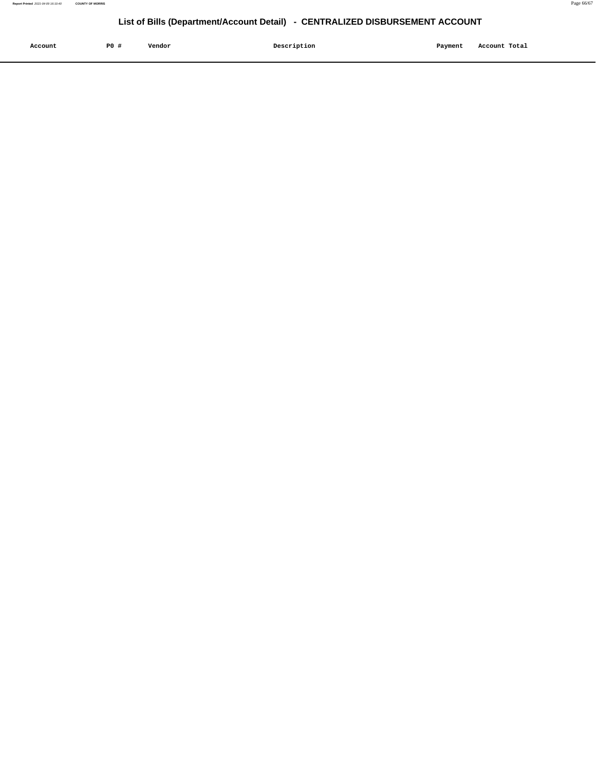## List of Bills (Department/Account Detail) - CENTRALIZED DISBURSEMENT ACCOUNT

| Account | PO # | Vendor | Description | Payment | Account Total |
|---|---|---|---|---|---|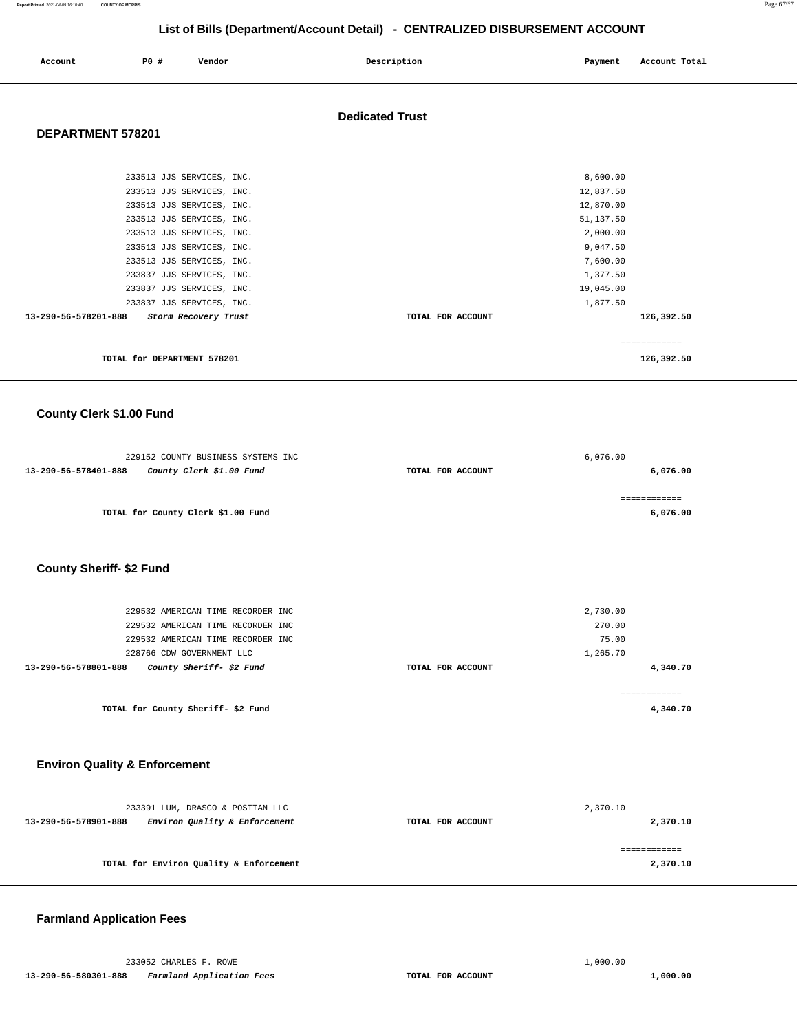# List of Bills (Department/Account Detail) - CENTRALIZED DISBURSEMENT ACCOUNT

| Account | PO # | Vendor | Description | Payment | Account Total |
|---|---|---|---|---|---|

## Dedicated Trust

### DEPARTMENT 578201

| Account | PO # | Vendor | Description | Payment | Account Total |
|---|---|---|---|---|---|
| | 233513 | JJS SERVICES, INC. | | 8,600.00 | |
| | 233513 | JJS SERVICES, INC. | | 12,837.50 | |
| | 233513 | JJS SERVICES, INC. | | 12,870.00 | |
| | 233513 | JJS SERVICES, INC. | | 51,137.50 | |
| | 233513 | JJS SERVICES, INC. | | 2,000.00 | |
| | 233513 | JJS SERVICES, INC. | | 9,047.50 | |
| | 233513 | JJS SERVICES, INC. | | 7,600.00 | |
| | 233837 | JJS SERVICES, INC. | | 1,377.50 | |
| | 233837 | JJS SERVICES, INC. | | 19,045.00 | |
| | 233837 | JJS SERVICES, INC. | | 1,877.50 | |
| **13-290-56-578201-888** | | ***Storm Recovery Trust*** | **TOTAL FOR ACCOUNT** | | **126,392.50** |

============

**TOTAL for DEPARTMENT 578201** **126,392.50**

### County Clerk $1.00 Fund

| Account | PO # | Vendor | Description | Payment | Account Total |
|---|---|---|---|---|---|
| | 229152 | COUNTY BUSINESS SYSTEMS INC | | 6,076.00 | |
| **13-290-56-578401-888** | | ***County Clerk $1.00 Fund*** | **TOTAL FOR ACCOUNT** | | **6,076.00** |

============

**TOTAL for County Clerk $1.00 Fund** **6,076.00**

### County Sheriff- $2 Fund

| Account | PO # | Vendor | Description | Payment | Account Total |
|---|---|---|---|---|---|
| | 229532 | AMERICAN TIME RECORDER INC | | 2,730.00 | |
| | 229532 | AMERICAN TIME RECORDER INC | | 270.00 | |
| | 229532 | AMERICAN TIME RECORDER INC | | 75.00 | |
| | 228766 | CDW GOVERNMENT LLC | | 1,265.70 | |
| **13-290-56-578801-888** | | ***County Sheriff- $2 Fund*** | **TOTAL FOR ACCOUNT** | | **4,340.70** |

============

**TOTAL for County Sheriff- $2 Fund** **4,340.70**

### Environ Quality & Enforcement

| Account | PO # | Vendor | Description | Payment | Account Total |
|---|---|---|---|---|---|
| | 233391 | LUM, DRASCO & POSITAN LLC | | 2,370.10 | |
| **13-290-56-578901-888** | | ***Environ Quality & Enforcement*** | **TOTAL FOR ACCOUNT** | | **2,370.10** |

============

**TOTAL for Environ Quality & Enforcement** **2,370.10**

### Farmland Application Fees

| Account | PO # | Vendor | Description | Payment | Account Total |
|---|---|---|---|---|---|
| | 233052 | CHARLES F. ROWE | | 1,000.00 | |
| **13-290-56-580301-888** | | ***Farmland Application Fees*** | **TOTAL FOR ACCOUNT** | | **1,000.00** |